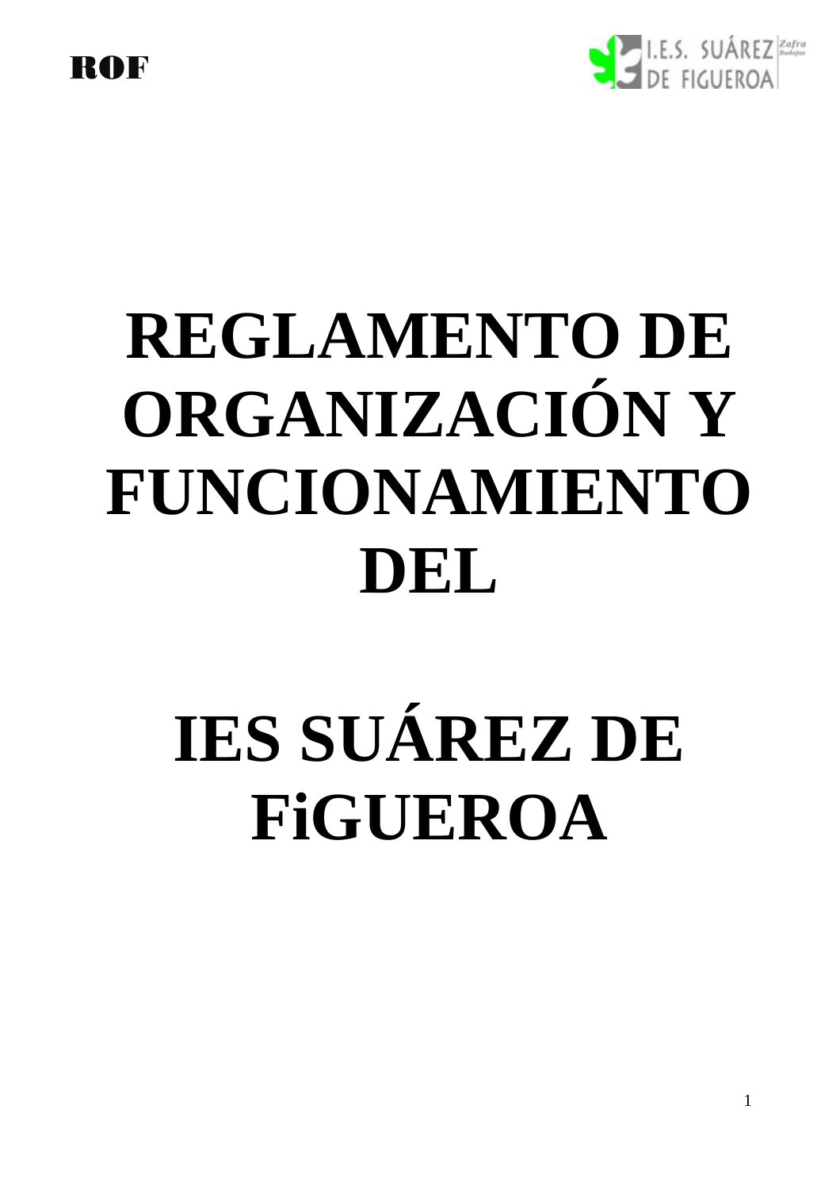# REGLAMENTO DE ORGANIZACIÓN Y FUNCIONAMIENTO DEL

# IES SUÁREZ DE FiGUEROA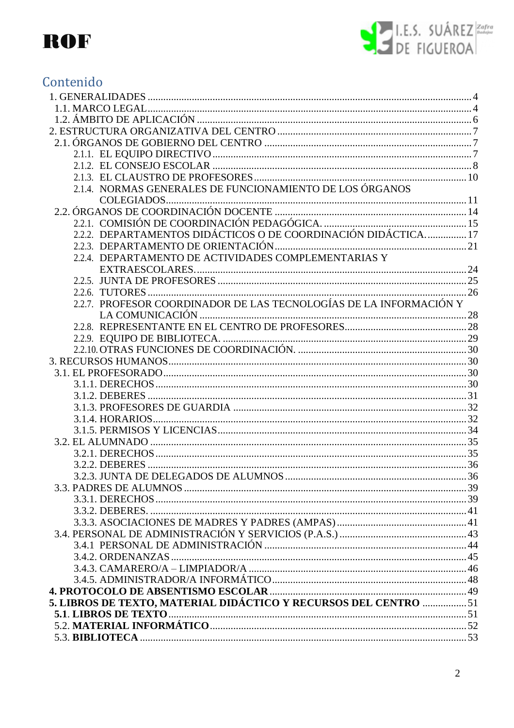## Contenido

1. GENERALIDADES ... 4
   1.1. MARCO LEGAL ... 4
   1.2. ÁMBITO DE APLICACIÓN ... 6
2. ESTRUCTURA ORGANIZATIVA DEL CENTRO ... 7
   2.1. ÓRGANOS DE GOBIERNO DEL CENTRO ... 7
      2.1.1. EL EQUIPO DIRECTIVO ... 7
      2.1.2. EL CONSEJO ESCOLAR ... 8
      2.1.3. EL CLAUSTRO DE PROFESORES ... 10
      2.1.4. NORMAS GENERALES DE FUNCIONAMIENTO DE LOS ÓRGANOS COLEGIADOS ... 11
   2.2. ÓRGANOS DE COORDINACIÓN DOCENTE ... 14
      2.2.1. COMISIÓN DE COORDINACIÓN PEDAGÓGICA. ... 15
      2.2.2. DEPARTAMENTOS DIDÁCTICOS O DE COORDINACIÓN DIDÁCTICA. ... 17
      2.2.3. DEPARTAMENTO DE ORIENTACIÓN ... 21
      2.2.4. DEPARTAMENTO DE ACTIVIDADES COMPLEMENTARIAS Y EXTRAESCOLARES. ... 24
      2.2.5. JUNTA DE PROFESORES ... 25
      2.2.6. TUTORES ... 26
      2.2.7. PROFESOR COORDINADOR DE LAS TECNOLOGÍAS DE LA INFORMACIÓN Y LA COMUNICACIÓN ... 28
      2.2.8. REPRESENTANTE EN EL CENTRO DE PROFESORES ... 28
      2.2.9. EQUIPO DE BIBLIOTECA. ... 29
      2.2.10. OTRAS FUNCIONES DE COORDINACIÓN. ... 30
3. RECURSOS HUMANOS ... 30
   3.1. EL PROFESORADO ... 30
      3.1.1. DERECHOS ... 30
      3.1.2. DEBERES ... 31
      3.1.3. PROFESORES DE GUARDIA ... 32
      3.1.4. HORARIOS ... 32
      3.1.5. PERMISOS Y LICENCIAS ... 34
   3.2. EL ALUMNADO ... 35
      3.2.1. DERECHOS ... 35
      3.2.2. DEBERES ... 36
      3.2.3. JUNTA DE DELEGADOS DE ALUMNOS ... 36
   3.3. PADRES DE ALUMNOS ... 39
      3.3.1. DERECHOS ... 39
      3.3.2. DEBERES. ... 41
      3.3.3. ASOCIACIONES DE MADRES Y PADRES (AMPAS) ... 41
   3.4. PERSONAL DE ADMINISTRACIÓN Y SERVICIOS (P.A.S.) ... 43
      3.4.1 PERSONAL DE ADMINISTRACIÓN ... 44
      3.4.2. ORDENANZAS ... 45
      3.4.3. CAMARERO/A – LIMPIADOR/A ... 46
      3.4.5. ADMINISTRADOR/A INFORMÁTICO ... 48

**4. PROTOCOLO DE ABSENTISMO ESCOLAR** ... 49

**5. LIBROS DE TEXTO, MATERIAL DIDÁCTICO Y RECURSOS DEL CENTRO** ... 51
   **5.1. LIBROS DE TEXTO** ... 51
   5.2. **MATERIAL INFORMÁTICO** ... 52
   5.3. **BIBLIOTECA** ... 53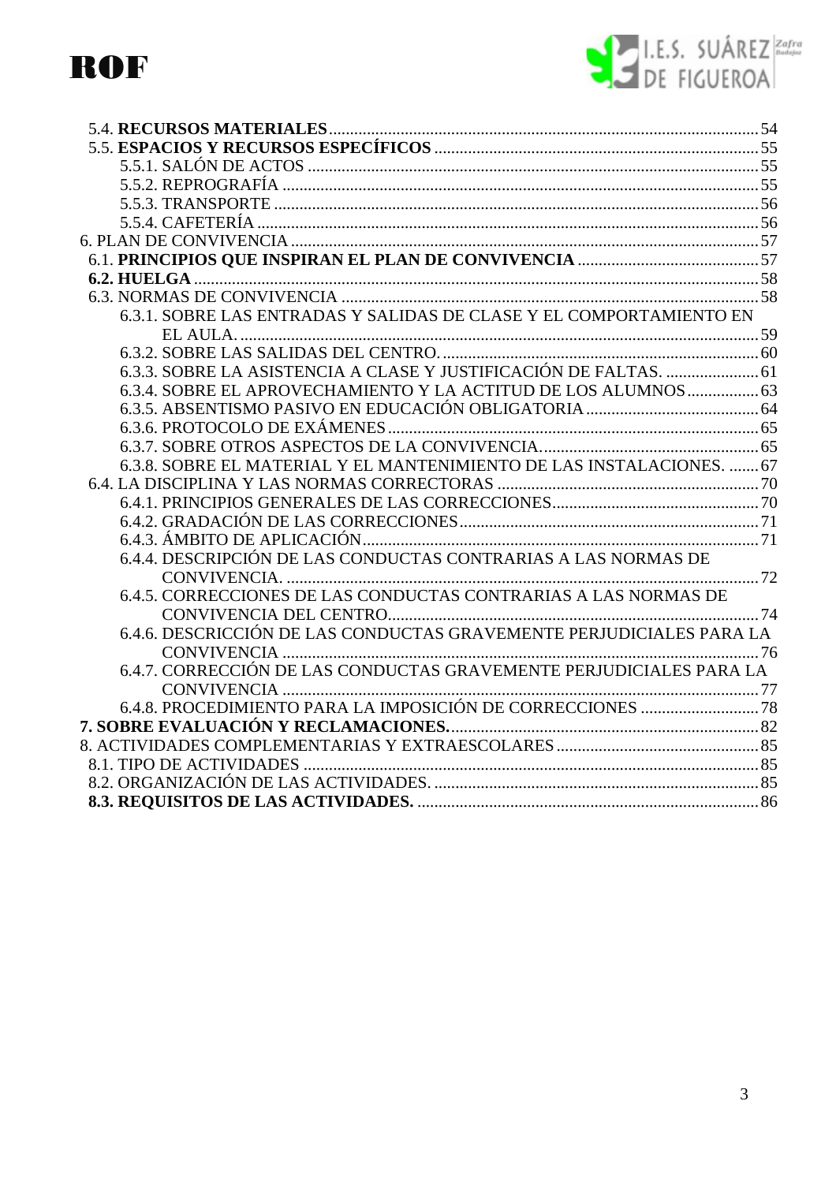5.4. **RECURSOS MATERIALES** ..... 54
5.5. **ESPACIOS Y RECURSOS ESPECÍFICOS** ..... 55
5.5.1. SALÓN DE ACTOS ..... 55
5.5.2. REPROGRAFÍA ..... 55
5.5.3. TRANSPORTE ..... 56
5.5.4. CAFETERÍA ..... 56
6. PLAN DE CONVIVENCIA ..... 57
6.1. **PRINCIPIOS QUE INSPIRAN EL PLAN DE CONVIVENCIA** ..... 57
**6.2. HUELGA** ..... 58
6.3. NORMAS DE CONVIVENCIA ..... 58
6.3.1. SOBRE LAS ENTRADAS Y SALIDAS DE CLASE Y EL COMPORTAMIENTO EN EL AULA. ..... 59
6.3.2. SOBRE LAS SALIDAS DEL CENTRO. ..... 60
6.3.3. SOBRE LA ASISTENCIA A CLASE Y JUSTIFICACIÓN DE FALTAS. ..... 61
6.3.4. SOBRE EL APROVECHAMIENTO Y LA ACTITUD DE LOS ALUMNOS ..... 63
6.3.5. ABSENTISMO PASIVO EN EDUCACIÓN OBLIGATORIA ..... 64
6.3.6. PROTOCOLO DE EXÁMENES ..... 65
6.3.7. SOBRE OTROS ASPECTOS DE LA CONVIVENCIA. ..... 65
6.3.8. SOBRE EL MATERIAL Y EL MANTENIMIENTO DE LAS INSTALACIONES. ..... 67
6.4. LA DISCIPLINA Y LAS NORMAS CORRECTORAS ..... 70
6.4.1. PRINCIPIOS GENERALES DE LAS CORRECCIONES ..... 70
6.4.2. GRADACIÓN DE LAS CORRECCIONES ..... 71
6.4.3. ÁMBITO DE APLICACIÓN ..... 71
6.4.4. DESCRIPCIÓN DE LAS CONDUCTAS CONTRARIAS A LAS NORMAS DE CONVIVENCIA. ..... 72
6.4.5. CORRECCIONES DE LAS CONDUCTAS CONTRARIAS A LAS NORMAS DE CONVIVENCIA DEL CENTRO ..... 74
6.4.6. DESCRICCIÓN DE LAS CONDUCTAS GRAVEMENTE PERJUDICIALES PARA LA CONVIVENCIA ..... 76
6.4.7. CORRECCIÓN DE LAS CONDUCTAS GRAVEMENTE PERJUDICIALES PARA LA CONVIVENCIA ..... 77
6.4.8. PROCEDIMIENTO PARA LA IMPOSICIÓN DE CORRECCIONES ..... 78
**7. SOBRE EVALUACIÓN Y RECLAMACIONES.** ..... 82
8. ACTIVIDADES COMPLEMENTARIAS Y EXTRAESCOLARES ..... 85
8.1. TIPO DE ACTIVIDADES ..... 85
8.2. ORGANIZACIÓN DE LAS ACTIVIDADES. ..... 85
**8.3. REQUISITOS DE LAS ACTIVIDADES.** ..... 86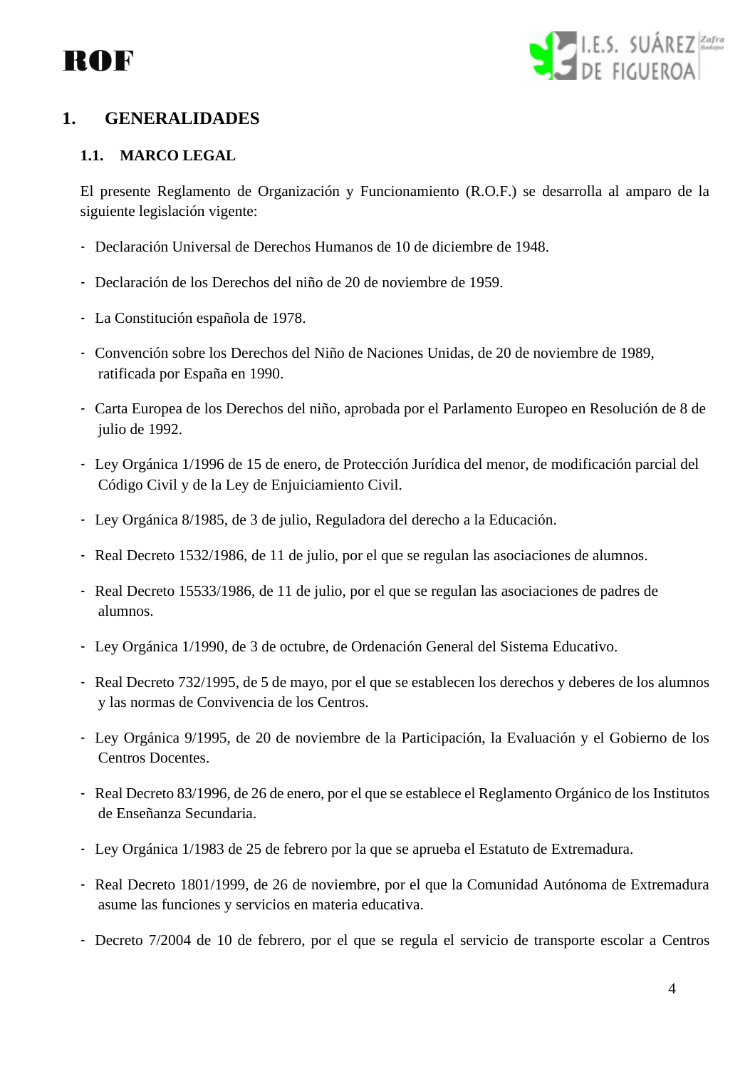# 1. GENERALIDADES

## 1.1. MARCO LEGAL

El presente Reglamento de Organización y Funcionamiento (R.O.F.) se desarrolla al amparo de la siguiente legislación vigente:

- Declaración Universal de Derechos Humanos de 10 de diciembre de 1948.
- Declaración de los Derechos del niño de 20 de noviembre de 1959.
- La Constitución española de 1978.
- Convención sobre los Derechos del Niño de Naciones Unidas, de 20 de noviembre de 1989, ratificada por España en 1990.
- Carta Europea de los Derechos del niño, aprobada por el Parlamento Europeo en Resolución de 8 de julio de 1992.
- Ley Orgánica 1/1996 de 15 de enero, de Protección Jurídica del menor, de modificación parcial del Código Civil y de la Ley de Enjuiciamiento Civil.
- Ley Orgánica 8/1985, de 3 de julio, Reguladora del derecho a la Educación.
- Real Decreto 1532/1986, de 11 de julio, por el que se regulan las asociaciones de alumnos.
- Real Decreto 15533/1986, de 11 de julio, por el que se regulan las asociaciones de padres de alumnos.
- Ley Orgánica 1/1990, de 3 de octubre, de Ordenación General del Sistema Educativo.
- Real Decreto 732/1995, de 5 de mayo, por el que se establecen los derechos y deberes de los alumnos y las normas de Convivencia de los Centros.
- Ley Orgánica 9/1995, de 20 de noviembre de la Participación, la Evaluación y el Gobierno de los Centros Docentes.
- Real Decreto 83/1996, de 26 de enero, por el que se establece el Reglamento Orgánico de los Institutos de Enseñanza Secundaria.
- Ley Orgánica 1/1983 de 25 de febrero por la que se aprueba el Estatuto de Extremadura.
- Real Decreto 1801/1999, de 26 de noviembre, por el que la Comunidad Autónoma de Extremadura asume las funciones y servicios en materia educativa.
- Decreto 7/2004 de 10 de febrero, por el que se regula el servicio de transporte escolar a Centros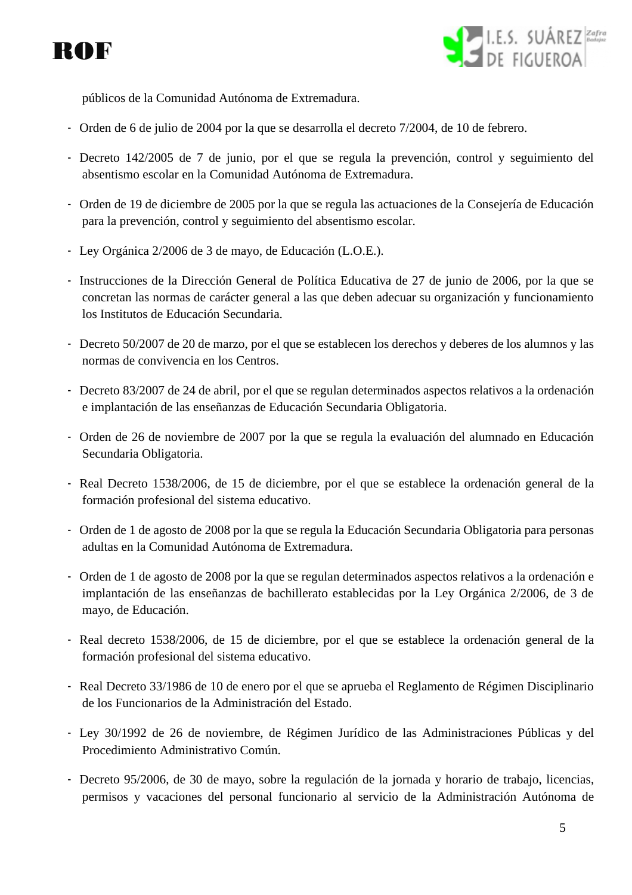públicos de la Comunidad Autónoma de Extremadura.

- Orden de 6 de julio de 2004 por la que se desarrolla el decreto 7/2004, de 10 de febrero.
- Decreto 142/2005 de 7 de junio, por el que se regula la prevención, control y seguimiento del absentismo escolar en la Comunidad Autónoma de Extremadura.
- Orden de 19 de diciembre de 2005 por la que se regula las actuaciones de la Consejería de Educación para la prevención, control y seguimiento del absentismo escolar.
- Ley Orgánica 2/2006 de 3 de mayo, de Educación (L.O.E.).
- Instrucciones de la Dirección General de Política Educativa de 27 de junio de 2006, por la que se concretan las normas de carácter general a las que deben adecuar su organización y funcionamiento los Institutos de Educación Secundaria.
- Decreto 50/2007 de 20 de marzo, por el que se establecen los derechos y deberes de los alumnos y las normas de convivencia en los Centros.
- Decreto 83/2007 de 24 de abril, por el que se regulan determinados aspectos relativos a la ordenación e implantación de las enseñanzas de Educación Secundaria Obligatoria.
- Orden de 26 de noviembre de 2007 por la que se regula la evaluación del alumnado en Educación Secundaria Obligatoria.
- Real Decreto 1538/2006, de 15 de diciembre, por el que se establece la ordenación general de la formación profesional del sistema educativo.
- Orden de 1 de agosto de 2008 por la que se regula la Educación Secundaria Obligatoria para personas adultas en la Comunidad Autónoma de Extremadura.
- Orden de 1 de agosto de 2008 por la que se regulan determinados aspectos relativos a la ordenación e implantación de las enseñanzas de bachillerato establecidas por la Ley Orgánica 2/2006, de 3 de mayo, de Educación.
- Real decreto 1538/2006, de 15 de diciembre, por el que se establece la ordenación general de la formación profesional del sistema educativo.
- Real Decreto 33/1986 de 10 de enero por el que se aprueba el Reglamento de Régimen Disciplinario de los Funcionarios de la Administración del Estado.
- Ley 30/1992 de 26 de noviembre, de Régimen Jurídico de las Administraciones Públicas y del Procedimiento Administrativo Común.
- Decreto 95/2006, de 30 de mayo, sobre la regulación de la jornada y horario de trabajo, licencias, permisos y vacaciones del personal funcionario al servicio de la Administración Autónoma de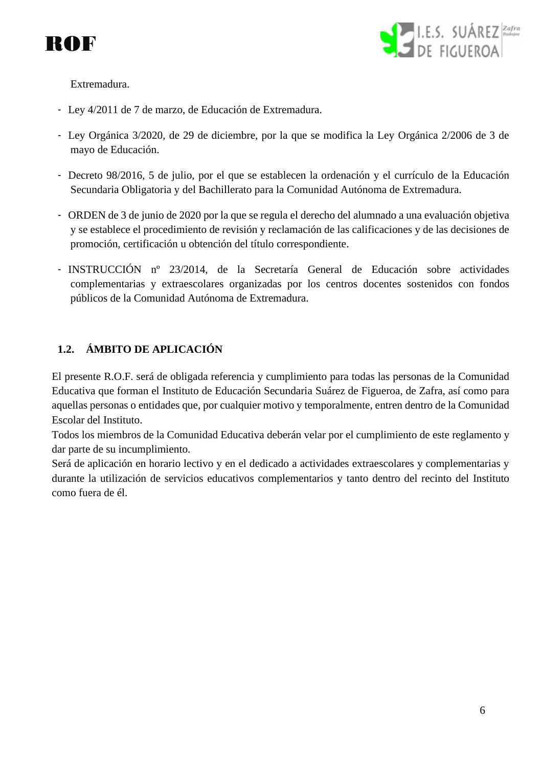Extremadura.

- Ley 4/2011 de 7 de marzo, de Educación de Extremadura.
- Ley Orgánica 3/2020, de 29 de diciembre, por la que se modifica la Ley Orgánica 2/2006 de 3 de mayo de Educación.
- Decreto 98/2016, 5 de julio, por el que se establecen la ordenación y el currículo de la Educación Secundaria Obligatoria y del Bachillerato para la Comunidad Autónoma de Extremadura.
- ORDEN de 3 de junio de 2020 por la que se regula el derecho del alumnado a una evaluación objetiva y se establece el procedimiento de revisión y reclamación de las calificaciones y de las decisiones de promoción, certificación u obtención del título correspondiente.
- INSTRUCCIÓN nº 23/2014, de la Secretaría General de Educación sobre actividades complementarias y extraescolares organizadas por los centros docentes sostenidos con fondos públicos de la Comunidad Autónoma de Extremadura.

### 1.2. ÁMBITO DE APLICACIÓN

El presente R.O.F. será de obligada referencia y cumplimiento para todas las personas de la Comunidad Educativa que forman el Instituto de Educación Secundaria Suárez de Figueroa, de Zafra, así como para aquellas personas o entidades que, por cualquier motivo y temporalmente, entren dentro de la Comunidad Escolar del Instituto.

Todos los miembros de la Comunidad Educativa deberán velar por el cumplimiento de este reglamento y dar parte de su incumplimiento.

Será de aplicación en horario lectivo y en el dedicado a actividades extraescolares y complementarias y durante la utilización de servicios educativos complementarios y tanto dentro del recinto del Instituto como fuera de él.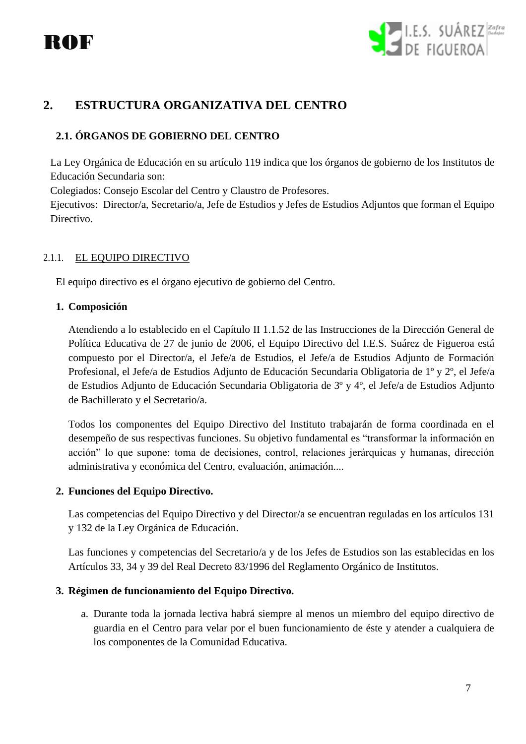## 2. ESTRUCTURA ORGANIZATIVA DEL CENTRO

### 2.1. ÓRGANOS DE GOBIERNO DEL CENTRO

La Ley Orgánica de Educación en su artículo 119 indica que los órganos de gobierno de los Institutos de Educación Secundaria son:
Colegiados: Consejo Escolar del Centro y Claustro de Profesores.
Ejecutivos: Director/a, Secretario/a, Jefe de Estudios y Jefes de Estudios Adjuntos que forman el Equipo Directivo.

#### 2.1.1. EL EQUIPO DIRECTIVO

El equipo directivo es el órgano ejecutivo de gobierno del Centro.

1. **Composición**

   Atendiendo a lo establecido en el Capítulo II 1.1.52 de las Instrucciones de la Dirección General de Política Educativa de 27 de junio de 2006, el Equipo Directivo del I.E.S. Suárez de Figueroa está compuesto por el Director/a, el Jefe/a de Estudios, el Jefe/a de Estudios Adjunto de Formación Profesional, el Jefe/a de Estudios Adjunto de Educación Secundaria Obligatoria de 1º y 2º, el Jefe/a de Estudios Adjunto de Educación Secundaria Obligatoria de 3º y 4º, el Jefe/a de Estudios Adjunto de Bachillerato y el Secretario/a.

   Todos los componentes del Equipo Directivo del Instituto trabajarán de forma coordinada en el desempeño de sus respectivas funciones. Su objetivo fundamental es "transformar la información en acción" lo que supone: toma de decisiones, control, relaciones jerárquicas y humanas, dirección administrativa y económica del Centro, evaluación, animación....

2. **Funciones del Equipo Directivo.**

   Las competencias del Equipo Directivo y del Director/a se encuentran reguladas en los artículos 131 y 132 de la Ley Orgánica de Educación.

   Las funciones y competencias del Secretario/a y de los Jefes de Estudios son las establecidas en los Artículos 33, 34 y 39 del Real Decreto 83/1996 del Reglamento Orgánico de Institutos.

3. **Régimen de funcionamiento del Equipo Directivo.**

   a. Durante toda la jornada lectiva habrá siempre al menos un miembro del equipo directivo de guardia en el Centro para velar por el buen funcionamiento de éste y atender a cualquiera de los componentes de la Comunidad Educativa.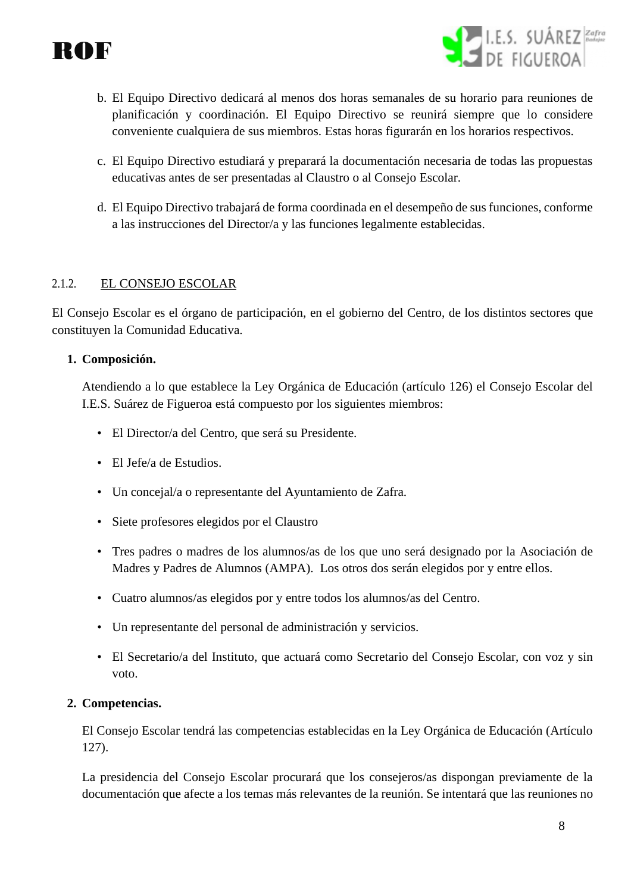b. El Equipo Directivo dedicará al menos dos horas semanales de su horario para reuniones de planificación y coordinación. El Equipo Directivo se reunirá siempre que lo considere conveniente cualquiera de sus miembros. Estas horas figurarán en los horarios respectivos.

c. El Equipo Directivo estudiará y preparará la documentación necesaria de todas las propuestas educativas antes de ser presentadas al Claustro o al Consejo Escolar.

d. El Equipo Directivo trabajará de forma coordinada en el desempeño de sus funciones, conforme a las instrucciones del Director/a y las funciones legalmente establecidas.

#### 2.1.2. EL CONSEJO ESCOLAR

El Consejo Escolar es el órgano de participación, en el gobierno del Centro, de los distintos sectores que constituyen la Comunidad Educativa.

1. **Composición.**

   Atendiendo a lo que establece la Ley Orgánica de Educación (artículo 126) el Consejo Escolar del I.E.S. Suárez de Figueroa está compuesto por los siguientes miembros:

   - El Director/a del Centro, que será su Presidente.
   - El Jefe/a de Estudios.
   - Un concejal/a o representante del Ayuntamiento de Zafra.
   - Siete profesores elegidos por el Claustro
   - Tres padres o madres de los alumnos/as de los que uno será designado por la Asociación de Madres y Padres de Alumnos (AMPA). Los otros dos serán elegidos por y entre ellos.
   - Cuatro alumnos/as elegidos por y entre todos los alumnos/as del Centro.
   - Un representante del personal de administración y servicios.
   - El Secretario/a del Instituto, que actuará como Secretario del Consejo Escolar, con voz y sin voto.

2. **Competencias.**

   El Consejo Escolar tendrá las competencias establecidas en la Ley Orgánica de Educación (Artículo 127).

   La presidencia del Consejo Escolar procurará que los consejeros/as dispongan previamente de la documentación que afecte a los temas más relevantes de la reunión. Se intentará que las reuniones no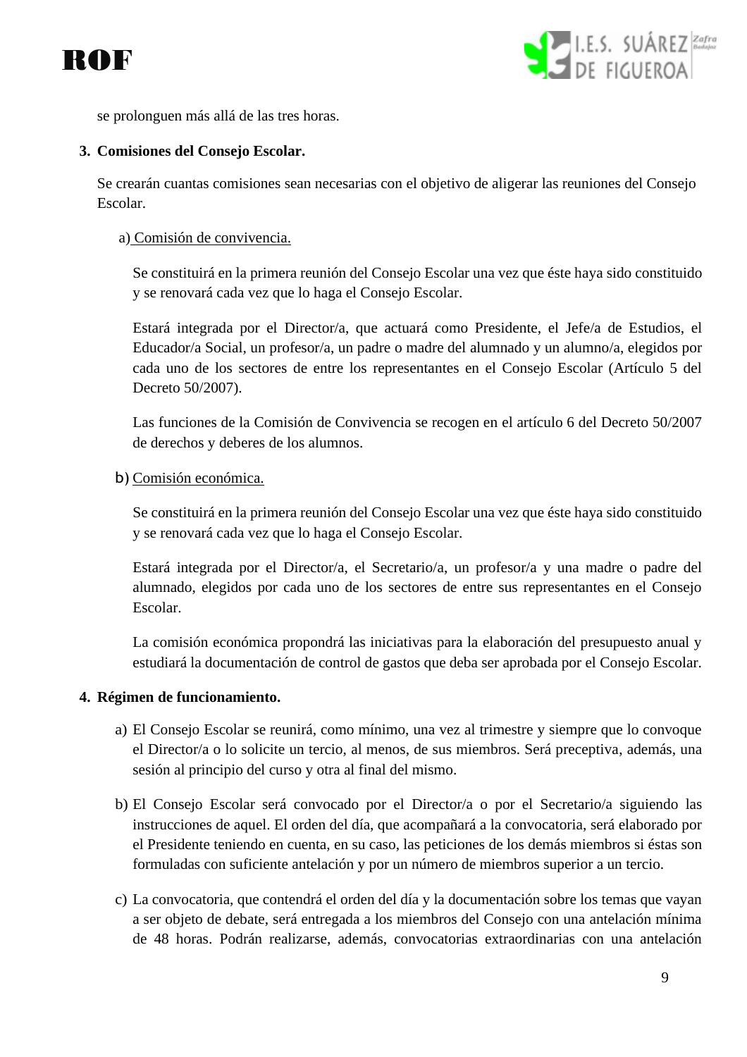se prolonguen más allá de las tres horas.

**3. Comisiones del Consejo Escolar.**

Se crearán cuantas comisiones sean necesarias con el objetivo de aligerar las reuniones del Consejo Escolar.

a) Comisión de convivencia.

Se constituirá en la primera reunión del Consejo Escolar una vez que éste haya sido constituido y se renovará cada vez que lo haga el Consejo Escolar.

Estará integrada por el Director/a, que actuará como Presidente, el Jefe/a de Estudios, el Educador/a Social, un profesor/a, un padre o madre del alumnado y un alumno/a, elegidos por cada uno de los sectores de entre los representantes en el Consejo Escolar (Artículo 5 del Decreto 50/2007).

Las funciones de la Comisión de Convivencia se recogen en el artículo 6 del Decreto 50/2007 de derechos y deberes de los alumnos.

b) Comisión económica.

Se constituirá en la primera reunión del Consejo Escolar una vez que éste haya sido constituido y se renovará cada vez que lo haga el Consejo Escolar.

Estará integrada por el Director/a, el Secretario/a, un profesor/a y una madre o padre del alumnado, elegidos por cada uno de los sectores de entre sus representantes en el Consejo Escolar.

La comisión económica propondrá las iniciativas para la elaboración del presupuesto anual y estudiará la documentación de control de gastos que deba ser aprobada por el Consejo Escolar.

**4. Régimen de funcionamiento.**

a) El Consejo Escolar se reunirá, como mínimo, una vez al trimestre y siempre que lo convoque el Director/a o lo solicite un tercio, al menos, de sus miembros. Será preceptiva, además, una sesión al principio del curso y otra al final del mismo.

b) El Consejo Escolar será convocado por el Director/a o por el Secretario/a siguiendo las instrucciones de aquel. El orden del día, que acompañará a la convocatoria, será elaborado por el Presidente teniendo en cuenta, en su caso, las peticiones de los demás miembros si éstas son formuladas con suficiente antelación y por un número de miembros superior a un tercio.

c) La convocatoria, que contendrá el orden del día y la documentación sobre los temas que vayan a ser objeto de debate, será entregada a los miembros del Consejo con una antelación mínima de 48 horas. Podrán realizarse, además, convocatorias extraordinarias con una antelación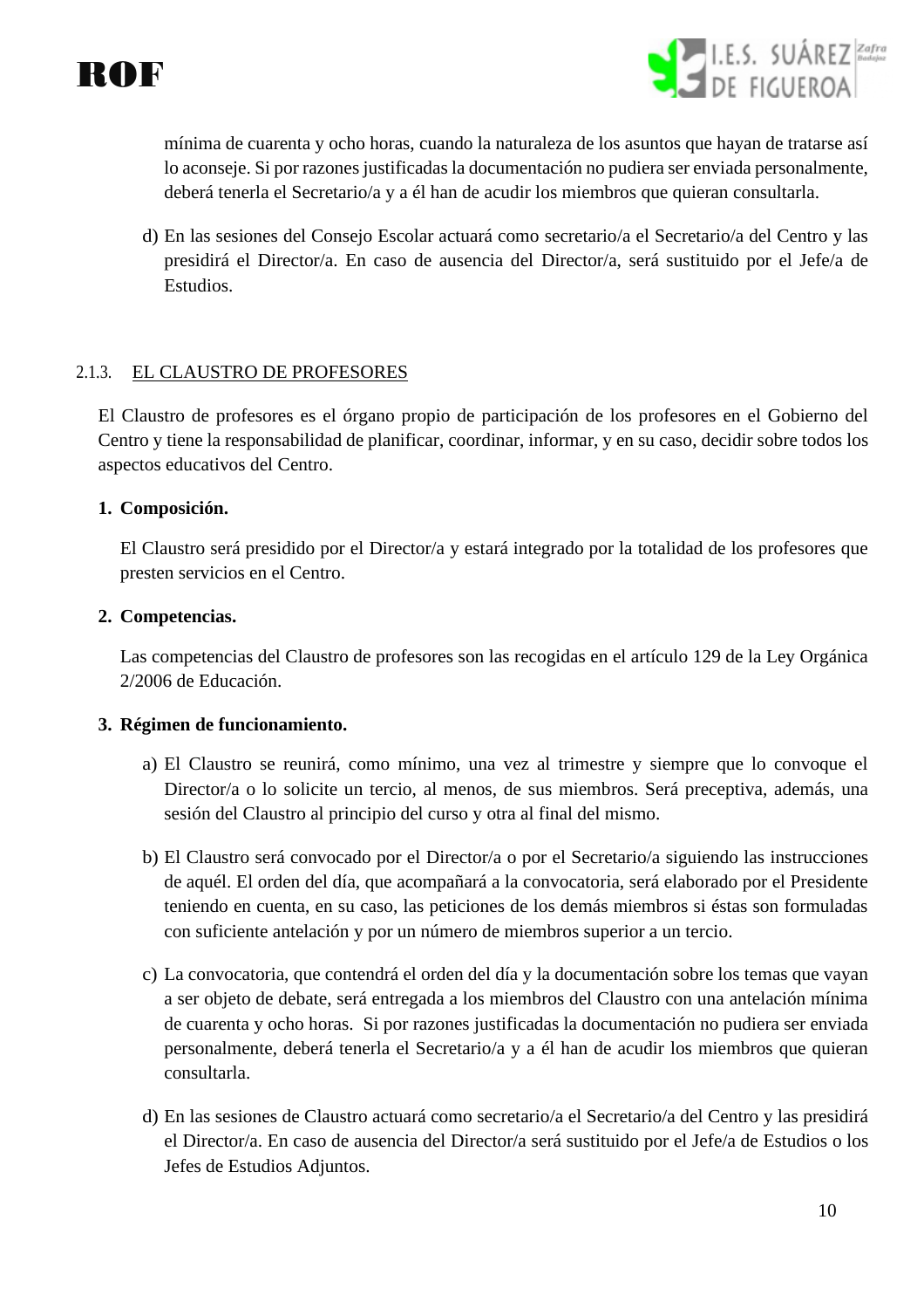mínima de cuarenta y ocho horas, cuando la naturaleza de los asuntos que hayan de tratarse así lo aconseje. Si por razones justificadas la documentación no pudiera ser enviada personalmente, deberá tenerla el Secretario/a y a él han de acudir los miembros que quieran consultarla.

d) En las sesiones del Consejo Escolar actuará como secretario/a el Secretario/a del Centro y las presidirá el Director/a. En caso de ausencia del Director/a, será sustituido por el Jefe/a de Estudios.

### 2.1.3. EL CLAUSTRO DE PROFESORES

El Claustro de profesores es el órgano propio de participación de los profesores en el Gobierno del Centro y tiene la responsabilidad de planificar, coordinar, informar, y en su caso, decidir sobre todos los aspectos educativos del Centro.

1. **Composición.**

   El Claustro será presidido por el Director/a y estará integrado por la totalidad de los profesores que presten servicios en el Centro.

2. **Competencias.**

   Las competencias del Claustro de profesores son las recogidas en el artículo 129 de la Ley Orgánica 2/2006 de Educación.

3. **Régimen de funcionamiento.**

   a) El Claustro se reunirá, como mínimo, una vez al trimestre y siempre que lo convoque el Director/a o lo solicite un tercio, al menos, de sus miembros. Será preceptiva, además, una sesión del Claustro al principio del curso y otra al final del mismo.

   b) El Claustro será convocado por el Director/a o por el Secretario/a siguiendo las instrucciones de aquél. El orden del día, que acompañará a la convocatoria, será elaborado por el Presidente teniendo en cuenta, en su caso, las peticiones de los demás miembros si éstas son formuladas con suficiente antelación y por un número de miembros superior a un tercio.

   c) La convocatoria, que contendrá el orden del día y la documentación sobre los temas que vayan a ser objeto de debate, será entregada a los miembros del Claustro con una antelación mínima de cuarenta y ocho horas. Si por razones justificadas la documentación no pudiera ser enviada personalmente, deberá tenerla el Secretario/a y a él han de acudir los miembros que quieran consultarla.

   d) En las sesiones de Claustro actuará como secretario/a el Secretario/a del Centro y las presidirá el Director/a. En caso de ausencia del Director/a será sustituido por el Jefe/a de Estudios o los Jefes de Estudios Adjuntos.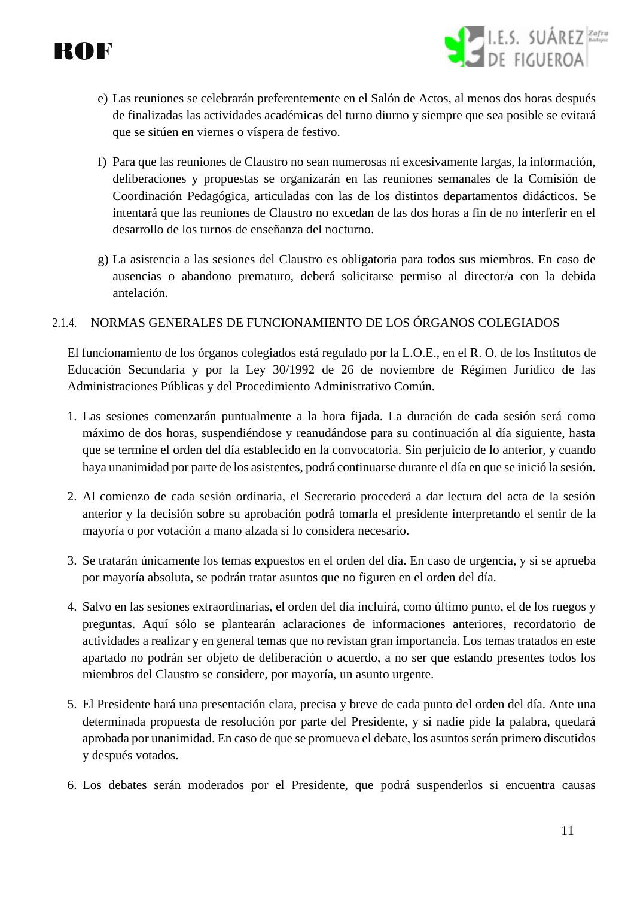e) Las reuniones se celebrarán preferentemente en el Salón de Actos, al menos dos horas después de finalizadas las actividades académicas del turno diurno y siempre que sea posible se evitará que se sitúen en viernes o víspera de festivo.

f) Para que las reuniones de Claustro no sean numerosas ni excesivamente largas, la información, deliberaciones y propuestas se organizarán en las reuniones semanales de la Comisión de Coordinación Pedagógica, articuladas con las de los distintos departamentos didácticos. Se intentará que las reuniones de Claustro no excedan de las dos horas a fin de no interferir en el desarrollo de los turnos de enseñanza del nocturno.

g) La asistencia a las sesiones del Claustro es obligatoria para todos sus miembros. En caso de ausencias o abandono prematuro, deberá solicitarse permiso al director/a con la debida antelación.

### 2.1.4. NORMAS GENERALES DE FUNCIONAMIENTO DE LOS ÓRGANOS COLEGIADOS

El funcionamiento de los órganos colegiados está regulado por la L.O.E., en el R. O. de los Institutos de Educación Secundaria y por la Ley 30/1992 de 26 de noviembre de Régimen Jurídico de las Administraciones Públicas y del Procedimiento Administrativo Común.

1. Las sesiones comenzarán puntualmente a la hora fijada. La duración de cada sesión será como máximo de dos horas, suspendiéndose y reanudándose para su continuación al día siguiente, hasta que se termine el orden del día establecido en la convocatoria. Sin perjuicio de lo anterior, y cuando haya unanimidad por parte de los asistentes, podrá continuarse durante el día en que se inició la sesión.

2. Al comienzo de cada sesión ordinaria, el Secretario procederá a dar lectura del acta de la sesión anterior y la decisión sobre su aprobación podrá tomarla el presidente interpretando el sentir de la mayoría o por votación a mano alzada si lo considera necesario.

3. Se tratarán únicamente los temas expuestos en el orden del día. En caso de urgencia, y si se aprueba por mayoría absoluta, se podrán tratar asuntos que no figuren en el orden del día.

4. Salvo en las sesiones extraordinarias, el orden del día incluirá, como último punto, el de los ruegos y preguntas. Aquí sólo se plantearán aclaraciones de informaciones anteriores, recordatorio de actividades a realizar y en general temas que no revistan gran importancia. Los temas tratados en este apartado no podrán ser objeto de deliberación o acuerdo, a no ser que estando presentes todos los miembros del Claustro se considere, por mayoría, un asunto urgente.

5. El Presidente hará una presentación clara, precisa y breve de cada punto del orden del día. Ante una determinada propuesta de resolución por parte del Presidente, y si nadie pide la palabra, quedará aprobada por unanimidad. En caso de que se promueva el debate, los asuntos serán primero discutidos y después votados.

6. Los debates serán moderados por el Presidente, que podrá suspenderlos si encuentra causas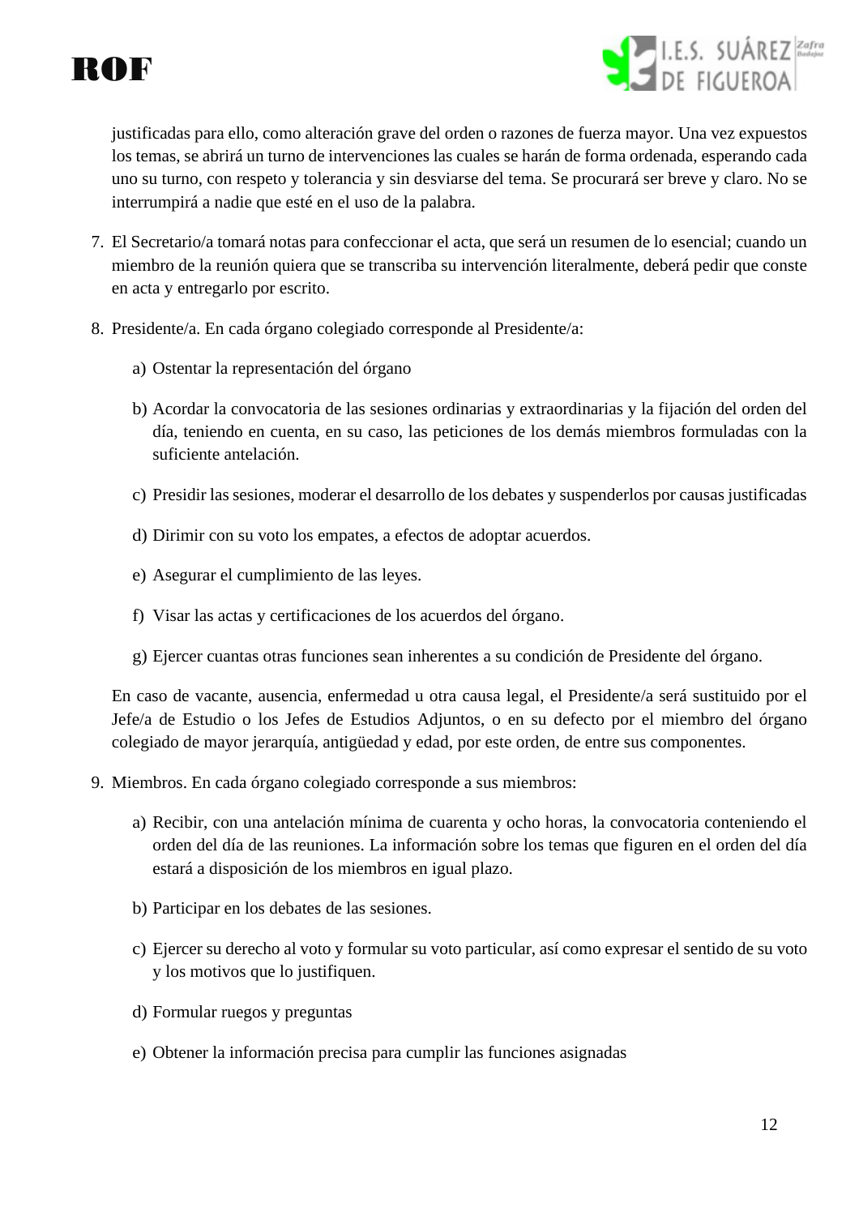justificadas para ello, como alteración grave del orden o razones de fuerza mayor. Una vez expuestos los temas, se abrirá un turno de intervenciones las cuales se harán de forma ordenada, esperando cada uno su turno, con respeto y tolerancia y sin desviarse del tema. Se procurará ser breve y claro. No se interrumpirá a nadie que esté en el uso de la palabra.

7. El Secretario/a tomará notas para confeccionar el acta, que será un resumen de lo esencial; cuando un miembro de la reunión quiera que se transcriba su intervención literalmente, deberá pedir que conste en acta y entregarlo por escrito.

8. Presidente/a. En cada órgano colegiado corresponde al Presidente/a:

   a) Ostentar la representación del órgano

   b) Acordar la convocatoria de las sesiones ordinarias y extraordinarias y la fijación del orden del día, teniendo en cuenta, en su caso, las peticiones de los demás miembros formuladas con la suficiente antelación.

   c) Presidir las sesiones, moderar el desarrollo de los debates y suspenderlos por causas justificadas

   d) Dirimir con su voto los empates, a efectos de adoptar acuerdos.

   e) Asegurar el cumplimiento de las leyes.

   f) Visar las actas y certificaciones de los acuerdos del órgano.

   g) Ejercer cuantas otras funciones sean inherentes a su condición de Presidente del órgano.

   En caso de vacante, ausencia, enfermedad u otra causa legal, el Presidente/a será sustituido por el Jefe/a de Estudio o los Jefes de Estudios Adjuntos, o en su defecto por el miembro del órgano colegiado de mayor jerarquía, antigüedad y edad, por este orden, de entre sus componentes.

9. Miembros. En cada órgano colegiado corresponde a sus miembros:

   a) Recibir, con una antelación mínima de cuarenta y ocho horas, la convocatoria conteniendo el orden del día de las reuniones. La información sobre los temas que figuren en el orden del día estará a disposición de los miembros en igual plazo.

   b) Participar en los debates de las sesiones.

   c) Ejercer su derecho al voto y formular su voto particular, así como expresar el sentido de su voto y los motivos que lo justifiquen.

   d) Formular ruegos y preguntas

   e) Obtener la información precisa para cumplir las funciones asignadas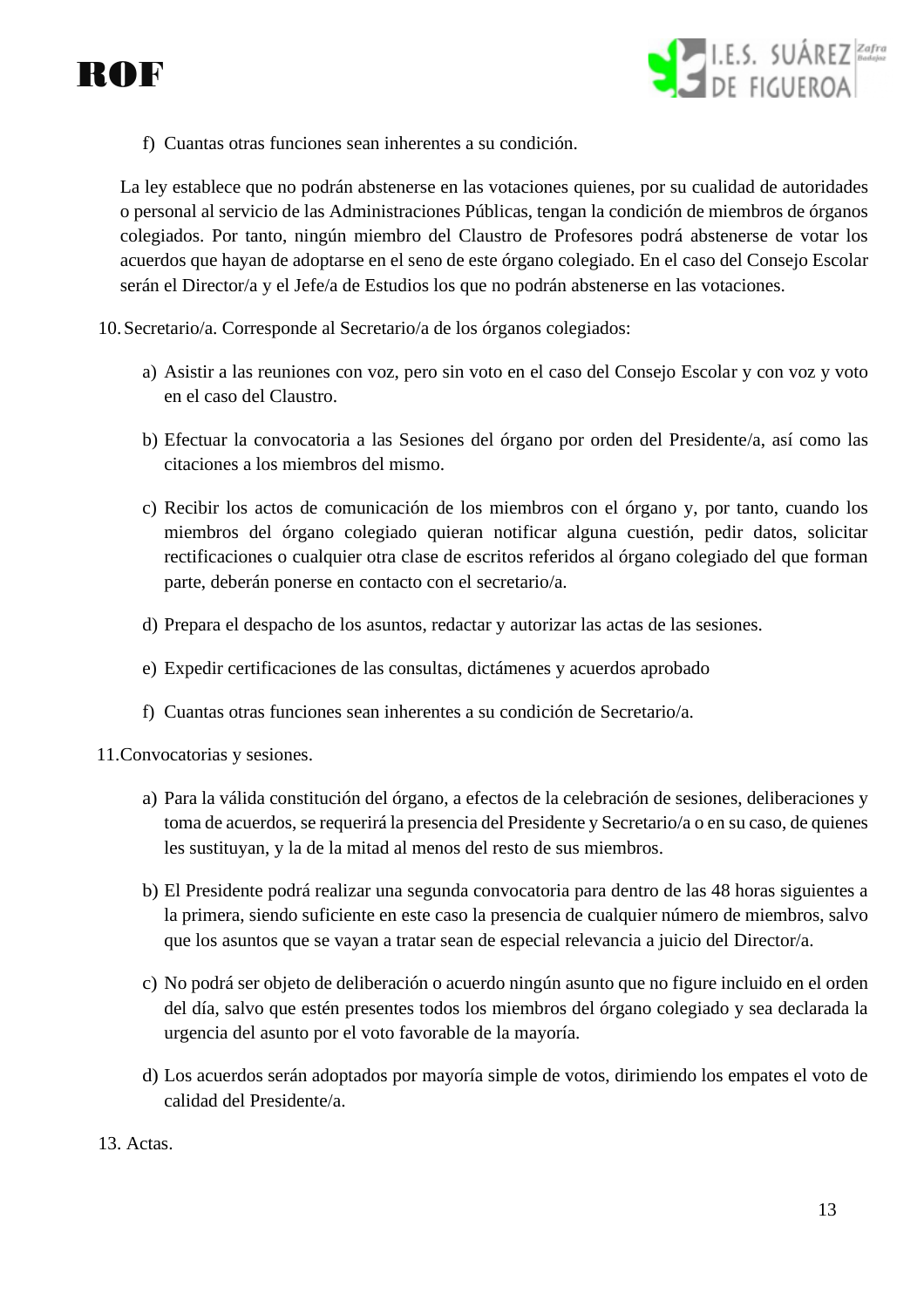f) Cuantas otras funciones sean inherentes a su condición.

La ley establece que no podrán abstenerse en las votaciones quienes, por su cualidad de autoridades o personal al servicio de las Administraciones Públicas, tengan la condición de miembros de órganos colegiados. Por tanto, ningún miembro del Claustro de Profesores podrá abstenerse de votar los acuerdos que hayan de adoptarse en el seno de este órgano colegiado. En el caso del Consejo Escolar serán el Director/a y el Jefe/a de Estudios los que no podrán abstenerse en las votaciones.

10. Secretario/a. Corresponde al Secretario/a de los órganos colegiados:

    a) Asistir a las reuniones con voz, pero sin voto en el caso del Consejo Escolar y con voz y voto en el caso del Claustro.

    b) Efectuar la convocatoria a las Sesiones del órgano por orden del Presidente/a, así como las citaciones a los miembros del mismo.

    c) Recibir los actos de comunicación de los miembros con el órgano y, por tanto, cuando los miembros del órgano colegiado quieran notificar alguna cuestión, pedir datos, solicitar rectificaciones o cualquier otra clase de escritos referidos al órgano colegiado del que forman parte, deberán ponerse en contacto con el secretario/a.

    d) Prepara el despacho de los asuntos, redactar y autorizar las actas de las sesiones.

    e) Expedir certificaciones de las consultas, dictámenes y acuerdos aprobado

    f) Cuantas otras funciones sean inherentes a su condición de Secretario/a.

11. Convocatorias y sesiones.

    a) Para la válida constitución del órgano, a efectos de la celebración de sesiones, deliberaciones y toma de acuerdos, se requerirá la presencia del Presidente y Secretario/a o en su caso, de quienes les sustituyan, y la de la mitad al menos del resto de sus miembros.

    b) El Presidente podrá realizar una segunda convocatoria para dentro de las 48 horas siguientes a la primera, siendo suficiente en este caso la presencia de cualquier número de miembros, salvo que los asuntos que se vayan a tratar sean de especial relevancia a juicio del Director/a.

    c) No podrá ser objeto de deliberación o acuerdo ningún asunto que no figure incluido en el orden del día, salvo que estén presentes todos los miembros del órgano colegiado y sea declarada la urgencia del asunto por el voto favorable de la mayoría.

    d) Los acuerdos serán adoptados por mayoría simple de votos, dirimiendo los empates el voto de calidad del Presidente/a.

13. Actas.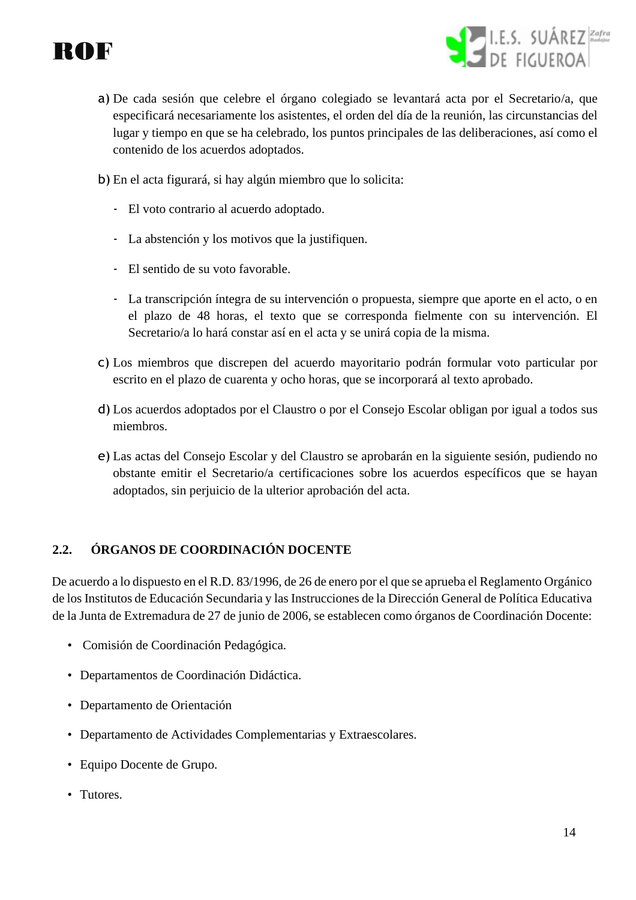a) De cada sesión que celebre el órgano colegiado se levantará acta por el Secretario/a, que especificará necesariamente los asistentes, el orden del día de la reunión, las circunstancias del lugar y tiempo en que se ha celebrado, los puntos principales de las deliberaciones, así como el contenido de los acuerdos adoptados.

b) En el acta figurará, si hay algún miembro que lo solicita:

- El voto contrario al acuerdo adoptado.
- La abstención y los motivos que la justifiquen.
- El sentido de su voto favorable.
- La transcripción íntegra de su intervención o propuesta, siempre que aporte en el acto, o en el plazo de 48 horas, el texto que se corresponda fielmente con su intervención. El Secretario/a lo hará constar así en el acta y se unirá copia de la misma.

c) Los miembros que discrepen del acuerdo mayoritario podrán formular voto particular por escrito en el plazo de cuarenta y ocho horas, que se incorporará al texto aprobado.

d) Los acuerdos adoptados por el Claustro o por el Consejo Escolar obligan por igual a todos sus miembros.

e) Las actas del Consejo Escolar y del Claustro se aprobarán en la siguiente sesión, pudiendo no obstante emitir el Secretario/a certificaciones sobre los acuerdos específicos que se hayan adoptados, sin perjuicio de la ulterior aprobación del acta.

## 2.2. ÓRGANOS DE COORDINACIÓN DOCENTE

De acuerdo a lo dispuesto en el R.D. 83/1996, de 26 de enero por el que se aprueba el Reglamento Orgánico de los Institutos de Educación Secundaria y las Instrucciones de la Dirección General de Política Educativa de la Junta de Extremadura de 27 de junio de 2006, se establecen como órganos de Coordinación Docente:

- Comisión de Coordinación Pedagógica.
- Departamentos de Coordinación Didáctica.
- Departamento de Orientación
- Departamento de Actividades Complementarias y Extraescolares.
- Equipo Docente de Grupo.
- Tutores.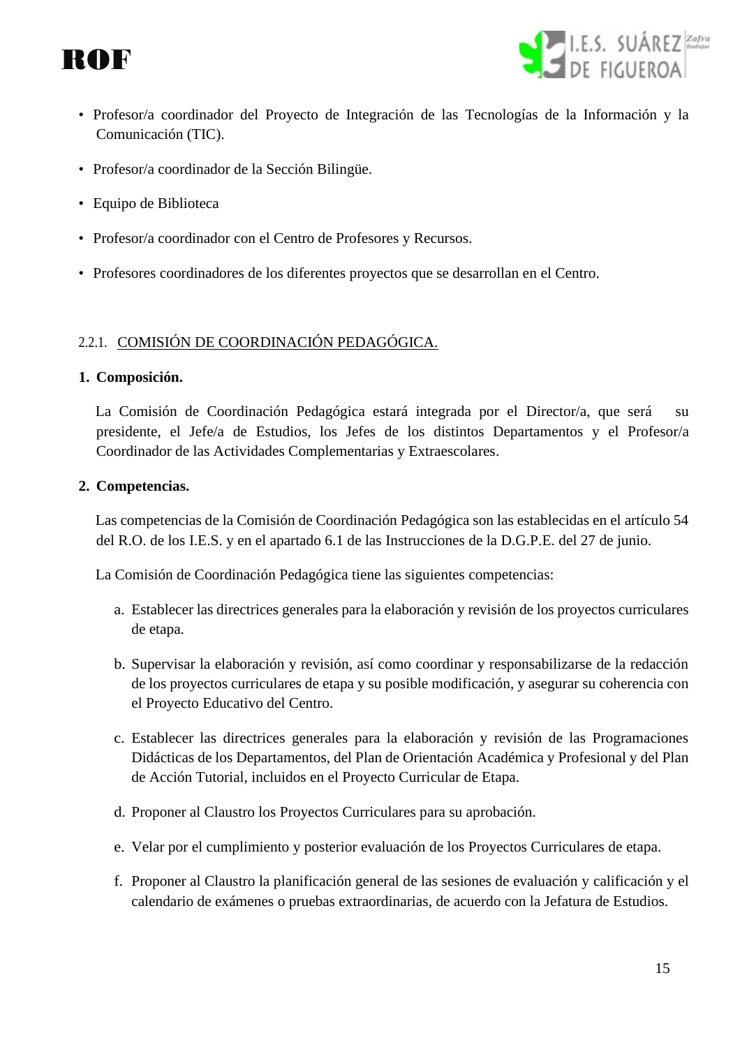- Profesor/a coordinador del Proyecto de Integración de las Tecnologías de la Información y la Comunicación (TIC).
- Profesor/a coordinador de la Sección Bilingüe.
- Equipo de Biblioteca
- Profesor/a coordinador con el Centro de Profesores y Recursos.
- Profesores coordinadores de los diferentes proyectos que se desarrollan en el Centro.

### 2.2.1. COMISIÓN DE COORDINACIÓN PEDAGÓGICA.

**1. Composición.**

La Comisión de Coordinación Pedagógica estará integrada por el Director/a, que será su presidente, el Jefe/a de Estudios, los Jefes de los distintos Departamentos y el Profesor/a Coordinador de las Actividades Complementarias y Extraescolares.

**2. Competencias.**

Las competencias de la Comisión de Coordinación Pedagógica son las establecidas en el artículo 54 del R.O. de los I.E.S. y en el apartado 6.1 de las Instrucciones de la D.G.P.E. del 27 de junio.

La Comisión de Coordinación Pedagógica tiene las siguientes competencias:

a. Establecer las directrices generales para la elaboración y revisión de los proyectos curriculares de etapa.

b. Supervisar la elaboración y revisión, así como coordinar y responsabilizarse de la redacción de los proyectos curriculares de etapa y su posible modificación, y asegurar su coherencia con el Proyecto Educativo del Centro.

c. Establecer las directrices generales para la elaboración y revisión de las Programaciones Didácticas de los Departamentos, del Plan de Orientación Académica y Profesional y del Plan de Acción Tutorial, incluidos en el Proyecto Curricular de Etapa.

d. Proponer al Claustro los Proyectos Curriculares para su aprobación.

e. Velar por el cumplimiento y posterior evaluación de los Proyectos Curriculares de etapa.

f. Proponer al Claustro la planificación general de las sesiones de evaluación y calificación y el calendario de exámenes o pruebas extraordinarias, de acuerdo con la Jefatura de Estudios.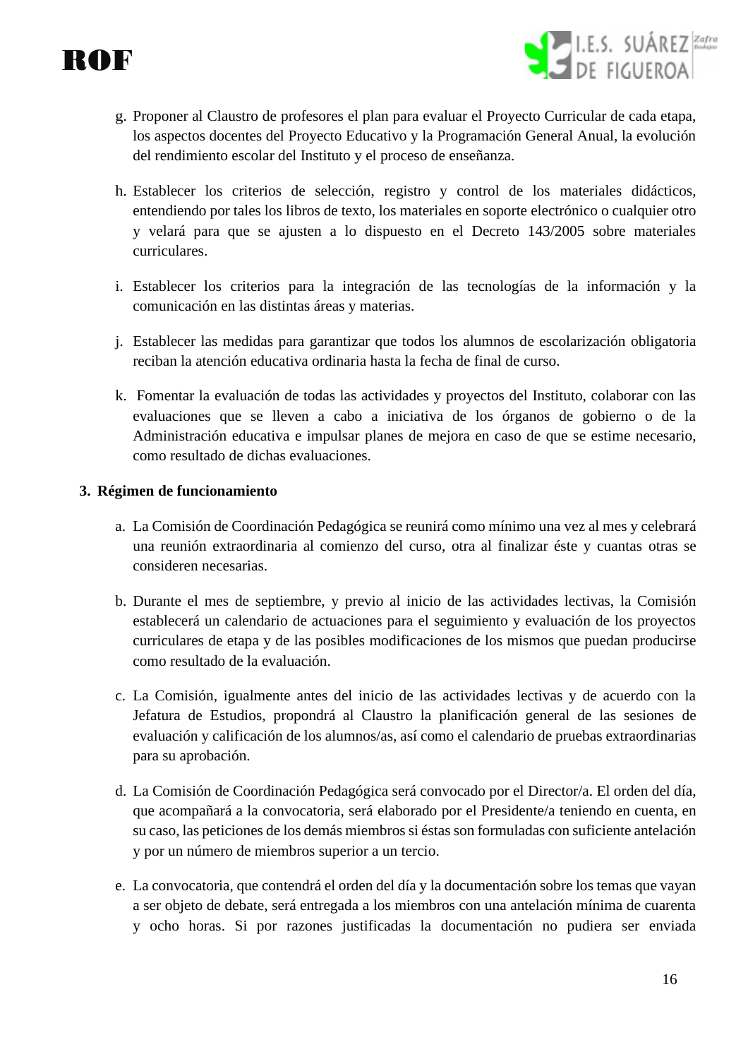g. Proponer al Claustro de profesores el plan para evaluar el Proyecto Curricular de cada etapa, los aspectos docentes del Proyecto Educativo y la Programación General Anual, la evolución del rendimiento escolar del Instituto y el proceso de enseñanza.

h. Establecer los criterios de selección, registro y control de los materiales didácticos, entendiendo por tales los libros de texto, los materiales en soporte electrónico o cualquier otro y velará para que se ajusten a lo dispuesto en el Decreto 143/2005 sobre materiales curriculares.

i. Establecer los criterios para la integración de las tecnologías de la información y la comunicación en las distintas áreas y materias.

j. Establecer las medidas para garantizar que todos los alumnos de escolarización obligatoria reciban la atención educativa ordinaria hasta la fecha de final de curso.

k. Fomentar la evaluación de todas las actividades y proyectos del Instituto, colaborar con las evaluaciones que se lleven a cabo a iniciativa de los órganos de gobierno o de la Administración educativa e impulsar planes de mejora en caso de que se estime necesario, como resultado de dichas evaluaciones.

**3. Régimen de funcionamiento**

a. La Comisión de Coordinación Pedagógica se reunirá como mínimo una vez al mes y celebrará una reunión extraordinaria al comienzo del curso, otra al finalizar éste y cuantas otras se consideren necesarias.

b. Durante el mes de septiembre, y previo al inicio de las actividades lectivas, la Comisión establecerá un calendario de actuaciones para el seguimiento y evaluación de los proyectos curriculares de etapa y de las posibles modificaciones de los mismos que puedan producirse como resultado de la evaluación.

c. La Comisión, igualmente antes del inicio de las actividades lectivas y de acuerdo con la Jefatura de Estudios, propondrá al Claustro la planificación general de las sesiones de evaluación y calificación de los alumnos/as, así como el calendario de pruebas extraordinarias para su aprobación.

d. La Comisión de Coordinación Pedagógica será convocado por el Director/a. El orden del día, que acompañará a la convocatoria, será elaborado por el Presidente/a teniendo en cuenta, en su caso, las peticiones de los demás miembros si éstas son formuladas con suficiente antelación y por un número de miembros superior a un tercio.

e. La convocatoria, que contendrá el orden del día y la documentación sobre los temas que vayan a ser objeto de debate, será entregada a los miembros con una antelación mínima de cuarenta y ocho horas. Si por razones justificadas la documentación no pudiera ser enviada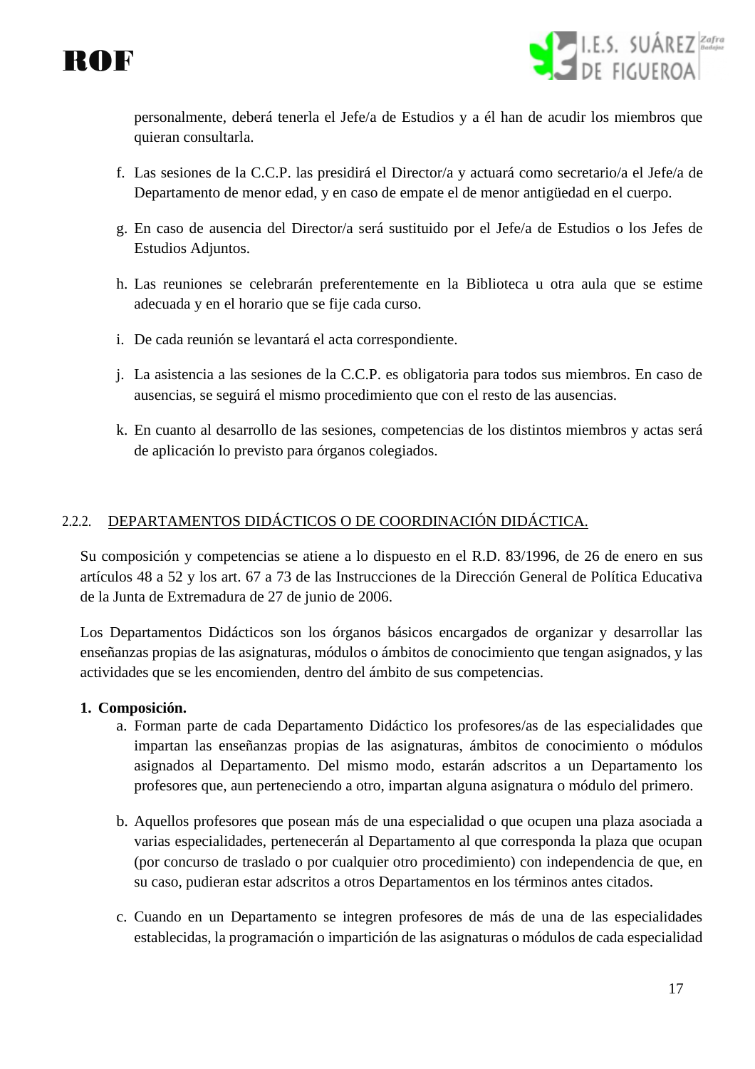personalmente, deberá tenerla el Jefe/a de Estudios y a él han de acudir los miembros que quieran consultarla.

f. Las sesiones de la C.C.P. las presidirá el Director/a y actuará como secretario/a el Jefe/a de Departamento de menor edad, y en caso de empate el de menor antigüedad en el cuerpo.

g. En caso de ausencia del Director/a será sustituido por el Jefe/a de Estudios o los Jefes de Estudios Adjuntos.

h. Las reuniones se celebrarán preferentemente en la Biblioteca u otra aula que se estime adecuada y en el horario que se fije cada curso.

i. De cada reunión se levantará el acta correspondiente.

j. La asistencia a las sesiones de la C.C.P. es obligatoria para todos sus miembros. En caso de ausencias, se seguirá el mismo procedimiento que con el resto de las ausencias.

k. En cuanto al desarrollo de las sesiones, competencias de los distintos miembros y actas será de aplicación lo previsto para órganos colegiados.

### 2.2.2. DEPARTAMENTOS DIDÁCTICOS O DE COORDINACIÓN DIDÁCTICA.

Su composición y competencias se atiene a lo dispuesto en el R.D. 83/1996, de 26 de enero en sus artículos 48 a 52 y los art. 67 a 73 de las Instrucciones de la Dirección General de Política Educativa de la Junta de Extremadura de 27 de junio de 2006.

Los Departamentos Didácticos son los órganos básicos encargados de organizar y desarrollar las enseñanzas propias de las asignaturas, módulos o ámbitos de conocimiento que tengan asignados, y las actividades que se les encomienden, dentro del ámbito de sus competencias.

**1. Composición.**

a. Forman parte de cada Departamento Didáctico los profesores/as de las especialidades que impartan las enseñanzas propias de las asignaturas, ámbitos de conocimiento o módulos asignados al Departamento. Del mismo modo, estarán adscritos a un Departamento los profesores que, aun perteneciendo a otro, impartan alguna asignatura o módulo del primero.

b. Aquellos profesores que posean más de una especialidad o que ocupen una plaza asociada a varias especialidades, pertenecerán al Departamento al que corresponda la plaza que ocupan (por concurso de traslado o por cualquier otro procedimiento) con independencia de que, en su caso, pudieran estar adscritos a otros Departamentos en los términos antes citados.

c. Cuando en un Departamento se integren profesores de más de una de las especialidades establecidas, la programación o impartición de las asignaturas o módulos de cada especialidad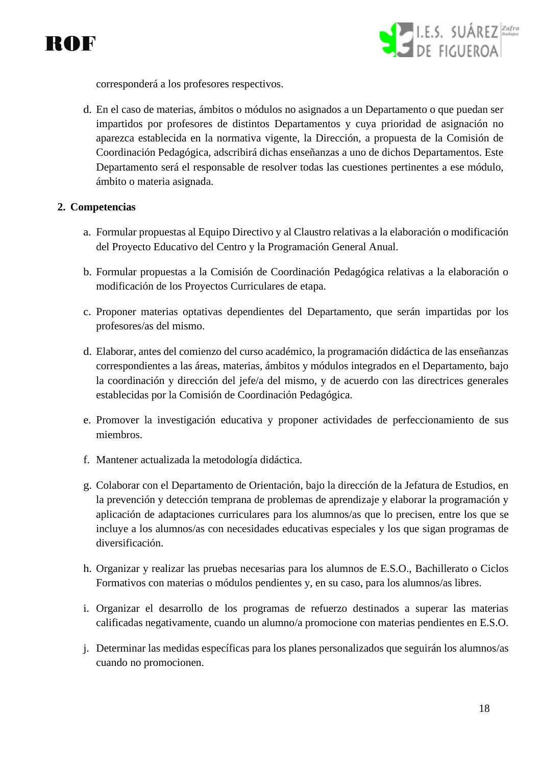corresponderá a los profesores respectivos.

d. En el caso de materias, ámbitos o módulos no asignados a un Departamento o que puedan ser impartidos por profesores de distintos Departamentos y cuya prioridad de asignación no aparezca establecida en la normativa vigente, la Dirección, a propuesta de la Comisión de Coordinación Pedagógica, adscribirá dichas enseñanzas a uno de dichos Departamentos. Este Departamento será el responsable de resolver todas las cuestiones pertinentes a ese módulo, ámbito o materia asignada.

2. **Competencias**

a. Formular propuestas al Equipo Directivo y al Claustro relativas a la elaboración o modificación del Proyecto Educativo del Centro y la Programación General Anual.

b. Formular propuestas a la Comisión de Coordinación Pedagógica relativas a la elaboración o modificación de los Proyectos Curriculares de etapa.

c. Proponer materias optativas dependientes del Departamento, que serán impartidas por los profesores/as del mismo.

d. Elaborar, antes del comienzo del curso académico, la programación didáctica de las enseñanzas correspondientes a las áreas, materias, ámbitos y módulos integrados en el Departamento, bajo la coordinación y dirección del jefe/a del mismo, y de acuerdo con las directrices generales establecidas por la Comisión de Coordinación Pedagógica.

e. Promover la investigación educativa y proponer actividades de perfeccionamiento de sus miembros.

f. Mantener actualizada la metodología didáctica.

g. Colaborar con el Departamento de Orientación, bajo la dirección de la Jefatura de Estudios, en la prevención y detección temprana de problemas de aprendizaje y elaborar la programación y aplicación de adaptaciones curriculares para los alumnos/as que lo precisen, entre los que se incluye a los alumnos/as con necesidades educativas especiales y los que sigan programas de diversificación.

h. Organizar y realizar las pruebas necesarias para los alumnos de E.S.O., Bachillerato o Ciclos Formativos con materias o módulos pendientes y, en su caso, para los alumnos/as libres.

i. Organizar el desarrollo de los programas de refuerzo destinados a superar las materias calificadas negativamente, cuando un alumno/a promocione con materias pendientes en E.S.O.

j. Determinar las medidas específicas para los planes personalizados que seguirán los alumnos/as cuando no promocionen.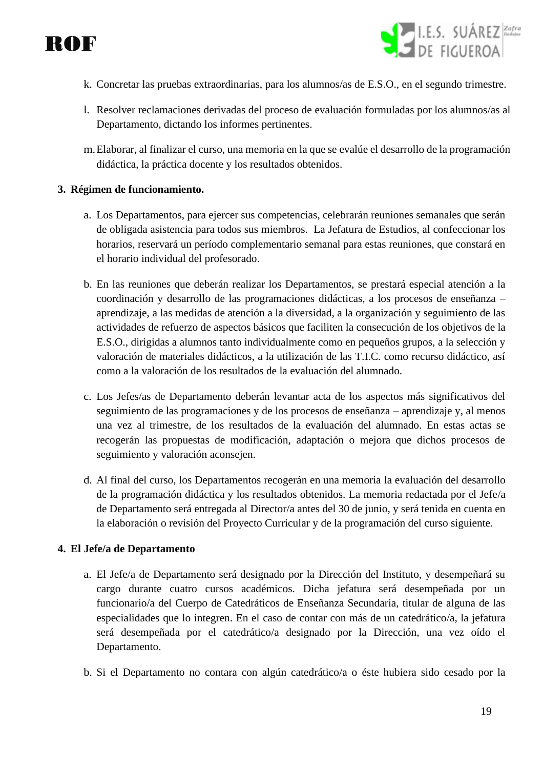k. Concretar las pruebas extraordinarias, para los alumnos/as de E.S.O., en el segundo trimestre.

l. Resolver reclamaciones derivadas del proceso de evaluación formuladas por los alumnos/as al Departamento, dictando los informes pertinentes.

m. Elaborar, al finalizar el curso, una memoria en la que se evalúe el desarrollo de la programación didáctica, la práctica docente y los resultados obtenidos.

**3. Régimen de funcionamiento.**

a. Los Departamentos, para ejercer sus competencias, celebrarán reuniones semanales que serán de obligada asistencia para todos sus miembros. La Jefatura de Estudios, al confeccionar los horarios, reservará un período complementario semanal para estas reuniones, que constará en el horario individual del profesorado.

b. En las reuniones que deberán realizar los Departamentos, se prestará especial atención a la coordinación y desarrollo de las programaciones didácticas, a los procesos de enseñanza – aprendizaje, a las medidas de atención a la diversidad, a la organización y seguimiento de las actividades de refuerzo de aspectos básicos que faciliten la consecución de los objetivos de la E.S.O., dirigidas a alumnos tanto individualmente como en pequeños grupos, a la selección y valoración de materiales didácticos, a la utilización de las T.I.C. como recurso didáctico, así como a la valoración de los resultados de la evaluación del alumnado.

c. Los Jefes/as de Departamento deberán levantar acta de los aspectos más significativos del seguimiento de las programaciones y de los procesos de enseñanza – aprendizaje y, al menos una vez al trimestre, de los resultados de la evaluación del alumnado. En estas actas se recogerán las propuestas de modificación, adaptación o mejora que dichos procesos de seguimiento y valoración aconsejen.

d. Al final del curso, los Departamentos recogerán en una memoria la evaluación del desarrollo de la programación didáctica y los resultados obtenidos. La memoria redactada por el Jefe/a de Departamento será entregada al Director/a antes del 30 de junio, y será tenida en cuenta en la elaboración o revisión del Proyecto Curricular y de la programación del curso siguiente.

**4. El Jefe/a de Departamento**

a. El Jefe/a de Departamento será designado por la Dirección del Instituto, y desempeñará su cargo durante cuatro cursos académicos. Dicha jefatura será desempeñada por un funcionario/a del Cuerpo de Catedráticos de Enseñanza Secundaria, titular de alguna de las especialidades que lo integren. En el caso de contar con más de un catedrático/a, la jefatura será desempeñada por el catedrático/a designado por la Dirección, una vez oído el Departamento.

b. Si el Departamento no contara con algún catedrático/a o éste hubiera sido cesado por la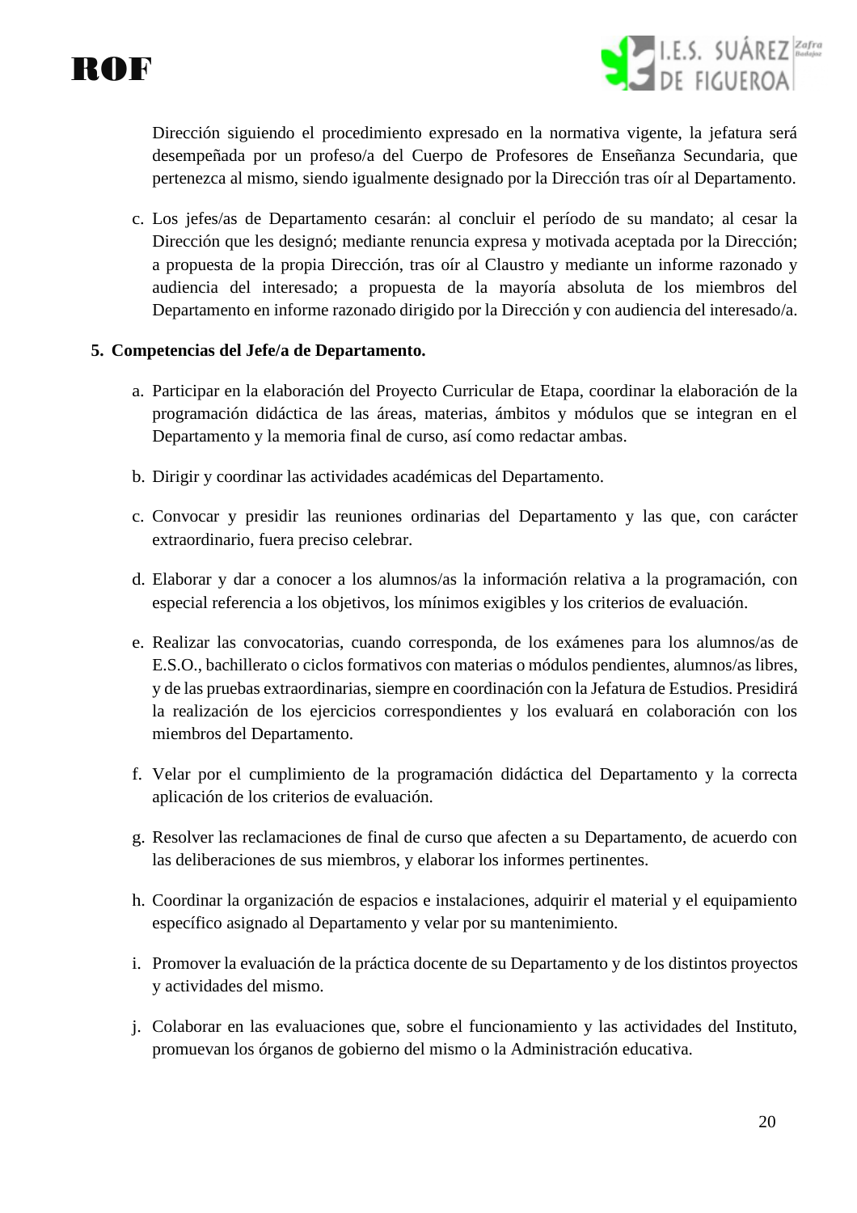Dirección siguiendo el procedimiento expresado en la normativa vigente, la jefatura será desempeñada por un profeso/a del Cuerpo de Profesores de Enseñanza Secundaria, que pertenezca al mismo, siendo igualmente designado por la Dirección tras oír al Departamento.

c. Los jefes/as de Departamento cesarán: al concluir el período de su mandato; al cesar la Dirección que les designó; mediante renuncia expresa y motivada aceptada por la Dirección; a propuesta de la propia Dirección, tras oír al Claustro y mediante un informe razonado y audiencia del interesado; a propuesta de la mayoría absoluta de los miembros del Departamento en informe razonado dirigido por la Dirección y con audiencia del interesado/a.

5. **Competencias del Jefe/a de Departamento.**

   a. Participar en la elaboración del Proyecto Curricular de Etapa, coordinar la elaboración de la programación didáctica de las áreas, materias, ámbitos y módulos que se integran en el Departamento y la memoria final de curso, así como redactar ambas.

   b. Dirigir y coordinar las actividades académicas del Departamento.

   c. Convocar y presidir las reuniones ordinarias del Departamento y las que, con carácter extraordinario, fuera preciso celebrar.

   d. Elaborar y dar a conocer a los alumnos/as la información relativa a la programación, con especial referencia a los objetivos, los mínimos exigibles y los criterios de evaluación.

   e. Realizar las convocatorias, cuando corresponda, de los exámenes para los alumnos/as de E.S.O., bachillerato o ciclos formativos con materias o módulos pendientes, alumnos/as libres, y de las pruebas extraordinarias, siempre en coordinación con la Jefatura de Estudios. Presidirá la realización de los ejercicios correspondientes y los evaluará en colaboración con los miembros del Departamento.

   f. Velar por el cumplimiento de la programación didáctica del Departamento y la correcta aplicación de los criterios de evaluación.

   g. Resolver las reclamaciones de final de curso que afecten a su Departamento, de acuerdo con las deliberaciones de sus miembros, y elaborar los informes pertinentes.

   h. Coordinar la organización de espacios e instalaciones, adquirir el material y el equipamiento específico asignado al Departamento y velar por su mantenimiento.

   i. Promover la evaluación de la práctica docente de su Departamento y de los distintos proyectos y actividades del mismo.

   j. Colaborar en las evaluaciones que, sobre el funcionamiento y las actividades del Instituto, promuevan los órganos de gobierno del mismo o la Administración educativa.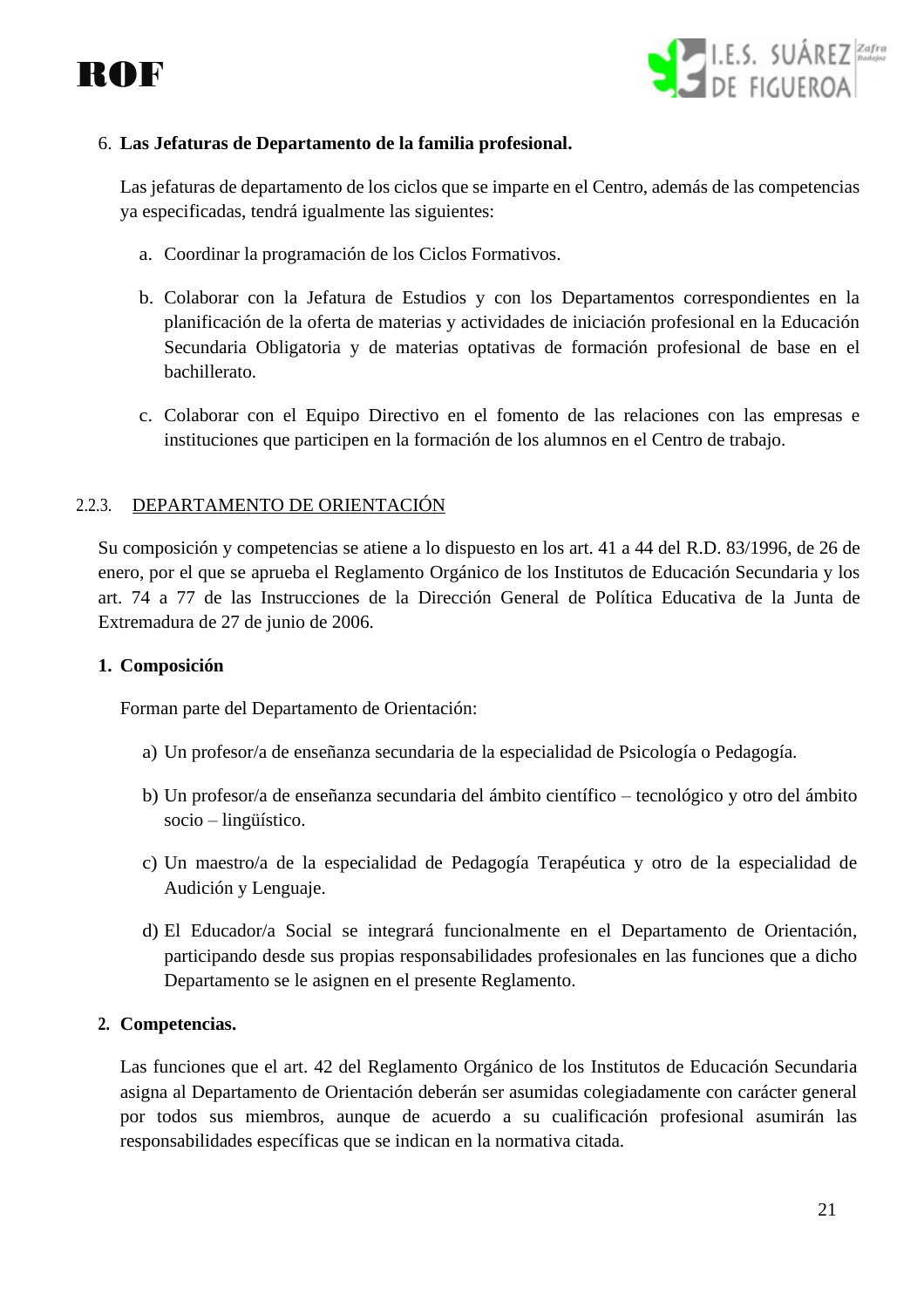6. **Las Jefaturas de Departamento de la familia profesional.**

   Las jefaturas de departamento de los ciclos que se imparte en el Centro, además de las competencias ya especificadas, tendrá igualmente las siguientes:

   a. Coordinar la programación de los Ciclos Formativos.

   b. Colaborar con la Jefatura de Estudios y con los Departamentos correspondientes en la planificación de la oferta de materias y actividades de iniciación profesional en la Educación Secundaria Obligatoria y de materias optativas de formación profesional de base en el bachillerato.

   c. Colaborar con el Equipo Directivo en el fomento de las relaciones con las empresas e instituciones que participen en la formación de los alumnos en el Centro de trabajo.

### 2.2.3. DEPARTAMENTO DE ORIENTACIÓN

Su composición y competencias se atiene a lo dispuesto en los art. 41 a 44 del R.D. 83/1996, de 26 de enero, por el que se aprueba el Reglamento Orgánico de los Institutos de Educación Secundaria y los art. 74 a 77 de las Instrucciones de la Dirección General de Política Educativa de la Junta de Extremadura de 27 de junio de 2006.

1. **Composición**

   Forman parte del Departamento de Orientación:

   a) Un profesor/a de enseñanza secundaria de la especialidad de Psicología o Pedagogía.

   b) Un profesor/a de enseñanza secundaria del ámbito científico – tecnológico y otro del ámbito socio – lingüístico.

   c) Un maestro/a de la especialidad de Pedagogía Terapéutica y otro de la especialidad de Audición y Lenguaje.

   d) El Educador/a Social se integrará funcionalmente en el Departamento de Orientación, participando desde sus propias responsabilidades profesionales en las funciones que a dicho Departamento se le asignen en el presente Reglamento.

2. **Competencias.**

   Las funciones que el art. 42 del Reglamento Orgánico de los Institutos de Educación Secundaria asigna al Departamento de Orientación deberán ser asumidas colegiadamente con carácter general por todos sus miembros, aunque de acuerdo a su cualificación profesional asumirán las responsabilidades específicas que se indican en la normativa citada.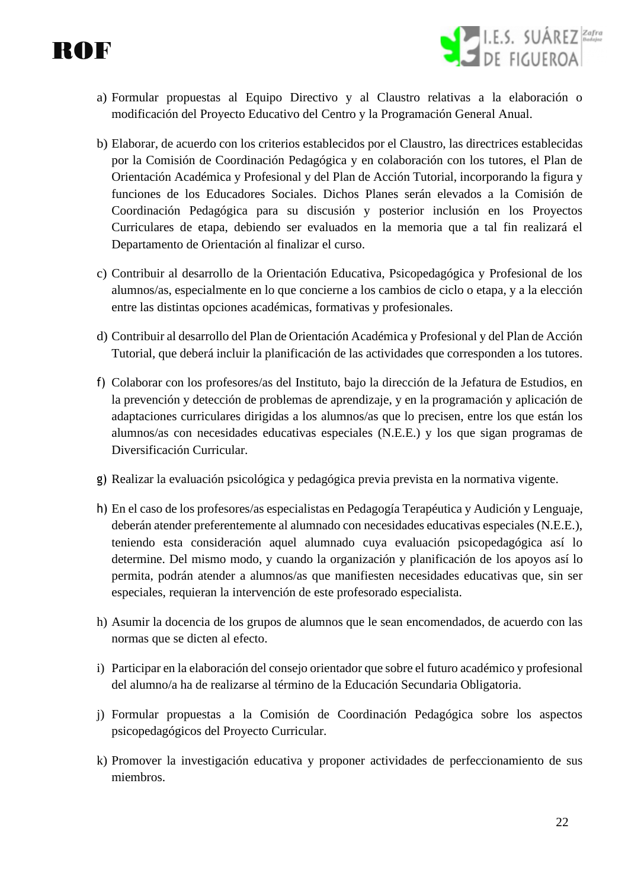a) Formular propuestas al Equipo Directivo y al Claustro relativas a la elaboración o modificación del Proyecto Educativo del Centro y la Programación General Anual.

b) Elaborar, de acuerdo con los criterios establecidos por el Claustro, las directrices establecidas por la Comisión de Coordinación Pedagógica y en colaboración con los tutores, el Plan de Orientación Académica y Profesional y del Plan de Acción Tutorial, incorporando la figura y funciones de los Educadores Sociales. Dichos Planes serán elevados a la Comisión de Coordinación Pedagógica para su discusión y posterior inclusión en los Proyectos Curriculares de etapa, debiendo ser evaluados en la memoria que a tal fin realizará el Departamento de Orientación al finalizar el curso.

c) Contribuir al desarrollo de la Orientación Educativa, Psicopedagógica y Profesional de los alumnos/as, especialmente en lo que concierne a los cambios de ciclo o etapa, y a la elección entre las distintas opciones académicas, formativas y profesionales.

d) Contribuir al desarrollo del Plan de Orientación Académica y Profesional y del Plan de Acción Tutorial, que deberá incluir la planificación de las actividades que corresponden a los tutores.

f) Colaborar con los profesores/as del Instituto, bajo la dirección de la Jefatura de Estudios, en la prevención y detección de problemas de aprendizaje, y en la programación y aplicación de adaptaciones curriculares dirigidas a los alumnos/as que lo precisen, entre los que están los alumnos/as con necesidades educativas especiales (N.E.E.) y los que sigan programas de Diversificación Curricular.

g) Realizar la evaluación psicológica y pedagógica previa prevista en la normativa vigente.

h) En el caso de los profesores/as especialistas en Pedagogía Terapéutica y Audición y Lenguaje, deberán atender preferentemente al alumnado con necesidades educativas especiales (N.E.E.), teniendo esta consideración aquel alumnado cuya evaluación psicopedagógica así lo determine. Del mismo modo, y cuando la organización y planificación de los apoyos así lo permita, podrán atender a alumnos/as que manifiesten necesidades educativas que, sin ser especiales, requieran la intervención de este profesorado especialista.

h) Asumir la docencia de los grupos de alumnos que le sean encomendados, de acuerdo con las normas que se dicten al efecto.

i) Participar en la elaboración del consejo orientador que sobre el futuro académico y profesional del alumno/a ha de realizarse al término de la Educación Secundaria Obligatoria.

j) Formular propuestas a la Comisión de Coordinación Pedagógica sobre los aspectos psicopedagógicos del Proyecto Curricular.

k) Promover la investigación educativa y proponer actividades de perfeccionamiento de sus miembros.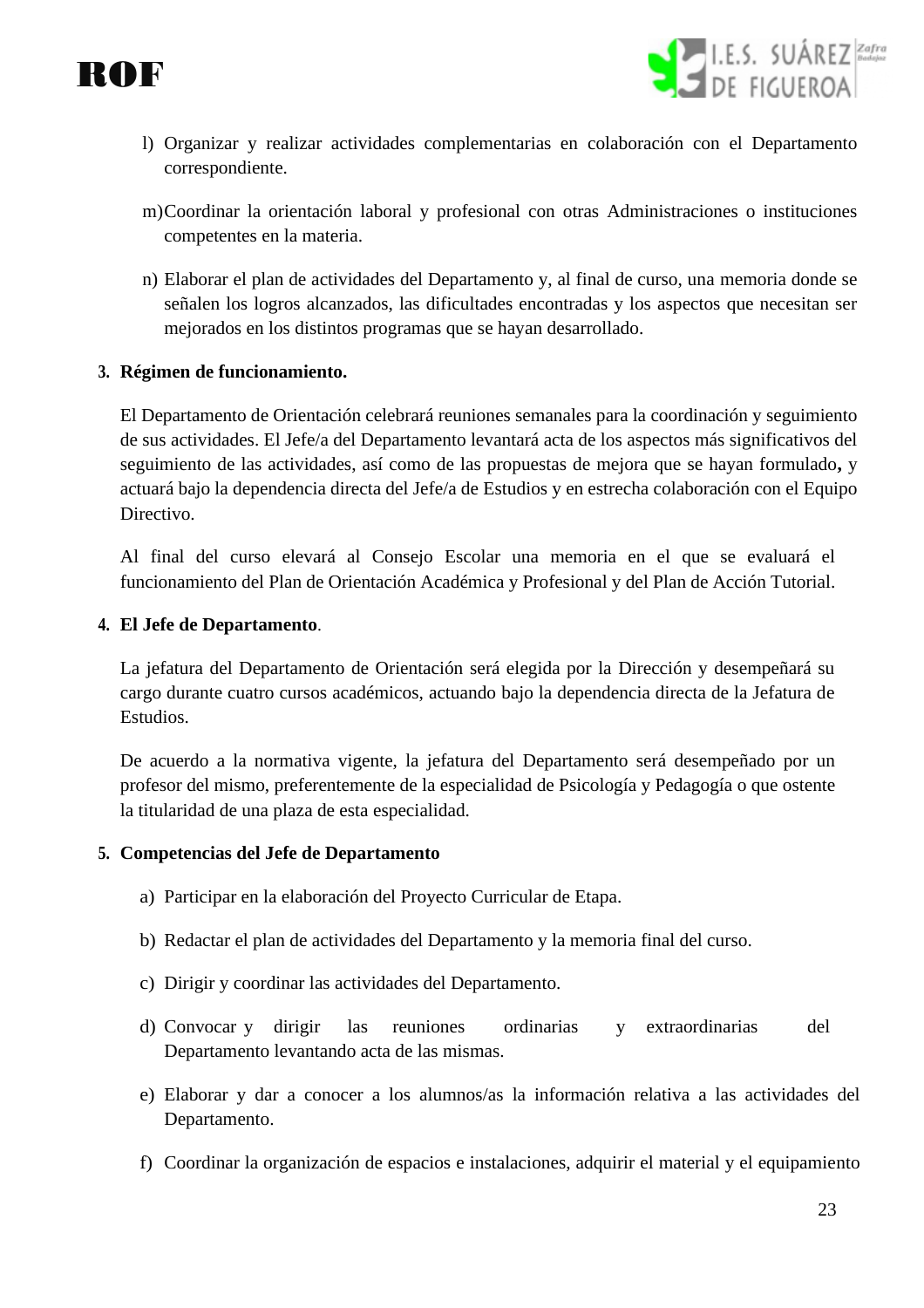l) Organizar y realizar actividades complementarias en colaboración con el Departamento correspondiente.

m) Coordinar la orientación laboral y profesional con otras Administraciones o instituciones competentes en la materia.

n) Elaborar el plan de actividades del Departamento y, al final de curso, una memoria donde se señalen los logros alcanzados, las dificultades encontradas y los aspectos que necesitan ser mejorados en los distintos programas que se hayan desarrollado.

3. **Régimen de funcionamiento.**

El Departamento de Orientación celebrará reuniones semanales para la coordinación y seguimiento de sus actividades. El Jefe/a del Departamento levantará acta de los aspectos más significativos del seguimiento de las actividades, así como de las propuestas de mejora que se hayan formulado**,** y actuará bajo la dependencia directa del Jefe/a de Estudios y en estrecha colaboración con el Equipo Directivo.

Al final del curso elevará al Consejo Escolar una memoria en el que se evaluará el funcionamiento del Plan de Orientación Académica y Profesional y del Plan de Acción Tutorial.

4. **El Jefe de Departamento**.

La jefatura del Departamento de Orientación será elegida por la Dirección y desempeñará su cargo durante cuatro cursos académicos, actuando bajo la dependencia directa de la Jefatura de Estudios.

De acuerdo a la normativa vigente, la jefatura del Departamento será desempeñado por un profesor del mismo, preferentemente de la especialidad de Psicología y Pedagogía o que ostente la titularidad de una plaza de esta especialidad.

5. **Competencias del Jefe de Departamento**

a) Participar en la elaboración del Proyecto Curricular de Etapa.

b) Redactar el plan de actividades del Departamento y la memoria final del curso.

c) Dirigir y coordinar las actividades del Departamento.

d) Convocar y dirigir las reuniones ordinarias y extraordinarias del Departamento levantando acta de las mismas.

e) Elaborar y dar a conocer a los alumnos/as la información relativa a las actividades del Departamento.

f) Coordinar la organización de espacios e instalaciones, adquirir el material y el equipamiento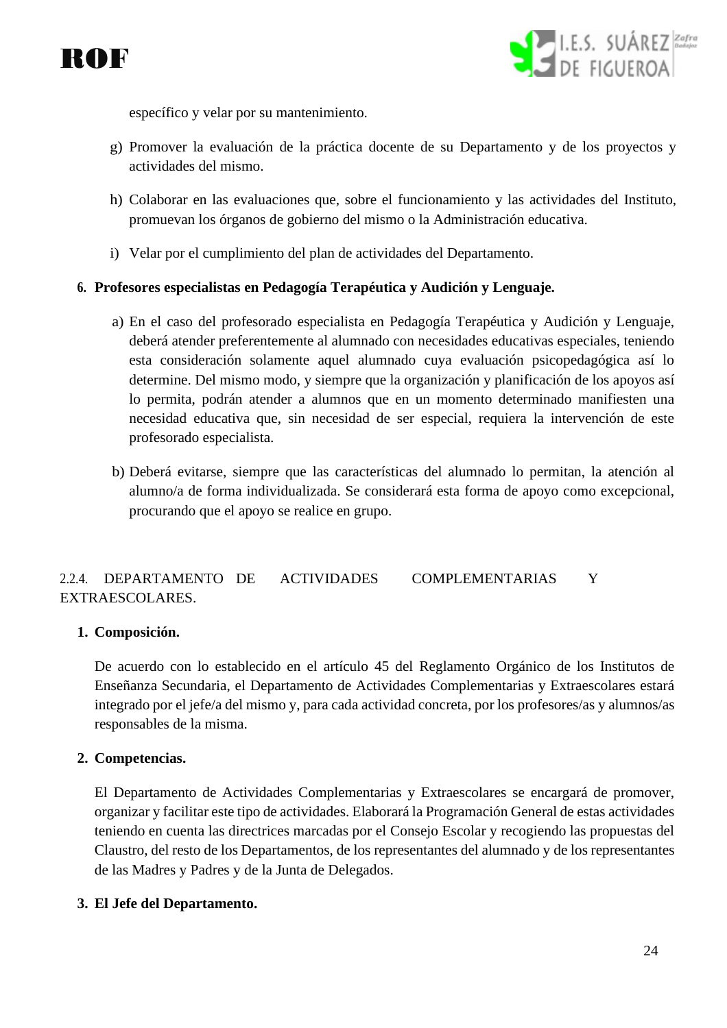específico y velar por su mantenimiento.

g) Promover la evaluación de la práctica docente de su Departamento y de los proyectos y actividades del mismo.

h) Colaborar en las evaluaciones que, sobre el funcionamiento y las actividades del Instituto, promuevan los órganos de gobierno del mismo o la Administración educativa.

i) Velar por el cumplimiento del plan de actividades del Departamento.

**6. Profesores especialistas en Pedagogía Terapéutica y Audición y Lenguaje.**

a) En el caso del profesorado especialista en Pedagogía Terapéutica y Audición y Lenguaje, deberá atender preferentemente al alumnado con necesidades educativas especiales, teniendo esta consideración solamente aquel alumnado cuya evaluación psicopedagógica así lo determine. Del mismo modo, y siempre que la organización y planificación de los apoyos así lo permita, podrán atender a alumnos que en un momento determinado manifiesten una necesidad educativa que, sin necesidad de ser especial, requiera la intervención de este profesorado especialista.

b) Deberá evitarse, siempre que las características del alumnado lo permitan, la atención al alumno/a de forma individualizada. Se considerará esta forma de apoyo como excepcional, procurando que el apoyo se realice en grupo.

### 2.2.4. DEPARTAMENTO DE ACTIVIDADES COMPLEMENTARIAS Y EXTRAESCOLARES.

**1. Composición.**

De acuerdo con lo establecido en el artículo 45 del Reglamento Orgánico de los Institutos de Enseñanza Secundaria, el Departamento de Actividades Complementarias y Extraescolares estará integrado por el jefe/a del mismo y, para cada actividad concreta, por los profesores/as y alumnos/as responsables de la misma.

**2. Competencias.**

El Departamento de Actividades Complementarias y Extraescolares se encargará de promover, organizar y facilitar este tipo de actividades. Elaborará la Programación General de estas actividades teniendo en cuenta las directrices marcadas por el Consejo Escolar y recogiendo las propuestas del Claustro, del resto de los Departamentos, de los representantes del alumnado y de los representantes de las Madres y Padres y de la Junta de Delegados.

**3. El Jefe del Departamento.**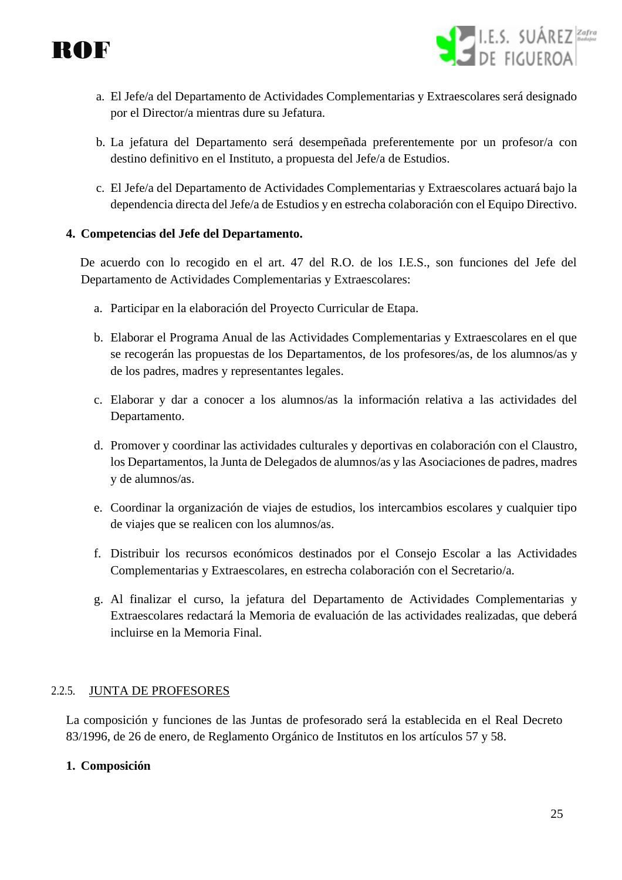a. El Jefe/a del Departamento de Actividades Complementarias y Extraescolares será designado por el Director/a mientras dure su Jefatura.

b. La jefatura del Departamento será desempeñada preferentemente por un profesor/a con destino definitivo en el Instituto, a propuesta del Jefe/a de Estudios.

c. El Jefe/a del Departamento de Actividades Complementarias y Extraescolares actuará bajo la dependencia directa del Jefe/a de Estudios y en estrecha colaboración con el Equipo Directivo.

**4. Competencias del Jefe del Departamento.**

De acuerdo con lo recogido en el art. 47 del R.O. de los I.E.S., son funciones del Jefe del Departamento de Actividades Complementarias y Extraescolares:

a. Participar en la elaboración del Proyecto Curricular de Etapa.

b. Elaborar el Programa Anual de las Actividades Complementarias y Extraescolares en el que se recogerán las propuestas de los Departamentos, de los profesores/as, de los alumnos/as y de los padres, madres y representantes legales.

c. Elaborar y dar a conocer a los alumnos/as la información relativa a las actividades del Departamento.

d. Promover y coordinar las actividades culturales y deportivas en colaboración con el Claustro, los Departamentos, la Junta de Delegados de alumnos/as y las Asociaciones de padres, madres y de alumnos/as.

e. Coordinar la organización de viajes de estudios, los intercambios escolares y cualquier tipo de viajes que se realicen con los alumnos/as.

f. Distribuir los recursos económicos destinados por el Consejo Escolar a las Actividades Complementarias y Extraescolares, en estrecha colaboración con el Secretario/a.

g. Al finalizar el curso, la jefatura del Departamento de Actividades Complementarias y Extraescolares redactará la Memoria de evaluación de las actividades realizadas, que deberá incluirse en la Memoria Final.

### 2.2.5. JUNTA DE PROFESORES

La composición y funciones de las Juntas de profesorado será la establecida en el Real Decreto 83/1996, de 26 de enero, de Reglamento Orgánico de Institutos en los artículos 57 y 58.

**1. Composición**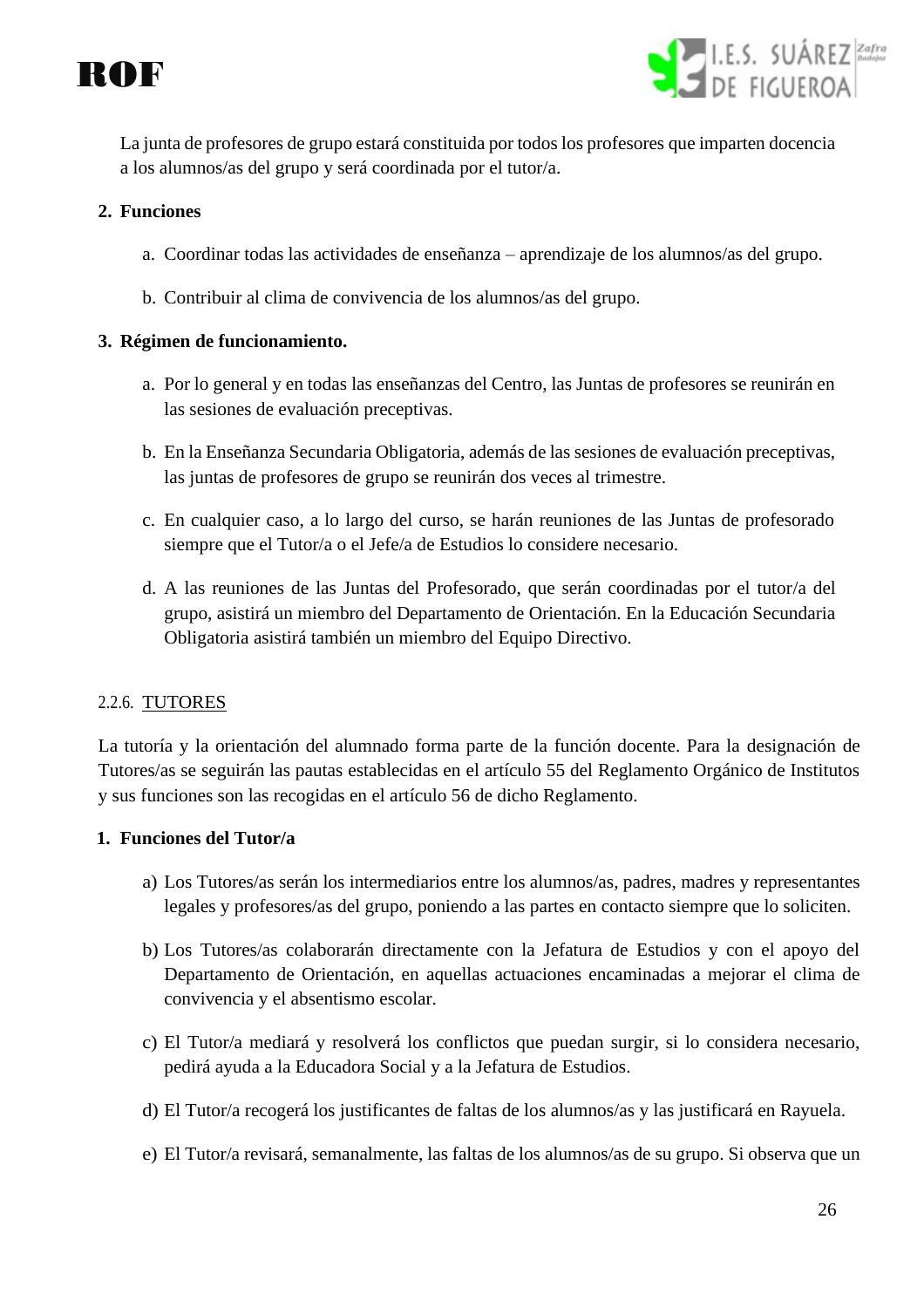La junta de profesores de grupo estará constituida por todos los profesores que imparten docencia a los alumnos/as del grupo y será coordinada por el tutor/a.

**2. Funciones**

a. Coordinar todas las actividades de enseñanza – aprendizaje de los alumnos/as del grupo.

b. Contribuir al clima de convivencia de los alumnos/as del grupo.

**3. Régimen de funcionamiento.**

a. Por lo general y en todas las enseñanzas del Centro, las Juntas de profesores se reunirán en las sesiones de evaluación preceptivas.

b. En la Enseñanza Secundaria Obligatoria, además de las sesiones de evaluación preceptivas, las juntas de profesores de grupo se reunirán dos veces al trimestre.

c. En cualquier caso, a lo largo del curso, se harán reuniones de las Juntas de profesorado siempre que el Tutor/a o el Jefe/a de Estudios lo considere necesario.

d. A las reuniones de las Juntas del Profesorado, que serán coordinadas por el tutor/a del grupo, asistirá un miembro del Departamento de Orientación. En la Educación Secundaria Obligatoria asistirá también un miembro del Equipo Directivo.

### 2.2.6. TUTORES

La tutoría y la orientación del alumnado forma parte de la función docente. Para la designación de Tutores/as se seguirán las pautas establecidas en el artículo 55 del Reglamento Orgánico de Institutos y sus funciones son las recogidas en el artículo 56 de dicho Reglamento.

**1. Funciones del Tutor/a**

a) Los Tutores/as serán los intermediarios entre los alumnos/as, padres, madres y representantes legales y profesores/as del grupo, poniendo a las partes en contacto siempre que lo soliciten.

b) Los Tutores/as colaborarán directamente con la Jefatura de Estudios y con el apoyo del Departamento de Orientación, en aquellas actuaciones encaminadas a mejorar el clima de convivencia y el absentismo escolar.

c) El Tutor/a mediará y resolverá los conflictos que puedan surgir, si lo considera necesario, pedirá ayuda a la Educadora Social y a la Jefatura de Estudios.

d) El Tutor/a recogerá los justificantes de faltas de los alumnos/as y las justificará en Rayuela.

e) El Tutor/a revisará, semanalmente, las faltas de los alumnos/as de su grupo. Si observa que un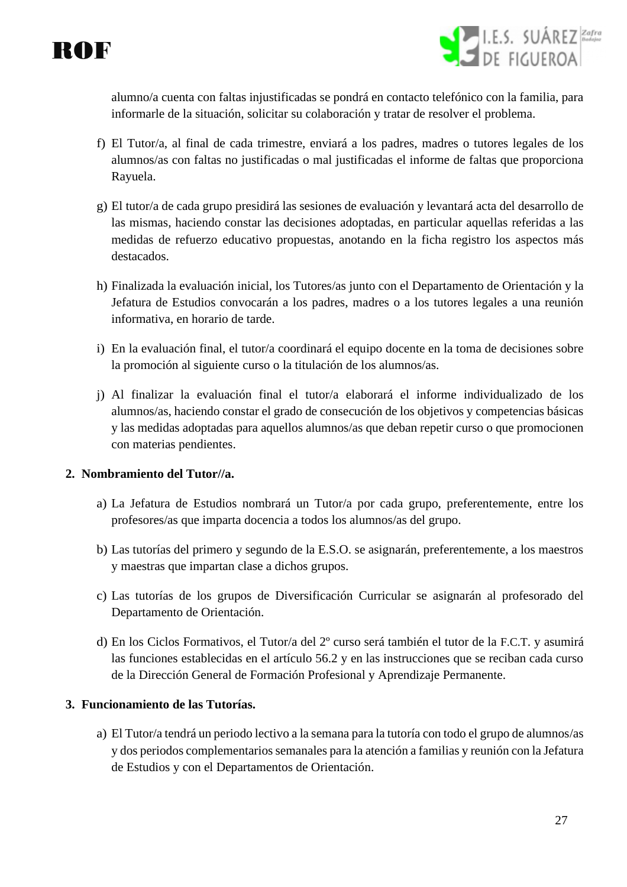alumno/a cuenta con faltas injustificadas se pondrá en contacto telefónico con la familia, para informarle de la situación, solicitar su colaboración y tratar de resolver el problema.

f) El Tutor/a, al final de cada trimestre, enviará a los padres, madres o tutores legales de los alumnos/as con faltas no justificadas o mal justificadas el informe de faltas que proporciona Rayuela.

g) El tutor/a de cada grupo presidirá las sesiones de evaluación y levantará acta del desarrollo de las mismas, haciendo constar las decisiones adoptadas, en particular aquellas referidas a las medidas de refuerzo educativo propuestas, anotando en la ficha registro los aspectos más destacados.

h) Finalizada la evaluación inicial, los Tutores/as junto con el Departamento de Orientación y la Jefatura de Estudios convocarán a los padres, madres o a los tutores legales a una reunión informativa, en horario de tarde.

i) En la evaluación final, el tutor/a coordinará el equipo docente en la toma de decisiones sobre la promoción al siguiente curso o la titulación de los alumnos/as.

j) Al finalizar la evaluación final el tutor/a elaborará el informe individualizado de los alumnos/as, haciendo constar el grado de consecución de los objetivos y competencias básicas y las medidas adoptadas para aquellos alumnos/as que deban repetir curso o que promocionen con materias pendientes.

**2. Nombramiento del Tutor//a.**

a) La Jefatura de Estudios nombrará un Tutor/a por cada grupo, preferentemente, entre los profesores/as que imparta docencia a todos los alumnos/as del grupo.

b) Las tutorías del primero y segundo de la E.S.O. se asignarán, preferentemente, a los maestros y maestras que impartan clase a dichos grupos.

c) Las tutorías de los grupos de Diversificación Curricular se asignarán al profesorado del Departamento de Orientación.

d) En los Ciclos Formativos, el Tutor/a del 2º curso será también el tutor de la F.C.T. y asumirá las funciones establecidas en el artículo 56.2 y en las instrucciones que se reciban cada curso de la Dirección General de Formación Profesional y Aprendizaje Permanente.

**3. Funcionamiento de las Tutorías.**

a) El Tutor/a tendrá un periodo lectivo a la semana para la tutoría con todo el grupo de alumnos/as y dos periodos complementarios semanales para la atención a familias y reunión con la Jefatura de Estudios y con el Departamentos de Orientación.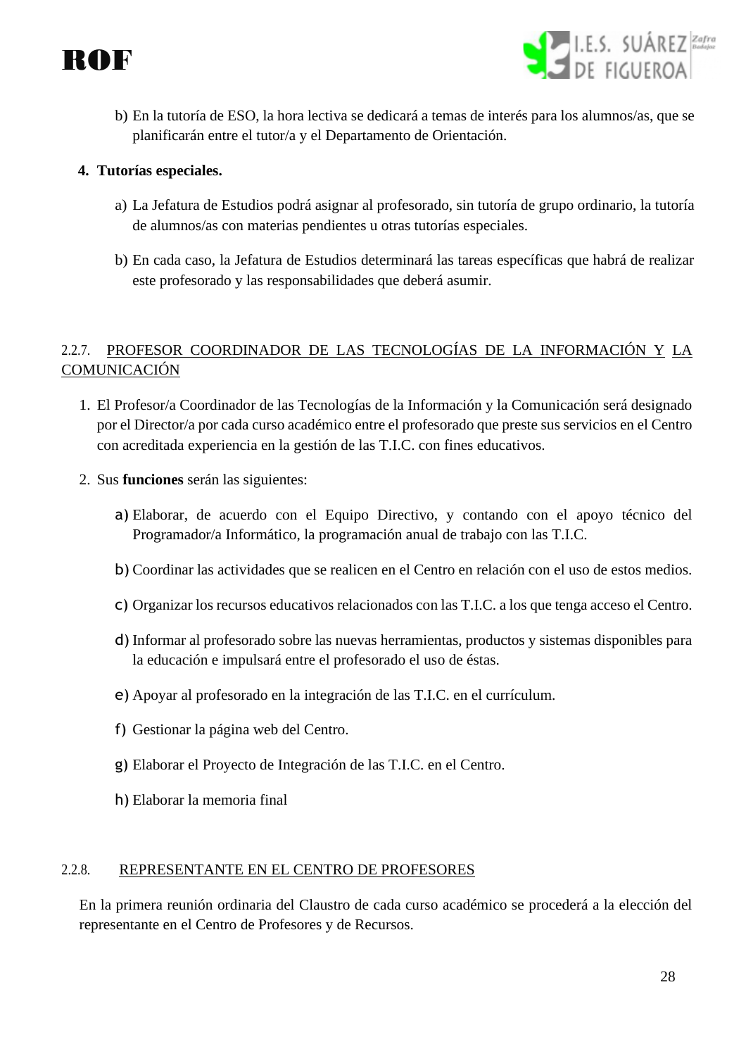b) En la tutoría de ESO, la hora lectiva se dedicará a temas de interés para los alumnos/as, que se planificarán entre el tutor/a y el Departamento de Orientación.

4. **Tutorías especiales.**

   a) La Jefatura de Estudios podrá asignar al profesorado, sin tutoría de grupo ordinario, la tutoría de alumnos/as con materias pendientes u otras tutorías especiales.

   b) En cada caso, la Jefatura de Estudios determinará las tareas específicas que habrá de realizar este profesorado y las responsabilidades que deberá asumir.

### 2.2.7. PROFESOR COORDINADOR DE LAS TECNOLOGÍAS DE LA INFORMACIÓN Y LA COMUNICACIÓN

1. El Profesor/a Coordinador de las Tecnologías de la Información y la Comunicación será designado por el Director/a por cada curso académico entre el profesorado que preste sus servicios en el Centro con acreditada experiencia en la gestión de las T.I.C. con fines educativos.

2. Sus **funciones** serán las siguientes:

   a) Elaborar, de acuerdo con el Equipo Directivo, y contando con el apoyo técnico del Programador/a Informático, la programación anual de trabajo con las T.I.C.

   b) Coordinar las actividades que se realicen en el Centro en relación con el uso de estos medios.

   c) Organizar los recursos educativos relacionados con las T.I.C. a los que tenga acceso el Centro.

   d) Informar al profesorado sobre las nuevas herramientas, productos y sistemas disponibles para la educación e impulsará entre el profesorado el uso de éstas.

   e) Apoyar al profesorado en la integración de las T.I.C. en el currículum.

   f) Gestionar la página web del Centro.

   g) Elaborar el Proyecto de Integración de las T.I.C. en el Centro.

   h) Elaborar la memoria final

### 2.2.8. REPRESENTANTE EN EL CENTRO DE PROFESORES

En la primera reunión ordinaria del Claustro de cada curso académico se procederá a la elección del representante en el Centro de Profesores y de Recursos.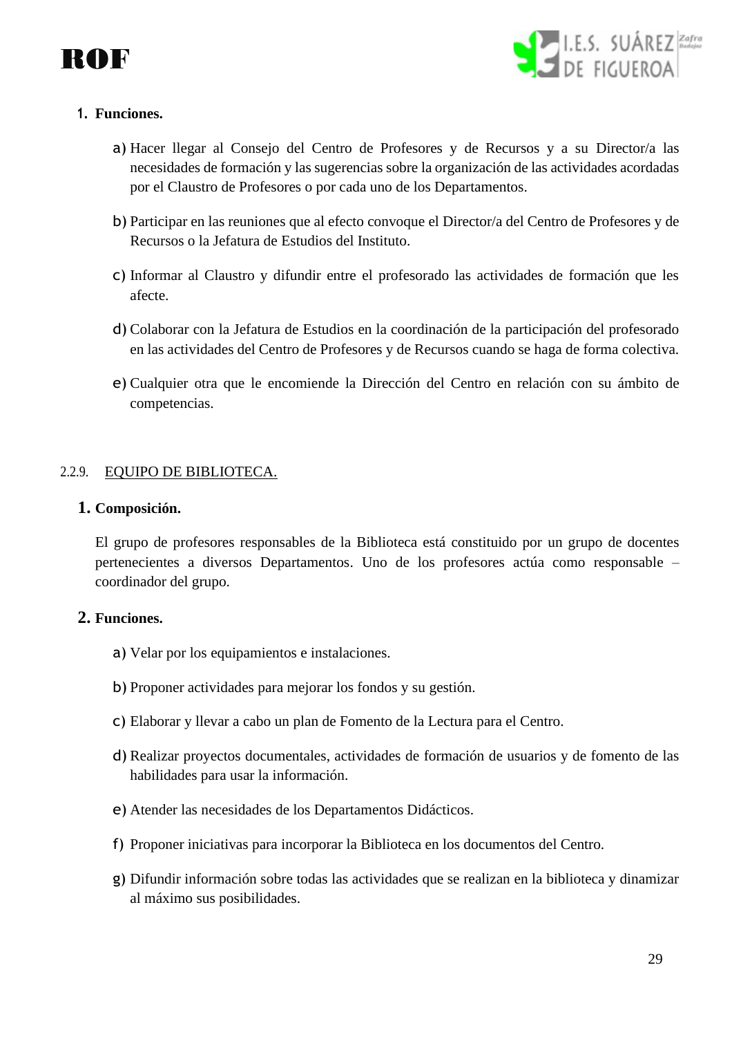1. **Funciones.**

    a) Hacer llegar al Consejo del Centro de Profesores y de Recursos y a su Director/a las necesidades de formación y las sugerencias sobre la organización de las actividades acordadas por el Claustro de Profesores o por cada uno de los Departamentos.

    b) Participar en las reuniones que al efecto convoque el Director/a del Centro de Profesores y de Recursos o la Jefatura de Estudios del Instituto.

    c) Informar al Claustro y difundir entre el profesorado las actividades de formación que les afecte.

    d) Colaborar con la Jefatura de Estudios en la coordinación de la participación del profesorado en las actividades del Centro de Profesores y de Recursos cuando se haga de forma colectiva.

    e) Cualquier otra que le encomiende la Dirección del Centro en relación con su ámbito de competencias.

### 2.2.9. EQUIPO DE BIBLIOTECA.

1. **Composición.**

    El grupo de profesores responsables de la Biblioteca está constituido por un grupo de docentes pertenecientes a diversos Departamentos. Uno de los profesores actúa como responsable – coordinador del grupo.

2. **Funciones.**

    a) Velar por los equipamientos e instalaciones.

    b) Proponer actividades para mejorar los fondos y su gestión.

    c) Elaborar y llevar a cabo un plan de Fomento de la Lectura para el Centro.

    d) Realizar proyectos documentales, actividades de formación de usuarios y de fomento de las habilidades para usar la información.

    e) Atender las necesidades de los Departamentos Didácticos.

    f) Proponer iniciativas para incorporar la Biblioteca en los documentos del Centro.

    g) Difundir información sobre todas las actividades que se realizan en la biblioteca y dinamizar al máximo sus posibilidades.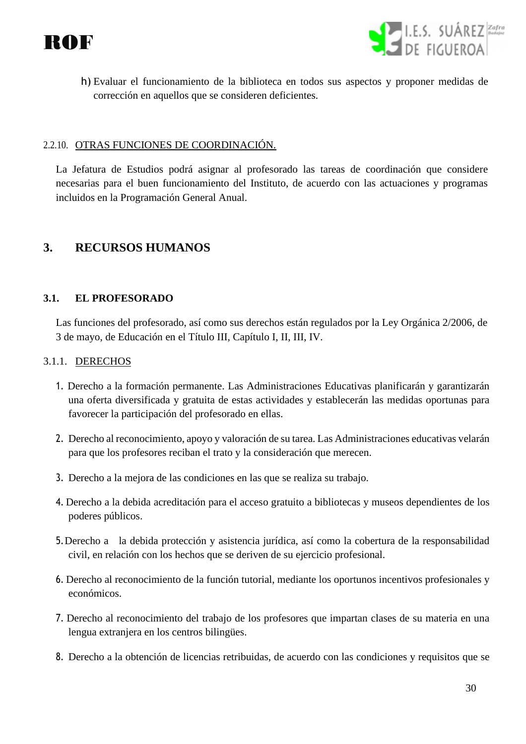h) Evaluar el funcionamiento de la biblioteca en todos sus aspectos y proponer medidas de corrección en aquellos que se consideren deficientes.

#### 2.2.10. OTRAS FUNCIONES DE COORDINACIÓN.

La Jefatura de Estudios podrá asignar al profesorado las tareas de coordinación que considere necesarias para el buen funcionamiento del Instituto, de acuerdo con las actuaciones y programas incluidos en la Programación General Anual.

# 3. RECURSOS HUMANOS

## 3.1. EL PROFESORADO

Las funciones del profesorado, así como sus derechos están regulados por la Ley Orgánica 2/2006, de 3 de mayo, de Educación en el Título III, Capítulo I, II, III, IV.

### 3.1.1. DERECHOS

1. Derecho a la formación permanente. Las Administraciones Educativas planificarán y garantizarán una oferta diversificada y gratuita de estas actividades y establecerán las medidas oportunas para favorecer la participación del profesorado en ellas.

2. Derecho al reconocimiento, apoyo y valoración de su tarea. Las Administraciones educativas velarán para que los profesores reciban el trato y la consideración que merecen.

3. Derecho a la mejora de las condiciones en las que se realiza su trabajo.

4. Derecho a la debida acreditación para el acceso gratuito a bibliotecas y museos dependientes de los poderes públicos.

5. Derecho a la debida protección y asistencia jurídica, así como la cobertura de la responsabilidad civil, en relación con los hechos que se deriven de su ejercicio profesional.

6. Derecho al reconocimiento de la función tutorial, mediante los oportunos incentivos profesionales y económicos.

7. Derecho al reconocimiento del trabajo de los profesores que impartan clases de su materia en una lengua extranjera en los centros bilingües.

8. Derecho a la obtención de licencias retribuidas, de acuerdo con las condiciones y requisitos que se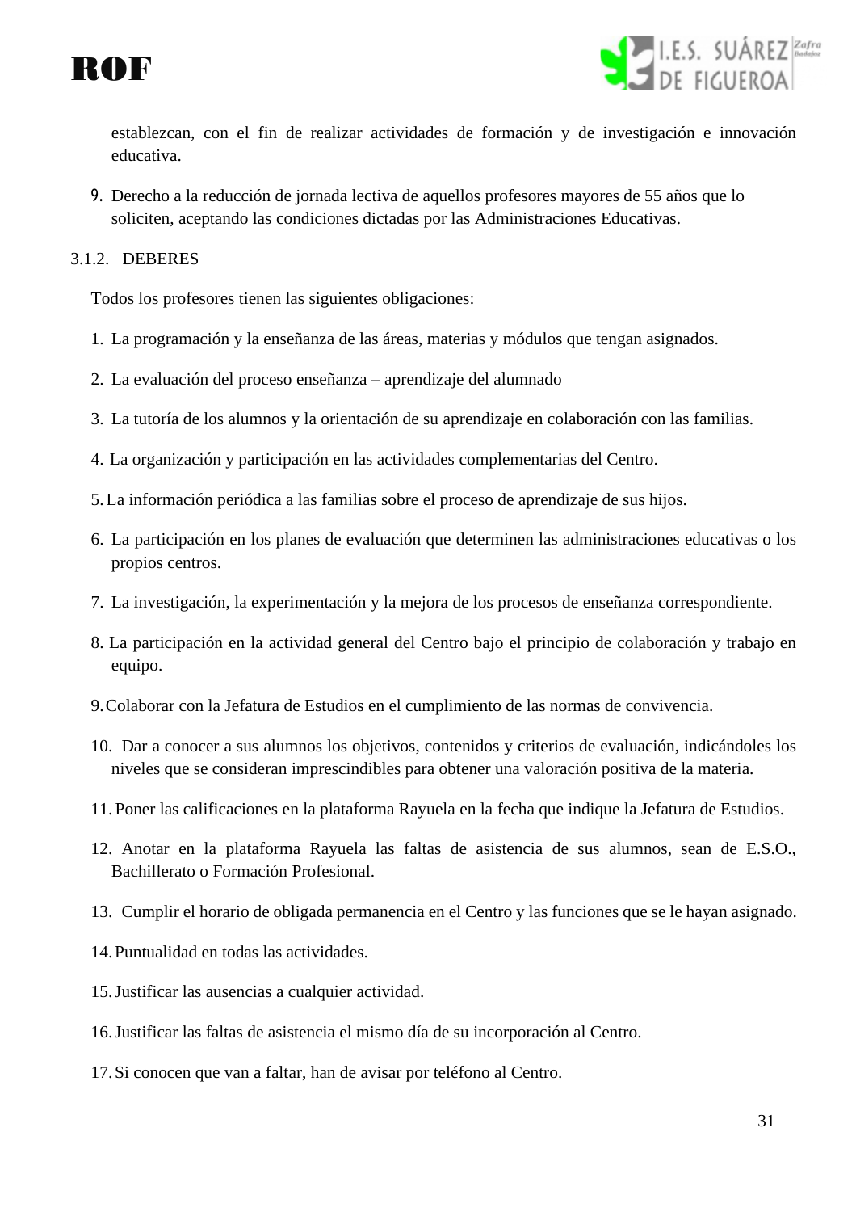establezcan, con el fin de realizar actividades de formación y de investigación e innovación educativa.

9. Derecho a la reducción de jornada lectiva de aquellos profesores mayores de 55 años que lo soliciten, aceptando las condiciones dictadas por las Administraciones Educativas.

3.1.2. DEBERES

Todos los profesores tienen las siguientes obligaciones:

1. La programación y la enseñanza de las áreas, materias y módulos que tengan asignados.
2. La evaluación del proceso enseñanza – aprendizaje del alumnado
3. La tutoría de los alumnos y la orientación de su aprendizaje en colaboración con las familias.
4. La organización y participación en las actividades complementarias del Centro.
5. La información periódica a las familias sobre el proceso de aprendizaje de sus hijos.
6. La participación en los planes de evaluación que determinen las administraciones educativas o los propios centros.
7. La investigación, la experimentación y la mejora de los procesos de enseñanza correspondiente.
8. La participación en la actividad general del Centro bajo el principio de colaboración y trabajo en equipo.
9. Colaborar con la Jefatura de Estudios en el cumplimiento de las normas de convivencia.
10. Dar a conocer a sus alumnos los objetivos, contenidos y criterios de evaluación, indicándoles los niveles que se consideran imprescindibles para obtener una valoración positiva de la materia.
11. Poner las calificaciones en la plataforma Rayuela en la fecha que indique la Jefatura de Estudios.
12. Anotar en la plataforma Rayuela las faltas de asistencia de sus alumnos, sean de E.S.O., Bachillerato o Formación Profesional.
13. Cumplir el horario de obligada permanencia en el Centro y las funciones que se le hayan asignado.
14. Puntualidad en todas las actividades.
15. Justificar las ausencias a cualquier actividad.
16. Justificar las faltas de asistencia el mismo día de su incorporación al Centro.
17. Si conocen que van a faltar, han de avisar por teléfono al Centro.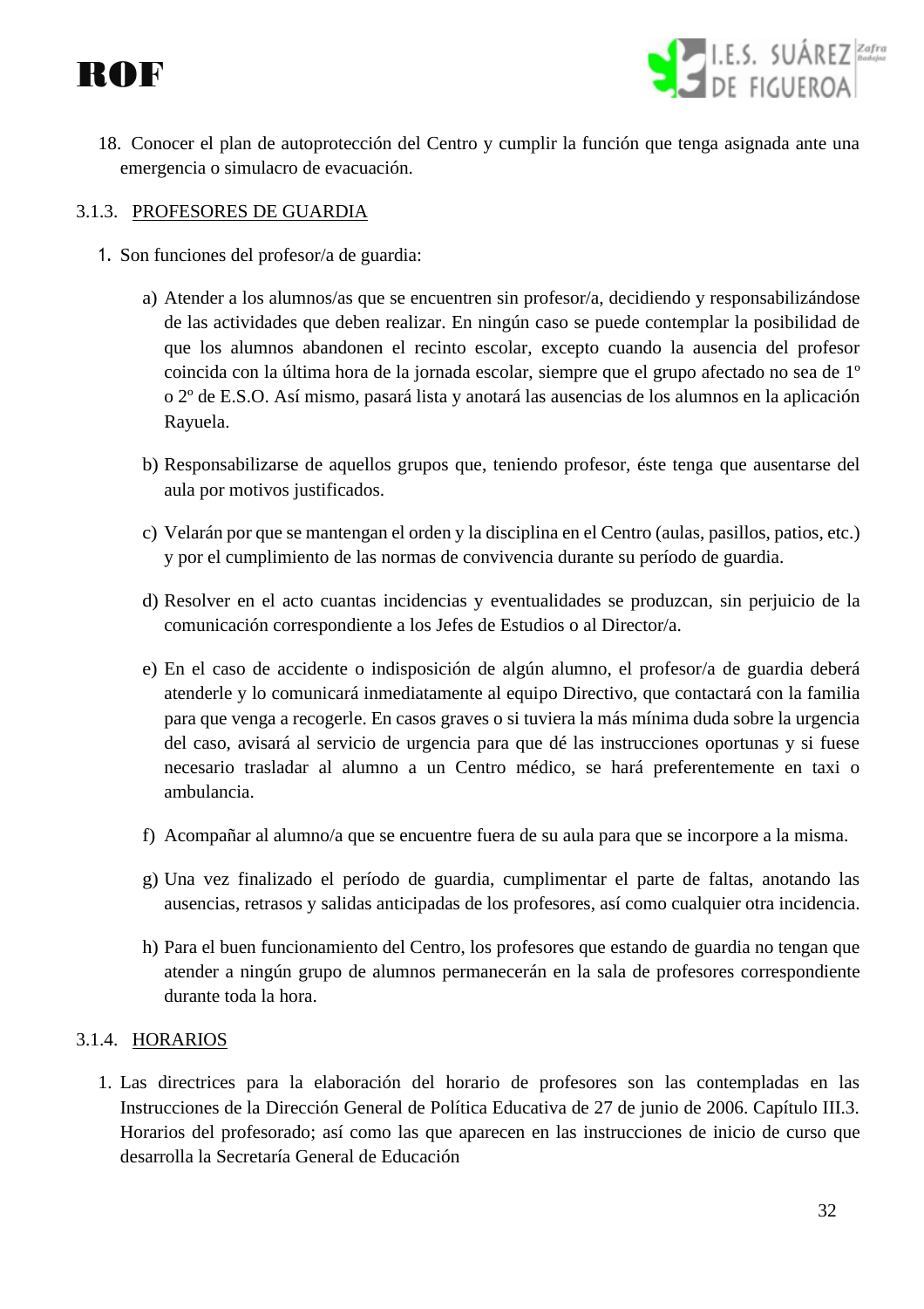18. Conocer el plan de autoprotección del Centro y cumplir la función que tenga asignada ante una emergencia o simulacro de evacuación.

### 3.1.3. PROFESORES DE GUARDIA

1. Son funciones del profesor/a de guardia:

    a) Atender a los alumnos/as que se encuentren sin profesor/a, decidiendo y responsabilizándose de las actividades que deben realizar. En ningún caso se puede contemplar la posibilidad de que los alumnos abandonen el recinto escolar, excepto cuando la ausencia del profesor coincida con la última hora de la jornada escolar, siempre que el grupo afectado no sea de 1º o 2º de E.S.O. Así mismo, pasará lista y anotará las ausencias de los alumnos en la aplicación Rayuela.

    b) Responsabilizarse de aquellos grupos que, teniendo profesor, éste tenga que ausentarse del aula por motivos justificados.

    c) Velarán por que se mantengan el orden y la disciplina en el Centro (aulas, pasillos, patios, etc.) y por el cumplimiento de las normas de convivencia durante su período de guardia.

    d) Resolver en el acto cuantas incidencias y eventualidades se produzcan, sin perjuicio de la comunicación correspondiente a los Jefes de Estudios o al Director/a.

    e) En el caso de accidente o indisposición de algún alumno, el profesor/a de guardia deberá atenderle y lo comunicará inmediatamente al equipo Directivo, que contactará con la familia para que venga a recogerle. En casos graves o si tuviera la más mínima duda sobre la urgencia del caso, avisará al servicio de urgencia para que dé las instrucciones oportunas y si fuese necesario trasladar al alumno a un Centro médico, se hará preferentemente en taxi o ambulancia.

    f) Acompañar al alumno/a que se encuentre fuera de su aula para que se incorpore a la misma.

    g) Una vez finalizado el período de guardia, cumplimentar el parte de faltas, anotando las ausencias, retrasos y salidas anticipadas de los profesores, así como cualquier otra incidencia.

    h) Para el buen funcionamiento del Centro, los profesores que estando de guardia no tengan que atender a ningún grupo de alumnos permanecerán en la sala de profesores correspondiente durante toda la hora.

### 3.1.4. HORARIOS

1. Las directrices para la elaboración del horario de profesores son las contempladas en las Instrucciones de la Dirección General de Política Educativa de 27 de junio de 2006. Capítulo III.3. Horarios del profesorado; así como las que aparecen en las instrucciones de inicio de curso que desarrolla la Secretaría General de Educación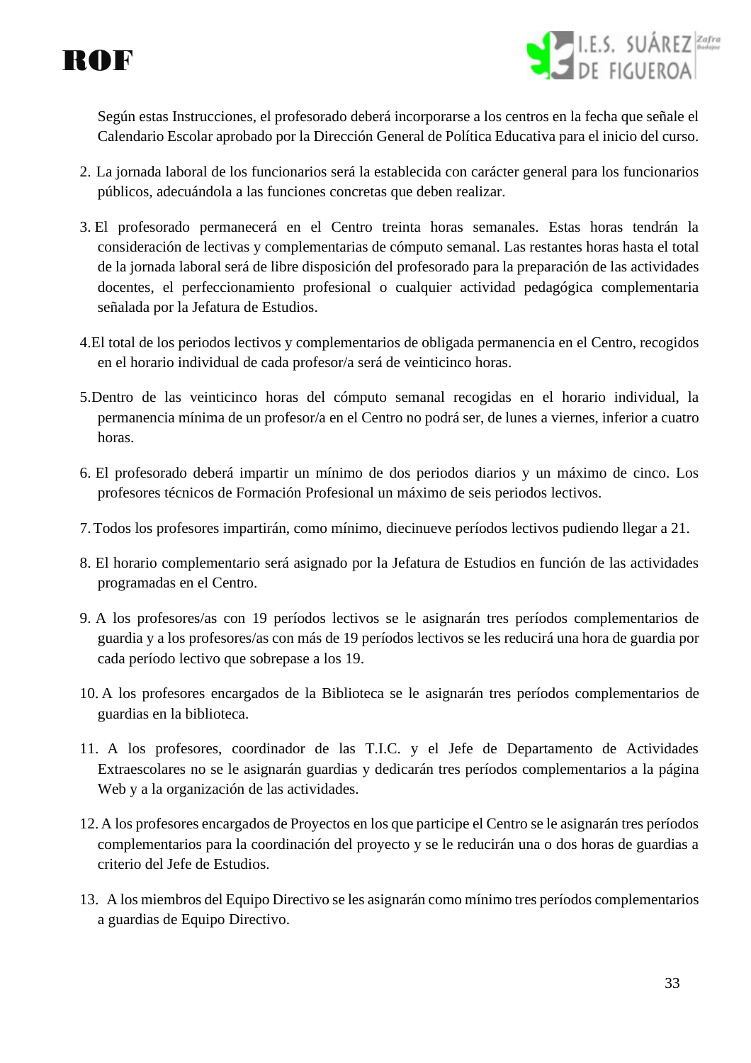Según estas Instrucciones, el profesorado deberá incorporarse a los centros en la fecha que señale el Calendario Escolar aprobado por la Dirección General de Política Educativa para el inicio del curso.

2. La jornada laboral de los funcionarios será la establecida con carácter general para los funcionarios públicos, adecuándola a las funciones concretas que deben realizar.

3. El profesorado permanecerá en el Centro treinta horas semanales. Estas horas tendrán la consideración de lectivas y complementarias de cómputo semanal. Las restantes horas hasta el total de la jornada laboral será de libre disposición del profesorado para la preparación de las actividades docentes, el perfeccionamiento profesional o cualquier actividad pedagógica complementaria señalada por la Jefatura de Estudios.

4. El total de los periodos lectivos y complementarios de obligada permanencia en el Centro, recogidos en el horario individual de cada profesor/a será de veinticinco horas.

5. Dentro de las veinticinco horas del cómputo semanal recogidas en el horario individual, la permanencia mínima de un profesor/a en el Centro no podrá ser, de lunes a viernes, inferior a cuatro horas.

6. El profesorado deberá impartir un mínimo de dos periodos diarios y un máximo de cinco. Los profesores técnicos de Formación Profesional un máximo de seis periodos lectivos.

7. Todos los profesores impartirán, como mínimo, diecinueve períodos lectivos pudiendo llegar a 21.

8. El horario complementario será asignado por la Jefatura de Estudios en función de las actividades programadas en el Centro.

9. A los profesores/as con 19 períodos lectivos se le asignarán tres períodos complementarios de guardia y a los profesores/as con más de 19 períodos lectivos se les reducirá una hora de guardia por cada período lectivo que sobrepase a los 19.

10. A los profesores encargados de la Biblioteca se le asignarán tres períodos complementarios de guardias en la biblioteca.

11. A los profesores, coordinador de las T.I.C. y el Jefe de Departamento de Actividades Extraescolares no se le asignarán guardias y dedicarán tres períodos complementarios a la página Web y a la organización de las actividades.

12. A los profesores encargados de Proyectos en los que participe el Centro se le asignarán tres períodos complementarios para la coordinación del proyecto y se le reducirán una o dos horas de guardias a criterio del Jefe de Estudios.

13. A los miembros del Equipo Directivo se les asignarán como mínimo tres períodos complementarios a guardias de Equipo Directivo.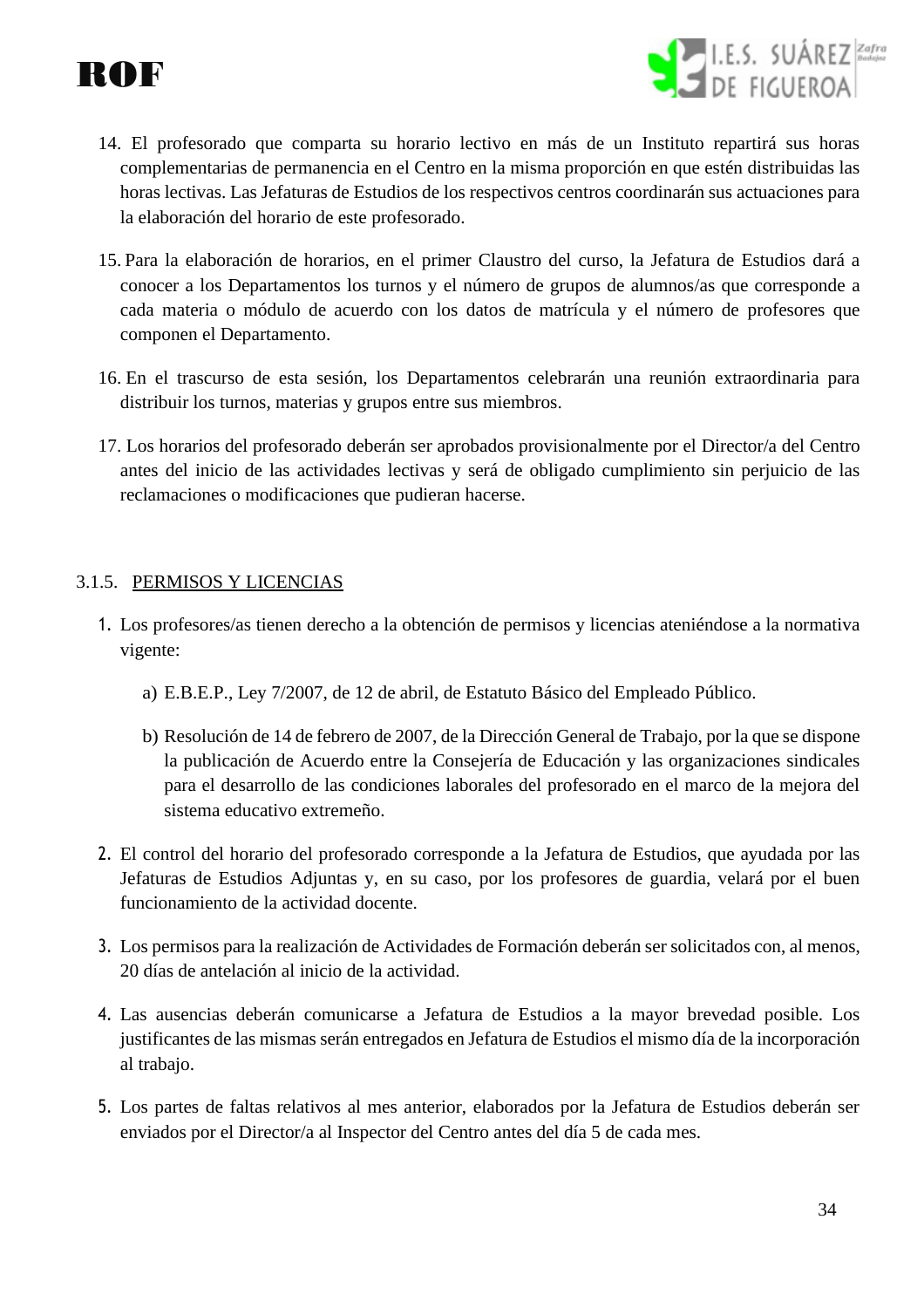14. El profesorado que comparta su horario lectivo en más de un Instituto repartirá sus horas complementarias de permanencia en el Centro en la misma proporción en que estén distribuidas las horas lectivas. Las Jefaturas de Estudios de los respectivos centros coordinarán sus actuaciones para la elaboración del horario de este profesorado.

15. Para la elaboración de horarios, en el primer Claustro del curso, la Jefatura de Estudios dará a conocer a los Departamentos los turnos y el número de grupos de alumnos/as que corresponde a cada materia o módulo de acuerdo con los datos de matrícula y el número de profesores que componen el Departamento.

16. En el trascurso de esta sesión, los Departamentos celebrarán una reunión extraordinaria para distribuir los turnos, materias y grupos entre sus miembros.

17. Los horarios del profesorado deberán ser aprobados provisionalmente por el Director/a del Centro antes del inicio de las actividades lectivas y será de obligado cumplimiento sin perjuicio de las reclamaciones o modificaciones que pudieran hacerse.

#### 3.1.5. PERMISOS Y LICENCIAS

1. Los profesores/as tienen derecho a la obtención de permisos y licencias ateniéndose a la normativa vigente:

   a) E.B.E.P., Ley 7/2007, de 12 de abril, de Estatuto Básico del Empleado Público.

   b) Resolución de 14 de febrero de 2007, de la Dirección General de Trabajo, por la que se dispone la publicación de Acuerdo entre la Consejería de Educación y las organizaciones sindicales para el desarrollo de las condiciones laborales del profesorado en el marco de la mejora del sistema educativo extremeño.

2. El control del horario del profesorado corresponde a la Jefatura de Estudios, que ayudada por las Jefaturas de Estudios Adjuntas y, en su caso, por los profesores de guardia, velará por el buen funcionamiento de la actividad docente.

3. Los permisos para la realización de Actividades de Formación deberán ser solicitados con, al menos, 20 días de antelación al inicio de la actividad.

4. Las ausencias deberán comunicarse a Jefatura de Estudios a la mayor brevedad posible. Los justificantes de las mismas serán entregados en Jefatura de Estudios el mismo día de la incorporación al trabajo.

5. Los partes de faltas relativos al mes anterior, elaborados por la Jefatura de Estudios deberán ser enviados por el Director/a al Inspector del Centro antes del día 5 de cada mes.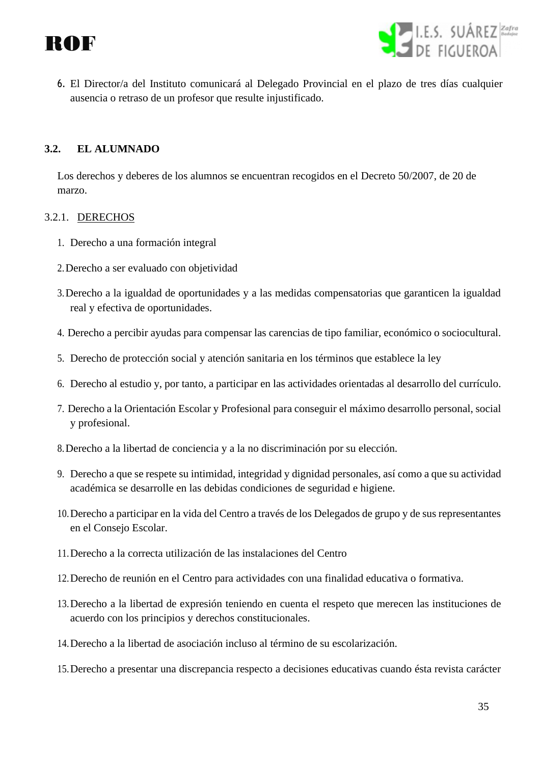6. El Director/a del Instituto comunicará al Delegado Provincial en el plazo de tres días cualquier ausencia o retraso de un profesor que resulte injustificado.

## 3.2. EL ALUMNADO

Los derechos y deberes de los alumnos se encuentran recogidos en el Decreto 50/2007, de 20 de marzo.

### 3.2.1. DERECHOS

1. Derecho a una formación integral
2. Derecho a ser evaluado con objetividad
3. Derecho a la igualdad de oportunidades y a las medidas compensatorias que garanticen la igualdad real y efectiva de oportunidades.
4. Derecho a percibir ayudas para compensar las carencias de tipo familiar, económico o sociocultural.
5. Derecho de protección social y atención sanitaria en los términos que establece la ley
6. Derecho al estudio y, por tanto, a participar en las actividades orientadas al desarrollo del currículo.
7. Derecho a la Orientación Escolar y Profesional para conseguir el máximo desarrollo personal, social y profesional.
8. Derecho a la libertad de conciencia y a la no discriminación por su elección.
9. Derecho a que se respete su intimidad, integridad y dignidad personales, así como a que su actividad académica se desarrolle en las debidas condiciones de seguridad e higiene.
10. Derecho a participar en la vida del Centro a través de los Delegados de grupo y de sus representantes en el Consejo Escolar.
11. Derecho a la correcta utilización de las instalaciones del Centro
12. Derecho de reunión en el Centro para actividades con una finalidad educativa o formativa.
13. Derecho a la libertad de expresión teniendo en cuenta el respeto que merecen las instituciones de acuerdo con los principios y derechos constitucionales.
14. Derecho a la libertad de asociación incluso al término de su escolarización.
15. Derecho a presentar una discrepancia respecto a decisiones educativas cuando ésta revista carácter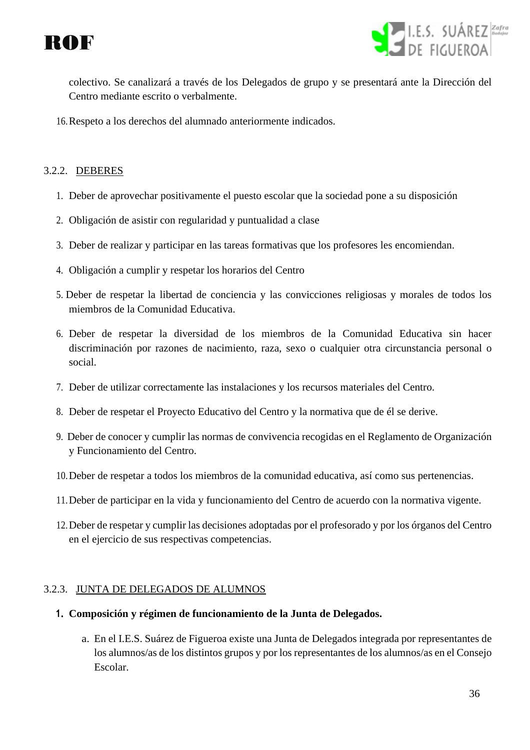colectivo. Se canalizará a través de los Delegados de grupo y se presentará ante la Dirección del Centro mediante escrito o verbalmente.

16. Respeto a los derechos del alumnado anteriormente indicados.

### 3.2.2. DEBERES

1. Deber de aprovechar positivamente el puesto escolar que la sociedad pone a su disposición
2. Obligación de asistir con regularidad y puntualidad a clase
3. Deber de realizar y participar en las tareas formativas que los profesores les encomiendan.
4. Obligación a cumplir y respetar los horarios del Centro
5. Deber de respetar la libertad de conciencia y las convicciones religiosas y morales de todos los miembros de la Comunidad Educativa.
6. Deber de respetar la diversidad de los miembros de la Comunidad Educativa sin hacer discriminación por razones de nacimiento, raza, sexo o cualquier otra circunstancia personal o social.
7. Deber de utilizar correctamente las instalaciones y los recursos materiales del Centro.
8. Deber de respetar el Proyecto Educativo del Centro y la normativa que de él se derive.
9. Deber de conocer y cumplir las normas de convivencia recogidas en el Reglamento de Organización y Funcionamiento del Centro.
10. Deber de respetar a todos los miembros de la comunidad educativa, así como sus pertenencias.
11. Deber de participar en la vida y funcionamiento del Centro de acuerdo con la normativa vigente.
12. Deber de respetar y cumplir las decisiones adoptadas por el profesorado y por los órganos del Centro en el ejercicio de sus respectivas competencias.

### 3.2.3. JUNTA DE DELEGADOS DE ALUMNOS

1. **Composición y régimen de funcionamiento de la Junta de Delegados.**

   a. En el I.E.S. Suárez de Figueroa existe una Junta de Delegados integrada por representantes de los alumnos/as de los distintos grupos y por los representantes de los alumnos/as en el Consejo Escolar.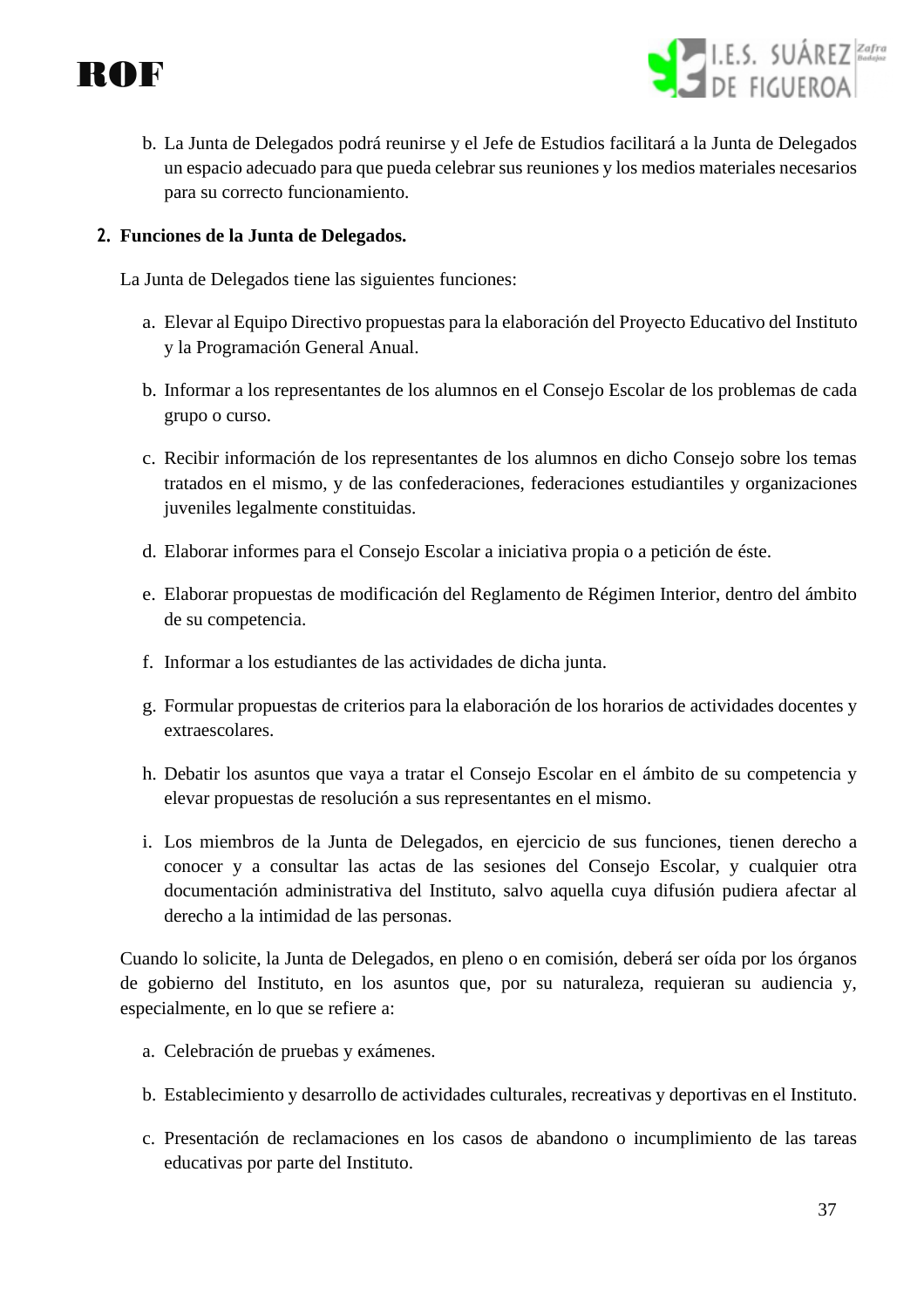b. La Junta de Delegados podrá reunirse y el Jefe de Estudios facilitará a la Junta de Delegados un espacio adecuado para que pueda celebrar sus reuniones y los medios materiales necesarios para su correcto funcionamiento.

## 2. Funciones de la Junta de Delegados.

La Junta de Delegados tiene las siguientes funciones:

a. Elevar al Equipo Directivo propuestas para la elaboración del Proyecto Educativo del Instituto y la Programación General Anual.

b. Informar a los representantes de los alumnos en el Consejo Escolar de los problemas de cada grupo o curso.

c. Recibir información de los representantes de los alumnos en dicho Consejo sobre los temas tratados en el mismo, y de las confederaciones, federaciones estudiantiles y organizaciones juveniles legalmente constituidas.

d. Elaborar informes para el Consejo Escolar a iniciativa propia o a petición de éste.

e. Elaborar propuestas de modificación del Reglamento de Régimen Interior, dentro del ámbito de su competencia.

f. Informar a los estudiantes de las actividades de dicha junta.

g. Formular propuestas de criterios para la elaboración de los horarios de actividades docentes y extraescolares.

h. Debatir los asuntos que vaya a tratar el Consejo Escolar en el ámbito de su competencia y elevar propuestas de resolución a sus representantes en el mismo.

i. Los miembros de la Junta de Delegados, en ejercicio de sus funciones, tienen derecho a conocer y a consultar las actas de las sesiones del Consejo Escolar, y cualquier otra documentación administrativa del Instituto, salvo aquella cuya difusión pudiera afectar al derecho a la intimidad de las personas.

Cuando lo solicite, la Junta de Delegados, en pleno o en comisión, deberá ser oída por los órganos de gobierno del Instituto, en los asuntos que, por su naturaleza, requieran su audiencia y, especialmente, en lo que se refiere a:

a. Celebración de pruebas y exámenes.

b. Establecimiento y desarrollo de actividades culturales, recreativas y deportivas en el Instituto.

c. Presentación de reclamaciones en los casos de abandono o incumplimiento de las tareas educativas por parte del Instituto.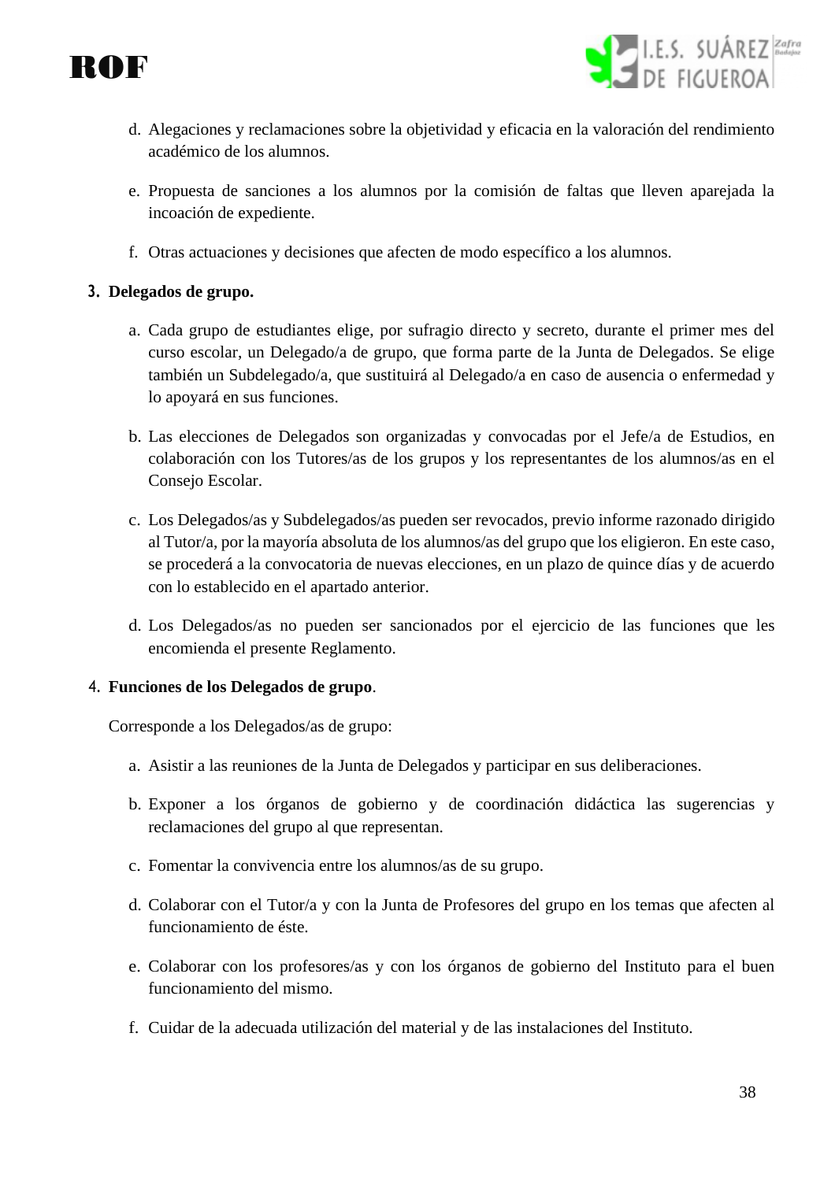d. Alegaciones y reclamaciones sobre la objetividad y eficacia en la valoración del rendimiento académico de los alumnos.

e. Propuesta de sanciones a los alumnos por la comisión de faltas que lleven aparejada la incoación de expediente.

f. Otras actuaciones y decisiones que afecten de modo específico a los alumnos.

3. **Delegados de grupo.**

a. Cada grupo de estudiantes elige, por sufragio directo y secreto, durante el primer mes del curso escolar, un Delegado/a de grupo, que forma parte de la Junta de Delegados. Se elige también un Subdelegado/a, que sustituirá al Delegado/a en caso de ausencia o enfermedad y lo apoyará en sus funciones.

b. Las elecciones de Delegados son organizadas y convocadas por el Jefe/a de Estudios, en colaboración con los Tutores/as de los grupos y los representantes de los alumnos/as en el Consejo Escolar.

c. Los Delegados/as y Subdelegados/as pueden ser revocados, previo informe razonado dirigido al Tutor/a, por la mayoría absoluta de los alumnos/as del grupo que los eligieron. En este caso, se procederá a la convocatoria de nuevas elecciones, en un plazo de quince días y de acuerdo con lo establecido en el apartado anterior.

d. Los Delegados/as no pueden ser sancionados por el ejercicio de las funciones que les encomienda el presente Reglamento.

4. **Funciones de los Delegados de grupo**.

Corresponde a los Delegados/as de grupo:

a. Asistir a las reuniones de la Junta de Delegados y participar en sus deliberaciones.

b. Exponer a los órganos de gobierno y de coordinación didáctica las sugerencias y reclamaciones del grupo al que representan.

c. Fomentar la convivencia entre los alumnos/as de su grupo.

d. Colaborar con el Tutor/a y con la Junta de Profesores del grupo en los temas que afecten al funcionamiento de éste.

e. Colaborar con los profesores/as y con los órganos de gobierno del Instituto para el buen funcionamiento del mismo.

f. Cuidar de la adecuada utilización del material y de las instalaciones del Instituto.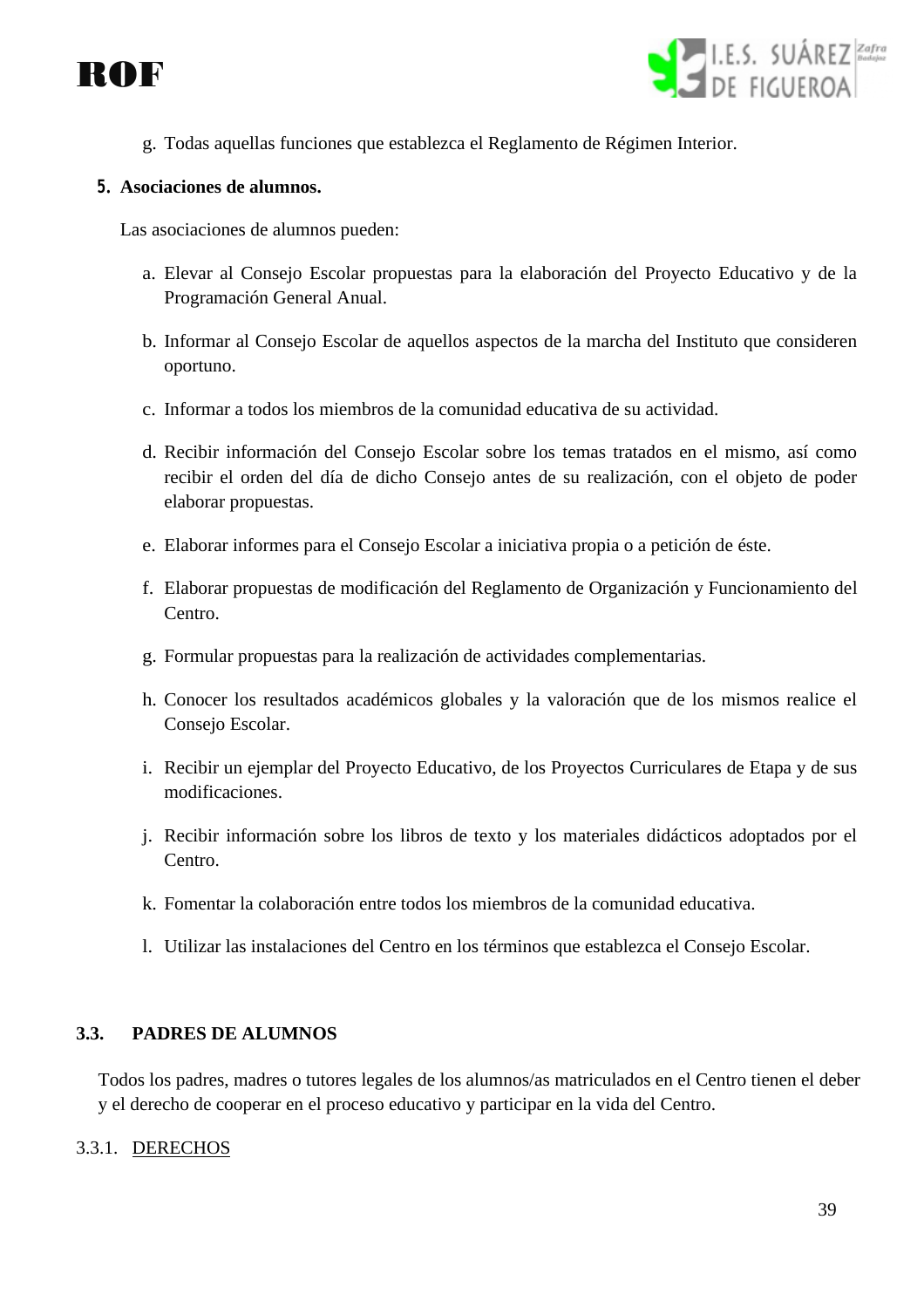g. Todas aquellas funciones que establezca el Reglamento de Régimen Interior.

**5. Asociaciones de alumnos.**

Las asociaciones de alumnos pueden:

a. Elevar al Consejo Escolar propuestas para la elaboración del Proyecto Educativo y de la Programación General Anual.

b. Informar al Consejo Escolar de aquellos aspectos de la marcha del Instituto que consideren oportuno.

c. Informar a todos los miembros de la comunidad educativa de su actividad.

d. Recibir información del Consejo Escolar sobre los temas tratados en el mismo, así como recibir el orden del día de dicho Consejo antes de su realización, con el objeto de poder elaborar propuestas.

e. Elaborar informes para el Consejo Escolar a iniciativa propia o a petición de éste.

f. Elaborar propuestas de modificación del Reglamento de Organización y Funcionamiento del Centro.

g. Formular propuestas para la realización de actividades complementarias.

h. Conocer los resultados académicos globales y la valoración que de los mismos realice el Consejo Escolar.

i. Recibir un ejemplar del Proyecto Educativo, de los Proyectos Curriculares de Etapa y de sus modificaciones.

j. Recibir información sobre los libros de texto y los materiales didácticos adoptados por el Centro.

k. Fomentar la colaboración entre todos los miembros de la comunidad educativa.

l. Utilizar las instalaciones del Centro en los términos que establezca el Consejo Escolar.

## 3.3. PADRES DE ALUMNOS

Todos los padres, madres o tutores legales de los alumnos/as matriculados en el Centro tienen el deber y el derecho de cooperar en el proceso educativo y participar en la vida del Centro.

### 3.3.1. DERECHOS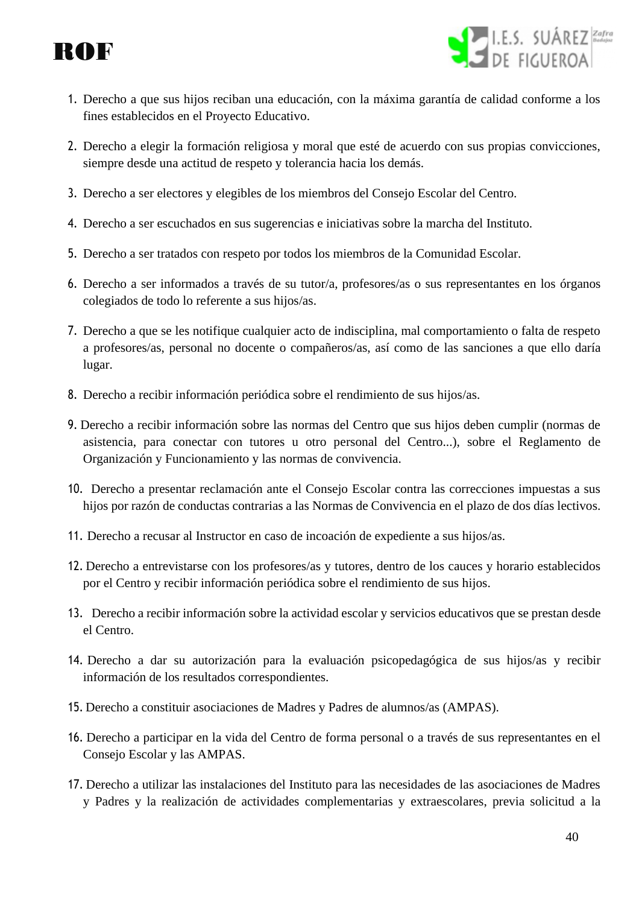1. Derecho a que sus hijos reciban una educación, con la máxima garantía de calidad conforme a los fines establecidos en el Proyecto Educativo.

2. Derecho a elegir la formación religiosa y moral que esté de acuerdo con sus propias convicciones, siempre desde una actitud de respeto y tolerancia hacia los demás.

3. Derecho a ser electores y elegibles de los miembros del Consejo Escolar del Centro.

4. Derecho a ser escuchados en sus sugerencias e iniciativas sobre la marcha del Instituto.

5. Derecho a ser tratados con respeto por todos los miembros de la Comunidad Escolar.

6. Derecho a ser informados a través de su tutor/a, profesores/as o sus representantes en los órganos colegiados de todo lo referente a sus hijos/as.

7. Derecho a que se les notifique cualquier acto de indisciplina, mal comportamiento o falta de respeto a profesores/as, personal no docente o compañeros/as, así como de las sanciones a que ello daría lugar.

8. Derecho a recibir información periódica sobre el rendimiento de sus hijos/as.

9. Derecho a recibir información sobre las normas del Centro que sus hijos deben cumplir (normas de asistencia, para conectar con tutores u otro personal del Centro...), sobre el Reglamento de Organización y Funcionamiento y las normas de convivencia.

10. Derecho a presentar reclamación ante el Consejo Escolar contra las correcciones impuestas a sus hijos por razón de conductas contrarias a las Normas de Convivencia en el plazo de dos días lectivos.

11. Derecho a recusar al Instructor en caso de incoación de expediente a sus hijos/as.

12. Derecho a entrevistarse con los profesores/as y tutores, dentro de los cauces y horario establecidos por el Centro y recibir información periódica sobre el rendimiento de sus hijos.

13. Derecho a recibir información sobre la actividad escolar y servicios educativos que se prestan desde el Centro.

14. Derecho a dar su autorización para la evaluación psicopedagógica de sus hijos/as y recibir información de los resultados correspondientes.

15. Derecho a constituir asociaciones de Madres y Padres de alumnos/as (AMPAS).

16. Derecho a participar en la vida del Centro de forma personal o a través de sus representantes en el Consejo Escolar y las AMPAS.

17. Derecho a utilizar las instalaciones del Instituto para las necesidades de las asociaciones de Madres y Padres y la realización de actividades complementarias y extraescolares, previa solicitud a la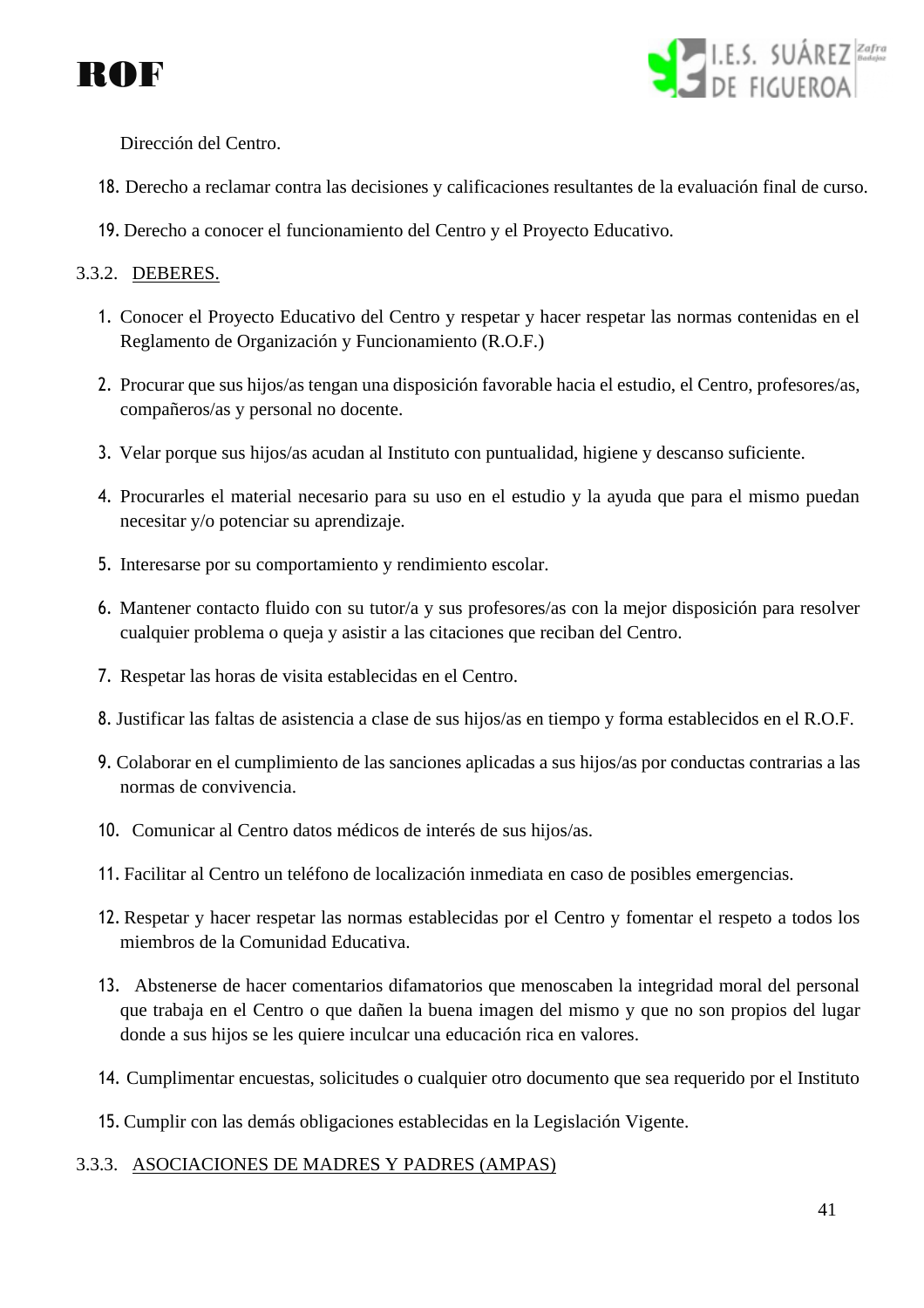Dirección del Centro.

18. Derecho a reclamar contra las decisiones y calificaciones resultantes de la evaluación final de curso.
19. Derecho a conocer el funcionamiento del Centro y el Proyecto Educativo.

### 3.3.2. DEBERES.

1. Conocer el Proyecto Educativo del Centro y respetar y hacer respetar las normas contenidas en el Reglamento de Organización y Funcionamiento (R.O.F.)
2. Procurar que sus hijos/as tengan una disposición favorable hacia el estudio, el Centro, profesores/as, compañeros/as y personal no docente.
3. Velar porque sus hijos/as acudan al Instituto con puntualidad, higiene y descanso suficiente.
4. Procurarles el material necesario para su uso en el estudio y la ayuda que para el mismo puedan necesitar y/o potenciar su aprendizaje.
5. Interesarse por su comportamiento y rendimiento escolar.
6. Mantener contacto fluido con su tutor/a y sus profesores/as con la mejor disposición para resolver cualquier problema o queja y asistir a las citaciones que reciban del Centro.
7. Respetar las horas de visita establecidas en el Centro.
8. Justificar las faltas de asistencia a clase de sus hijos/as en tiempo y forma establecidos en el R.O.F.
9. Colaborar en el cumplimiento de las sanciones aplicadas a sus hijos/as por conductas contrarias a las normas de convivencia.
10. Comunicar al Centro datos médicos de interés de sus hijos/as.
11. Facilitar al Centro un teléfono de localización inmediata en caso de posibles emergencias.
12. Respetar y hacer respetar las normas establecidas por el Centro y fomentar el respeto a todos los miembros de la Comunidad Educativa.
13. Abstenerse de hacer comentarios difamatorios que menoscaben la integridad moral del personal que trabaja en el Centro o que dañen la buena imagen del mismo y que no son propios del lugar donde a sus hijos se les quiere inculcar una educación rica en valores.
14. Cumplimentar encuestas, solicitudes o cualquier otro documento que sea requerido por el Instituto
15. Cumplir con las demás obligaciones establecidas en la Legislación Vigente.

### 3.3.3. ASOCIACIONES DE MADRES Y PADRES (AMPAS)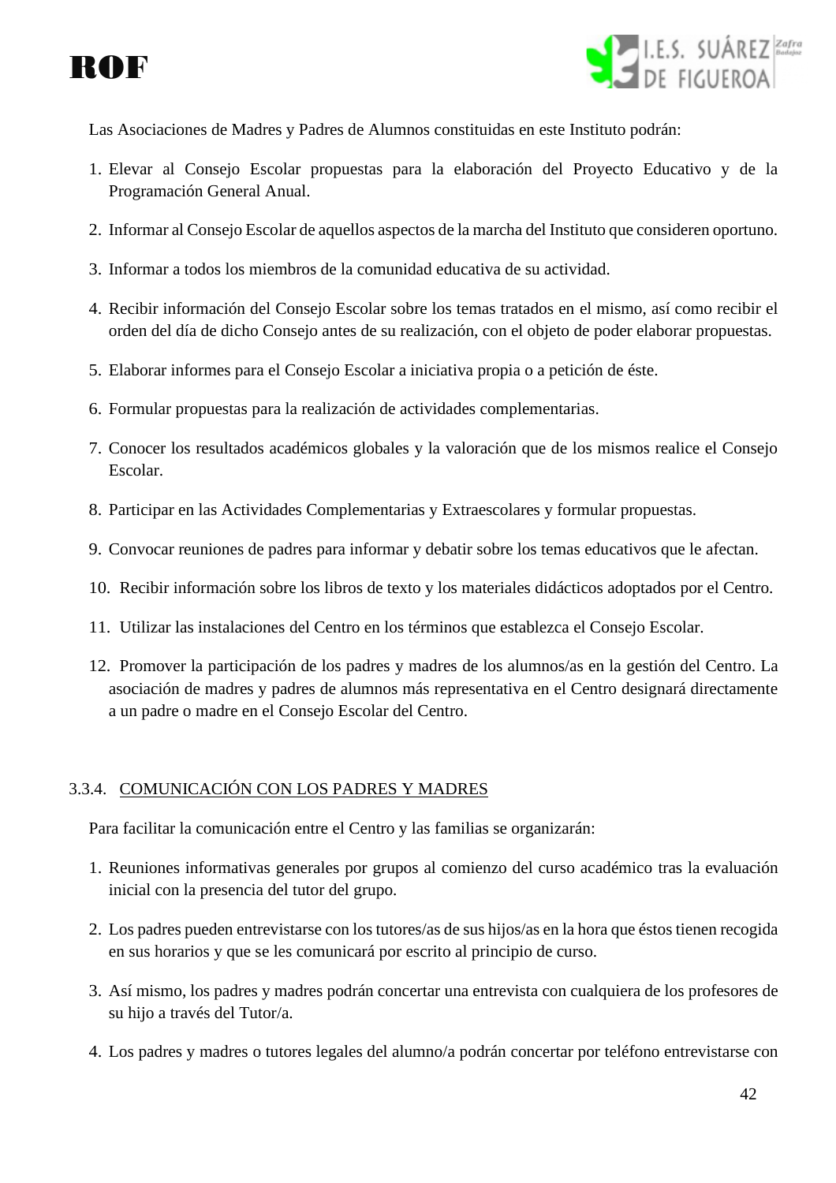Las Asociaciones de Madres y Padres de Alumnos constituidas en este Instituto podrán:

1. Elevar al Consejo Escolar propuestas para la elaboración del Proyecto Educativo y de la Programación General Anual.
2. Informar al Consejo Escolar de aquellos aspectos de la marcha del Instituto que consideren oportuno.
3. Informar a todos los miembros de la comunidad educativa de su actividad.
4. Recibir información del Consejo Escolar sobre los temas tratados en el mismo, así como recibir el orden del día de dicho Consejo antes de su realización, con el objeto de poder elaborar propuestas.
5. Elaborar informes para el Consejo Escolar a iniciativa propia o a petición de éste.
6. Formular propuestas para la realización de actividades complementarias.
7. Conocer los resultados académicos globales y la valoración que de los mismos realice el Consejo Escolar.
8. Participar en las Actividades Complementarias y Extraescolares y formular propuestas.
9. Convocar reuniones de padres para informar y debatir sobre los temas educativos que le afectan.
10. Recibir información sobre los libros de texto y los materiales didácticos adoptados por el Centro.
11. Utilizar las instalaciones del Centro en los términos que establezca el Consejo Escolar.
12. Promover la participación de los padres y madres de los alumnos/as en la gestión del Centro. La asociación de madres y padres de alumnos más representativa en el Centro designará directamente a un padre o madre en el Consejo Escolar del Centro.

#### 3.3.4. COMUNICACIÓN CON LOS PADRES Y MADRES

Para facilitar la comunicación entre el Centro y las familias se organizarán:

1. Reuniones informativas generales por grupos al comienzo del curso académico tras la evaluación inicial con la presencia del tutor del grupo.
2. Los padres pueden entrevistarse con los tutores/as de sus hijos/as en la hora que éstos tienen recogida en sus horarios y que se les comunicará por escrito al principio de curso.
3. Así mismo, los padres y madres podrán concertar una entrevista con cualquiera de los profesores de su hijo a través del Tutor/a.
4. Los padres y madres o tutores legales del alumno/a podrán concertar por teléfono entrevistarse con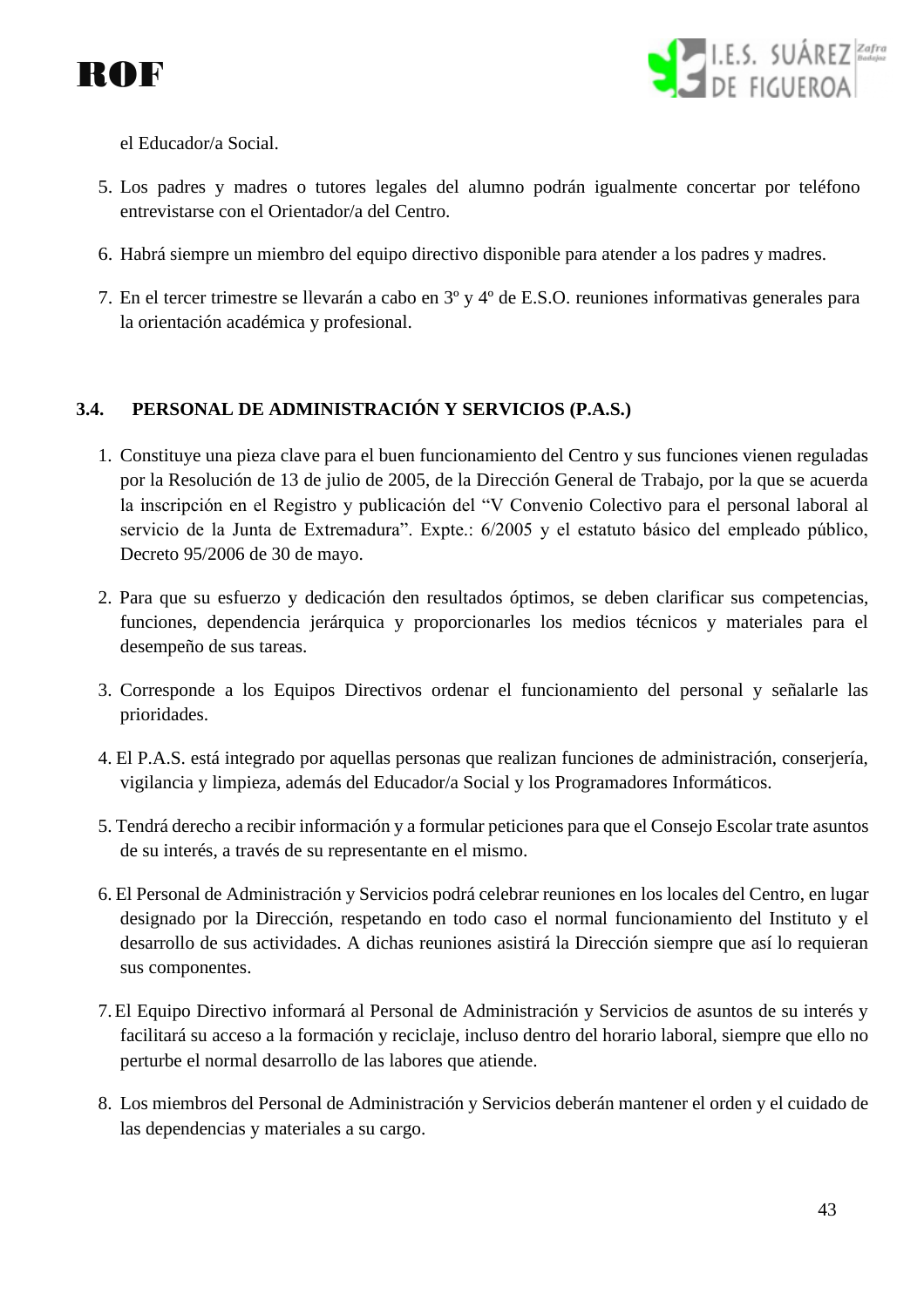el Educador/a Social.

5. Los padres y madres o tutores legales del alumno podrán igualmente concertar por teléfono entrevistarse con el Orientador/a del Centro.

6. Habrá siempre un miembro del equipo directivo disponible para atender a los padres y madres.

7. En el tercer trimestre se llevarán a cabo en 3º y 4º de E.S.O. reuniones informativas generales para la orientación académica y profesional.

### 3.4. PERSONAL DE ADMINISTRACIÓN Y SERVICIOS (P.A.S.)

1. Constituye una pieza clave para el buen funcionamiento del Centro y sus funciones vienen reguladas por la Resolución de 13 de julio de 2005, de la Dirección General de Trabajo, por la que se acuerda la inscripción en el Registro y publicación del "V Convenio Colectivo para el personal laboral al servicio de la Junta de Extremadura". Expte.: 6/2005 y el estatuto básico del empleado público, Decreto 95/2006 de 30 de mayo.

2. Para que su esfuerzo y dedicación den resultados óptimos, se deben clarificar sus competencias, funciones, dependencia jerárquica y proporcionarles los medios técnicos y materiales para el desempeño de sus tareas.

3. Corresponde a los Equipos Directivos ordenar el funcionamiento del personal y señalarle las prioridades.

4. El P.A.S. está integrado por aquellas personas que realizan funciones de administración, conserjería, vigilancia y limpieza, además del Educador/a Social y los Programadores Informáticos.

5. Tendrá derecho a recibir información y a formular peticiones para que el Consejo Escolar trate asuntos de su interés, a través de su representante en el mismo.

6. El Personal de Administración y Servicios podrá celebrar reuniones en los locales del Centro, en lugar designado por la Dirección, respetando en todo caso el normal funcionamiento del Instituto y el desarrollo de sus actividades. A dichas reuniones asistirá la Dirección siempre que así lo requieran sus componentes.

7. El Equipo Directivo informará al Personal de Administración y Servicios de asuntos de su interés y facilitará su acceso a la formación y reciclaje, incluso dentro del horario laboral, siempre que ello no perturbe el normal desarrollo de las labores que atiende.

8. Los miembros del Personal de Administración y Servicios deberán mantener el orden y el cuidado de las dependencias y materiales a su cargo.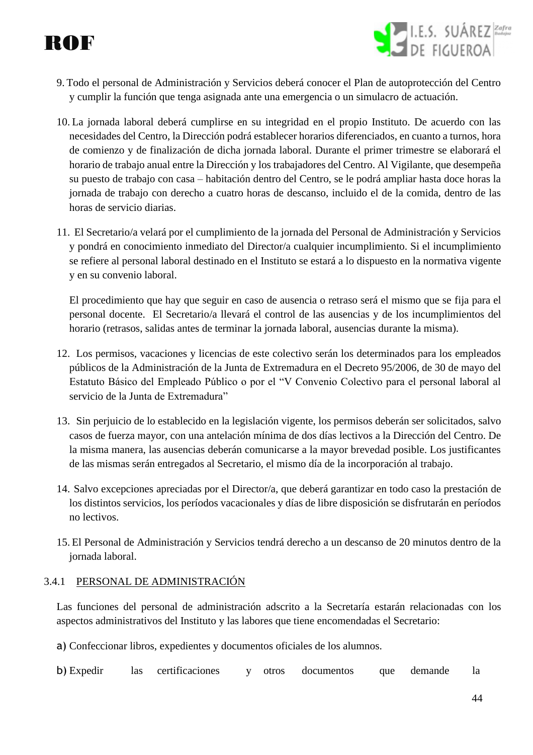9. Todo el personal de Administración y Servicios deberá conocer el Plan de autoprotección del Centro y cumplir la función que tenga asignada ante una emergencia o un simulacro de actuación.

10. La jornada laboral deberá cumplirse en su integridad en el propio Instituto. De acuerdo con las necesidades del Centro, la Dirección podrá establecer horarios diferenciados, en cuanto a turnos, hora de comienzo y de finalización de dicha jornada laboral. Durante el primer trimestre se elaborará el horario de trabajo anual entre la Dirección y los trabajadores del Centro. Al Vigilante, que desempeña su puesto de trabajo con casa – habitación dentro del Centro, se le podrá ampliar hasta doce horas la jornada de trabajo con derecho a cuatro horas de descanso, incluido el de la comida, dentro de las horas de servicio diarias.

11. El Secretario/a velará por el cumplimiento de la jornada del Personal de Administración y Servicios y pondrá en conocimiento inmediato del Director/a cualquier incumplimiento. Si el incumplimiento se refiere al personal laboral destinado en el Instituto se estará a lo dispuesto en la normativa vigente y en su convenio laboral.

    El procedimiento que hay que seguir en caso de ausencia o retraso será el mismo que se fija para el personal docente. El Secretario/a llevará el control de las ausencias y de los incumplimientos del horario (retrasos, salidas antes de terminar la jornada laboral, ausencias durante la misma).

12. Los permisos, vacaciones y licencias de este colectivo serán los determinados para los empleados públicos de la Administración de la Junta de Extremadura en el Decreto 95/2006, de 30 de mayo del Estatuto Básico del Empleado Público o por el "V Convenio Colectivo para el personal laboral al servicio de la Junta de Extremadura"

13. Sin perjuicio de lo establecido en la legislación vigente, los permisos deberán ser solicitados, salvo casos de fuerza mayor, con una antelación mínima de dos días lectivos a la Dirección del Centro. De la misma manera, las ausencias deberán comunicarse a la mayor brevedad posible. Los justificantes de las mismas serán entregados al Secretario, el mismo día de la incorporación al trabajo.

14. Salvo excepciones apreciadas por el Director/a, que deberá garantizar en todo caso la prestación de los distintos servicios, los períodos vacacionales y días de libre disposición se disfrutarán en períodos no lectivos.

15. El Personal de Administración y Servicios tendrá derecho a un descanso de 20 minutos dentro de la jornada laboral.

### 3.4.1 PERSONAL DE ADMINISTRACIÓN

Las funciones del personal de administración adscrito a la Secretaría estarán relacionadas con los aspectos administrativos del Instituto y las labores que tiene encomendadas el Secretario:

a) Confeccionar libros, expedientes y documentos oficiales de los alumnos.

b) Expedir las certificaciones y otros documentos que demande la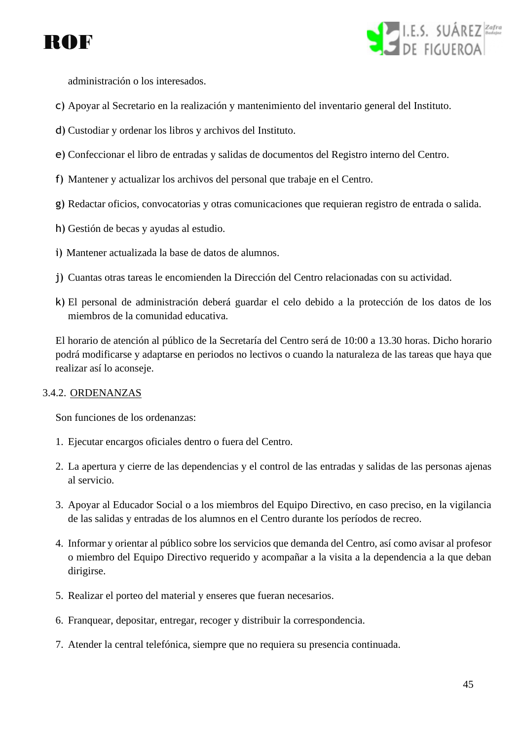administración o los interesados.

c) Apoyar al Secretario en la realización y mantenimiento del inventario general del Instituto.

d) Custodiar y ordenar los libros y archivos del Instituto.

e) Confeccionar el libro de entradas y salidas de documentos del Registro interno del Centro.

f) Mantener y actualizar los archivos del personal que trabaje en el Centro.

g) Redactar oficios, convocatorias y otras comunicaciones que requieran registro de entrada o salida.

h) Gestión de becas y ayudas al estudio.

i) Mantener actualizada la base de datos de alumnos.

j) Cuantas otras tareas le encomienden la Dirección del Centro relacionadas con su actividad.

k) El personal de administración deberá guardar el celo debido a la protección de los datos de los miembros de la comunidad educativa.

El horario de atención al público de la Secretaría del Centro será de 10:00 a 13.30 horas. Dicho horario podrá modificarse y adaptarse en periodos no lectivos o cuando la naturaleza de las tareas que haya que realizar así lo aconseje.

3.4.2. ORDENANZAS

Son funciones de los ordenanzas:

1. Ejecutar encargos oficiales dentro o fuera del Centro.
2. La apertura y cierre de las dependencias y el control de las entradas y salidas de las personas ajenas al servicio.
3. Apoyar al Educador Social o a los miembros del Equipo Directivo, en caso preciso, en la vigilancia de las salidas y entradas de los alumnos en el Centro durante los períodos de recreo.
4. Informar y orientar al público sobre los servicios que demanda del Centro, así como avisar al profesor o miembro del Equipo Directivo requerido y acompañar a la visita a la dependencia a la que deban dirigirse.
5. Realizar el porteo del material y enseres que fueran necesarios.
6. Franquear, depositar, entregar, recoger y distribuir la correspondencia.
7. Atender la central telefónica, siempre que no requiera su presencia continuada.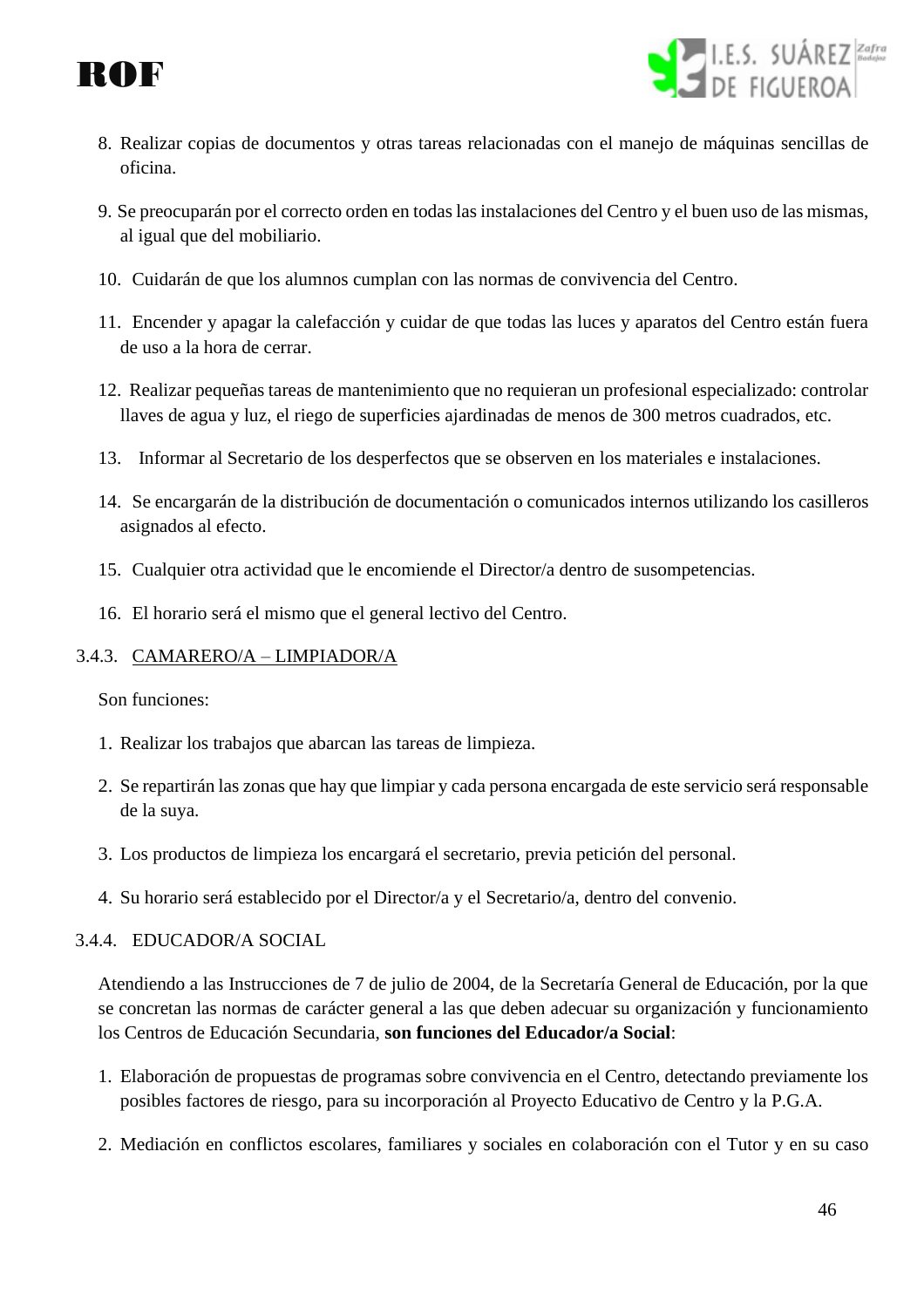8. Realizar copias de documentos y otras tareas relacionadas con el manejo de máquinas sencillas de oficina.

9. Se preocuparán por el correcto orden en todas las instalaciones del Centro y el buen uso de las mismas, al igual que del mobiliario.

10. Cuidarán de que los alumnos cumplan con las normas de convivencia del Centro.

11. Encender y apagar la calefacción y cuidar de que todas las luces y aparatos del Centro están fuera de uso a la hora de cerrar.

12. Realizar pequeñas tareas de mantenimiento que no requieran un profesional especializado: controlar llaves de agua y luz, el riego de superficies ajardinadas de menos de 300 metros cuadrados, etc.

13. Informar al Secretario de los desperfectos que se observen en los materiales e instalaciones.

14. Se encargarán de la distribución de documentación o comunicados internos utilizando los casilleros asignados al efecto.

15. Cualquier otra actividad que le encomiende el Director/a dentro de susompetencias.

16. El horario será el mismo que el general lectivo del Centro.

#### 3.4.3. CAMARERO/A – LIMPIADOR/A

Son funciones:

1. Realizar los trabajos que abarcan las tareas de limpieza.

2. Se repartirán las zonas que hay que limpiar y cada persona encargada de este servicio será responsable de la suya.

3. Los productos de limpieza los encargará el secretario, previa petición del personal.

4. Su horario será establecido por el Director/a y el Secretario/a, dentro del convenio.

#### 3.4.4. EDUCADOR/A SOCIAL

Atendiendo a las Instrucciones de 7 de julio de 2004, de la Secretaría General de Educación, por la que se concretan las normas de carácter general a las que deben adecuar su organización y funcionamiento los Centros de Educación Secundaria, **son funciones del Educador/a Social**:

1. Elaboración de propuestas de programas sobre convivencia en el Centro, detectando previamente los posibles factores de riesgo, para su incorporación al Proyecto Educativo de Centro y la P.G.A.

2. Mediación en conflictos escolares, familiares y sociales en colaboración con el Tutor y en su caso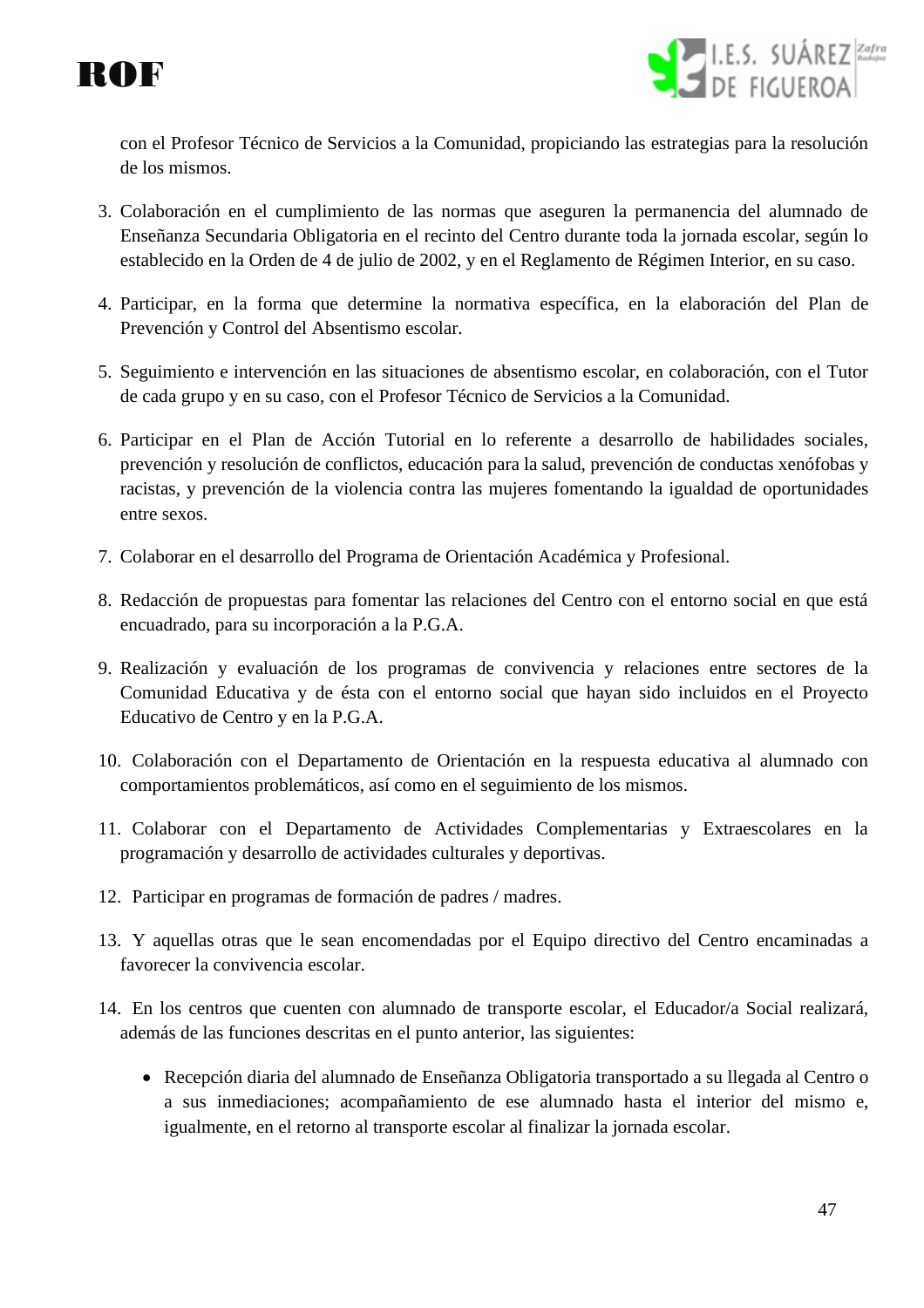con el Profesor Técnico de Servicios a la Comunidad, propiciando las estrategias para la resolución de los mismos.

3. Colaboración en el cumplimiento de las normas que aseguren la permanencia del alumnado de Enseñanza Secundaria Obligatoria en el recinto del Centro durante toda la jornada escolar, según lo establecido en la Orden de 4 de julio de 2002, y en el Reglamento de Régimen Interior, en su caso.

4. Participar, en la forma que determine la normativa específica, en la elaboración del Plan de Prevención y Control del Absentismo escolar.

5. Seguimiento e intervención en las situaciones de absentismo escolar, en colaboración, con el Tutor de cada grupo y en su caso, con el Profesor Técnico de Servicios a la Comunidad.

6. Participar en el Plan de Acción Tutorial en lo referente a desarrollo de habilidades sociales, prevención y resolución de conflictos, educación para la salud, prevención de conductas xenófobas y racistas, y prevención de la violencia contra las mujeres fomentando la igualdad de oportunidades entre sexos.

7. Colaborar en el desarrollo del Programa de Orientación Académica y Profesional.

8. Redacción de propuestas para fomentar las relaciones del Centro con el entorno social en que está encuadrado, para su incorporación a la P.G.A.

9. Realización y evaluación de los programas de convivencia y relaciones entre sectores de la Comunidad Educativa y de ésta con el entorno social que hayan sido incluidos en el Proyecto Educativo de Centro y en la P.G.A.

10. Colaboración con el Departamento de Orientación en la respuesta educativa al alumnado con comportamientos problemáticos, así como en el seguimiento de los mismos.

11. Colaborar con el Departamento de Actividades Complementarias y Extraescolares en la programación y desarrollo de actividades culturales y deportivas.

12. Participar en programas de formación de padres / madres.

13. Y aquellas otras que le sean encomendadas por el Equipo directivo del Centro encaminadas a favorecer la convivencia escolar.

14. En los centros que cuenten con alumnado de transporte escolar, el Educador/a Social realizará, además de las funciones descritas en el punto anterior, las siguientes:

    - Recepción diaria del alumnado de Enseñanza Obligatoria transportado a su llegada al Centro o a sus inmediaciones; acompañamiento de ese alumnado hasta el interior del mismo e, igualmente, en el retorno al transporte escolar al finalizar la jornada escolar.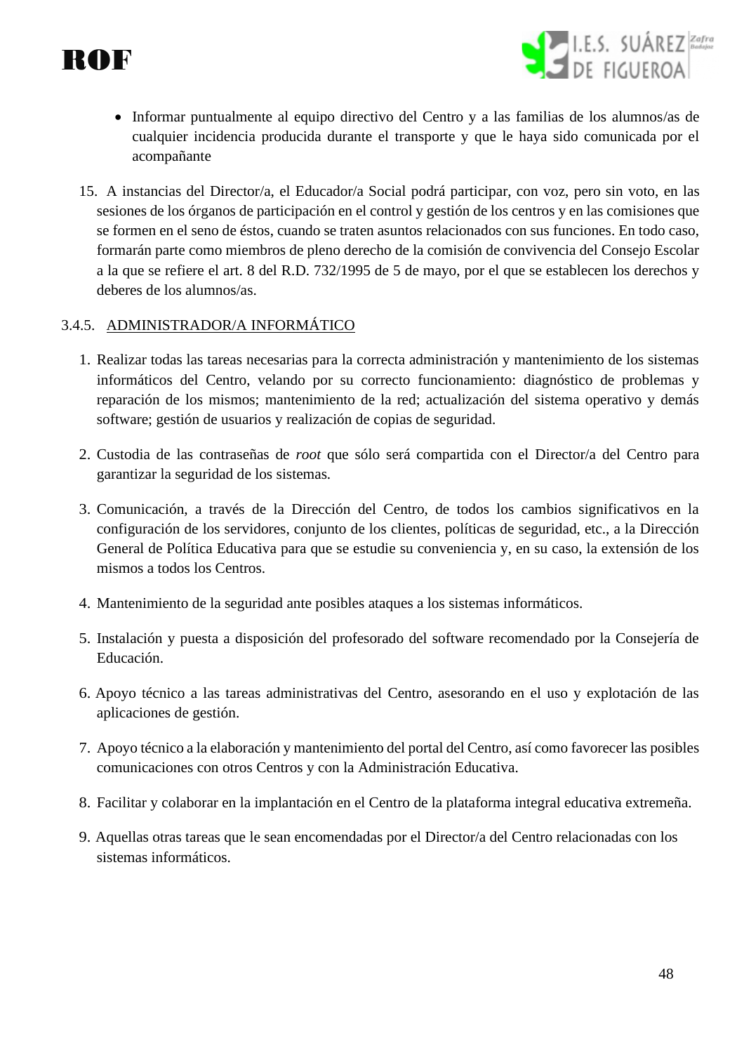- Informar puntualmente al equipo directivo del Centro y a las familias de los alumnos/as de cualquier incidencia producida durante el transporte y que le haya sido comunicada por el acompañante

15. A instancias del Director/a, el Educador/a Social podrá participar, con voz, pero sin voto, en las sesiones de los órganos de participación en el control y gestión de los centros y en las comisiones que se formen en el seno de éstos, cuando se traten asuntos relacionados con sus funciones. En todo caso, formarán parte como miembros de pleno derecho de la comisión de convivencia del Consejo Escolar a la que se refiere el art. 8 del R.D. 732/1995 de 5 de mayo, por el que se establecen los derechos y deberes de los alumnos/as.

### 3.4.5. ADMINISTRADOR/A INFORMÁTICO

1. Realizar todas las tareas necesarias para la correcta administración y mantenimiento de los sistemas informáticos del Centro, velando por su correcto funcionamiento: diagnóstico de problemas y reparación de los mismos; mantenimiento de la red; actualización del sistema operativo y demás software; gestión de usuarios y realización de copias de seguridad.

2. Custodia de las contraseñas de *root* que sólo será compartida con el Director/a del Centro para garantizar la seguridad de los sistemas.

3. Comunicación, a través de la Dirección del Centro, de todos los cambios significativos en la configuración de los servidores, conjunto de los clientes, políticas de seguridad, etc., a la Dirección General de Política Educativa para que se estudie su conveniencia y, en su caso, la extensión de los mismos a todos los Centros.

4. Mantenimiento de la seguridad ante posibles ataques a los sistemas informáticos.

5. Instalación y puesta a disposición del profesorado del software recomendado por la Consejería de Educación.

6. Apoyo técnico a las tareas administrativas del Centro, asesorando en el uso y explotación de las aplicaciones de gestión.

7. Apoyo técnico a la elaboración y mantenimiento del portal del Centro, así como favorecer las posibles comunicaciones con otros Centros y con la Administración Educativa.

8. Facilitar y colaborar en la implantación en el Centro de la plataforma integral educativa extremeña.

9. Aquellas otras tareas que le sean encomendadas por el Director/a del Centro relacionadas con los sistemas informáticos.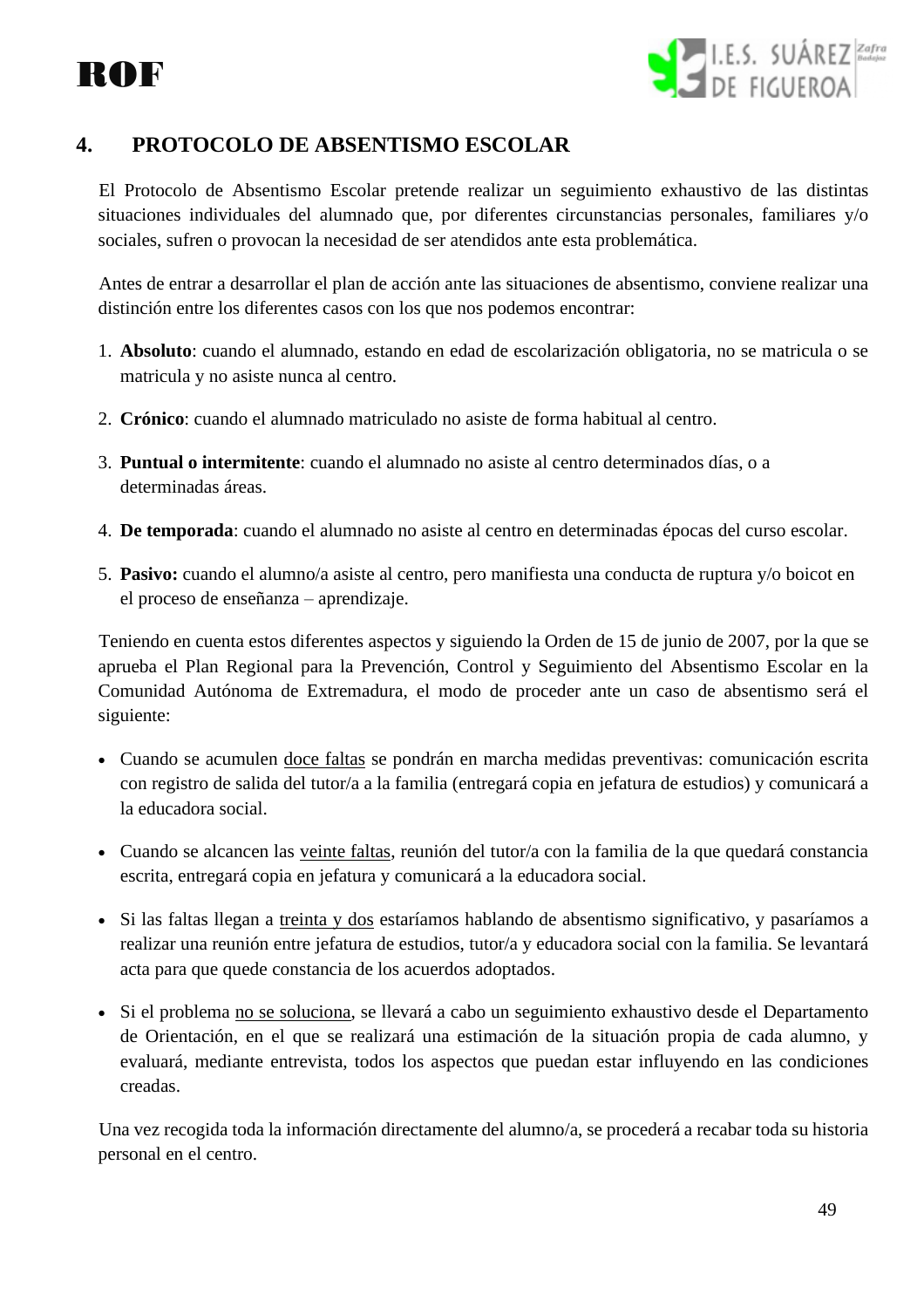## 4. PROTOCOLO DE ABSENTISMO ESCOLAR

El Protocolo de Absentismo Escolar pretende realizar un seguimiento exhaustivo de las distintas situaciones individuales del alumnado que, por diferentes circunstancias personales, familiares y/o sociales, sufren o provocan la necesidad de ser atendidos ante esta problemática.

Antes de entrar a desarrollar el plan de acción ante las situaciones de absentismo, conviene realizar una distinción entre los diferentes casos con los que nos podemos encontrar:

1. **Absoluto**: cuando el alumnado, estando en edad de escolarización obligatoria, no se matricula o se matricula y no asiste nunca al centro.
2. **Crónico**: cuando el alumnado matriculado no asiste de forma habitual al centro.
3. **Puntual o intermitente**: cuando el alumnado no asiste al centro determinados días, o a determinadas áreas.
4. **De temporada**: cuando el alumnado no asiste al centro en determinadas épocas del curso escolar.
5. **Pasivo:** cuando el alumno/a asiste al centro, pero manifiesta una conducta de ruptura y/o boicot en el proceso de enseñanza – aprendizaje.

Teniendo en cuenta estos diferentes aspectos y siguiendo la Orden de 15 de junio de 2007, por la que se aprueba el Plan Regional para la Prevención, Control y Seguimiento del Absentismo Escolar en la Comunidad Autónoma de Extremadura, el modo de proceder ante un caso de absentismo será el siguiente:

- Cuando se acumulen doce faltas se pondrán en marcha medidas preventivas: comunicación escrita con registro de salida del tutor/a a la familia (entregará copia en jefatura de estudios) y comunicará a la educadora social.
- Cuando se alcancen las veinte faltas, reunión del tutor/a con la familia de la que quedará constancia escrita, entregará copia en jefatura y comunicará a la educadora social.
- Si las faltas llegan a treinta y dos estaríamos hablando de absentismo significativo, y pasaríamos a realizar una reunión entre jefatura de estudios, tutor/a y educadora social con la familia. Se levantará acta para que quede constancia de los acuerdos adoptados.
- Si el problema no se soluciona, se llevará a cabo un seguimiento exhaustivo desde el Departamento de Orientación, en el que se realizará una estimación de la situación propia de cada alumno, y evaluará, mediante entrevista, todos los aspectos que puedan estar influyendo en las condiciones creadas.

Una vez recogida toda la información directamente del alumno/a, se procederá a recabar toda su historia personal en el centro.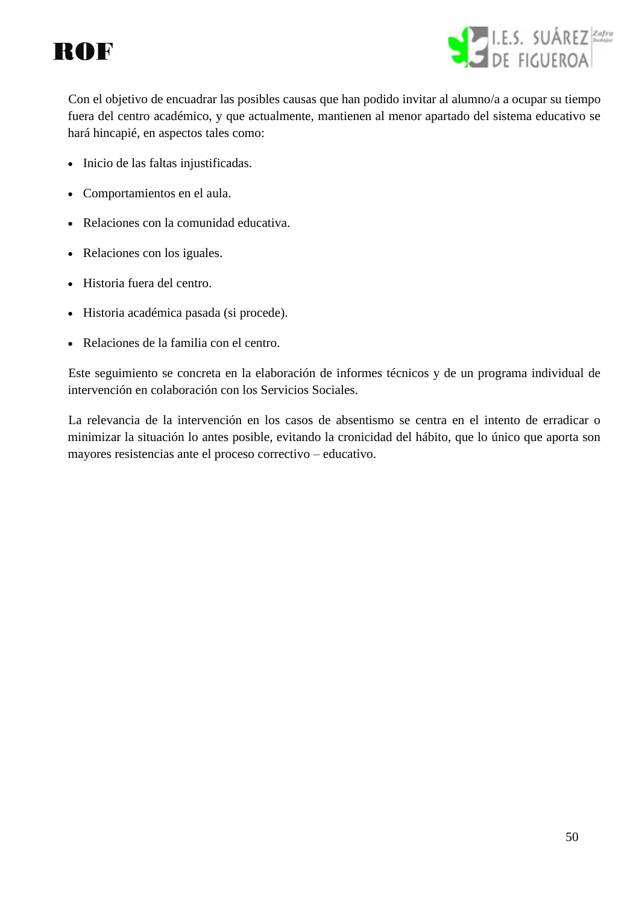Con el objetivo de encuadrar las posibles causas que han podido invitar al alumno/a a ocupar su tiempo fuera del centro académico, y que actualmente, mantienen al menor apartado del sistema educativo se hará hincapié, en aspectos tales como:

- Inicio de las faltas injustificadas.
- Comportamientos en el aula.
- Relaciones con la comunidad educativa.
- Relaciones con los iguales.
- Historia fuera del centro.
- Historia académica pasada (si procede).
- Relaciones de la familia con el centro.

Este seguimiento se concreta en la elaboración de informes técnicos y de un programa individual de intervención en colaboración con los Servicios Sociales.

La relevancia de la intervención en los casos de absentismo se centra en el intento de erradicar o minimizar la situación lo antes posible, evitando la cronicidad del hábito, que lo único que aporta son mayores resistencias ante el proceso correctivo – educativo.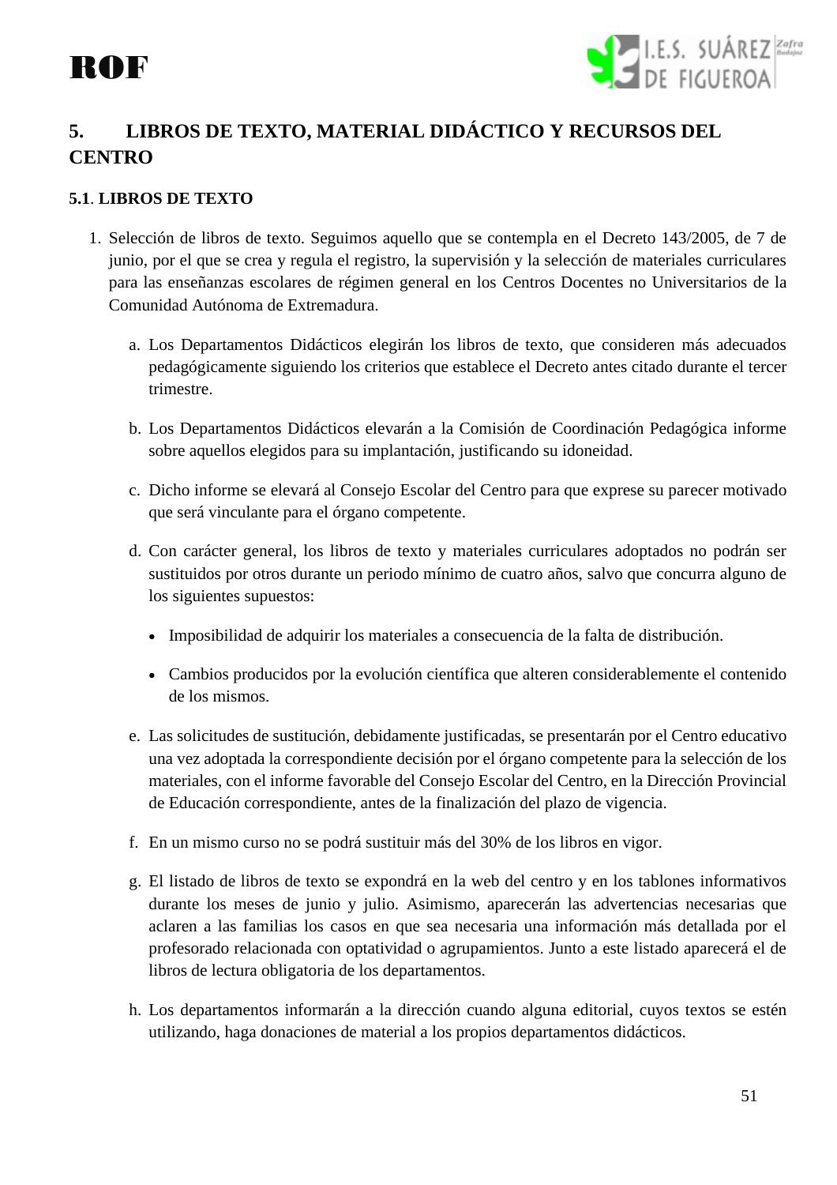## 5. LIBROS DE TEXTO, MATERIAL DIDÁCTICO Y RECURSOS DEL CENTRO

### 5.1. LIBROS DE TEXTO

1. Selección de libros de texto. Seguimos aquello que se contempla en el Decreto 143/2005, de 7 de junio, por el que se crea y regula el registro, la supervisión y la selección de materiales curriculares para las enseñanzas escolares de régimen general en los Centros Docentes no Universitarios de la Comunidad Autónoma de Extremadura.

    a. Los Departamentos Didácticos elegirán los libros de texto, que consideren más adecuados pedagógicamente siguiendo los criterios que establece el Decreto antes citado durante el tercer trimestre.

    b. Los Departamentos Didácticos elevarán a la Comisión de Coordinación Pedagógica informe sobre aquellos elegidos para su implantación, justificando su idoneidad.

    c. Dicho informe se elevará al Consejo Escolar del Centro para que exprese su parecer motivado que será vinculante para el órgano competente.

    d. Con carácter general, los libros de texto y materiales curriculares adoptados no podrán ser sustituidos por otros durante un periodo mínimo de cuatro años, salvo que concurra alguno de los siguientes supuestos:

        - Imposibilidad de adquirir los materiales a consecuencia de la falta de distribución.
        - Cambios producidos por la evolución científica que alteren considerablemente el contenido de los mismos.

    e. Las solicitudes de sustitución, debidamente justificadas, se presentarán por el Centro educativo una vez adoptada la correspondiente decisión por el órgano competente para la selección de los materiales, con el informe favorable del Consejo Escolar del Centro, en la Dirección Provincial de Educación correspondiente, antes de la finalización del plazo de vigencia.

    f. En un mismo curso no se podrá sustituir más del 30% de los libros en vigor.

    g. El listado de libros de texto se expondrá en la web del centro y en los tablones informativos durante los meses de junio y julio. Asimismo, aparecerán las advertencias necesarias que aclaren a las familias los casos en que sea necesaria una información más detallada por el profesorado relacionada con optatividad o agrupamientos. Junto a este listado aparecerá el de libros de lectura obligatoria de los departamentos.

    h. Los departamentos informarán a la dirección cuando alguna editorial, cuyos textos se estén utilizando, haga donaciones de material a los propios departamentos didácticos.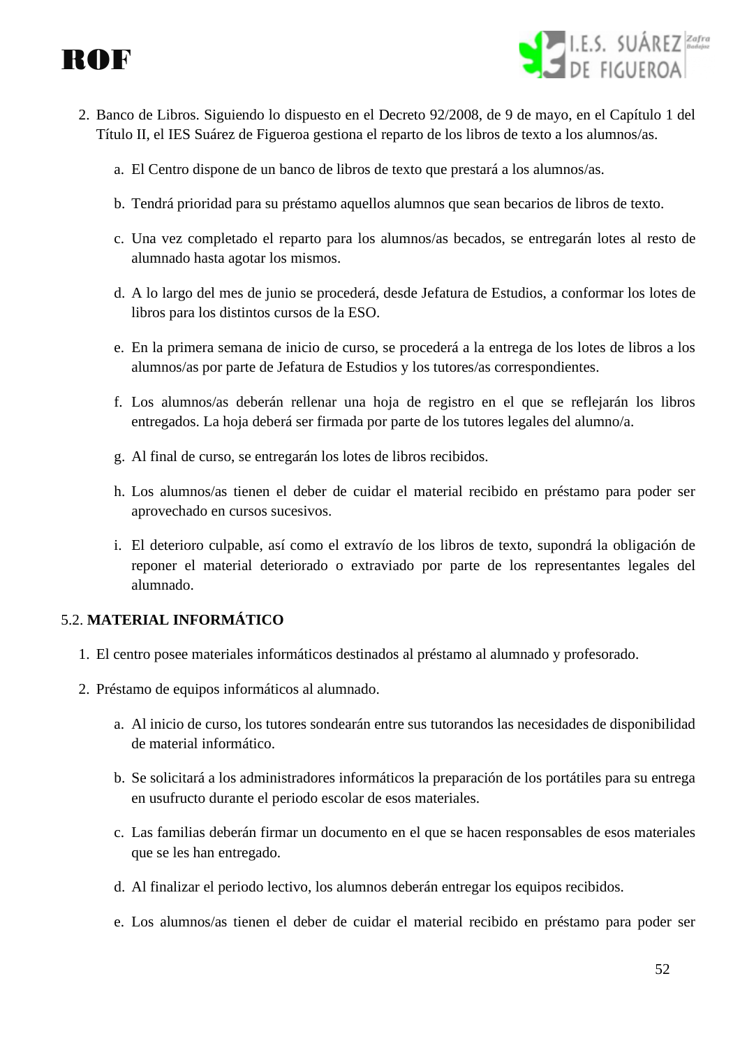2. Banco de Libros. Siguiendo lo dispuesto en el Decreto 92/2008, de 9 de mayo, en el Capítulo 1 del Título II, el IES Suárez de Figueroa gestiona el reparto de los libros de texto a los alumnos/as.

    a. El Centro dispone de un banco de libros de texto que prestará a los alumnos/as.

    b. Tendrá prioridad para su préstamo aquellos alumnos que sean becarios de libros de texto.

    c. Una vez completado el reparto para los alumnos/as becados, se entregarán lotes al resto de alumnado hasta agotar los mismos.

    d. A lo largo del mes de junio se procederá, desde Jefatura de Estudios, a conformar los lotes de libros para los distintos cursos de la ESO.

    e. En la primera semana de inicio de curso, se procederá a la entrega de los lotes de libros a los alumnos/as por parte de Jefatura de Estudios y los tutores/as correspondientes.

    f. Los alumnos/as deberán rellenar una hoja de registro en el que se reflejarán los libros entregados. La hoja deberá ser firmada por parte de los tutores legales del alumno/a.

    g. Al final de curso, se entregarán los lotes de libros recibidos.

    h. Los alumnos/as tienen el deber de cuidar el material recibido en préstamo para poder ser aprovechado en cursos sucesivos.

    i. El deterioro culpable, así como el extravío de los libros de texto, supondrá la obligación de reponer el material deteriorado o extraviado por parte de los representantes legales del alumnado.

5.2. **MATERIAL INFORMÁTICO**

1. El centro posee materiales informáticos destinados al préstamo al alumnado y profesorado.

2. Préstamo de equipos informáticos al alumnado.

    a. Al inicio de curso, los tutores sondearán entre sus tutorandos las necesidades de disponibilidad de material informático.

    b. Se solicitará a los administradores informáticos la preparación de los portátiles para su entrega en usufructo durante el periodo escolar de esos materiales.

    c. Las familias deberán firmar un documento en el que se hacen responsables de esos materiales que se les han entregado.

    d. Al finalizar el periodo lectivo, los alumnos deberán entregar los equipos recibidos.

    e. Los alumnos/as tienen el deber de cuidar el material recibido en préstamo para poder ser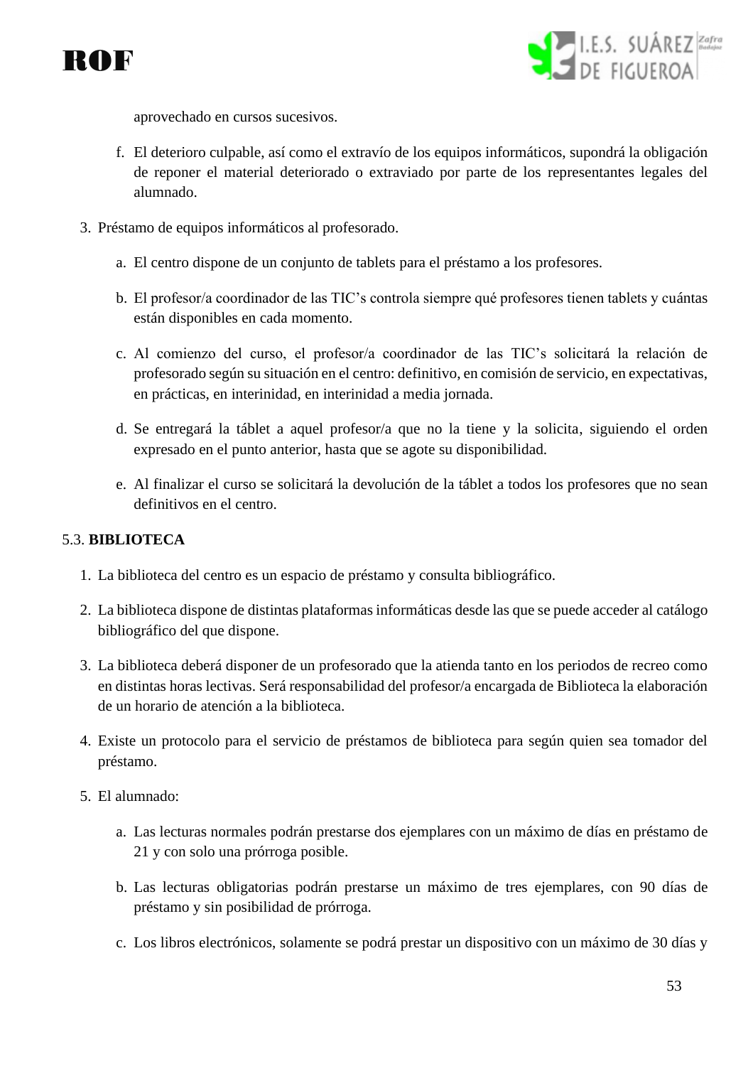aprovechado en cursos sucesivos.

f. El deterioro culpable, así como el extravío de los equipos informáticos, supondrá la obligación de reponer el material deteriorado o extraviado por parte de los representantes legales del alumnado.

3. Préstamo de equipos informáticos al profesorado.

   a. El centro dispone de un conjunto de tablets para el préstamo a los profesores.

   b. El profesor/a coordinador de las TIC's controla siempre qué profesores tienen tablets y cuántas están disponibles en cada momento.

   c. Al comienzo del curso, el profesor/a coordinador de las TIC's solicitará la relación de profesorado según su situación en el centro: definitivo, en comisión de servicio, en expectativas, en prácticas, en interinidad, en interinidad a media jornada.

   d. Se entregará la táblet a aquel profesor/a que no la tiene y la solicita, siguiendo el orden expresado en el punto anterior, hasta que se agote su disponibilidad.

   e. Al finalizar el curso se solicitará la devolución de la táblet a todos los profesores que no sean definitivos en el centro.

5.3. **BIBLIOTECA**

1. La biblioteca del centro es un espacio de préstamo y consulta bibliográfico.

2. La biblioteca dispone de distintas plataformas informáticas desde las que se puede acceder al catálogo bibliográfico del que dispone.

3. La biblioteca deberá disponer de un profesorado que la atienda tanto en los periodos de recreo como en distintas horas lectivas. Será responsabilidad del profesor/a encargada de Biblioteca la elaboración de un horario de atención a la biblioteca.

4. Existe un protocolo para el servicio de préstamos de biblioteca para según quien sea tomador del préstamo.

5. El alumnado:

   a. Las lecturas normales podrán prestarse dos ejemplares con un máximo de días en préstamo de 21 y con solo una prórroga posible.

   b. Las lecturas obligatorias podrán prestarse un máximo de tres ejemplares, con 90 días de préstamo y sin posibilidad de prórroga.

   c. Los libros electrónicos, solamente se podrá prestar un dispositivo con un máximo de 30 días y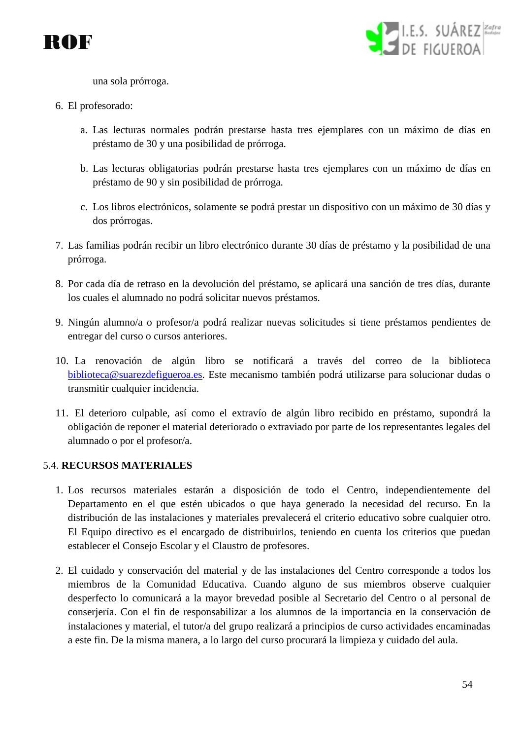una sola prórroga.

6. El profesorado:

    a. Las lecturas normales podrán prestarse hasta tres ejemplares con un máximo de días en préstamo de 30 y una posibilidad de prórroga.

    b. Las lecturas obligatorias podrán prestarse hasta tres ejemplares con un máximo de días en préstamo de 90 y sin posibilidad de prórroga.

    c. Los libros electrónicos, solamente se podrá prestar un dispositivo con un máximo de 30 días y dos prórrogas.

7. Las familias podrán recibir un libro electrónico durante 30 días de préstamo y la posibilidad de una prórroga.

8. Por cada día de retraso en la devolución del préstamo, se aplicará una sanción de tres días, durante los cuales el alumnado no podrá solicitar nuevos préstamos.

9. Ningún alumno/a o profesor/a podrá realizar nuevas solicitudes si tiene préstamos pendientes de entregar del curso o cursos anteriores.

10. La renovación de algún libro se notificará a través del correo de la biblioteca biblioteca@suarezdefigueroa.es. Este mecanismo también podrá utilizarse para solucionar dudas o transmitir cualquier incidencia.

11. El deterioro culpable, así como el extravío de algún libro recibido en préstamo, supondrá la obligación de reponer el material deteriorado o extraviado por parte de los representantes legales del alumnado o por el profesor/a.

5.4. **RECURSOS MATERIALES**

1. Los recursos materiales estarán a disposición de todo el Centro, independientemente del Departamento en el que estén ubicados o que haya generado la necesidad del recurso. En la distribución de las instalaciones y materiales prevalecerá el criterio educativo sobre cualquier otro. El Equipo directivo es el encargado de distribuirlos, teniendo en cuenta los criterios que puedan establecer el Consejo Escolar y el Claustro de profesores.

2. El cuidado y conservación del material y de las instalaciones del Centro corresponde a todos los miembros de la Comunidad Educativa. Cuando alguno de sus miembros observe cualquier desperfecto lo comunicará a la mayor brevedad posible al Secretario del Centro o al personal de conserjería. Con el fin de responsabilizar a los alumnos de la importancia en la conservación de instalaciones y material, el tutor/a del grupo realizará a principios de curso actividades encaminadas a este fin. De la misma manera, a lo largo del curso procurará la limpieza y cuidado del aula.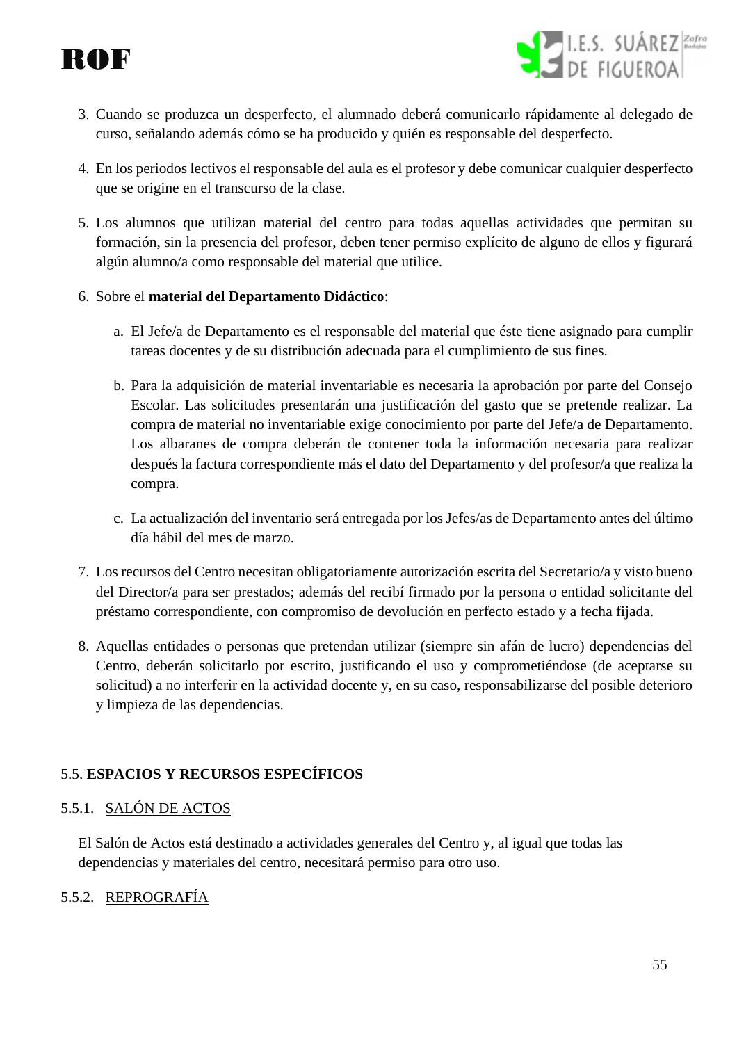3. Cuando se produzca un desperfecto, el alumnado deberá comunicarlo rápidamente al delegado de curso, señalando además cómo se ha producido y quién es responsable del desperfecto.

4. En los periodos lectivos el responsable del aula es el profesor y debe comunicar cualquier desperfecto que se origine en el transcurso de la clase.

5. Los alumnos que utilizan material del centro para todas aquellas actividades que permitan su formación, sin la presencia del profesor, deben tener permiso explícito de alguno de ellos y figurará algún alumno/a como responsable del material que utilice.

6. Sobre el **material del Departamento Didáctico**:

   a. El Jefe/a de Departamento es el responsable del material que éste tiene asignado para cumplir tareas docentes y de su distribución adecuada para el cumplimiento de sus fines.

   b. Para la adquisición de material inventariable es necesaria la aprobación por parte del Consejo Escolar. Las solicitudes presentarán una justificación del gasto que se pretende realizar. La compra de material no inventariable exige conocimiento por parte del Jefe/a de Departamento. Los albaranes de compra deberán de contener toda la información necesaria para realizar después la factura correspondiente más el dato del Departamento y del profesor/a que realiza la compra.

   c. La actualización del inventario será entregada por los Jefes/as de Departamento antes del último día hábil del mes de marzo.

7. Los recursos del Centro necesitan obligatoriamente autorización escrita del Secretario/a y visto bueno del Director/a para ser prestados; además del recibí firmado por la persona o entidad solicitante del préstamo correspondiente, con compromiso de devolución en perfecto estado y a fecha fijada.

8. Aquellas entidades o personas que pretendan utilizar (siempre sin afán de lucro) dependencias del Centro, deberán solicitarlo por escrito, justificando el uso y comprometiéndose (de aceptarse su solicitud) a no interferir en la actividad docente y, en su caso, responsabilizarse del posible deterioro y limpieza de las dependencias.

## 5.5. **ESPACIOS Y RECURSOS ESPECÍFICOS**

### 5.5.1. SALÓN DE ACTOS

El Salón de Actos está destinado a actividades generales del Centro y, al igual que todas las dependencias y materiales del centro, necesitará permiso para otro uso.

### 5.5.2. REPROGRAFÍA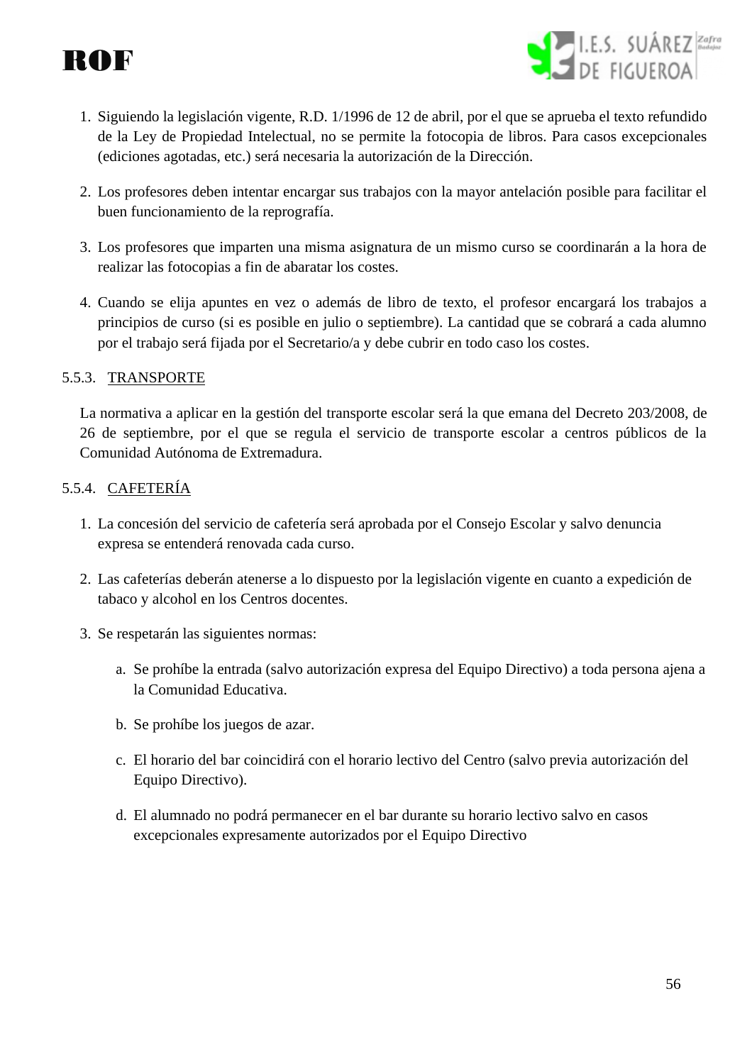1. Siguiendo la legislación vigente, R.D. 1/1996 de 12 de abril, por el que se aprueba el texto refundido de la Ley de Propiedad Intelectual, no se permite la fotocopia de libros. Para casos excepcionales (ediciones agotadas, etc.) será necesaria la autorización de la Dirección.

2. Los profesores deben intentar encargar sus trabajos con la mayor antelación posible para facilitar el buen funcionamiento de la reprografía.

3. Los profesores que imparten una misma asignatura de un mismo curso se coordinarán a la hora de realizar las fotocopias a fin de abaratar los costes.

4. Cuando se elija apuntes en vez o además de libro de texto, el profesor encargará los trabajos a principios de curso (si es posible en julio o septiembre). La cantidad que se cobrará a cada alumno por el trabajo será fijada por el Secretario/a y debe cubrir en todo caso los costes.

### 5.5.3. TRANSPORTE

La normativa a aplicar en la gestión del transporte escolar será la que emana del Decreto 203/2008, de 26 de septiembre, por el que se regula el servicio de transporte escolar a centros públicos de la Comunidad Autónoma de Extremadura.

### 5.5.4. CAFETERÍA

1. La concesión del servicio de cafetería será aprobada por el Consejo Escolar y salvo denuncia expresa se entenderá renovada cada curso.

2. Las cafeterías deberán atenerse a lo dispuesto por la legislación vigente en cuanto a expedición de tabaco y alcohol en los Centros docentes.

3. Se respetarán las siguientes normas:

   a. Se prohíbe la entrada (salvo autorización expresa del Equipo Directivo) a toda persona ajena a la Comunidad Educativa.

   b. Se prohíbe los juegos de azar.

   c. El horario del bar coincidirá con el horario lectivo del Centro (salvo previa autorización del Equipo Directivo).

   d. El alumnado no podrá permanecer en el bar durante su horario lectivo salvo en casos excepcionales expresamente autorizados por el Equipo Directivo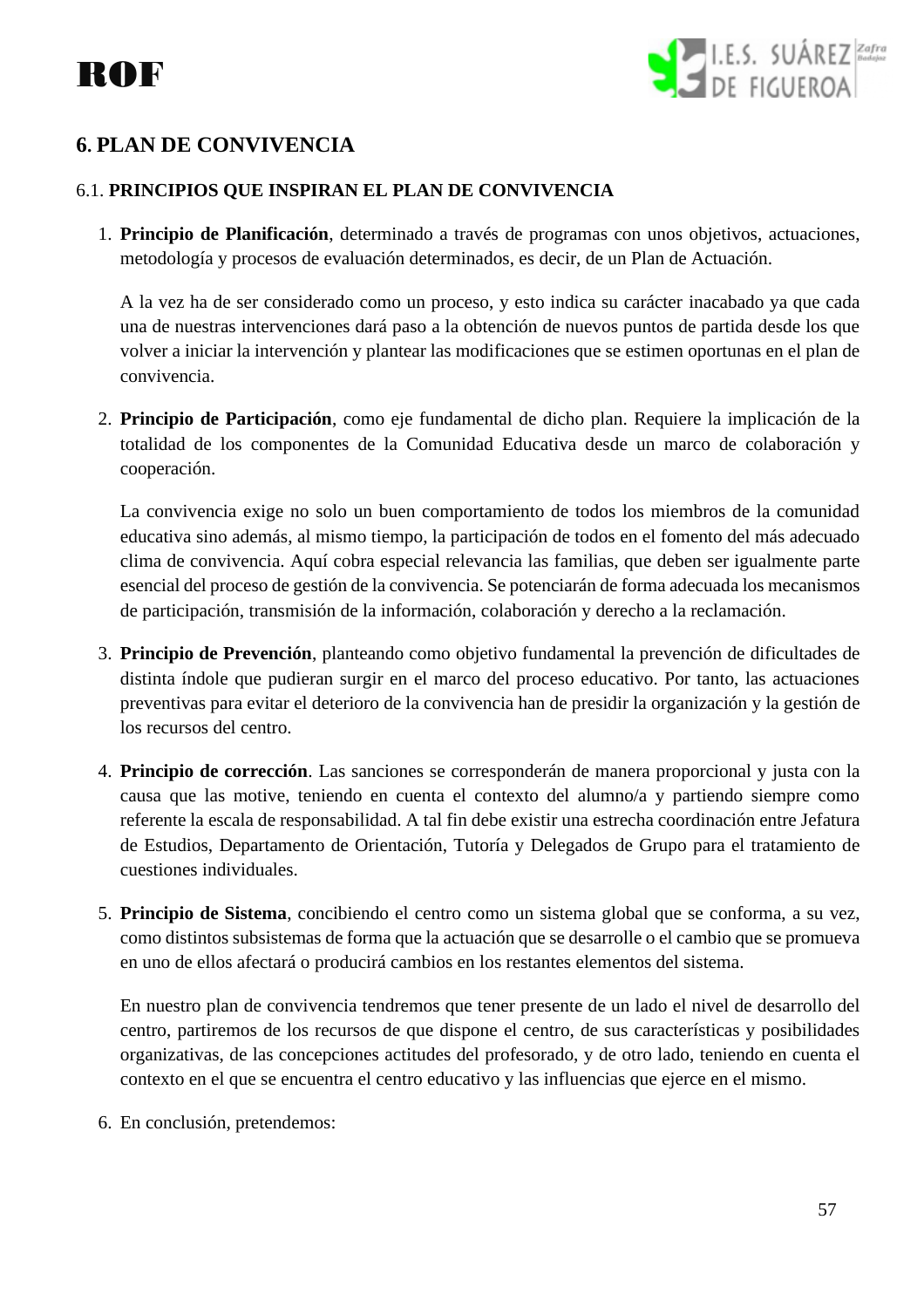## 6. PLAN DE CONVIVENCIA

### 6.1. **PRINCIPIOS QUE INSPIRAN EL PLAN DE CONVIVENCIA**

1. **Principio de Planificación**, determinado a través de programas con unos objetivos, actuaciones, metodología y procesos de evaluación determinados, es decir, de un Plan de Actuación.

   A la vez ha de ser considerado como un proceso, y esto indica su carácter inacabado ya que cada una de nuestras intervenciones dará paso a la obtención de nuevos puntos de partida desde los que volver a iniciar la intervención y plantear las modificaciones que se estimen oportunas en el plan de convivencia.

2. **Principio de Participación**, como eje fundamental de dicho plan. Requiere la implicación de la totalidad de los componentes de la Comunidad Educativa desde un marco de colaboración y cooperación.

   La convivencia exige no solo un buen comportamiento de todos los miembros de la comunidad educativa sino además, al mismo tiempo, la participación de todos en el fomento del más adecuado clima de convivencia. Aquí cobra especial relevancia las familias, que deben ser igualmente parte esencial del proceso de gestión de la convivencia. Se potenciarán de forma adecuada los mecanismos de participación, transmisión de la información, colaboración y derecho a la reclamación.

3. **Principio de Prevención**, planteando como objetivo fundamental la prevención de dificultades de distinta índole que pudieran surgir en el marco del proceso educativo. Por tanto, las actuaciones preventivas para evitar el deterioro de la convivencia han de presidir la organización y la gestión de los recursos del centro.

4. **Principio de corrección**. Las sanciones se corresponderán de manera proporcional y justa con la causa que las motive, teniendo en cuenta el contexto del alumno/a y partiendo siempre como referente la escala de responsabilidad. A tal fin debe existir una estrecha coordinación entre Jefatura de Estudios, Departamento de Orientación, Tutoría y Delegados de Grupo para el tratamiento de cuestiones individuales.

5. **Principio de Sistema**, concibiendo el centro como un sistema global que se conforma, a su vez, como distintos subsistemas de forma que la actuación que se desarrolle o el cambio que se promueva en uno de ellos afectará o producirá cambios en los restantes elementos del sistema.

   En nuestro plan de convivencia tendremos que tener presente de un lado el nivel de desarrollo del centro, partiremos de los recursos de que dispone el centro, de sus características y posibilidades organizativas, de las concepciones actitudes del profesorado, y de otro lado, teniendo en cuenta el contexto en el que se encuentra el centro educativo y las influencias que ejerce en el mismo.

6. En conclusión, pretendemos: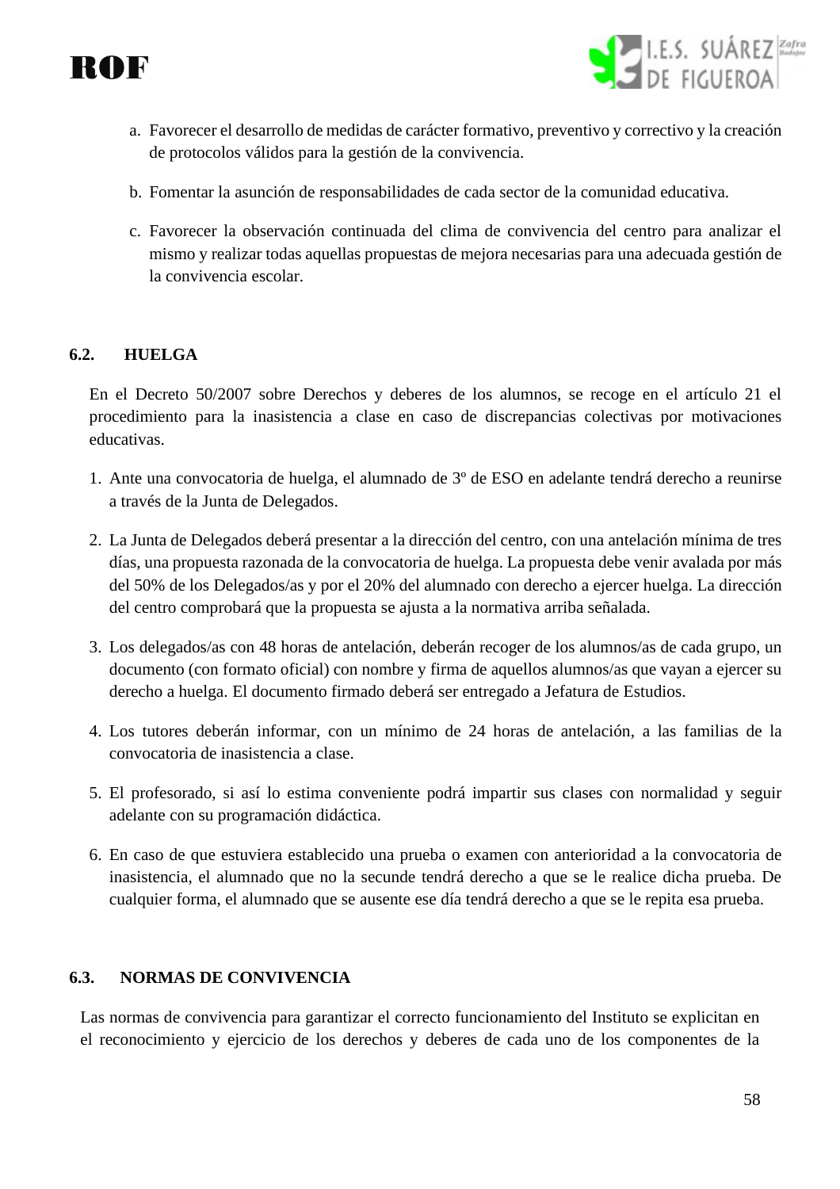a. Favorecer el desarrollo de medidas de carácter formativo, preventivo y correctivo y la creación de protocolos válidos para la gestión de la convivencia.

b. Fomentar la asunción de responsabilidades de cada sector de la comunidad educativa.

c. Favorecer la observación continuada del clima de convivencia del centro para analizar el mismo y realizar todas aquellas propuestas de mejora necesarias para una adecuada gestión de la convivencia escolar.

### 6.2. HUELGA

En el Decreto 50/2007 sobre Derechos y deberes de los alumnos, se recoge en el artículo 21 el procedimiento para la inasistencia a clase en caso de discrepancias colectivas por motivaciones educativas.

1. Ante una convocatoria de huelga, el alumnado de 3º de ESO en adelante tendrá derecho a reunirse a través de la Junta de Delegados.
2. La Junta de Delegados deberá presentar a la dirección del centro, con una antelación mínima de tres días, una propuesta razonada de la convocatoria de huelga. La propuesta debe venir avalada por más del 50% de los Delegados/as y por el 20% del alumnado con derecho a ejercer huelga. La dirección del centro comprobará que la propuesta se ajusta a la normativa arriba señalada.
3. Los delegados/as con 48 horas de antelación, deberán recoger de los alumnos/as de cada grupo, un documento (con formato oficial) con nombre y firma de aquellos alumnos/as que vayan a ejercer su derecho a huelga. El documento firmado deberá ser entregado a Jefatura de Estudios.
4. Los tutores deberán informar, con un mínimo de 24 horas de antelación, a las familias de la convocatoria de inasistencia a clase.
5. El profesorado, si así lo estima conveniente podrá impartir sus clases con normalidad y seguir adelante con su programación didáctica.
6. En caso de que estuviera establecido una prueba o examen con anterioridad a la convocatoria de inasistencia, el alumnado que no la secunde tendrá derecho a que se le realice dicha prueba. De cualquier forma, el alumnado que se ausente ese día tendrá derecho a que se le repita esa prueba.

### 6.3. NORMAS DE CONVIVENCIA

Las normas de convivencia para garantizar el correcto funcionamiento del Instituto se explicitan en el reconocimiento y ejercicio de los derechos y deberes de cada uno de los componentes de la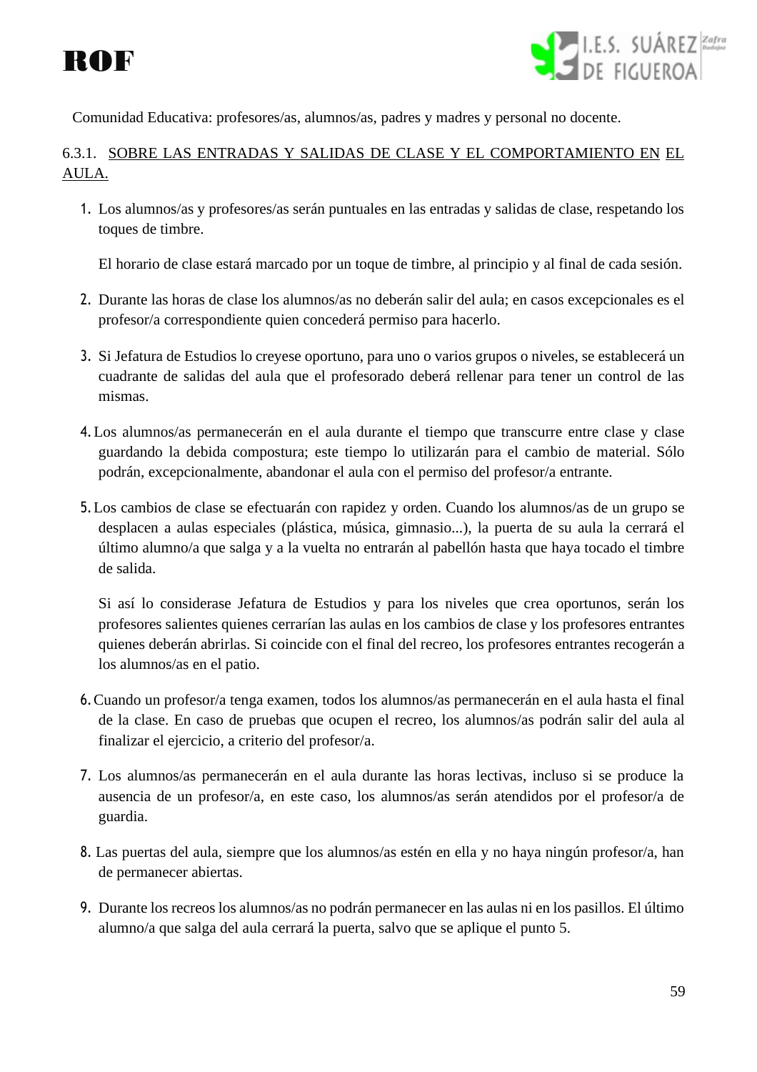Comunidad Educativa: profesores/as, alumnos/as, padres y madres y personal no docente.

### 6.3.1. SOBRE LAS ENTRADAS Y SALIDAS DE CLASE Y EL COMPORTAMIENTO EN EL AULA.

1. Los alumnos/as y profesores/as serán puntuales en las entradas y salidas de clase, respetando los toques de timbre.

   El horario de clase estará marcado por un toque de timbre, al principio y al final de cada sesión.

2. Durante las horas de clase los alumnos/as no deberán salir del aula; en casos excepcionales es el profesor/a correspondiente quien concederá permiso para hacerlo.

3. Si Jefatura de Estudios lo creyese oportuno, para uno o varios grupos o niveles, se establecerá un cuadrante de salidas del aula que el profesorado deberá rellenar para tener un control de las mismas.

4. Los alumnos/as permanecerán en el aula durante el tiempo que transcurre entre clase y clase guardando la debida compostura; este tiempo lo utilizarán para el cambio de material. Sólo podrán, excepcionalmente, abandonar el aula con el permiso del profesor/a entrante.

5. Los cambios de clase se efectuarán con rapidez y orden. Cuando los alumnos/as de un grupo se desplacen a aulas especiales (plástica, música, gimnasio...), la puerta de su aula la cerrará el último alumno/a que salga y a la vuelta no entrarán al pabellón hasta que haya tocado el timbre de salida.

   Si así lo considerase Jefatura de Estudios y para los niveles que crea oportunos, serán los profesores salientes quienes cerrarían las aulas en los cambios de clase y los profesores entrantes quienes deberán abrirlas. Si coincide con el final del recreo, los profesores entrantes recogerán a los alumnos/as en el patio.

6. Cuando un profesor/a tenga examen, todos los alumnos/as permanecerán en el aula hasta el final de la clase. En caso de pruebas que ocupen el recreo, los alumnos/as podrán salir del aula al finalizar el ejercicio, a criterio del profesor/a.

7. Los alumnos/as permanecerán en el aula durante las horas lectivas, incluso si se produce la ausencia de un profesor/a, en este caso, los alumnos/as serán atendidos por el profesor/a de guardia.

8. Las puertas del aula, siempre que los alumnos/as estén en ella y no haya ningún profesor/a, han de permanecer abiertas.

9. Durante los recreos los alumnos/as no podrán permanecer en las aulas ni en los pasillos. El último alumno/a que salga del aula cerrará la puerta, salvo que se aplique el punto 5.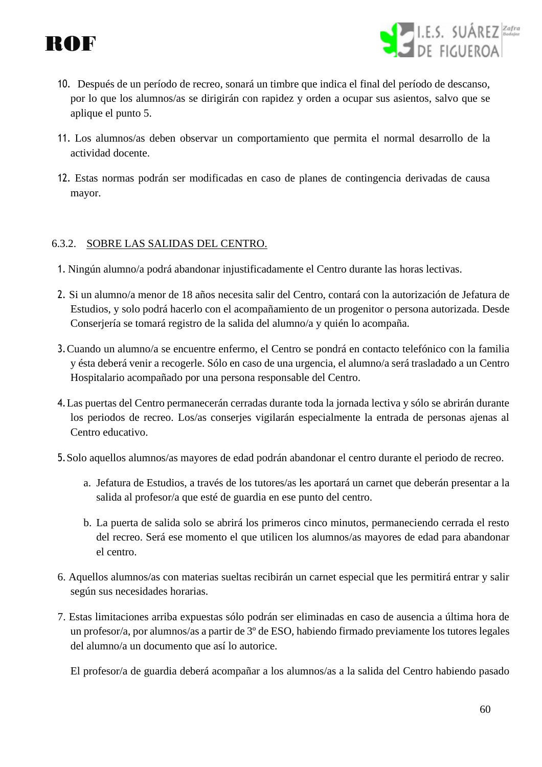10. Después de un período de recreo, sonará un timbre que indica el final del período de descanso, por lo que los alumnos/as se dirigirán con rapidez y orden a ocupar sus asientos, salvo que se aplique el punto 5.

11. Los alumnos/as deben observar un comportamiento que permita el normal desarrollo de la actividad docente.

12. Estas normas podrán ser modificadas en caso de planes de contingencia derivadas de causa mayor.

#### 6.3.2. SOBRE LAS SALIDAS DEL CENTRO.

1. Ningún alumno/a podrá abandonar injustificadamente el Centro durante las horas lectivas.

2. Si un alumno/a menor de 18 años necesita salir del Centro, contará con la autorización de Jefatura de Estudios, y solo podrá hacerlo con el acompañamiento de un progenitor o persona autorizada. Desde Conserjería se tomará registro de la salida del alumno/a y quién lo acompaña.

3. Cuando un alumno/a se encuentre enfermo, el Centro se pondrá en contacto telefónico con la familia y ésta deberá venir a recogerle. Sólo en caso de una urgencia, el alumno/a será trasladado a un Centro Hospitalario acompañado por una persona responsable del Centro.

4. Las puertas del Centro permanecerán cerradas durante toda la jornada lectiva y sólo se abrirán durante los periodos de recreo. Los/as conserjes vigilarán especialmente la entrada de personas ajenas al Centro educativo.

5. Solo aquellos alumnos/as mayores de edad podrán abandonar el centro durante el periodo de recreo.

    a. Jefatura de Estudios, a través de los tutores/as les aportará un carnet que deberán presentar a la salida al profesor/a que esté de guardia en ese punto del centro.

    b. La puerta de salida solo se abrirá los primeros cinco minutos, permaneciendo cerrada el resto del recreo. Será ese momento el que utilicen los alumnos/as mayores de edad para abandonar el centro.

6. Aquellos alumnos/as con materias sueltas recibirán un carnet especial que les permitirá entrar y salir según sus necesidades horarias.

7. Estas limitaciones arriba expuestas sólo podrán ser eliminadas en caso de ausencia a última hora de un profesor/a, por alumnos/as a partir de 3º de ESO, habiendo firmado previamente los tutores legales del alumno/a un documento que así lo autorice.

   El profesor/a de guardia deberá acompañar a los alumnos/as a la salida del Centro habiendo pasado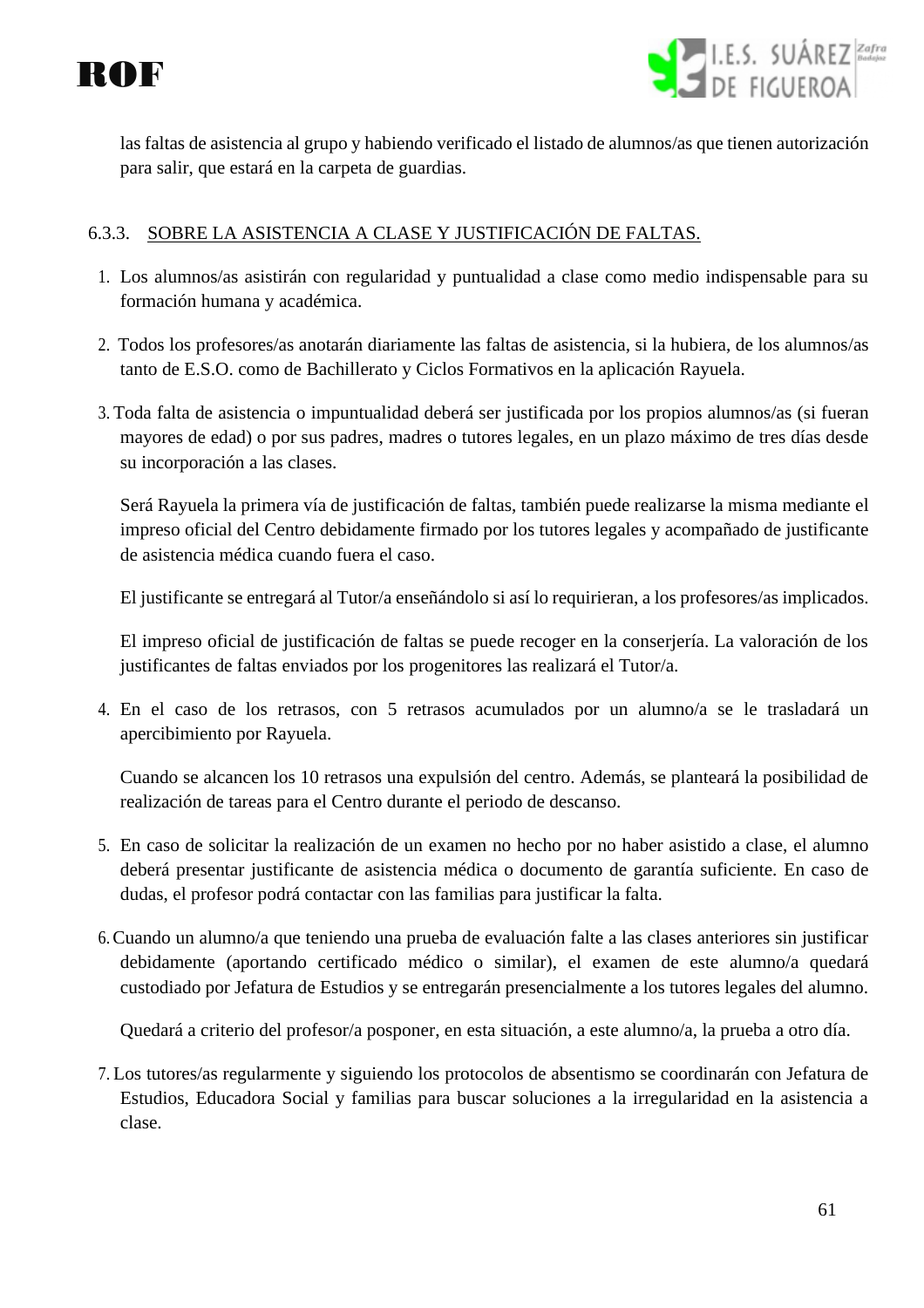las faltas de asistencia al grupo y habiendo verificado el listado de alumnos/as que tienen autorización para salir, que estará en la carpeta de guardias.

### 6.3.3. SOBRE LA ASISTENCIA A CLASE Y JUSTIFICACIÓN DE FALTAS.

1. Los alumnos/as asistirán con regularidad y puntualidad a clase como medio indispensable para su formación humana y académica.

2. Todos los profesores/as anotarán diariamente las faltas de asistencia, si la hubiera, de los alumnos/as tanto de E.S.O. como de Bachillerato y Ciclos Formativos en la aplicación Rayuela.

3. Toda falta de asistencia o impuntualidad deberá ser justificada por los propios alumnos/as (si fueran mayores de edad) o por sus padres, madres o tutores legales, en un plazo máximo de tres días desde su incorporación a las clases.

   Será Rayuela la primera vía de justificación de faltas, también puede realizarse la misma mediante el impreso oficial del Centro debidamente firmado por los tutores legales y acompañado de justificante de asistencia médica cuando fuera el caso.

   El justificante se entregará al Tutor/a enseñándolo si así lo requirieran, a los profesores/as implicados.

   El impreso oficial de justificación de faltas se puede recoger en la conserjería. La valoración de los justificantes de faltas enviados por los progenitores las realizará el Tutor/a.

4. En el caso de los retrasos, con 5 retrasos acumulados por un alumno/a se le trasladará un apercibimiento por Rayuela.

   Cuando se alcancen los 10 retrasos una expulsión del centro. Además, se planteará la posibilidad de realización de tareas para el Centro durante el periodo de descanso.

5. En caso de solicitar la realización de un examen no hecho por no haber asistido a clase, el alumno deberá presentar justificante de asistencia médica o documento de garantía suficiente. En caso de dudas, el profesor podrá contactar con las familias para justificar la falta.

6. Cuando un alumno/a que teniendo una prueba de evaluación falte a las clases anteriores sin justificar debidamente (aportando certificado médico o similar), el examen de este alumno/a quedará custodiado por Jefatura de Estudios y se entregarán presencialmente a los tutores legales del alumno.

   Quedará a criterio del profesor/a posponer, en esta situación, a este alumno/a, la prueba a otro día.

7. Los tutores/as regularmente y siguiendo los protocolos de absentismo se coordinarán con Jefatura de Estudios, Educadora Social y familias para buscar soluciones a la irregularidad en la asistencia a clase.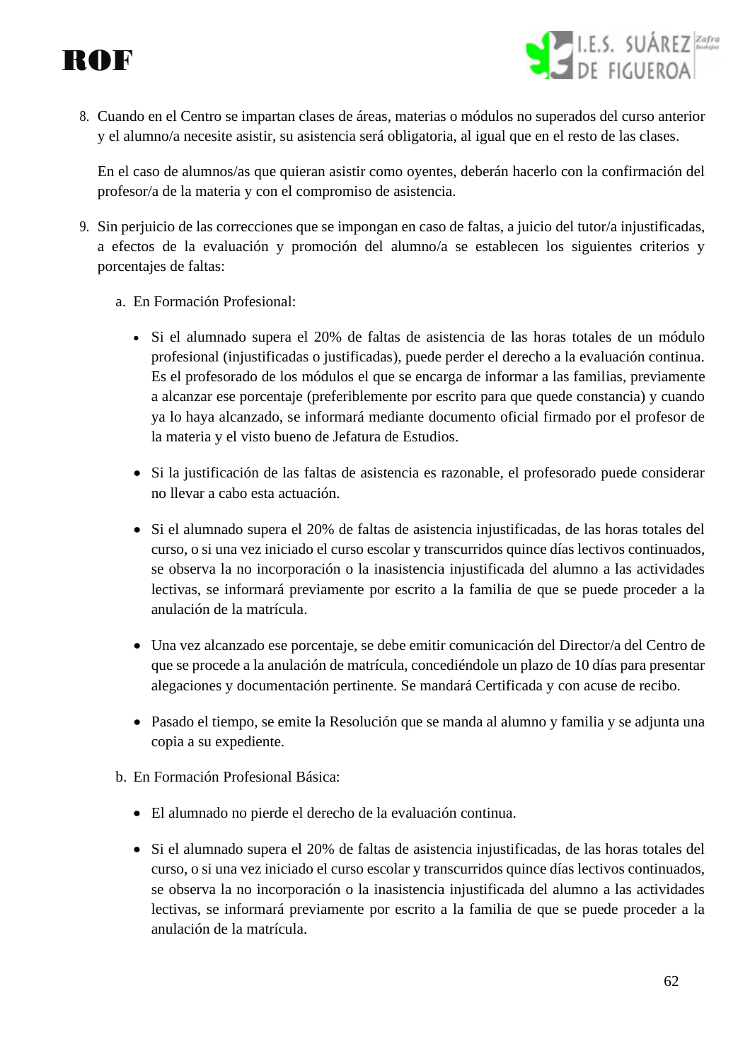8. Cuando en el Centro se impartan clases de áreas, materias o módulos no superados del curso anterior y el alumno/a necesite asistir, su asistencia será obligatoria, al igual que en el resto de las clases.

   En el caso de alumnos/as que quieran asistir como oyentes, deberán hacerlo con la confirmación del profesor/a de la materia y con el compromiso de asistencia.

9. Sin perjuicio de las correcciones que se impongan en caso de faltas, a juicio del tutor/a injustificadas, a efectos de la evaluación y promoción del alumno/a se establecen los siguientes criterios y porcentajes de faltas:

   a. En Formación Profesional:

      - Si el alumnado supera el 20% de faltas de asistencia de las horas totales de un módulo profesional (injustificadas o justificadas), puede perder el derecho a la evaluación continua. Es el profesorado de los módulos el que se encarga de informar a las familias, previamente a alcanzar ese porcentaje (preferiblemente por escrito para que quede constancia) y cuando ya lo haya alcanzado, se informará mediante documento oficial firmado por el profesor de la materia y el visto bueno de Jefatura de Estudios.

      - Si la justificación de las faltas de asistencia es razonable, el profesorado puede considerar no llevar a cabo esta actuación.

      - Si el alumnado supera el 20% de faltas de asistencia injustificadas, de las horas totales del curso, o si una vez iniciado el curso escolar y transcurridos quince días lectivos continuados, se observa la no incorporación o la inasistencia injustificada del alumno a las actividades lectivas, se informará previamente por escrito a la familia de que se puede proceder a la anulación de la matrícula.

      - Una vez alcanzado ese porcentaje, se debe emitir comunicación del Director/a del Centro de que se procede a la anulación de matrícula, concediéndole un plazo de 10 días para presentar alegaciones y documentación pertinente. Se mandará Certificada y con acuse de recibo.

      - Pasado el tiempo, se emite la Resolución que se manda al alumno y familia y se adjunta una copia a su expediente.

   b. En Formación Profesional Básica:

      - El alumnado no pierde el derecho de la evaluación continua.

      - Si el alumnado supera el 20% de faltas de asistencia injustificadas, de las horas totales del curso, o si una vez iniciado el curso escolar y transcurridos quince días lectivos continuados, se observa la no incorporación o la inasistencia injustificada del alumno a las actividades lectivas, se informará previamente por escrito a la familia de que se puede proceder a la anulación de la matrícula.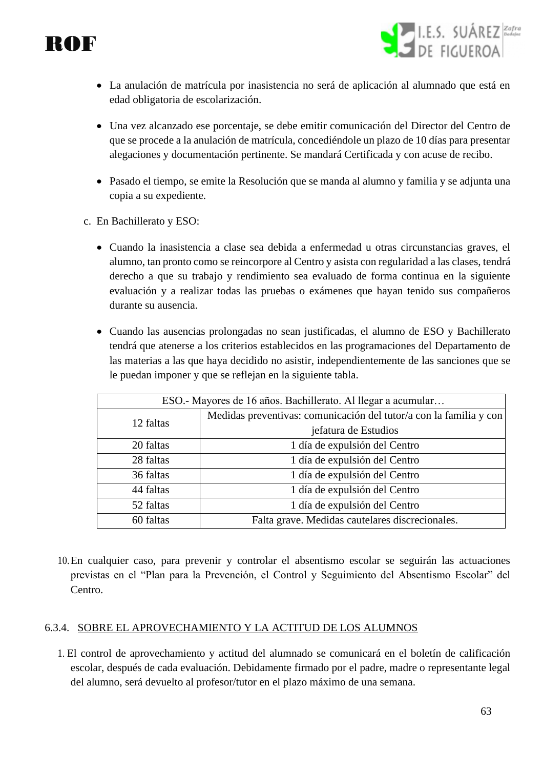- La anulación de matrícula por inasistencia no será de aplicación al alumnado que está en edad obligatoria de escolarización.

- Una vez alcanzado ese porcentaje, se debe emitir comunicación del Director del Centro de que se procede a la anulación de matrícula, concediéndole un plazo de 10 días para presentar alegaciones y documentación pertinente. Se mandará Certificada y con acuse de recibo.

- Pasado el tiempo, se emite la Resolución que se manda al alumno y familia y se adjunta una copia a su expediente.

c. En Bachillerato y ESO:

- Cuando la inasistencia a clase sea debida a enfermedad u otras circunstancias graves, el alumno, tan pronto como se reincorpore al Centro y asista con regularidad a las clases, tendrá derecho a que su trabajo y rendimiento sea evaluado de forma continua en la siguiente evaluación y a realizar todas las pruebas o exámenes que hayan tenido sus compañeros durante su ausencia.

- Cuando las ausencias prolongadas no sean justificadas, el alumno de ESO y Bachillerato tendrá que atenerse a los criterios establecidos en las programaciones del Departamento de las materias a las que haya decidido no asistir, independientemente de las sanciones que se le puedan imponer y que se reflejan en la siguiente tabla.

| ESO.- Mayores de 16 años. Bachillerato. Al llegar a acumular… | |
|---|---|
| 12 faltas | Medidas preventivas: comunicación del tutor/a con la familia y con jefatura de Estudios |
| 20 faltas | 1 día de expulsión del Centro |
| 28 faltas | 1 día de expulsión del Centro |
| 36 faltas | 1 día de expulsión del Centro |
| 44 faltas | 1 día de expulsión del Centro |
| 52 faltas | 1 día de expulsión del Centro |
| 60 faltas | Falta grave. Medidas cautelares discrecionales. |

10. En cualquier caso, para prevenir y controlar el absentismo escolar se seguirán las actuaciones previstas en el "Plan para la Prevención, el Control y Seguimiento del Absentismo Escolar" del Centro.

#### 6.3.4. SOBRE EL APROVECHAMIENTO Y LA ACTITUD DE LOS ALUMNOS

1. El control de aprovechamiento y actitud del alumnado se comunicará en el boletín de calificación escolar, después de cada evaluación. Debidamente firmado por el padre, madre o representante legal del alumno, será devuelto al profesor/tutor en el plazo máximo de una semana.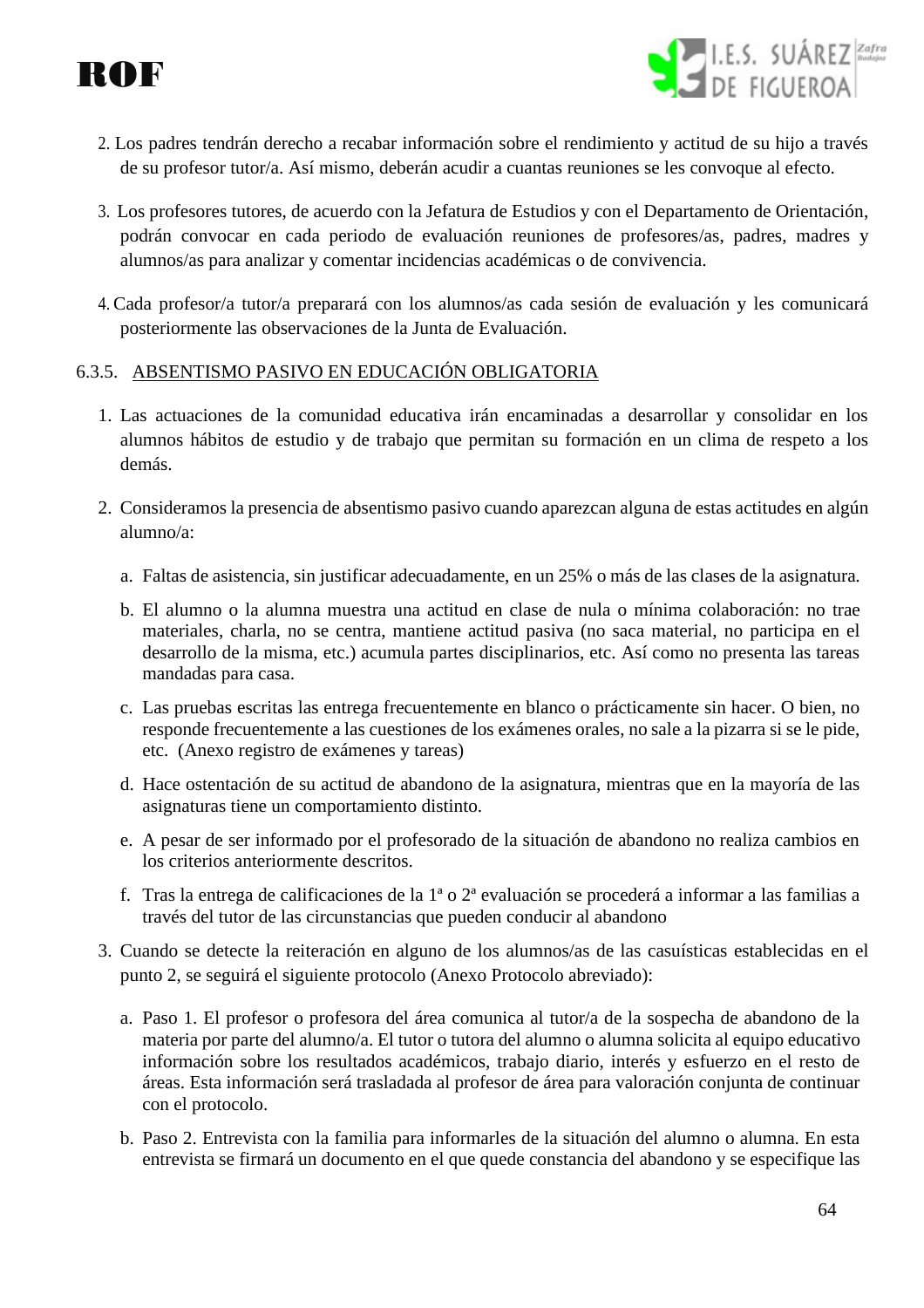2. Los padres tendrán derecho a recabar información sobre el rendimiento y actitud de su hijo a través de su profesor tutor/a. Así mismo, deberán acudir a cuantas reuniones se les convoque al efecto.

3. Los profesores tutores, de acuerdo con la Jefatura de Estudios y con el Departamento de Orientación, podrán convocar en cada periodo de evaluación reuniones de profesores/as, padres, madres y alumnos/as para analizar y comentar incidencias académicas o de convivencia.

4. Cada profesor/a tutor/a preparará con los alumnos/as cada sesión de evaluación y les comunicará posteriormente las observaciones de la Junta de Evaluación.

6.3.5. ABSENTISMO PASIVO EN EDUCACIÓN OBLIGATORIA

1. Las actuaciones de la comunidad educativa irán encaminadas a desarrollar y consolidar en los alumnos hábitos de estudio y de trabajo que permitan su formación en un clima de respeto a los demás.

2. Consideramos la presencia de absentismo pasivo cuando aparezcan alguna de estas actitudes en algún alumno/a:

   a. Faltas de asistencia, sin justificar adecuadamente, en un 25% o más de las clases de la asignatura.

   b. El alumno o la alumna muestra una actitud en clase de nula o mínima colaboración: no trae materiales, charla, no se centra, mantiene actitud pasiva (no saca material, no participa en el desarrollo de la misma, etc.) acumula partes disciplinarios, etc. Así como no presenta las tareas mandadas para casa.

   c. Las pruebas escritas las entrega frecuentemente en blanco o prácticamente sin hacer. O bien, no responde frecuentemente a las cuestiones de los exámenes orales, no sale a la pizarra si se le pide, etc. (Anexo registro de exámenes y tareas)

   d. Hace ostentación de su actitud de abandono de la asignatura, mientras que en la mayoría de las asignaturas tiene un comportamiento distinto.

   e. A pesar de ser informado por el profesorado de la situación de abandono no realiza cambios en los criterios anteriormente descritos.

   f. Tras la entrega de calificaciones de la 1ª o 2ª evaluación se procederá a informar a las familias a través del tutor de las circunstancias que pueden conducir al abandono

3. Cuando se detecte la reiteración en alguno de los alumnos/as de las casuísticas establecidas en el punto 2, se seguirá el siguiente protocolo (Anexo Protocolo abreviado):

   a. Paso 1. El profesor o profesora del área comunica al tutor/a de la sospecha de abandono de la materia por parte del alumno/a. El tutor o tutora del alumno o alumna solicita al equipo educativo información sobre los resultados académicos, trabajo diario, interés y esfuerzo en el resto de áreas. Esta información será trasladada al profesor de área para valoración conjunta de continuar con el protocolo.

   b. Paso 2. Entrevista con la familia para informarles de la situación del alumno o alumna. En esta entrevista se firmará un documento en el que quede constancia del abandono y se especifique las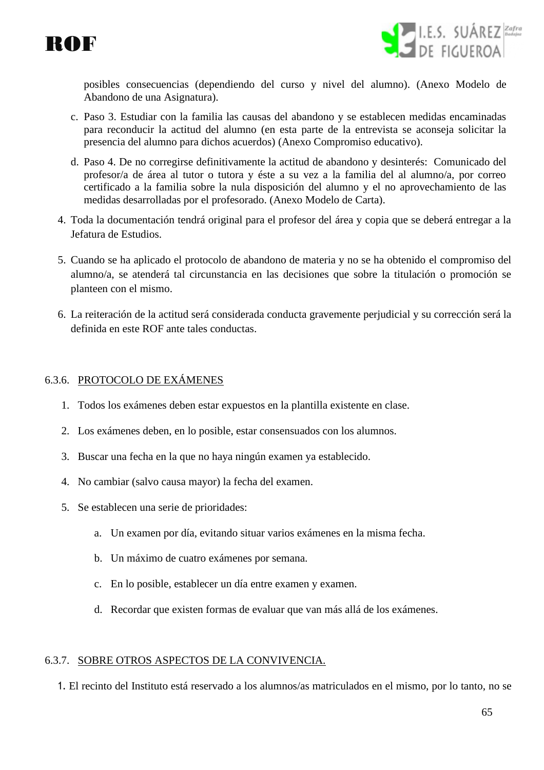posibles consecuencias (dependiendo del curso y nivel del alumno). (Anexo Modelo de Abandono de una Asignatura).

   c. Paso 3. Estudiar con la familia las causas del abandono y se establecen medidas encaminadas para reconducir la actitud del alumno (en esta parte de la entrevista se aconseja solicitar la presencia del alumno para dichos acuerdos) (Anexo Compromiso educativo).

   d. Paso 4. De no corregirse definitivamente la actitud de abandono y desinterés: Comunicado del profesor/a de área al tutor o tutora y éste a su vez a la familia del al alumno/a, por correo certificado a la familia sobre la nula disposición del alumno y el no aprovechamiento de las medidas desarrolladas por el profesorado. (Anexo Modelo de Carta).

4. Toda la documentación tendrá original para el profesor del área y copia que se deberá entregar a la Jefatura de Estudios.

5. Cuando se ha aplicado el protocolo de abandono de materia y no se ha obtenido el compromiso del alumno/a, se atenderá tal circunstancia en las decisiones que sobre la titulación o promoción se planteen con el mismo.

6. La reiteración de la actitud será considerada conducta gravemente perjudicial y su corrección será la definida en este ROF ante tales conductas.

### 6.3.6. PROTOCOLO DE EXÁMENES

1. Todos los exámenes deben estar expuestos en la plantilla existente en clase.
2. Los exámenes deben, en lo posible, estar consensuados con los alumnos.
3. Buscar una fecha en la que no haya ningún examen ya establecido.
4. No cambiar (salvo causa mayor) la fecha del examen.
5. Se establecen una serie de prioridades:
   a. Un examen por día, evitando situar varios exámenes en la misma fecha.
   b. Un máximo de cuatro exámenes por semana.
   c. En lo posible, establecer un día entre examen y examen.
   d. Recordar que existen formas de evaluar que van más allá de los exámenes.

### 6.3.7. SOBRE OTROS ASPECTOS DE LA CONVIVENCIA.

1. El recinto del Instituto está reservado a los alumnos/as matriculados en el mismo, por lo tanto, no se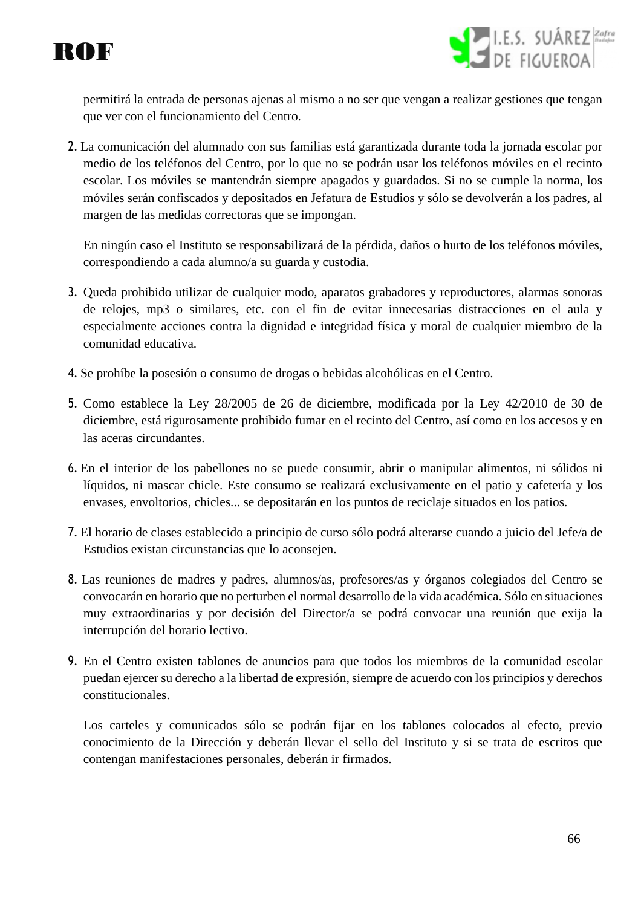permitirá la entrada de personas ajenas al mismo a no ser que vengan a realizar gestiones que tengan que ver con el funcionamiento del Centro.

2. La comunicación del alumnado con sus familias está garantizada durante toda la jornada escolar por medio de los teléfonos del Centro, por lo que no se podrán usar los teléfonos móviles en el recinto escolar. Los móviles se mantendrán siempre apagados y guardados. Si no se cumple la norma, los móviles serán confiscados y depositados en Jefatura de Estudios y sólo se devolverán a los padres, al margen de las medidas correctoras que se impongan.

   En ningún caso el Instituto se responsabilizará de la pérdida, daños o hurto de los teléfonos móviles, correspondiendo a cada alumno/a su guarda y custodia.

3. Queda prohibido utilizar de cualquier modo, aparatos grabadores y reproductores, alarmas sonoras de relojes, mp3 o similares, etc. con el fin de evitar innecesarias distracciones en el aula y especialmente acciones contra la dignidad e integridad física y moral de cualquier miembro de la comunidad educativa.

4. Se prohíbe la posesión o consumo de drogas o bebidas alcohólicas en el Centro.

5. Como establece la Ley 28/2005 de 26 de diciembre, modificada por la Ley 42/2010 de 30 de diciembre, está rigurosamente prohibido fumar en el recinto del Centro, así como en los accesos y en las aceras circundantes.

6. En el interior de los pabellones no se puede consumir, abrir o manipular alimentos, ni sólidos ni líquidos, ni mascar chicle. Este consumo se realizará exclusivamente en el patio y cafetería y los envases, envoltorios, chicles... se depositarán en los puntos de reciclaje situados en los patios.

7. El horario de clases establecido a principio de curso sólo podrá alterarse cuando a juicio del Jefe/a de Estudios existan circunstancias que lo aconsejen.

8. Las reuniones de madres y padres, alumnos/as, profesores/as y órganos colegiados del Centro se convocarán en horario que no perturben el normal desarrollo de la vida académica. Sólo en situaciones muy extraordinarias y por decisión del Director/a se podrá convocar una reunión que exija la interrupción del horario lectivo.

9. En el Centro existen tablones de anuncios para que todos los miembros de la comunidad escolar puedan ejercer su derecho a la libertad de expresión, siempre de acuerdo con los principios y derechos constitucionales.

   Los carteles y comunicados sólo se podrán fijar en los tablones colocados al efecto, previo conocimiento de la Dirección y deberán llevar el sello del Instituto y si se trata de escritos que contengan manifestaciones personales, deberán ir firmados.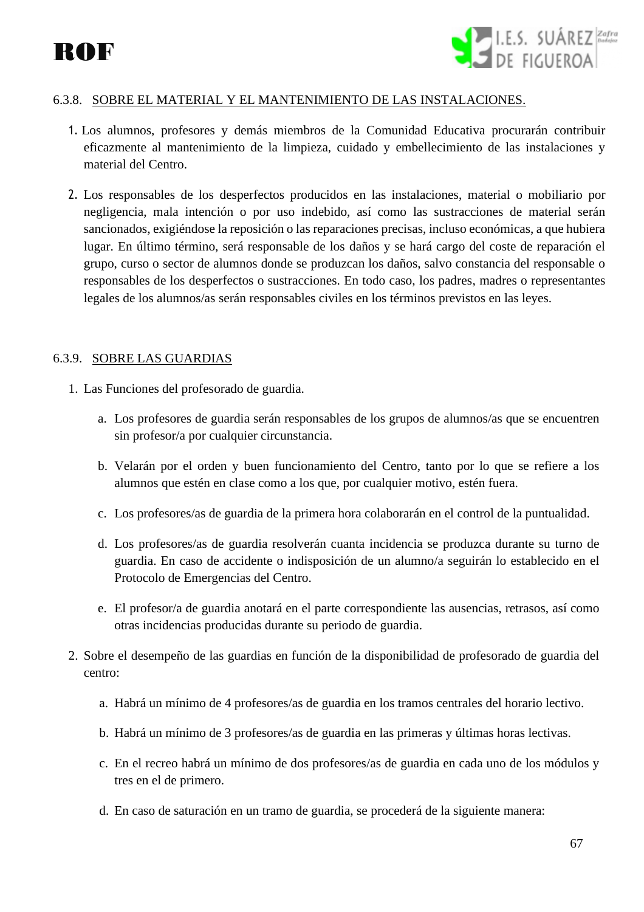### 6.3.8. SOBRE EL MATERIAL Y EL MANTENIMIENTO DE LAS INSTALACIONES.

1. Los alumnos, profesores y demás miembros de la Comunidad Educativa procurarán contribuir eficazmente al mantenimiento de la limpieza, cuidado y embellecimiento de las instalaciones y material del Centro.

2. Los responsables de los desperfectos producidos en las instalaciones, material o mobiliario por negligencia, mala intención o por uso indebido, así como las sustracciones de material serán sancionados, exigiéndose la reposición o las reparaciones precisas, incluso económicas, a que hubiera lugar. En último término, será responsable de los daños y se hará cargo del coste de reparación el grupo, curso o sector de alumnos donde se produzcan los daños, salvo constancia del responsable o responsables de los desperfectos o sustracciones. En todo caso, los padres, madres o representantes legales de los alumnos/as serán responsables civiles en los términos previstos en las leyes.

### 6.3.9. SOBRE LAS GUARDIAS

1. Las Funciones del profesorado de guardia.

   a. Los profesores de guardia serán responsables de los grupos de alumnos/as que se encuentren sin profesor/a por cualquier circunstancia.

   b. Velarán por el orden y buen funcionamiento del Centro, tanto por lo que se refiere a los alumnos que estén en clase como a los que, por cualquier motivo, estén fuera.

   c. Los profesores/as de guardia de la primera hora colaborarán en el control de la puntualidad.

   d. Los profesores/as de guardia resolverán cuanta incidencia se produzca durante su turno de guardia. En caso de accidente o indisposición de un alumno/a seguirán lo establecido en el Protocolo de Emergencias del Centro.

   e. El profesor/a de guardia anotará en el parte correspondiente las ausencias, retrasos, así como otras incidencias producidas durante su periodo de guardia.

2. Sobre el desempeño de las guardias en función de la disponibilidad de profesorado de guardia del centro:

   a. Habrá un mínimo de 4 profesores/as de guardia en los tramos centrales del horario lectivo.

   b. Habrá un mínimo de 3 profesores/as de guardia en las primeras y últimas horas lectivas.

   c. En el recreo habrá un mínimo de dos profesores/as de guardia en cada uno de los módulos y tres en el de primero.

   d. En caso de saturación en un tramo de guardia, se procederá de la siguiente manera: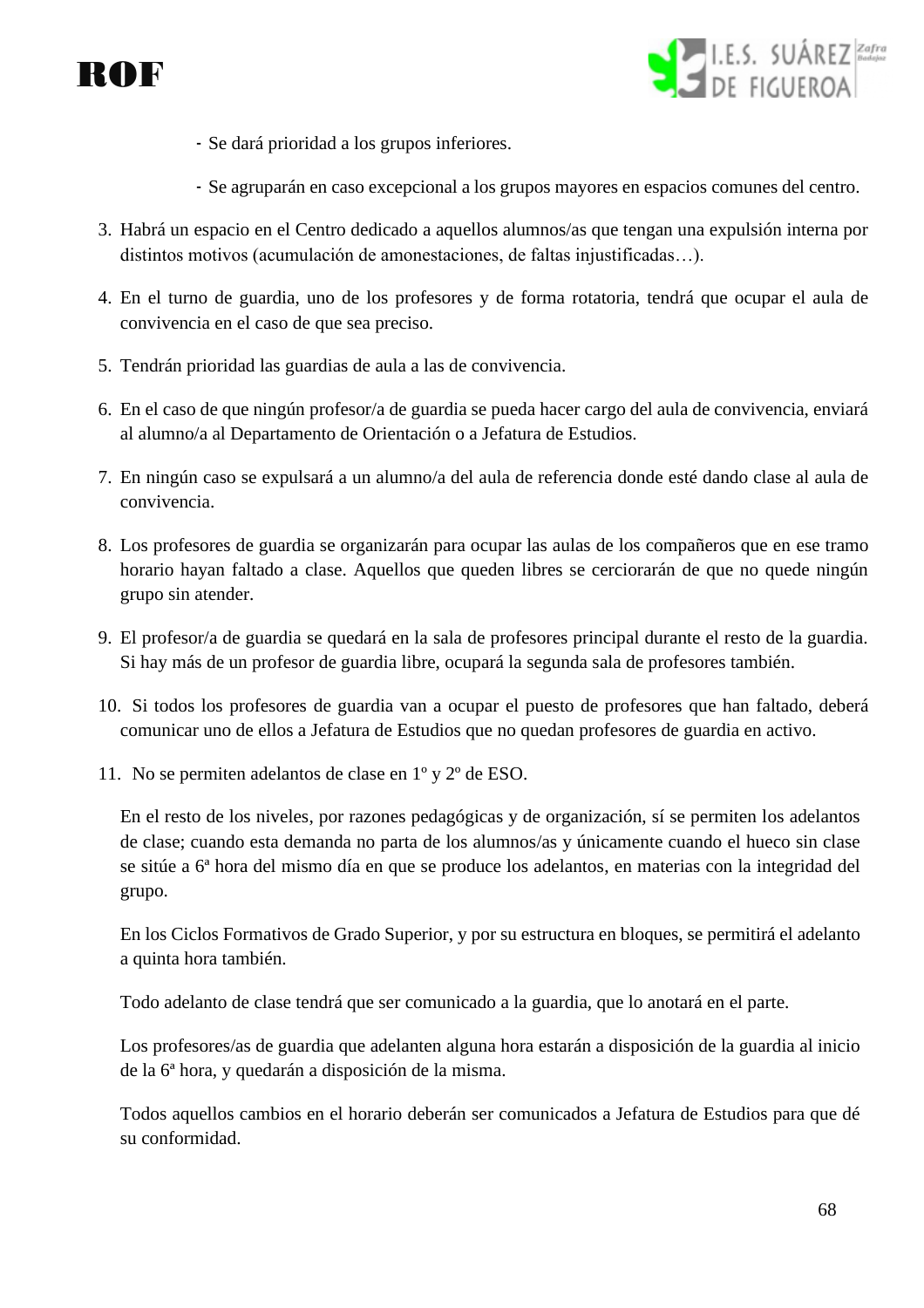- Se dará prioridad a los grupos inferiores.
- Se agruparán en caso excepcional a los grupos mayores en espacios comunes del centro.

3. Habrá un espacio en el Centro dedicado a aquellos alumnos/as que tengan una expulsión interna por distintos motivos (acumulación de amonestaciones, de faltas injustificadas…).
4. En el turno de guardia, uno de los profesores y de forma rotatoria, tendrá que ocupar el aula de convivencia en el caso de que sea preciso.
5. Tendrán prioridad las guardias de aula a las de convivencia.
6. En el caso de que ningún profesor/a de guardia se pueda hacer cargo del aula de convivencia, enviará al alumno/a al Departamento de Orientación o a Jefatura de Estudios.
7. En ningún caso se expulsará a un alumno/a del aula de referencia donde esté dando clase al aula de convivencia.
8. Los profesores de guardia se organizarán para ocupar las aulas de los compañeros que en ese tramo horario hayan faltado a clase. Aquellos que queden libres se cerciorarán de que no quede ningún grupo sin atender.
9. El profesor/a de guardia se quedará en la sala de profesores principal durante el resto de la guardia. Si hay más de un profesor de guardia libre, ocupará la segunda sala de profesores también.
10. Si todos los profesores de guardia van a ocupar el puesto de profesores que han faltado, deberá comunicar uno de ellos a Jefatura de Estudios que no quedan profesores de guardia en activo.
11. No se permiten adelantos de clase en 1º y 2º de ESO.

    En el resto de los niveles, por razones pedagógicas y de organización, sí se permiten los adelantos de clase; cuando esta demanda no parta de los alumnos/as y únicamente cuando el hueco sin clase se sitúe a 6ª hora del mismo día en que se produce los adelantos, en materias con la integridad del grupo.

    En los Ciclos Formativos de Grado Superior, y por su estructura en bloques, se permitirá el adelanto a quinta hora también.

    Todo adelanto de clase tendrá que ser comunicado a la guardia, que lo anotará en el parte.

    Los profesores/as de guardia que adelanten alguna hora estarán a disposición de la guardia al inicio de la 6ª hora, y quedarán a disposición de la misma.

    Todos aquellos cambios en el horario deberán ser comunicados a Jefatura de Estudios para que dé su conformidad.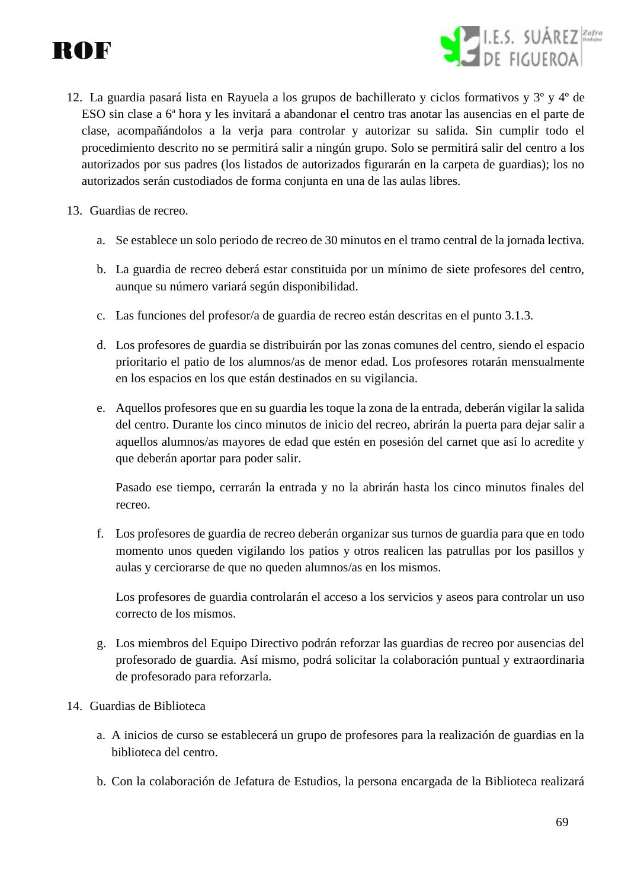12. La guardia pasará lista en Rayuela a los grupos de bachillerato y ciclos formativos y 3º y 4º de ESO sin clase a 6ª hora y les invitará a abandonar el centro tras anotar las ausencias en el parte de clase, acompañándolos a la verja para controlar y autorizar su salida. Sin cumplir todo el procedimiento descrito no se permitirá salir a ningún grupo. Solo se permitirá salir del centro a los autorizados por sus padres (los listados de autorizados figurarán en la carpeta de guardias); los no autorizados serán custodiados de forma conjunta en una de las aulas libres.

13. Guardias de recreo.

    a. Se establece un solo periodo de recreo de 30 minutos en el tramo central de la jornada lectiva.

    b. La guardia de recreo deberá estar constituida por un mínimo de siete profesores del centro, aunque su número variará según disponibilidad.

    c. Las funciones del profesor/a de guardia de recreo están descritas en el punto 3.1.3.

    d. Los profesores de guardia se distribuirán por las zonas comunes del centro, siendo el espacio prioritario el patio de los alumnos/as de menor edad. Los profesores rotarán mensualmente en los espacios en los que están destinados en su vigilancia.

    e. Aquellos profesores que en su guardia les toque la zona de la entrada, deberán vigilar la salida del centro. Durante los cinco minutos de inicio del recreo, abrirán la puerta para dejar salir a aquellos alumnos/as mayores de edad que estén en posesión del carnet que así lo acredite y que deberán aportar para poder salir.

       Pasado ese tiempo, cerrarán la entrada y no la abrirán hasta los cinco minutos finales del recreo.

    f. Los profesores de guardia de recreo deberán organizar sus turnos de guardia para que en todo momento unos queden vigilando los patios y otros realicen las patrullas por los pasillos y aulas y cerciorarse de que no queden alumnos/as en los mismos.

       Los profesores de guardia controlarán el acceso a los servicios y aseos para controlar un uso correcto de los mismos.

    g. Los miembros del Equipo Directivo podrán reforzar las guardias de recreo por ausencias del profesorado de guardia. Así mismo, podrá solicitar la colaboración puntual y extraordinaria de profesorado para reforzarla.

14. Guardias de Biblioteca

    a. A inicios de curso se establecerá un grupo de profesores para la realización de guardias en la biblioteca del centro.

    b. Con la colaboración de Jefatura de Estudios, la persona encargada de la Biblioteca realizará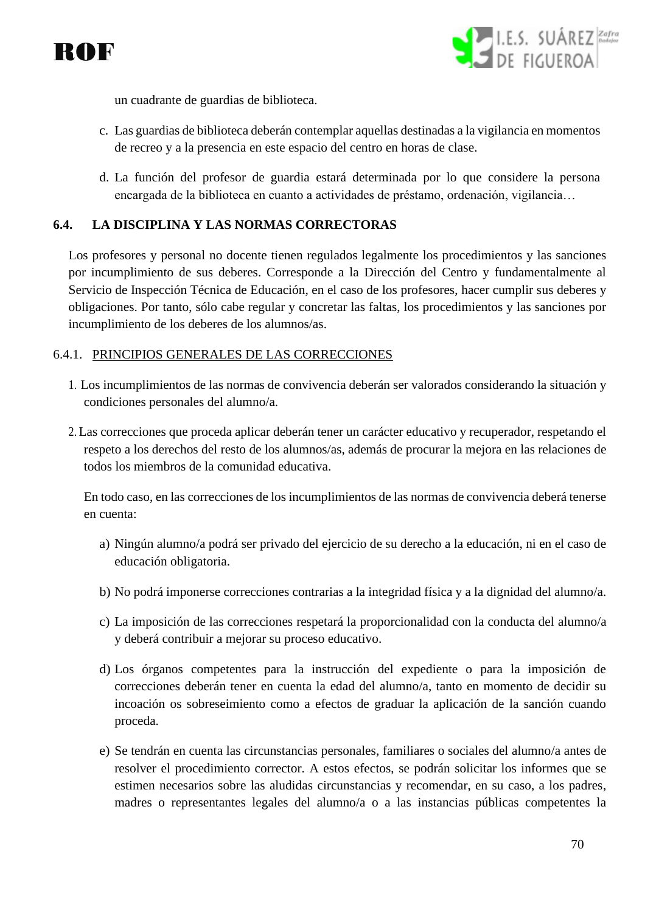un cuadrante de guardias de biblioteca.

c. Las guardias de biblioteca deberán contemplar aquellas destinadas a la vigilancia en momentos de recreo y a la presencia en este espacio del centro en horas de clase.

d. La función del profesor de guardia estará determinada por lo que considere la persona encargada de la biblioteca en cuanto a actividades de préstamo, ordenación, vigilancia…

## 6.4. LA DISCIPLINA Y LAS NORMAS CORRECTORAS

Los profesores y personal no docente tienen regulados legalmente los procedimientos y las sanciones por incumplimiento de sus deberes. Corresponde a la Dirección del Centro y fundamentalmente al Servicio de Inspección Técnica de Educación, en el caso de los profesores, hacer cumplir sus deberes y obligaciones. Por tanto, sólo cabe regular y concretar las faltas, los procedimientos y las sanciones por incumplimiento de los deberes de los alumnos/as.

### 6.4.1. PRINCIPIOS GENERALES DE LAS CORRECCIONES

1. Los incumplimientos de las normas de convivencia deberán ser valorados considerando la situación y condiciones personales del alumno/a.

2. Las correcciones que proceda aplicar deberán tener un carácter educativo y recuperador, respetando el respeto a los derechos del resto de los alumnos/as, además de procurar la mejora en las relaciones de todos los miembros de la comunidad educativa.

   En todo caso, en las correcciones de los incumplimientos de las normas de convivencia deberá tenerse en cuenta:

   a) Ningún alumno/a podrá ser privado del ejercicio de su derecho a la educación, ni en el caso de educación obligatoria.

   b) No podrá imponerse correcciones contrarias a la integridad física y a la dignidad del alumno/a.

   c) La imposición de las correcciones respetará la proporcionalidad con la conducta del alumno/a y deberá contribuir a mejorar su proceso educativo.

   d) Los órganos competentes para la instrucción del expediente o para la imposición de correcciones deberán tener en cuenta la edad del alumno/a, tanto en momento de decidir su incoación os sobreseimiento como a efectos de graduar la aplicación de la sanción cuando proceda.

   e) Se tendrán en cuenta las circunstancias personales, familiares o sociales del alumno/a antes de resolver el procedimiento corrector. A estos efectos, se podrán solicitar los informes que se estimen necesarios sobre las aludidas circunstancias y recomendar, en su caso, a los padres, madres o representantes legales del alumno/a o a las instancias públicas competentes la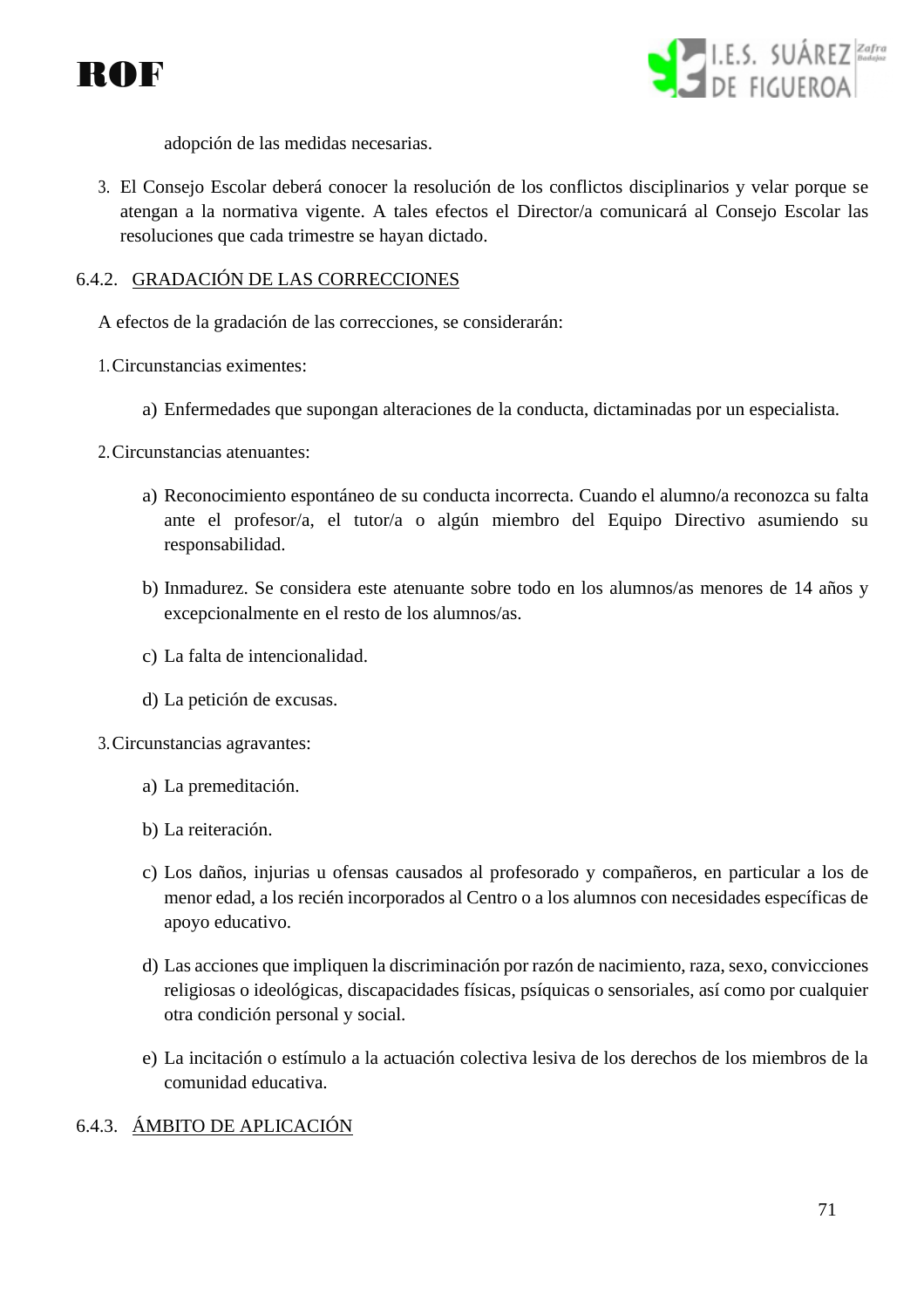adopción de las medidas necesarias.

3. El Consejo Escolar deberá conocer la resolución de los conflictos disciplinarios y velar porque se atengan a la normativa vigente. A tales efectos el Director/a comunicará al Consejo Escolar las resoluciones que cada trimestre se hayan dictado.

### 6.4.2. GRADACIÓN DE LAS CORRECCIONES

A efectos de la gradación de las correcciones, se considerarán:

1. Circunstancias eximentes:

    a) Enfermedades que supongan alteraciones de la conducta, dictaminadas por un especialista.

2. Circunstancias atenuantes:

    a) Reconocimiento espontáneo de su conducta incorrecta. Cuando el alumno/a reconozca su falta ante el profesor/a, el tutor/a o algún miembro del Equipo Directivo asumiendo su responsabilidad.

    b) Inmadurez. Se considera este atenuante sobre todo en los alumnos/as menores de 14 años y excepcionalmente en el resto de los alumnos/as.

    c) La falta de intencionalidad.

    d) La petición de excusas.

3. Circunstancias agravantes:

    a) La premeditación.

    b) La reiteración.

    c) Los daños, injurias u ofensas causados al profesorado y compañeros, en particular a los de menor edad, a los recién incorporados al Centro o a los alumnos con necesidades específicas de apoyo educativo.

    d) Las acciones que impliquen la discriminación por razón de nacimiento, raza, sexo, convicciones religiosas o ideológicas, discapacidades físicas, psíquicas o sensoriales, así como por cualquier otra condición personal y social.

    e) La incitación o estímulo a la actuación colectiva lesiva de los derechos de los miembros de la comunidad educativa.

### 6.4.3. ÁMBITO DE APLICACIÓN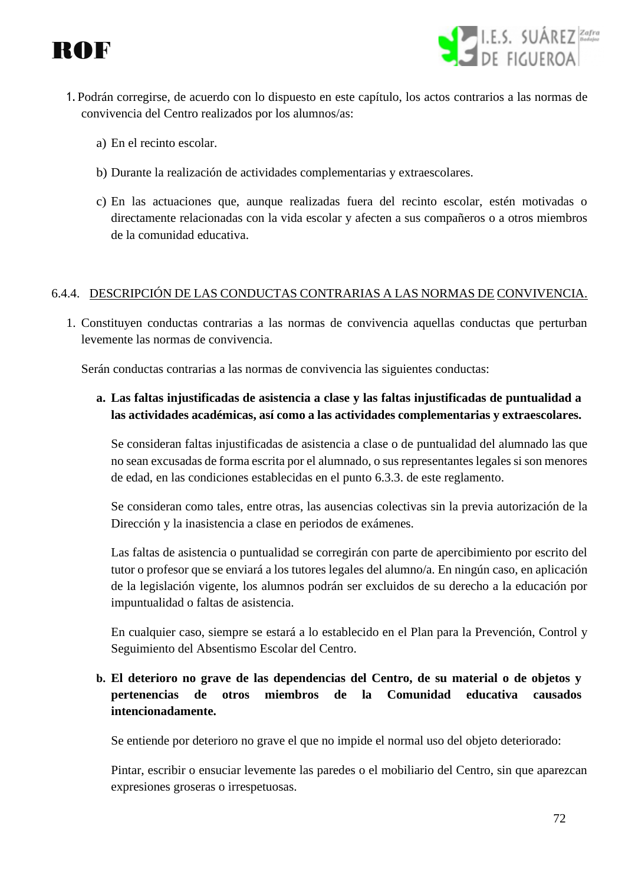1. Podrán corregirse, de acuerdo con lo dispuesto en este capítulo, los actos contrarios a las normas de convivencia del Centro realizados por los alumnos/as:

   a) En el recinto escolar.

   b) Durante la realización de actividades complementarias y extraescolares.

   c) En las actuaciones que, aunque realizadas fuera del recinto escolar, estén motivadas o directamente relacionadas con la vida escolar y afecten a sus compañeros o a otros miembros de la comunidad educativa.

### 6.4.4. DESCRIPCIÓN DE LAS CONDUCTAS CONTRARIAS A LAS NORMAS DE CONVIVENCIA.

1. Constituyen conductas contrarias a las normas de convivencia aquellas conductas que perturban levemente las normas de convivencia.

   Serán conductas contrarias a las normas de convivencia las siguientes conductas:

   a. **Las faltas injustificadas de asistencia a clase y las faltas injustificadas de puntualidad a las actividades académicas, así como a las actividades complementarias y extraescolares.**

      Se consideran faltas injustificadas de asistencia a clase o de puntualidad del alumnado las que no sean excusadas de forma escrita por el alumnado, o sus representantes legales si son menores de edad, en las condiciones establecidas en el punto 6.3.3. de este reglamento.

      Se consideran como tales, entre otras, las ausencias colectivas sin la previa autorización de la Dirección y la inasistencia a clase en periodos de exámenes.

      Las faltas de asistencia o puntualidad se corregirán con parte de apercibimiento por escrito del tutor o profesor que se enviará a los tutores legales del alumno/a. En ningún caso, en aplicación de la legislación vigente, los alumnos podrán ser excluidos de su derecho a la educación por impuntualidad o faltas de asistencia.

      En cualquier caso, siempre se estará a lo establecido en el Plan para la Prevención, Control y Seguimiento del Absentismo Escolar del Centro.

   b. **El deterioro no grave de las dependencias del Centro, de su material o de objetos y pertenencias de otros miembros de la Comunidad educativa causados intencionadamente.**

      Se entiende por deterioro no grave el que no impide el normal uso del objeto deteriorado:

      Pintar, escribir o ensuciar levemente las paredes o el mobiliario del Centro, sin que aparezcan expresiones groseras o irrespetuosas.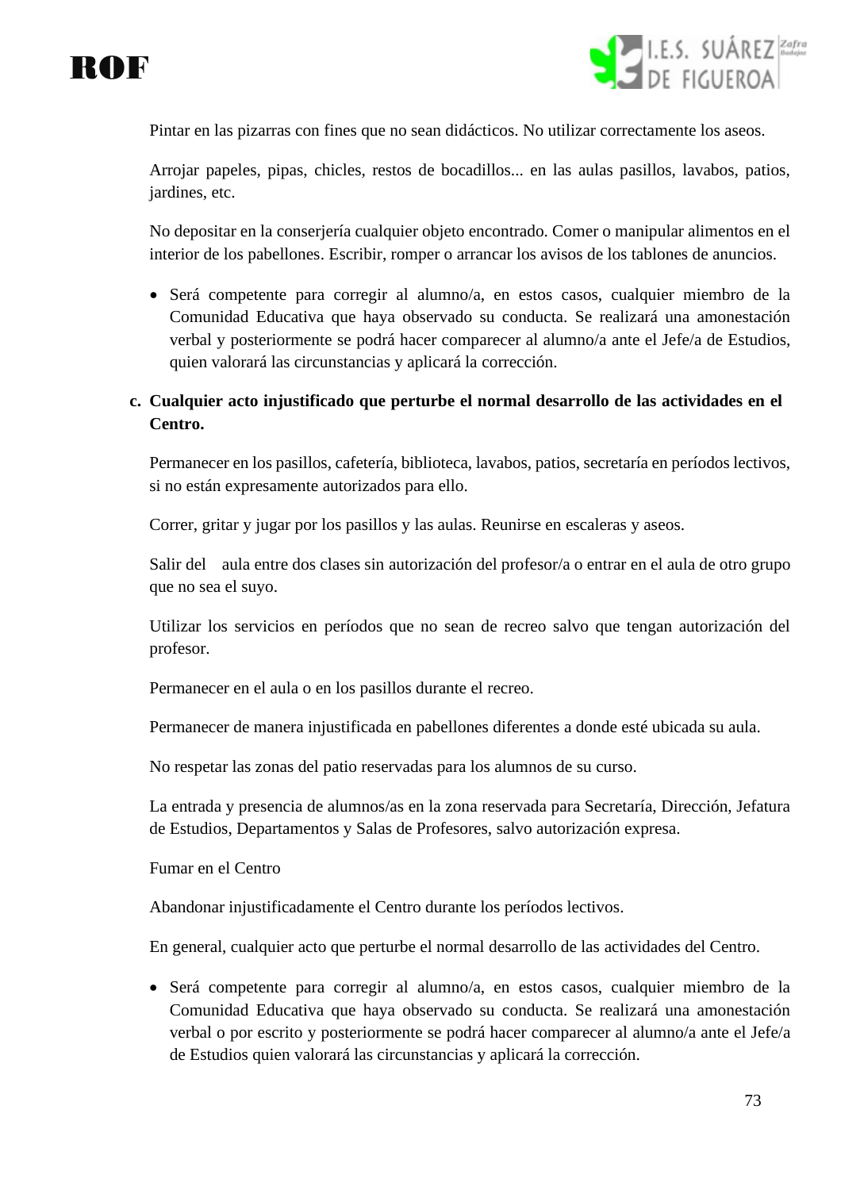Pintar en las pizarras con fines que no sean didácticos. No utilizar correctamente los aseos.

Arrojar papeles, pipas, chicles, restos de bocadillos... en las aulas pasillos, lavabos, patios, jardines, etc.

No depositar en la conserjería cualquier objeto encontrado. Comer o manipular alimentos en el interior de los pabellones. Escribir, romper o arrancar los avisos de los tablones de anuncios.

- Será competente para corregir al alumno/a, en estos casos, cualquier miembro de la Comunidad Educativa que haya observado su conducta. Se realizará una amonestación verbal y posteriormente se podrá hacer comparecer al alumno/a ante el Jefe/a de Estudios, quien valorará las circunstancias y aplicará la corrección.

**c. Cualquier acto injustificado que perturbe el normal desarrollo de las actividades en el Centro.**

Permanecer en los pasillos, cafetería, biblioteca, lavabos, patios, secretaría en períodos lectivos, si no están expresamente autorizados para ello.

Correr, gritar y jugar por los pasillos y las aulas. Reunirse en escaleras y aseos.

Salir del aula entre dos clases sin autorización del profesor/a o entrar en el aula de otro grupo que no sea el suyo.

Utilizar los servicios en períodos que no sean de recreo salvo que tengan autorización del profesor.

Permanecer en el aula o en los pasillos durante el recreo.

Permanecer de manera injustificada en pabellones diferentes a donde esté ubicada su aula.

No respetar las zonas del patio reservadas para los alumnos de su curso.

La entrada y presencia de alumnos/as en la zona reservada para Secretaría, Dirección, Jefatura de Estudios, Departamentos y Salas de Profesores, salvo autorización expresa.

Fumar en el Centro

Abandonar injustificadamente el Centro durante los períodos lectivos.

En general, cualquier acto que perturbe el normal desarrollo de las actividades del Centro.

- Será competente para corregir al alumno/a, en estos casos, cualquier miembro de la Comunidad Educativa que haya observado su conducta. Se realizará una amonestación verbal o por escrito y posteriormente se podrá hacer comparecer al alumno/a ante el Jefe/a de Estudios quien valorará las circunstancias y aplicará la corrección.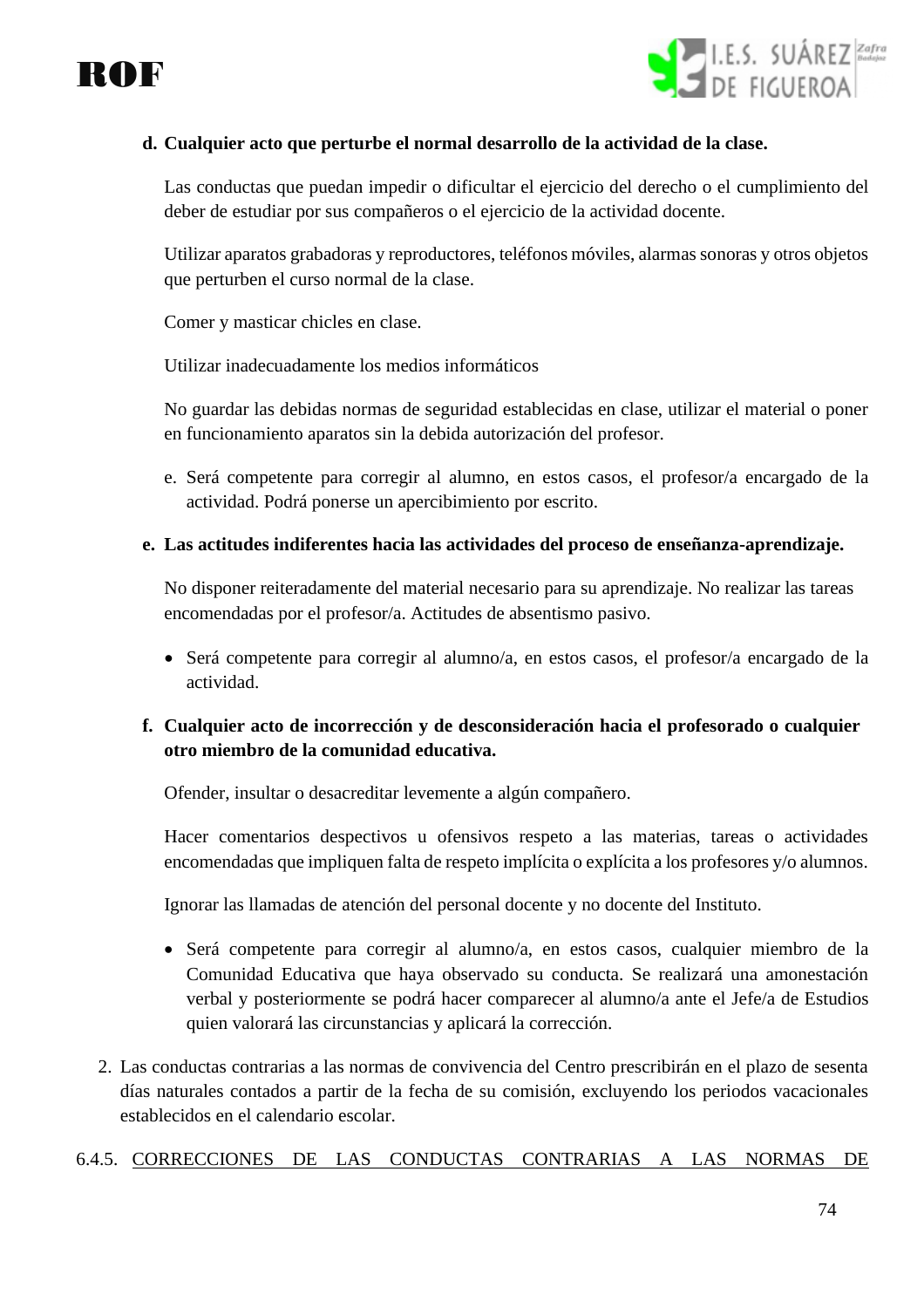d. **Cualquier acto que perturbe el normal desarrollo de la actividad de la clase.**

   Las conductas que puedan impedir o dificultar el ejercicio del derecho o el cumplimiento del deber de estudiar por sus compañeros o el ejercicio de la actividad docente.

   Utilizar aparatos grabadoras y reproductores, teléfonos móviles, alarmas sonoras y otros objetos que perturben el curso normal de la clase.

   Comer y masticar chicles en clase.

   Utilizar inadecuadamente los medios informáticos

   No guardar las debidas normas de seguridad establecidas en clase, utilizar el material o poner en funcionamiento aparatos sin la debida autorización del profesor.

   e. Será competente para corregir al alumno, en estos casos, el profesor/a encargado de la actividad. Podrá ponerse un apercibimiento por escrito.

e. **Las actitudes indiferentes hacia las actividades del proceso de enseñanza-aprendizaje.**

   No disponer reiteradamente del material necesario para su aprendizaje. No realizar las tareas encomendadas por el profesor/a. Actitudes de absentismo pasivo.

   - Será competente para corregir al alumno/a, en estos casos, el profesor/a encargado de la actividad.

f. **Cualquier acto de incorrección y de desconsideración hacia el profesorado o cualquier otro miembro de la comunidad educativa.**

   Ofender, insultar o desacreditar levemente a algún compañero.

   Hacer comentarios despectivos u ofensivos respeto a las materias, tareas o actividades encomendadas que impliquen falta de respeto implícita o explícita a los profesores y/o alumnos.

   Ignorar las llamadas de atención del personal docente y no docente del Instituto.

   - Será competente para corregir al alumno/a, en estos casos, cualquier miembro de la Comunidad Educativa que haya observado su conducta. Se realizará una amonestación verbal y posteriormente se podrá hacer comparecer al alumno/a ante el Jefe/a de Estudios quien valorará las circunstancias y aplicará la corrección.

2. Las conductas contrarias a las normas de convivencia del Centro prescribirán en el plazo de sesenta días naturales contados a partir de la fecha de su comisión, excluyendo los periodos vacacionales establecidos en el calendario escolar.

6.4.5. CORRECCIONES DE LAS CONDUCTAS CONTRARIAS A LAS NORMAS DE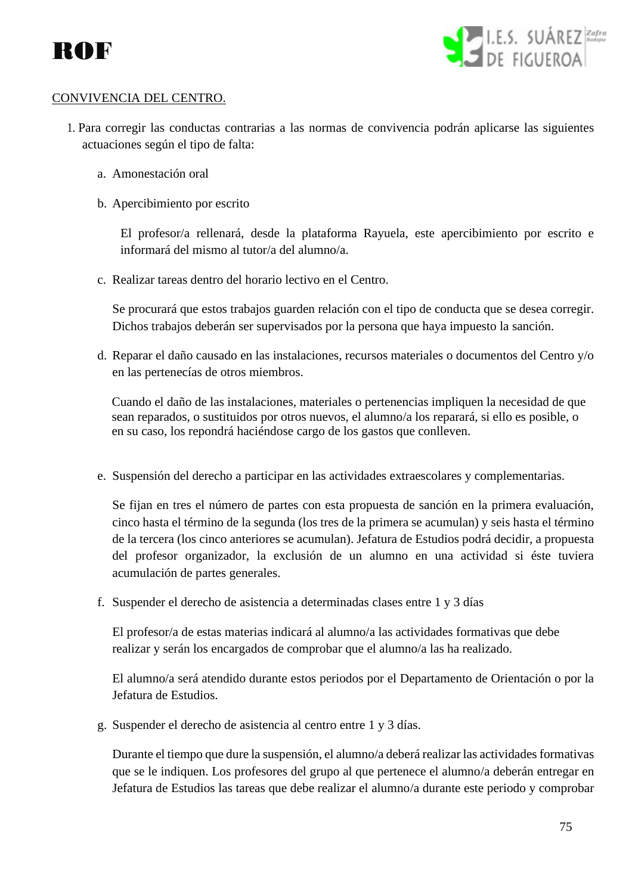CONVIVENCIA DEL CENTRO.

1. Para corregir las conductas contrarias a las normas de convivencia podrán aplicarse las siguientes actuaciones según el tipo de falta:

   a. Amonestación oral

   b. Apercibimiento por escrito

      El profesor/a rellenará, desde la plataforma Rayuela, este apercibimiento por escrito e informará del mismo al tutor/a del alumno/a.

   c. Realizar tareas dentro del horario lectivo en el Centro.

      Se procurará que estos trabajos guarden relación con el tipo de conducta que se desea corregir. Dichos trabajos deberán ser supervisados por la persona que haya impuesto la sanción.

   d. Reparar el daño causado en las instalaciones, recursos materiales o documentos del Centro y/o en las pertenecías de otros miembros.

      Cuando el daño de las instalaciones, materiales o pertenencias impliquen la necesidad de que sean reparados, o sustituidos por otros nuevos, el alumno/a los reparará, si ello es posible, o en su caso, los repondrá haciéndose cargo de los gastos que conlleven.

   e. Suspensión del derecho a participar en las actividades extraescolares y complementarias.

      Se fijan en tres el número de partes con esta propuesta de sanción en la primera evaluación, cinco hasta el término de la segunda (los tres de la primera se acumulan) y seis hasta el término de la tercera (los cinco anteriores se acumulan). Jefatura de Estudios podrá decidir, a propuesta del profesor organizador, la exclusión de un alumno en una actividad si éste tuviera acumulación de partes generales.

   f. Suspender el derecho de asistencia a determinadas clases entre 1 y 3 días

      El profesor/a de estas materias indicará al alumno/a las actividades formativas que debe realizar y serán los encargados de comprobar que el alumno/a las ha realizado.

      El alumno/a será atendido durante estos periodos por el Departamento de Orientación o por la Jefatura de Estudios.

   g. Suspender el derecho de asistencia al centro entre 1 y 3 días.

      Durante el tiempo que dure la suspensión, el alumno/a deberá realizar las actividades formativas que se le indiquen. Los profesores del grupo al que pertenece el alumno/a deberán entregar en Jefatura de Estudios las tareas que debe realizar el alumno/a durante este periodo y comprobar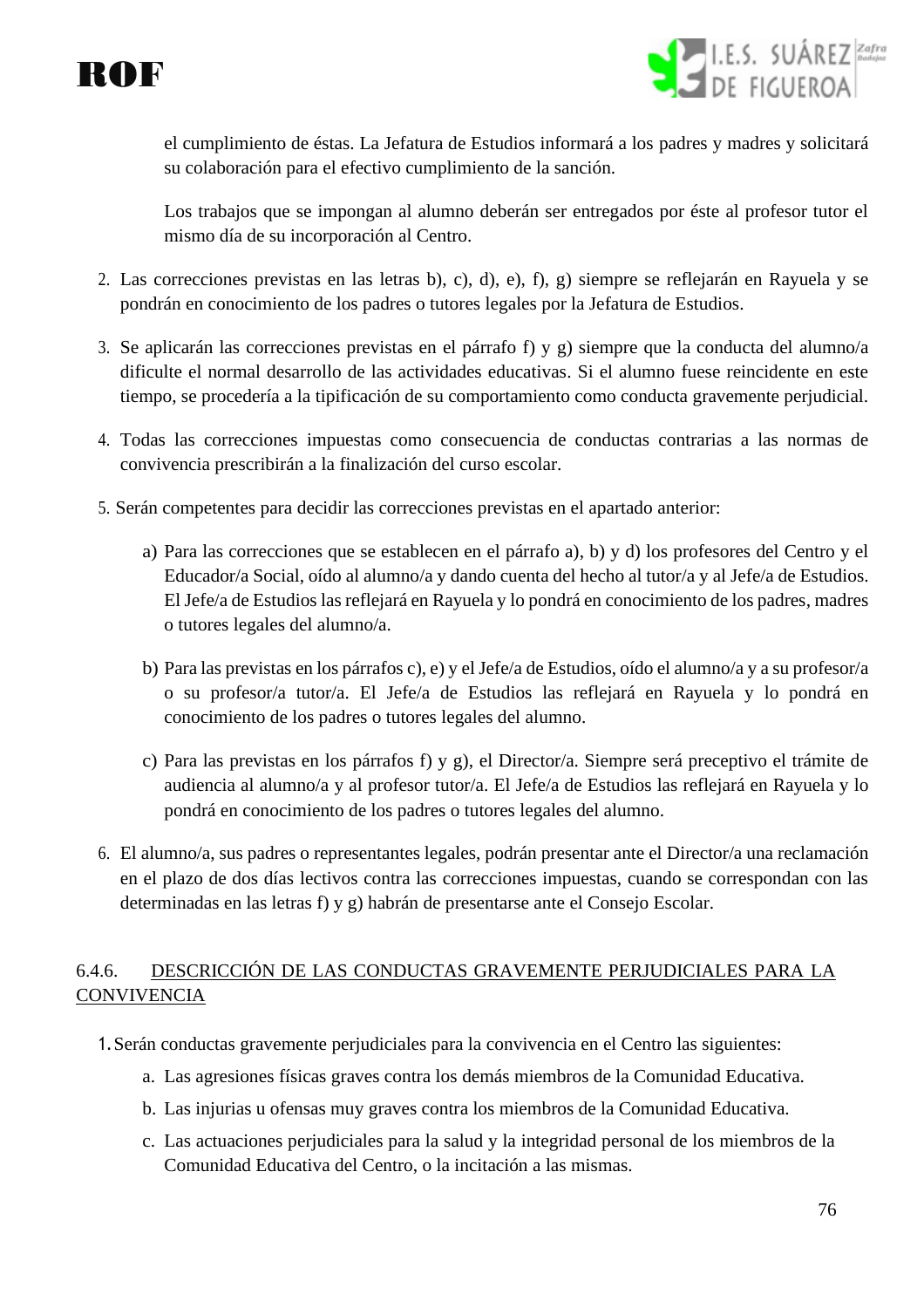el cumplimiento de éstas. La Jefatura de Estudios informará a los padres y madres y solicitará su colaboración para el efectivo cumplimiento de la sanción.

Los trabajos que se impongan al alumno deberán ser entregados por éste al profesor tutor el mismo día de su incorporación al Centro.

2. Las correcciones previstas en las letras b), c), d), e), f), g) siempre se reflejarán en Rayuela y se pondrán en conocimiento de los padres o tutores legales por la Jefatura de Estudios.

3. Se aplicarán las correcciones previstas en el párrafo f) y g) siempre que la conducta del alumno/a dificulte el normal desarrollo de las actividades educativas. Si el alumno fuese reincidente en este tiempo, se procedería a la tipificación de su comportamiento como conducta gravemente perjudicial.

4. Todas las correcciones impuestas como consecuencia de conductas contrarias a las normas de convivencia prescribirán a la finalización del curso escolar.

5. Serán competentes para decidir las correcciones previstas en el apartado anterior:

   a) Para las correcciones que se establecen en el párrafo a), b) y d) los profesores del Centro y el Educador/a Social, oído al alumno/a y dando cuenta del hecho al tutor/a y al Jefe/a de Estudios. El Jefe/a de Estudios las reflejará en Rayuela y lo pondrá en conocimiento de los padres, madres o tutores legales del alumno/a.

   b) Para las previstas en los párrafos c), e) y el Jefe/a de Estudios, oído el alumno/a y a su profesor/a o su profesor/a tutor/a. El Jefe/a de Estudios las reflejará en Rayuela y lo pondrá en conocimiento de los padres o tutores legales del alumno.

   c) Para las previstas en los párrafos f) y g), el Director/a. Siempre será preceptivo el trámite de audiencia al alumno/a y al profesor tutor/a. El Jefe/a de Estudios las reflejará en Rayuela y lo pondrá en conocimiento de los padres o tutores legales del alumno.

6. El alumno/a, sus padres o representantes legales, podrán presentar ante el Director/a una reclamación en el plazo de dos días lectivos contra las correcciones impuestas, cuando se correspondan con las determinadas en las letras f) y g) habrán de presentarse ante el Consejo Escolar.

### 6.4.6. DESCRICCIÓN DE LAS CONDUCTAS GRAVEMENTE PERJUDICIALES PARA LA CONVIVENCIA

1. Serán conductas gravemente perjudiciales para la convivencia en el Centro las siguientes:

   a. Las agresiones físicas graves contra los demás miembros de la Comunidad Educativa.
   b. Las injurias u ofensas muy graves contra los miembros de la Comunidad Educativa.
   c. Las actuaciones perjudiciales para la salud y la integridad personal de los miembros de la Comunidad Educativa del Centro, o la incitación a las mismas.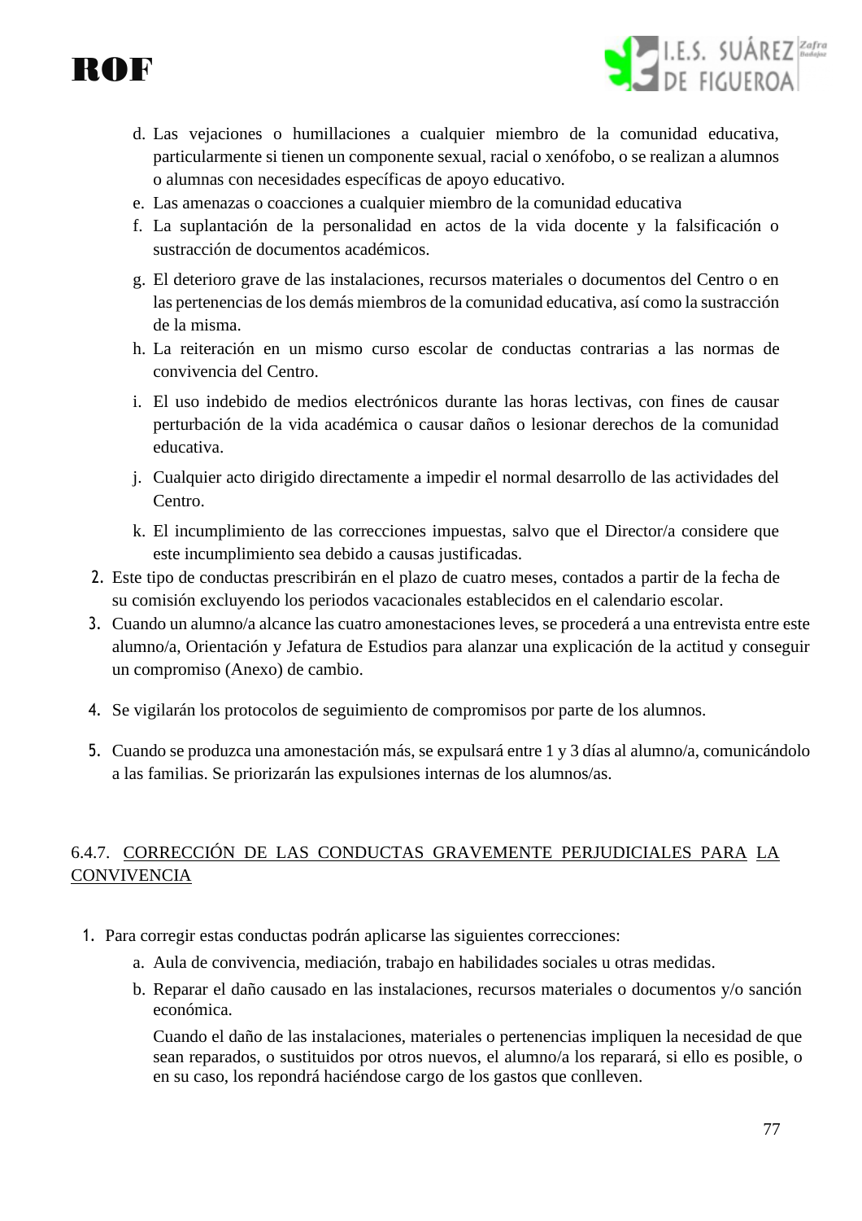d. Las vejaciones o humillaciones a cualquier miembro de la comunidad educativa, particularmente si tienen un componente sexual, racial o xenófobo, o se realizan a alumnos o alumnas con necesidades específicas de apoyo educativo.
e. Las amenazas o coacciones a cualquier miembro de la comunidad educativa
f. La suplantación de la personalidad en actos de la vida docente y la falsificación o sustracción de documentos académicos.
g. El deterioro grave de las instalaciones, recursos materiales o documentos del Centro o en las pertenencias de los demás miembros de la comunidad educativa, así como la sustracción de la misma.
h. La reiteración en un mismo curso escolar de conductas contrarias a las normas de convivencia del Centro.
i. El uso indebido de medios electrónicos durante las horas lectivas, con fines de causar perturbación de la vida académica o causar daños o lesionar derechos de la comunidad educativa.
j. Cualquier acto dirigido directamente a impedir el normal desarrollo de las actividades del Centro.
k. El incumplimiento de las correcciones impuestas, salvo que el Director/a considere que este incumplimiento sea debido a causas justificadas.

2. Este tipo de conductas prescribirán en el plazo de cuatro meses, contados a partir de la fecha de su comisión excluyendo los periodos vacacionales establecidos en el calendario escolar.
3. Cuando un alumno/a alcance las cuatro amonestaciones leves, se procederá a una entrevista entre este alumno/a, Orientación y Jefatura de Estudios para alanzar una explicación de la actitud y conseguir un compromiso (Anexo) de cambio.
4. Se vigilarán los protocolos de seguimiento de compromisos por parte de los alumnos.
5. Cuando se produzca una amonestación más, se expulsará entre 1 y 3 días al alumno/a, comunicándolo a las familias. Se priorizarán las expulsiones internas de los alumnos/as.

### 6.4.7. CORRECCIÓN DE LAS CONDUCTAS GRAVEMENTE PERJUDICIALES PARA LA CONVIVENCIA

1. Para corregir estas conductas podrán aplicarse las siguientes correcciones:
   a. Aula de convivencia, mediación, trabajo en habilidades sociales u otras medidas.
   b. Reparar el daño causado en las instalaciones, recursos materiales o documentos y/o sanción económica.

      Cuando el daño de las instalaciones, materiales o pertenencias impliquen la necesidad de que sean reparados, o sustituidos por otros nuevos, el alumno/a los reparará, si ello es posible, o en su caso, los repondrá haciéndose cargo de los gastos que conlleven.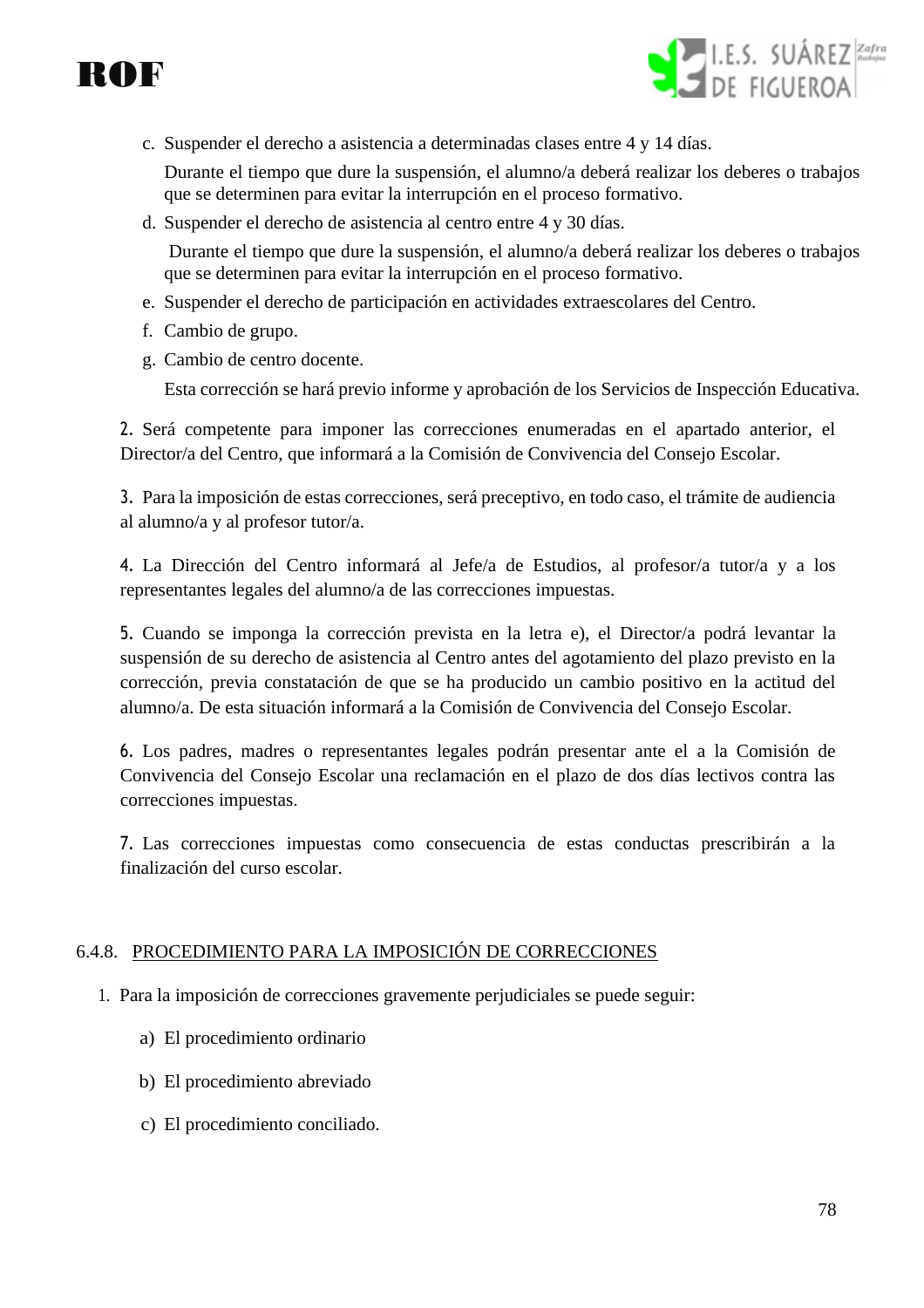c. Suspender el derecho a asistencia a determinadas clases entre 4 y 14 días.

   Durante el tiempo que dure la suspensión, el alumno/a deberá realizar los deberes o trabajos que se determinen para evitar la interrupción en el proceso formativo.

d. Suspender el derecho de asistencia al centro entre 4 y 30 días.

   Durante el tiempo que dure la suspensión, el alumno/a deberá realizar los deberes o trabajos que se determinen para evitar la interrupción en el proceso formativo.

e. Suspender el derecho de participación en actividades extraescolares del Centro.

f. Cambio de grupo.

g. Cambio de centro docente.

   Esta corrección se hará previo informe y aprobación de los Servicios de Inspección Educativa.

2. Será competente para imponer las correcciones enumeradas en el apartado anterior, el Director/a del Centro, que informará a la Comisión de Convivencia del Consejo Escolar.

3. Para la imposición de estas correcciones, será preceptivo, en todo caso, el trámite de audiencia al alumno/a y al profesor tutor/a.

4. La Dirección del Centro informará al Jefe/a de Estudios, al profesor/a tutor/a y a los representantes legales del alumno/a de las correcciones impuestas.

5. Cuando se imponga la corrección prevista en la letra e), el Director/a podrá levantar la suspensión de su derecho de asistencia al Centro antes del agotamiento del plazo previsto en la corrección, previa constatación de que se ha producido un cambio positivo en la actitud del alumno/a. De esta situación informará a la Comisión de Convivencia del Consejo Escolar.

6. Los padres, madres o representantes legales podrán presentar ante el a la Comisión de Convivencia del Consejo Escolar una reclamación en el plazo de dos días lectivos contra las correcciones impuestas.

7. Las correcciones impuestas como consecuencia de estas conductas prescribirán a la finalización del curso escolar.

### 6.4.8. PROCEDIMIENTO PARA LA IMPOSICIÓN DE CORRECCIONES

1. Para la imposición de correcciones gravemente perjudiciales se puede seguir:

   a) El procedimiento ordinario

   b) El procedimiento abreviado

   c) El procedimiento conciliado.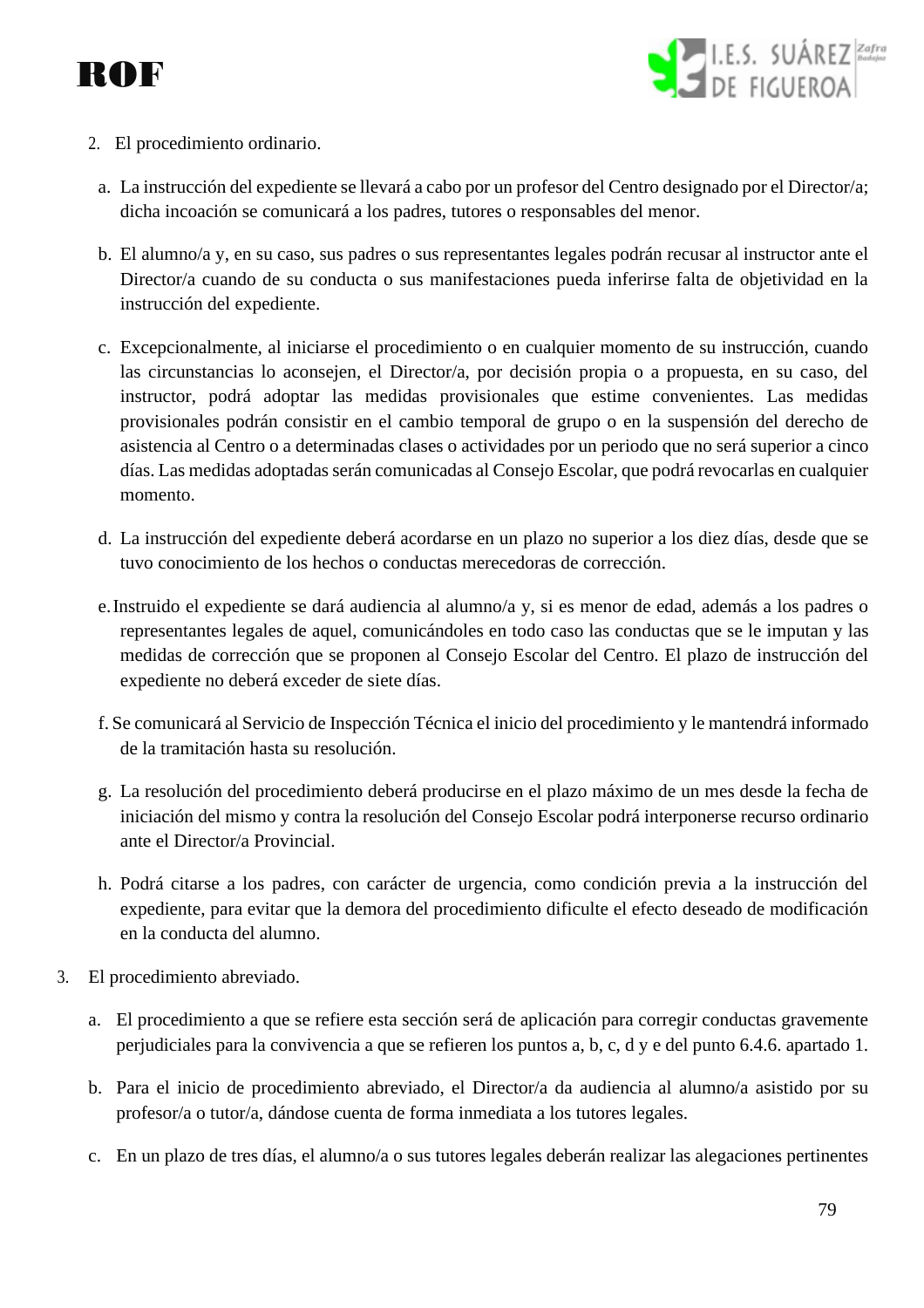2. El procedimiento ordinario.

a. La instrucción del expediente se llevará a cabo por un profesor del Centro designado por el Director/a; dicha incoación se comunicará a los padres, tutores o responsables del menor.

b. El alumno/a y, en su caso, sus padres o sus representantes legales podrán recusar al instructor ante el Director/a cuando de su conducta o sus manifestaciones pueda inferirse falta de objetividad en la instrucción del expediente.

c. Excepcionalmente, al iniciarse el procedimiento o en cualquier momento de su instrucción, cuando las circunstancias lo aconsejen, el Director/a, por decisión propia o a propuesta, en su caso, del instructor, podrá adoptar las medidas provisionales que estime convenientes. Las medidas provisionales podrán consistir en el cambio temporal de grupo o en la suspensión del derecho de asistencia al Centro o a determinadas clases o actividades por un periodo que no será superior a cinco días. Las medidas adoptadas serán comunicadas al Consejo Escolar, que podrá revocarlas en cualquier momento.

d. La instrucción del expediente deberá acordarse en un plazo no superior a los diez días, desde que se tuvo conocimiento de los hechos o conductas merecedoras de corrección.

e. Instruido el expediente se dará audiencia al alumno/a y, si es menor de edad, además a los padres o representantes legales de aquel, comunicándoles en todo caso las conductas que se le imputan y las medidas de corrección que se proponen al Consejo Escolar del Centro. El plazo de instrucción del expediente no deberá exceder de siete días.

f. Se comunicará al Servicio de Inspección Técnica el inicio del procedimiento y le mantendrá informado de la tramitación hasta su resolución.

g. La resolución del procedimiento deberá producirse en el plazo máximo de un mes desde la fecha de iniciación del mismo y contra la resolución del Consejo Escolar podrá interponerse recurso ordinario ante el Director/a Provincial.

h. Podrá citarse a los padres, con carácter de urgencia, como condición previa a la instrucción del expediente, para evitar que la demora del procedimiento dificulte el efecto deseado de modificación en la conducta del alumno.

3. El procedimiento abreviado.

a. El procedimiento a que se refiere esta sección será de aplicación para corregir conductas gravemente perjudiciales para la convivencia a que se refieren los puntos a, b, c, d y e del punto 6.4.6. apartado 1.

b. Para el inicio de procedimiento abreviado, el Director/a da audiencia al alumno/a asistido por su profesor/a o tutor/a, dándose cuenta de forma inmediata a los tutores legales.

c. En un plazo de tres días, el alumno/a o sus tutores legales deberán realizar las alegaciones pertinentes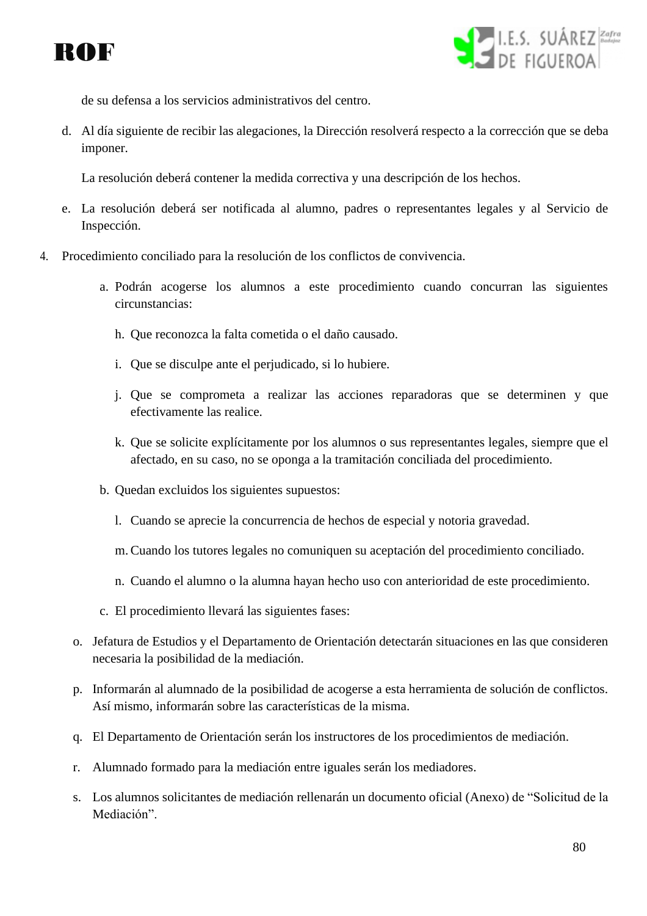de su defensa a los servicios administrativos del centro.

d. Al día siguiente de recibir las alegaciones, la Dirección resolverá respecto a la corrección que se deba imponer.

   La resolución deberá contener la medida correctiva y una descripción de los hechos.

e. La resolución deberá ser notificada al alumno, padres o representantes legales y al Servicio de Inspección.

4. Procedimiento conciliado para la resolución de los conflictos de convivencia.

   a. Podrán acogerse los alumnos a este procedimiento cuando concurran las siguientes circunstancias:

      h. Que reconozca la falta cometida o el daño causado.

      i. Que se disculpe ante el perjudicado, si lo hubiere.

      j. Que se comprometa a realizar las acciones reparadoras que se determinen y que efectivamente las realice.

      k. Que se solicite explícitamente por los alumnos o sus representantes legales, siempre que el afectado, en su caso, no se oponga a la tramitación conciliada del procedimiento.

   b. Quedan excluidos los siguientes supuestos:

      l. Cuando se aprecie la concurrencia de hechos de especial y notoria gravedad.

      m. Cuando los tutores legales no comuniquen su aceptación del procedimiento conciliado.

      n. Cuando el alumno o la alumna hayan hecho uso con anterioridad de este procedimiento.

   c. El procedimiento llevará las siguientes fases:

o. Jefatura de Estudios y el Departamento de Orientación detectarán situaciones en las que consideren necesaria la posibilidad de la mediación.

p. Informarán al alumnado de la posibilidad de acogerse a esta herramienta de solución de conflictos. Así mismo, informarán sobre las características de la misma.

q. El Departamento de Orientación serán los instructores de los procedimientos de mediación.

r. Alumnado formado para la mediación entre iguales serán los mediadores.

s. Los alumnos solicitantes de mediación rellenarán un documento oficial (Anexo) de “Solicitud de la Mediación”.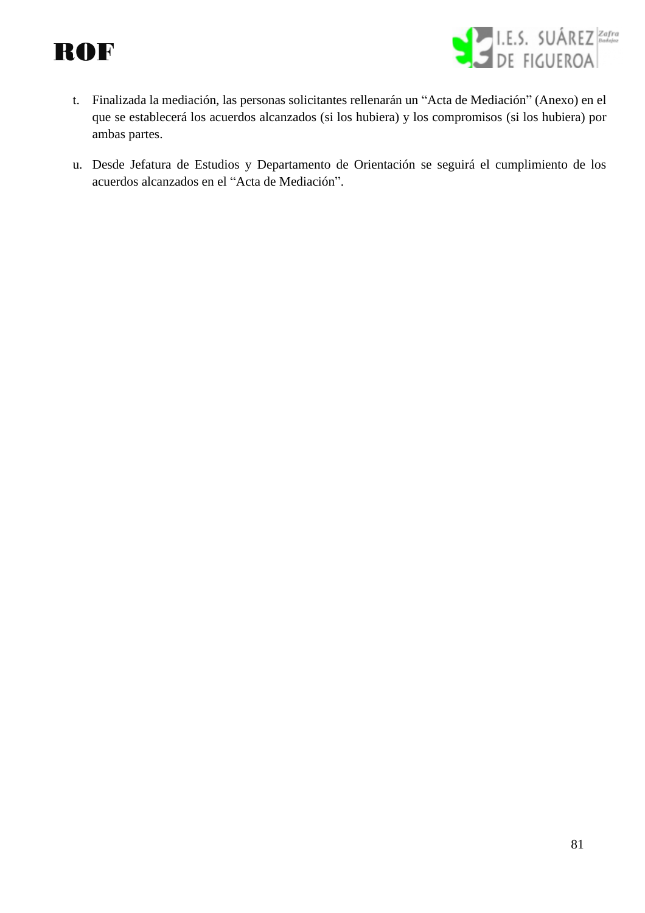t. Finalizada la mediación, las personas solicitantes rellenarán un “Acta de Mediación” (Anexo) en el que se establecerá los acuerdos alcanzados (si los hubiera) y los compromisos (si los hubiera) por ambas partes.

u. Desde Jefatura de Estudios y Departamento de Orientación se seguirá el cumplimiento de los acuerdos alcanzados en el “Acta de Mediación”.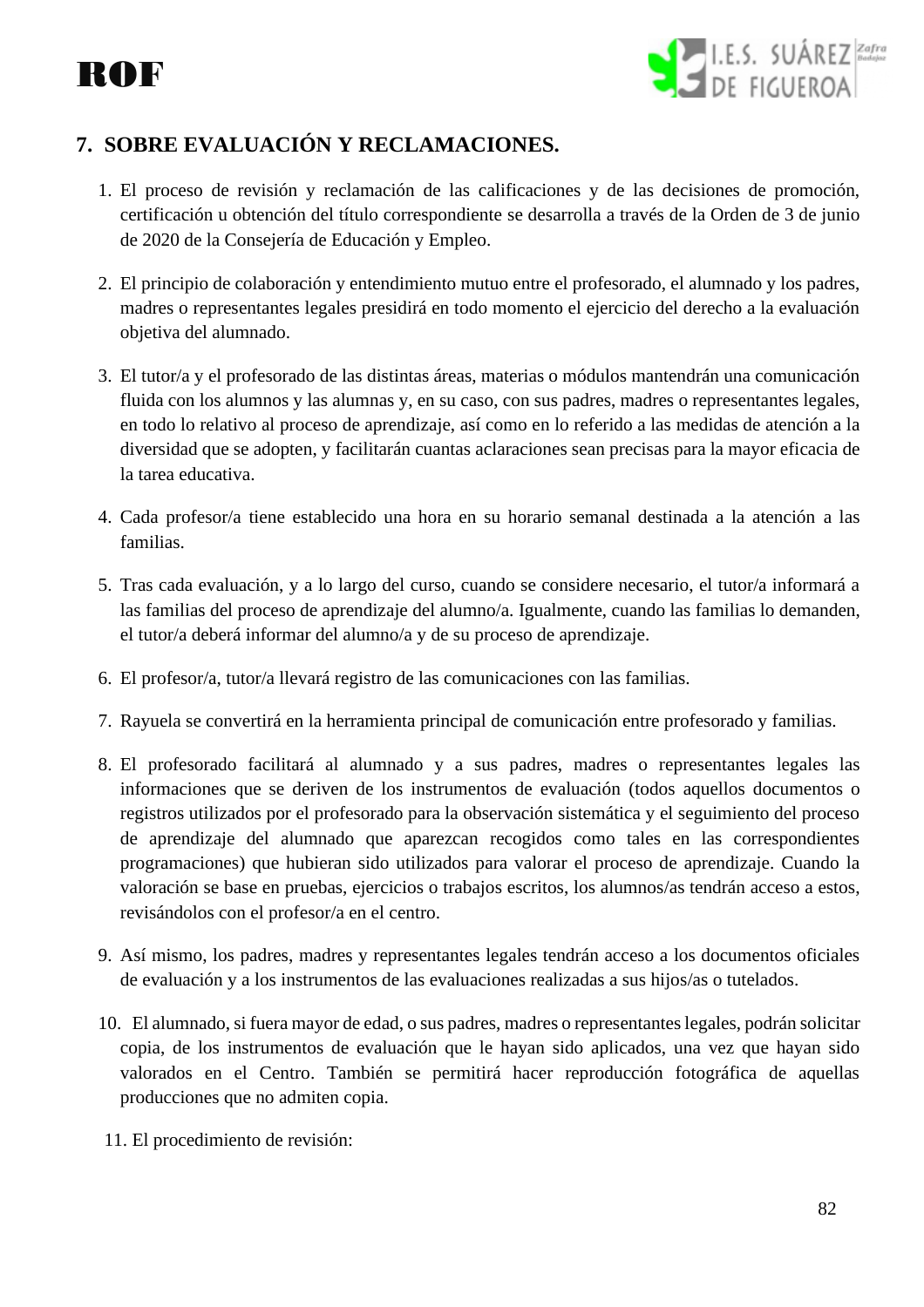## 7. SOBRE EVALUACIÓN Y RECLAMACIONES.

1. El proceso de revisión y reclamación de las calificaciones y de las decisiones de promoción, certificación u obtención del título correspondiente se desarrolla a través de la Orden de 3 de junio de 2020 de la Consejería de Educación y Empleo.

2. El principio de colaboración y entendimiento mutuo entre el profesorado, el alumnado y los padres, madres o representantes legales presidirá en todo momento el ejercicio del derecho a la evaluación objetiva del alumnado.

3. El tutor/a y el profesorado de las distintas áreas, materias o módulos mantendrán una comunicación fluida con los alumnos y las alumnas y, en su caso, con sus padres, madres o representantes legales, en todo lo relativo al proceso de aprendizaje, así como en lo referido a las medidas de atención a la diversidad que se adopten, y facilitarán cuantas aclaraciones sean precisas para la mayor eficacia de la tarea educativa.

4. Cada profesor/a tiene establecido una hora en su horario semanal destinada a la atención a las familias.

5. Tras cada evaluación, y a lo largo del curso, cuando se considere necesario, el tutor/a informará a las familias del proceso de aprendizaje del alumno/a. Igualmente, cuando las familias lo demanden, el tutor/a deberá informar del alumno/a y de su proceso de aprendizaje.

6. El profesor/a, tutor/a llevará registro de las comunicaciones con las familias.

7. Rayuela se convertirá en la herramienta principal de comunicación entre profesorado y familias.

8. El profesorado facilitará al alumnado y a sus padres, madres o representantes legales las informaciones que se deriven de los instrumentos de evaluación (todos aquellos documentos o registros utilizados por el profesorado para la observación sistemática y el seguimiento del proceso de aprendizaje del alumnado que aparezcan recogidos como tales en las correspondientes programaciones) que hubieran sido utilizados para valorar el proceso de aprendizaje. Cuando la valoración se base en pruebas, ejercicios o trabajos escritos, los alumnos/as tendrán acceso a estos, revisándolos con el profesor/a en el centro.

9. Así mismo, los padres, madres y representantes legales tendrán acceso a los documentos oficiales de evaluación y a los instrumentos de las evaluaciones realizadas a sus hijos/as o tutelados.

10. El alumnado, si fuera mayor de edad, o sus padres, madres o representantes legales, podrán solicitar copia, de los instrumentos de evaluación que le hayan sido aplicados, una vez que hayan sido valorados en el Centro. También se permitirá hacer reproducción fotográfica de aquellas producciones que no admiten copia.

11. El procedimiento de revisión: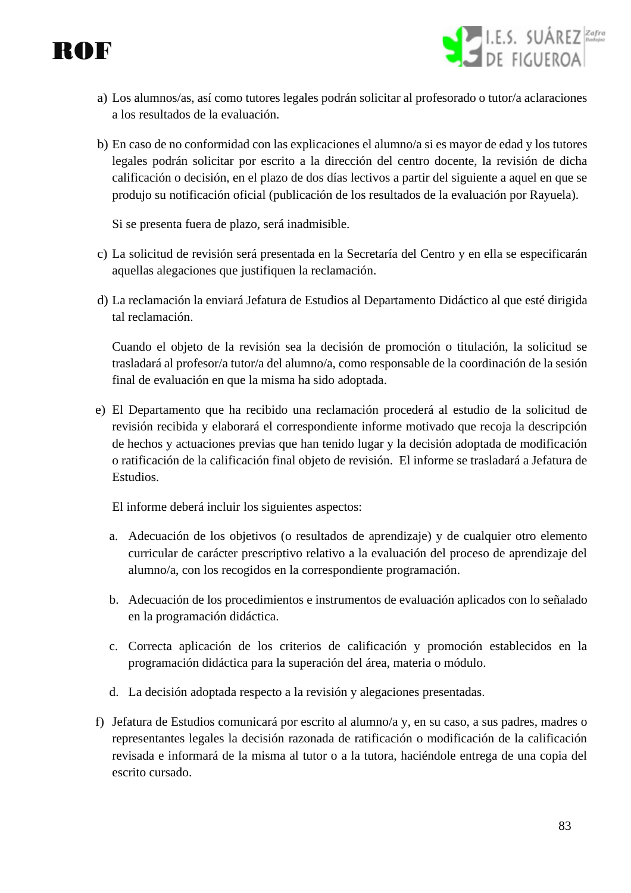a) Los alumnos/as, así como tutores legales podrán solicitar al profesorado o tutor/a aclaraciones a los resultados de la evaluación.

b) En caso de no conformidad con las explicaciones el alumno/a si es mayor de edad y los tutores legales podrán solicitar por escrito a la dirección del centro docente, la revisión de dicha calificación o decisión, en el plazo de dos días lectivos a partir del siguiente a aquel en que se produjo su notificación oficial (publicación de los resultados de la evaluación por Rayuela).

   Si se presenta fuera de plazo, será inadmisible.

c) La solicitud de revisión será presentada en la Secretaría del Centro y en ella se especificarán aquellas alegaciones que justifiquen la reclamación.

d) La reclamación la enviará Jefatura de Estudios al Departamento Didáctico al que esté dirigida tal reclamación.

   Cuando el objeto de la revisión sea la decisión de promoción o titulación, la solicitud se trasladará al profesor/a tutor/a del alumno/a, como responsable de la coordinación de la sesión final de evaluación en que la misma ha sido adoptada.

e) El Departamento que ha recibido una reclamación procederá al estudio de la solicitud de revisión recibida y elaborará el correspondiente informe motivado que recoja la descripción de hechos y actuaciones previas que han tenido lugar y la decisión adoptada de modificación o ratificación de la calificación final objeto de revisión. El informe se trasladará a Jefatura de Estudios.

   El informe deberá incluir los siguientes aspectos:

   a. Adecuación de los objetivos (o resultados de aprendizaje) y de cualquier otro elemento curricular de carácter prescriptivo relativo a la evaluación del proceso de aprendizaje del alumno/a, con los recogidos en la correspondiente programación.

   b. Adecuación de los procedimientos e instrumentos de evaluación aplicados con lo señalado en la programación didáctica.

   c. Correcta aplicación de los criterios de calificación y promoción establecidos en la programación didáctica para la superación del área, materia o módulo.

   d. La decisión adoptada respecto a la revisión y alegaciones presentadas.

f) Jefatura de Estudios comunicará por escrito al alumno/a y, en su caso, a sus padres, madres o representantes legales la decisión razonada de ratificación o modificación de la calificación revisada e informará de la misma al tutor o a la tutora, haciéndole entrega de una copia del escrito cursado.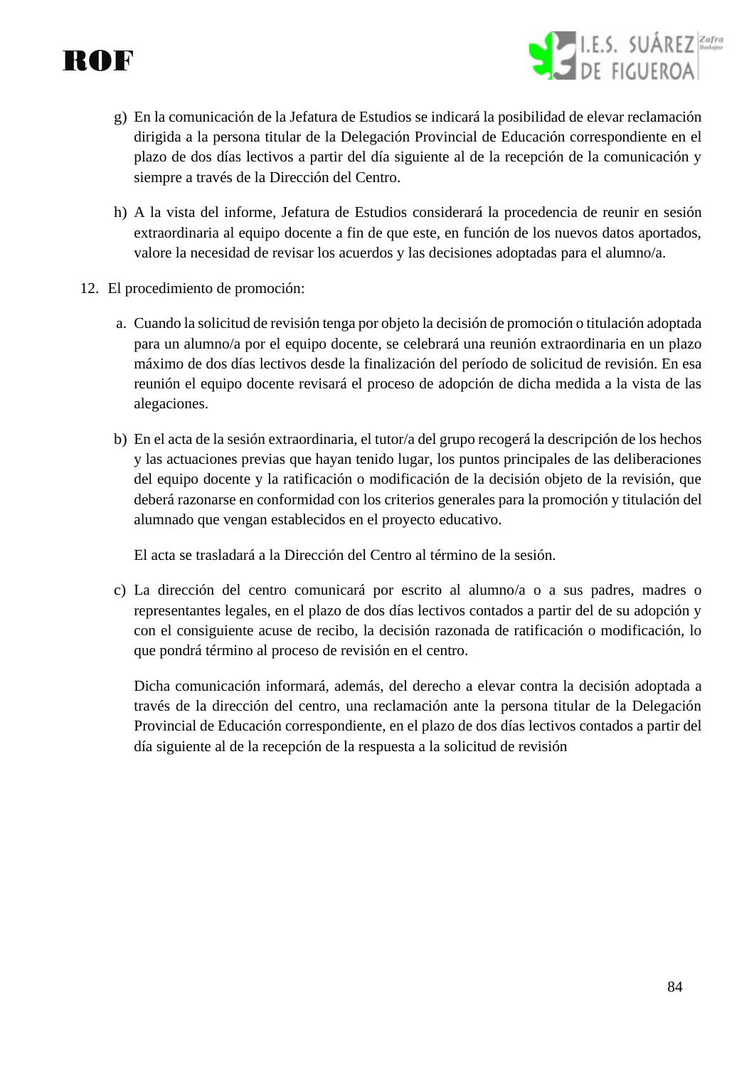g) En la comunicación de la Jefatura de Estudios se indicará la posibilidad de elevar reclamación dirigida a la persona titular de la Delegación Provincial de Educación correspondiente en el plazo de dos días lectivos a partir del día siguiente al de la recepción de la comunicación y siempre a través de la Dirección del Centro.

h) A la vista del informe, Jefatura de Estudios considerará la procedencia de reunir en sesión extraordinaria al equipo docente a fin de que este, en función de los nuevos datos aportados, valore la necesidad de revisar los acuerdos y las decisiones adoptadas para el alumno/a.

12. El procedimiento de promoción:

a. Cuando la solicitud de revisión tenga por objeto la decisión de promoción o titulación adoptada para un alumno/a por el equipo docente, se celebrará una reunión extraordinaria en un plazo máximo de dos días lectivos desde la finalización del período de solicitud de revisión. En esa reunión el equipo docente revisará el proceso de adopción de dicha medida a la vista de las alegaciones.

b) En el acta de la sesión extraordinaria, el tutor/a del grupo recogerá la descripción de los hechos y las actuaciones previas que hayan tenido lugar, los puntos principales de las deliberaciones del equipo docente y la ratificación o modificación de la decisión objeto de la revisión, que deberá razonarse en conformidad con los criterios generales para la promoción y titulación del alumnado que vengan establecidos en el proyecto educativo.

El acta se trasladará a la Dirección del Centro al término de la sesión.

c) La dirección del centro comunicará por escrito al alumno/a o a sus padres, madres o representantes legales, en el plazo de dos días lectivos contados a partir del de su adopción y con el consiguiente acuse de recibo, la decisión razonada de ratificación o modificación, lo que pondrá término al proceso de revisión en el centro.

Dicha comunicación informará, además, del derecho a elevar contra la decisión adoptada a través de la dirección del centro, una reclamación ante la persona titular de la Delegación Provincial de Educación correspondiente, en el plazo de dos días lectivos contados a partir del día siguiente al de la recepción de la respuesta a la solicitud de revisión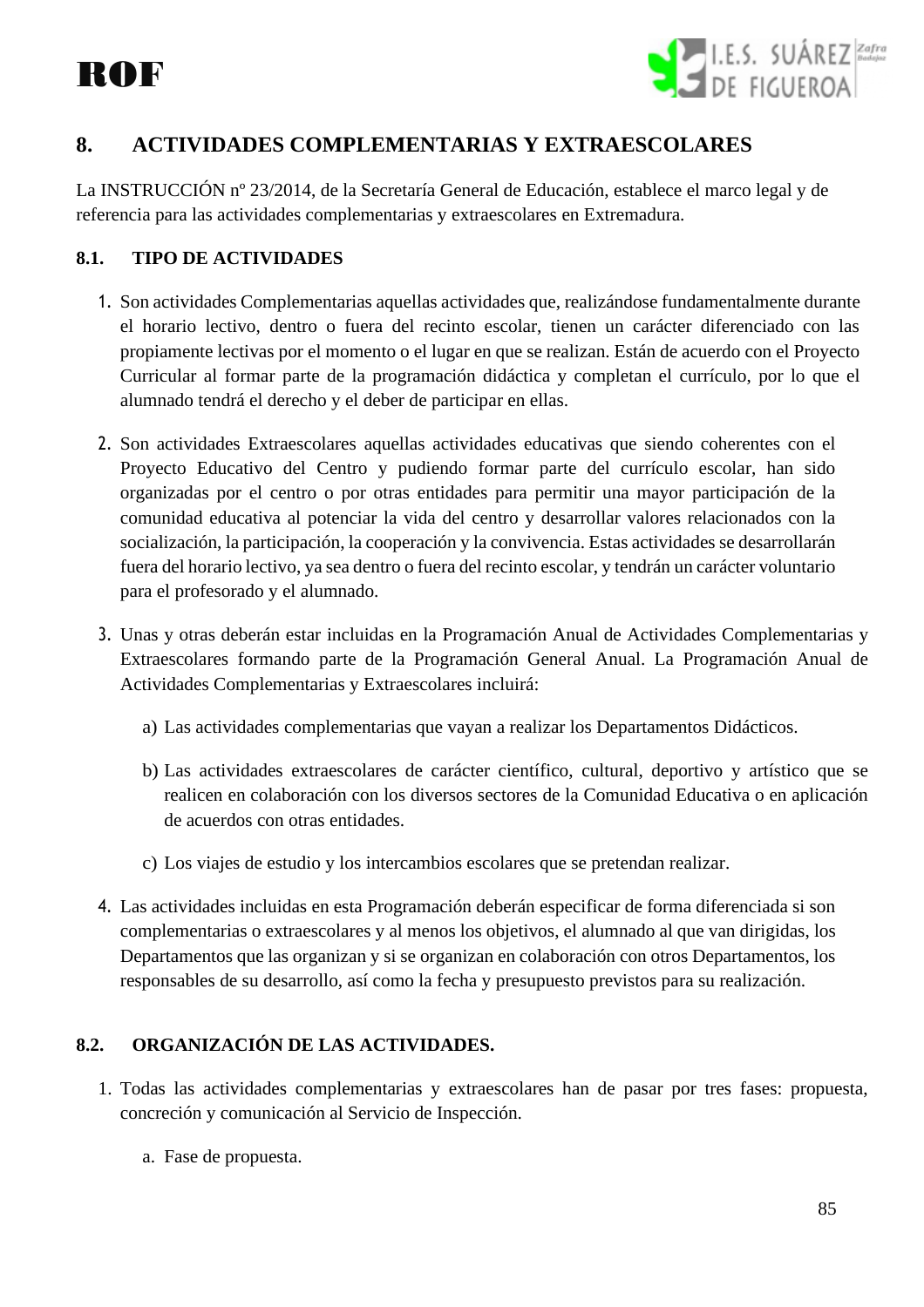## 8. ACTIVIDADES COMPLEMENTARIAS Y EXTRAESCOLARES

La INSTRUCCIÓN nº 23/2014, de la Secretaría General de Educación, establece el marco legal y de referencia para las actividades complementarias y extraescolares en Extremadura.

### 8.1. TIPO DE ACTIVIDADES

1. Son actividades Complementarias aquellas actividades que, realizándose fundamentalmente durante el horario lectivo, dentro o fuera del recinto escolar, tienen un carácter diferenciado con las propiamente lectivas por el momento o el lugar en que se realizan. Están de acuerdo con el Proyecto Curricular al formar parte de la programación didáctica y completan el currículo, por lo que el alumnado tendrá el derecho y el deber de participar en ellas.

2. Son actividades Extraescolares aquellas actividades educativas que siendo coherentes con el Proyecto Educativo del Centro y pudiendo formar parte del currículo escolar, han sido organizadas por el centro o por otras entidades para permitir una mayor participación de la comunidad educativa al potenciar la vida del centro y desarrollar valores relacionados con la socialización, la participación, la cooperación y la convivencia. Estas actividades se desarrollarán fuera del horario lectivo, ya sea dentro o fuera del recinto escolar, y tendrán un carácter voluntario para el profesorado y el alumnado.

3. Unas y otras deberán estar incluidas en la Programación Anual de Actividades Complementarias y Extraescolares formando parte de la Programación General Anual. La Programación Anual de Actividades Complementarias y Extraescolares incluirá:

   a) Las actividades complementarias que vayan a realizar los Departamentos Didácticos.

   b) Las actividades extraescolares de carácter científico, cultural, deportivo y artístico que se realicen en colaboración con los diversos sectores de la Comunidad Educativa o en aplicación de acuerdos con otras entidades.

   c) Los viajes de estudio y los intercambios escolares que se pretendan realizar.

4. Las actividades incluidas en esta Programación deberán especificar de forma diferenciada si son complementarias o extraescolares y al menos los objetivos, el alumnado al que van dirigidas, los Departamentos que las organizan y si se organizan en colaboración con otros Departamentos, los responsables de su desarrollo, así como la fecha y presupuesto previstos para su realización.

### 8.2. ORGANIZACIÓN DE LAS ACTIVIDADES.

1. Todas las actividades complementarias y extraescolares han de pasar por tres fases: propuesta, concreción y comunicación al Servicio de Inspección.

   a. Fase de propuesta.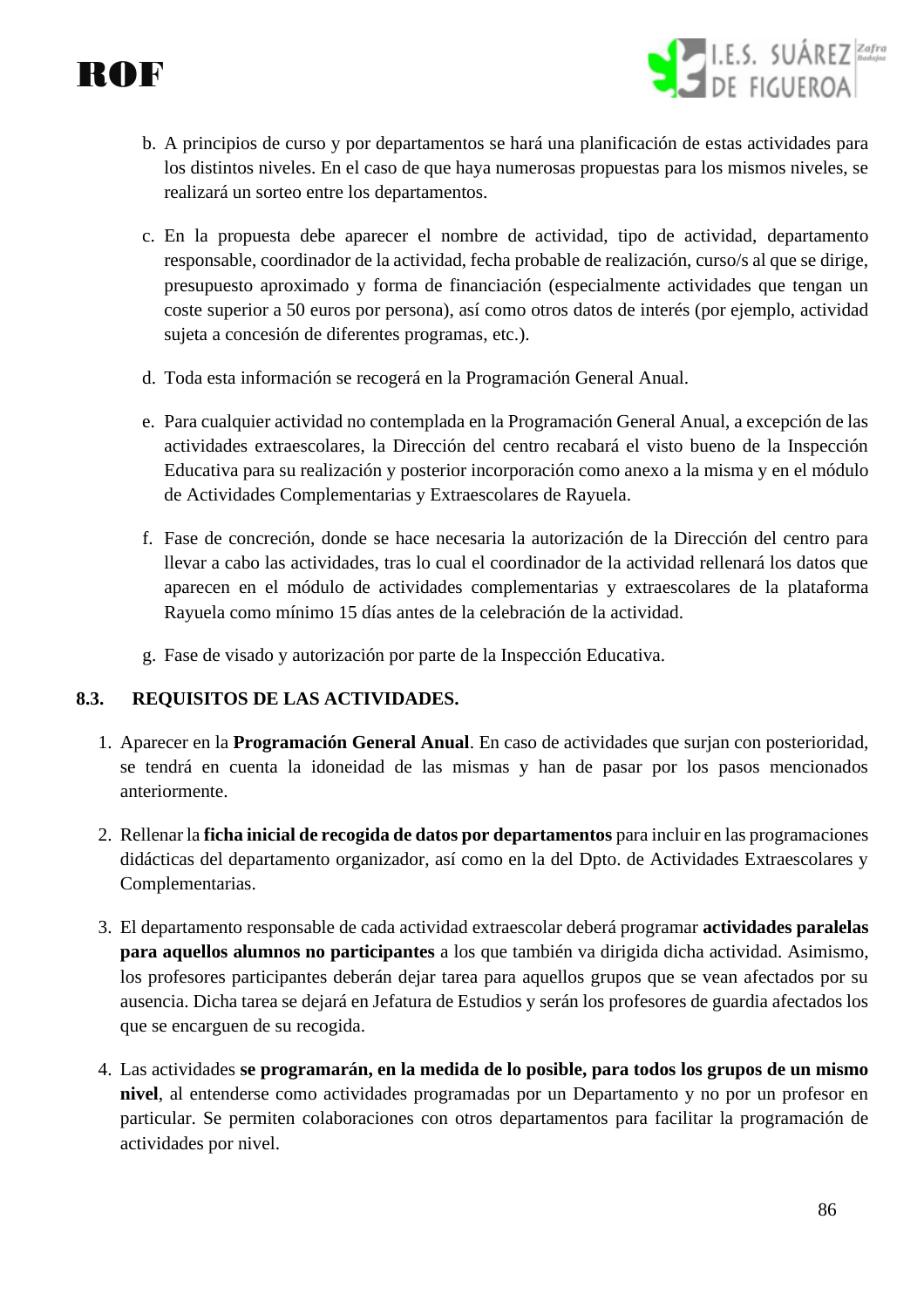b. A principios de curso y por departamentos se hará una planificación de estas actividades para los distintos niveles. En el caso de que haya numerosas propuestas para los mismos niveles, se realizará un sorteo entre los departamentos.

c. En la propuesta debe aparecer el nombre de actividad, tipo de actividad, departamento responsable, coordinador de la actividad, fecha probable de realización, curso/s al que se dirige, presupuesto aproximado y forma de financiación (especialmente actividades que tengan un coste superior a 50 euros por persona), así como otros datos de interés (por ejemplo, actividad sujeta a concesión de diferentes programas, etc.).

d. Toda esta información se recogerá en la Programación General Anual.

e. Para cualquier actividad no contemplada en la Programación General Anual, a excepción de las actividades extraescolares, la Dirección del centro recabará el visto bueno de la Inspección Educativa para su realización y posterior incorporación como anexo a la misma y en el módulo de Actividades Complementarias y Extraescolares de Rayuela.

f. Fase de concreción, donde se hace necesaria la autorización de la Dirección del centro para llevar a cabo las actividades, tras lo cual el coordinador de la actividad rellenará los datos que aparecen en el módulo de actividades complementarias y extraescolares de la plataforma Rayuela como mínimo 15 días antes de la celebración de la actividad.

g. Fase de visado y autorización por parte de la Inspección Educativa.

### 8.3. REQUISITOS DE LAS ACTIVIDADES.

1. Aparecer en la **Programación General Anual**. En caso de actividades que surjan con posterioridad, se tendrá en cuenta la idoneidad de las mismas y han de pasar por los pasos mencionados anteriormente.
2. Rellenar la **ficha inicial de recogida de datos por departamentos** para incluir en las programaciones didácticas del departamento organizador, así como en la del Dpto. de Actividades Extraescolares y Complementarias.
3. El departamento responsable de cada actividad extraescolar deberá programar **actividades paralelas para aquellos alumnos no participantes** a los que también va dirigida dicha actividad. Asimismo, los profesores participantes deberán dejar tarea para aquellos grupos que se vean afectados por su ausencia. Dicha tarea se dejará en Jefatura de Estudios y serán los profesores de guardia afectados los que se encarguen de su recogida.
4. Las actividades **se programarán, en la medida de lo posible, para todos los grupos de un mismo nivel**, al entenderse como actividades programadas por un Departamento y no por un profesor en particular. Se permiten colaboraciones con otros departamentos para facilitar la programación de actividades por nivel.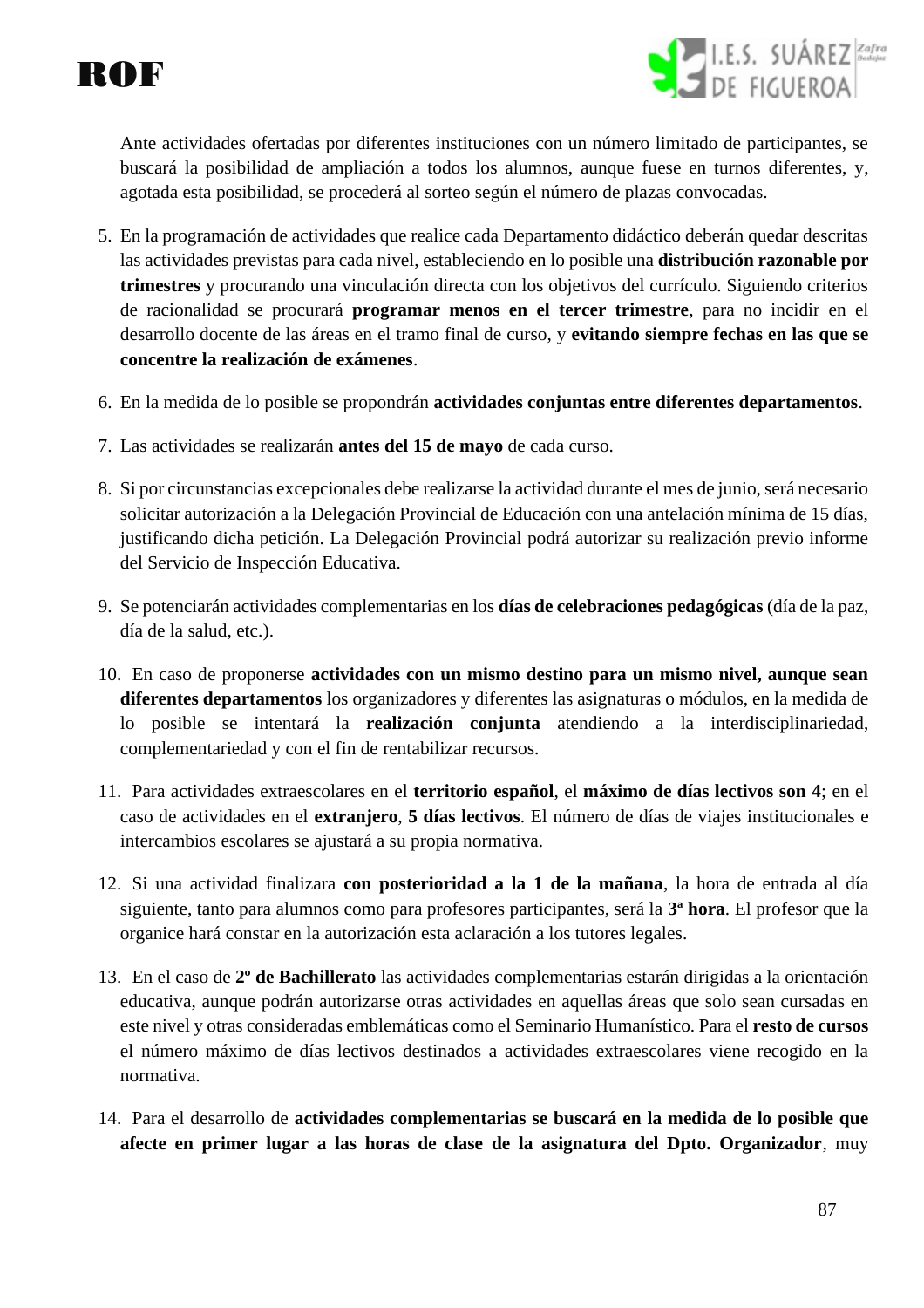Ante actividades ofertadas por diferentes instituciones con un número limitado de participantes, se buscará la posibilidad de ampliación a todos los alumnos, aunque fuese en turnos diferentes, y, agotada esta posibilidad, se procederá al sorteo según el número de plazas convocadas.

5. En la programación de actividades que realice cada Departamento didáctico deberán quedar descritas las actividades previstas para cada nivel, estableciendo en lo posible una **distribución razonable por trimestres** y procurando una vinculación directa con los objetivos del currículo. Siguiendo criterios de racionalidad se procurará **programar menos en el tercer trimestre**, para no incidir en el desarrollo docente de las áreas en el tramo final de curso, y **evitando siempre fechas en las que se concentre la realización de exámenes**.
6. En la medida de lo posible se propondrán **actividades conjuntas entre diferentes departamentos**.
7. Las actividades se realizarán **antes del 15 de mayo** de cada curso.
8. Si por circunstancias excepcionales debe realizarse la actividad durante el mes de junio, será necesario solicitar autorización a la Delegación Provincial de Educación con una antelación mínima de 15 días, justificando dicha petición. La Delegación Provincial podrá autorizar su realización previo informe del Servicio de Inspección Educativa.
9. Se potenciarán actividades complementarias en los **días de celebraciones pedagógicas** (día de la paz, día de la salud, etc.).
10. En caso de proponerse **actividades con un mismo destino para un mismo nivel, aunque sean diferentes departamentos** los organizadores y diferentes las asignaturas o módulos, en la medida de lo posible se intentará la **realización conjunta** atendiendo a la interdisciplinariedad, complementariedad y con el fin de rentabilizar recursos.
11. Para actividades extraescolares en el **territorio español**, el **máximo de días lectivos son 4**; en el caso de actividades en el **extranjero**, **5 días lectivos**. El número de días de viajes institucionales e intercambios escolares se ajustará a su propia normativa.
12. Si una actividad finalizara **con posterioridad a la 1 de la mañana**, la hora de entrada al día siguiente, tanto para alumnos como para profesores participantes, será la **3ª hora**. El profesor que la organice hará constar en la autorización esta aclaración a los tutores legales.
13. En el caso de **2º de Bachillerato** las actividades complementarias estarán dirigidas a la orientación educativa, aunque podrán autorizarse otras actividades en aquellas áreas que solo sean cursadas en este nivel y otras consideradas emblemáticas como el Seminario Humanístico. Para el **resto de cursos** el número máximo de días lectivos destinados a actividades extraescolares viene recogido en la normativa.
14. Para el desarrollo de **actividades complementarias se buscará en la medida de lo posible que afecte en primer lugar a las horas de clase de la asignatura del Dpto. Organizador**, muy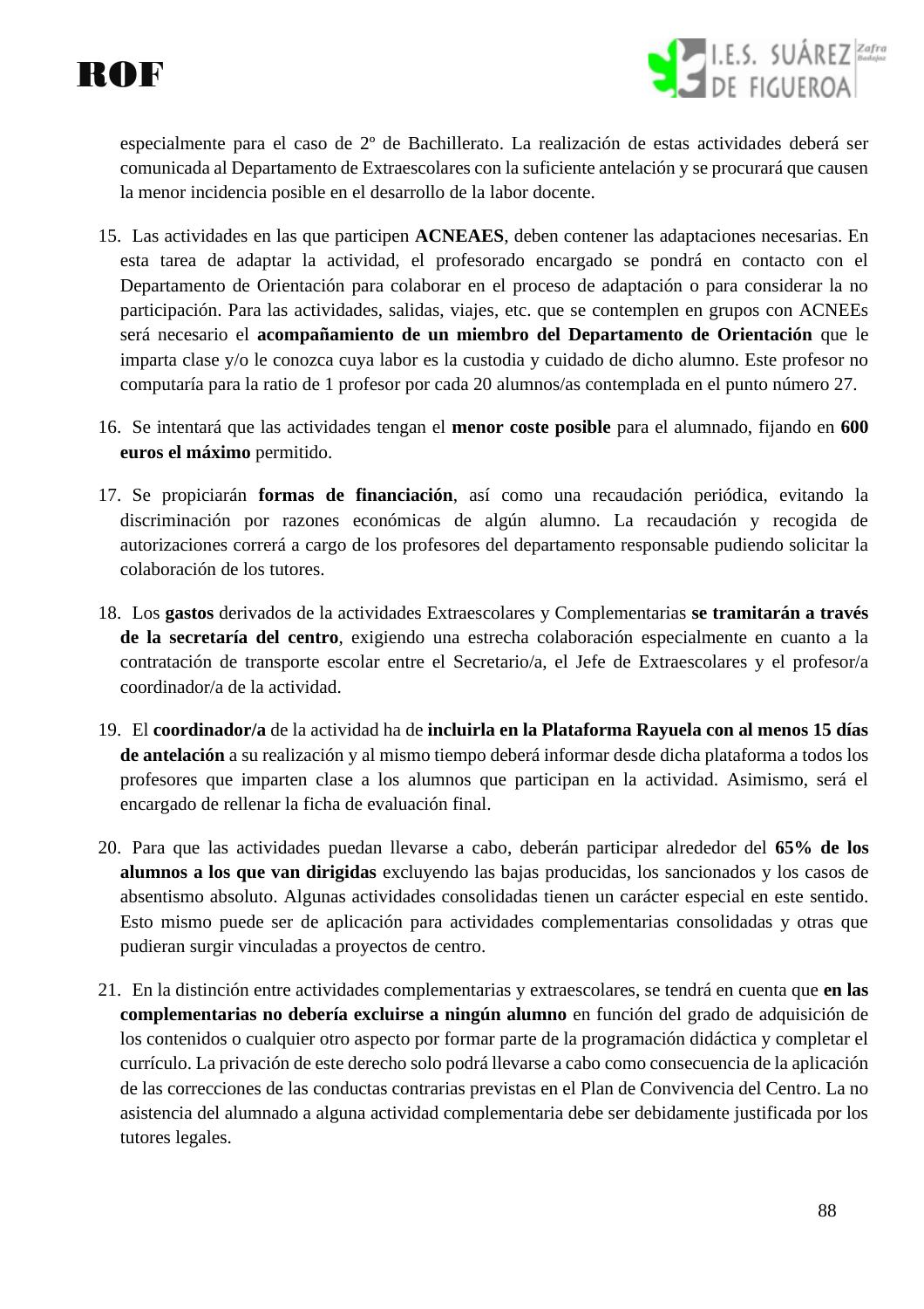especialmente para el caso de 2º de Bachillerato. La realización de estas actividades deberá ser comunicada al Departamento de Extraescolares con la suficiente antelación y se procurará que causen la menor incidencia posible en el desarrollo de la labor docente.

15. Las actividades en las que participen **ACNEAES**, deben contener las adaptaciones necesarias. En esta tarea de adaptar la actividad, el profesorado encargado se pondrá en contacto con el Departamento de Orientación para colaborar en el proceso de adaptación o para considerar la no participación. Para las actividades, salidas, viajes, etc. que se contemplen en grupos con ACNEEs será necesario el **acompañamiento de un miembro del Departamento de Orientación** que le imparta clase y/o le conozca cuya labor es la custodia y cuidado de dicho alumno. Este profesor no computaría para la ratio de 1 profesor por cada 20 alumnos/as contemplada en el punto número 27.

16. Se intentará que las actividades tengan el **menor coste posible** para el alumnado, fijando en **600 euros el máximo** permitido.

17. Se propiciarán **formas de financiación**, así como una recaudación periódica, evitando la discriminación por razones económicas de algún alumno. La recaudación y recogida de autorizaciones correrá a cargo de los profesores del departamento responsable pudiendo solicitar la colaboración de los tutores.

18. Los **gastos** derivados de la actividades Extraescolares y Complementarias **se tramitarán a través de la secretaría del centro**, exigiendo una estrecha colaboración especialmente en cuanto a la contratación de transporte escolar entre el Secretario/a, el Jefe de Extraescolares y el profesor/a coordinador/a de la actividad.

19. El **coordinador/a** de la actividad ha de **incluirla en la Plataforma Rayuela con al menos 15 días de antelación** a su realización y al mismo tiempo deberá informar desde dicha plataforma a todos los profesores que imparten clase a los alumnos que participan en la actividad. Asimismo, será el encargado de rellenar la ficha de evaluación final.

20. Para que las actividades puedan llevarse a cabo, deberán participar alrededor del **65% de los alumnos a los que van dirigidas** excluyendo las bajas producidas, los sancionados y los casos de absentismo absoluto. Algunas actividades consolidadas tienen un carácter especial en este sentido. Esto mismo puede ser de aplicación para actividades complementarias consolidadas y otras que pudieran surgir vinculadas a proyectos de centro.

21. En la distinción entre actividades complementarias y extraescolares, se tendrá en cuenta que **en las complementarias no debería excluirse a ningún alumno** en función del grado de adquisición de los contenidos o cualquier otro aspecto por formar parte de la programación didáctica y completar el currículo. La privación de este derecho solo podrá llevarse a cabo como consecuencia de la aplicación de las correcciones de las conductas contrarias previstas en el Plan de Convivencia del Centro. La no asistencia del alumnado a alguna actividad complementaria debe ser debidamente justificada por los tutores legales.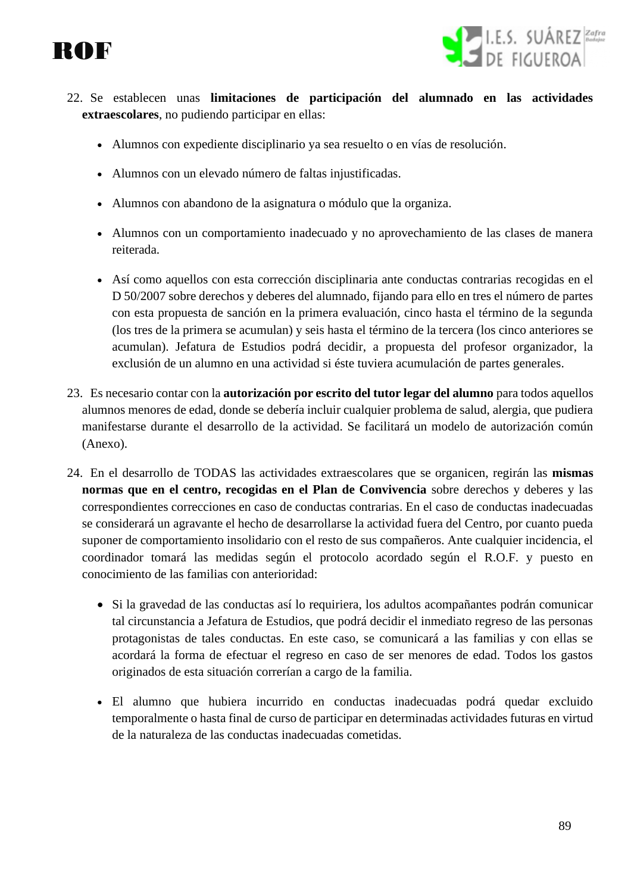22. Se establecen unas **limitaciones de participación del alumnado en las actividades extraescolares**, no pudiendo participar en ellas:

    - Alumnos con expediente disciplinario ya sea resuelto o en vías de resolución.
    - Alumnos con un elevado número de faltas injustificadas.
    - Alumnos con abandono de la asignatura o módulo que la organiza.
    - Alumnos con un comportamiento inadecuado y no aprovechamiento de las clases de manera reiterada.
    - Así como aquellos con esta corrección disciplinaria ante conductas contrarias recogidas en el D 50/2007 sobre derechos y deberes del alumnado, fijando para ello en tres el número de partes con esta propuesta de sanción en la primera evaluación, cinco hasta el término de la segunda (los tres de la primera se acumulan) y seis hasta el término de la tercera (los cinco anteriores se acumulan). Jefatura de Estudios podrá decidir, a propuesta del profesor organizador, la exclusión de un alumno en una actividad si éste tuviera acumulación de partes generales.

23. Es necesario contar con la **autorización por escrito del tutor legar del alumno** para todos aquellos alumnos menores de edad, donde se debería incluir cualquier problema de salud, alergia, que pudiera manifestarse durante el desarrollo de la actividad. Se facilitará un modelo de autorización común (Anexo).

24. En el desarrollo de TODAS las actividades extraescolares que se organicen, regirán las **mismas normas que en el centro, recogidas en el Plan de Convivencia** sobre derechos y deberes y las correspondientes correcciones en caso de conductas contrarias. En el caso de conductas inadecuadas se considerará un agravante el hecho de desarrollarse la actividad fuera del Centro, por cuanto pueda suponer de comportamiento insolidario con el resto de sus compañeros. Ante cualquier incidencia, el coordinador tomará las medidas según el protocolo acordado según el R.O.F. y puesto en conocimiento de las familias con anterioridad:

    - Si la gravedad de las conductas así lo requiriera, los adultos acompañantes podrán comunicar tal circunstancia a Jefatura de Estudios, que podrá decidir el inmediato regreso de las personas protagonistas de tales conductas. En este caso, se comunicará a las familias y con ellas se acordará la forma de efectuar el regreso en caso de ser menores de edad. Todos los gastos originados de esta situación correrían a cargo de la familia.
    - El alumno que hubiera incurrido en conductas inadecuadas podrá quedar excluido temporalmente o hasta final de curso de participar en determinadas actividades futuras en virtud de la naturaleza de las conductas inadecuadas cometidas.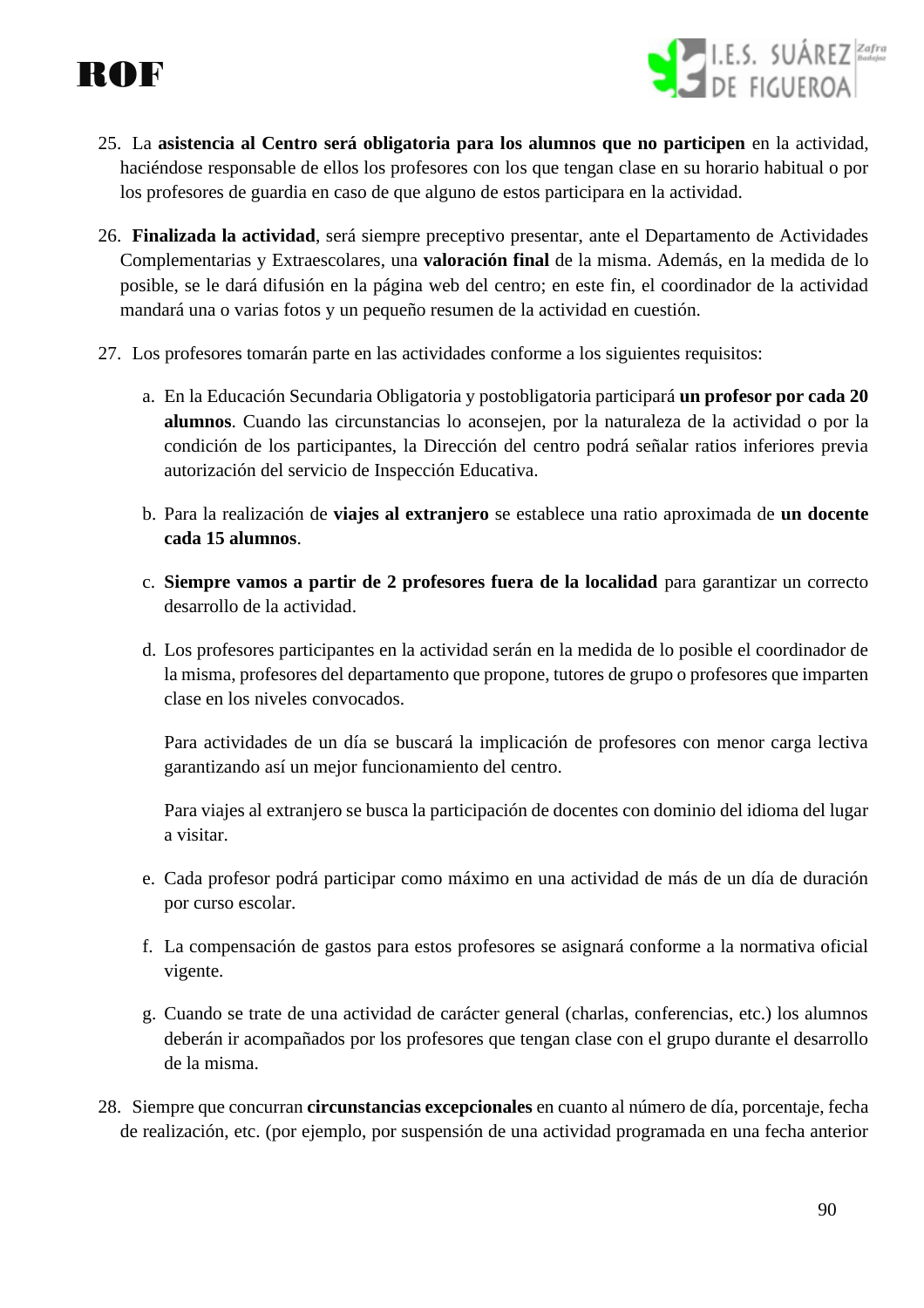25. La **asistencia al Centro será obligatoria para los alumnos que no participen** en la actividad, haciéndose responsable de ellos los profesores con los que tengan clase en su horario habitual o por los profesores de guardia en caso de que alguno de estos participara en la actividad.

26. **Finalizada la actividad**, será siempre preceptivo presentar, ante el Departamento de Actividades Complementarias y Extraescolares, una **valoración final** de la misma. Además, en la medida de lo posible, se le dará difusión en la página web del centro; en este fin, el coordinador de la actividad mandará una o varias fotos y un pequeño resumen de la actividad en cuestión.

27. Los profesores tomarán parte en las actividades conforme a los siguientes requisitos:

    a. En la Educación Secundaria Obligatoria y postobligatoria participará **un profesor por cada 20 alumnos**. Cuando las circunstancias lo aconsejen, por la naturaleza de la actividad o por la condición de los participantes, la Dirección del centro podrá señalar ratios inferiores previa autorización del servicio de Inspección Educativa.

    b. Para la realización de **viajes al extranjero** se establece una ratio aproximada de **un docente cada 15 alumnos**.

    c. **Siempre vamos a partir de 2 profesores fuera de la localidad** para garantizar un correcto desarrollo de la actividad.

    d. Los profesores participantes en la actividad serán en la medida de lo posible el coordinador de la misma, profesores del departamento que propone, tutores de grupo o profesores que imparten clase en los niveles convocados.

       Para actividades de un día se buscará la implicación de profesores con menor carga lectiva garantizando así un mejor funcionamiento del centro.

       Para viajes al extranjero se busca la participación de docentes con dominio del idioma del lugar a visitar.

    e. Cada profesor podrá participar como máximo en una actividad de más de un día de duración por curso escolar.

    f. La compensación de gastos para estos profesores se asignará conforme a la normativa oficial vigente.

    g. Cuando se trate de una actividad de carácter general (charlas, conferencias, etc.) los alumnos deberán ir acompañados por los profesores que tengan clase con el grupo durante el desarrollo de la misma.

28. Siempre que concurran **circunstancias excepcionales** en cuanto al número de día, porcentaje, fecha de realización, etc. (por ejemplo, por suspensión de una actividad programada en una fecha anterior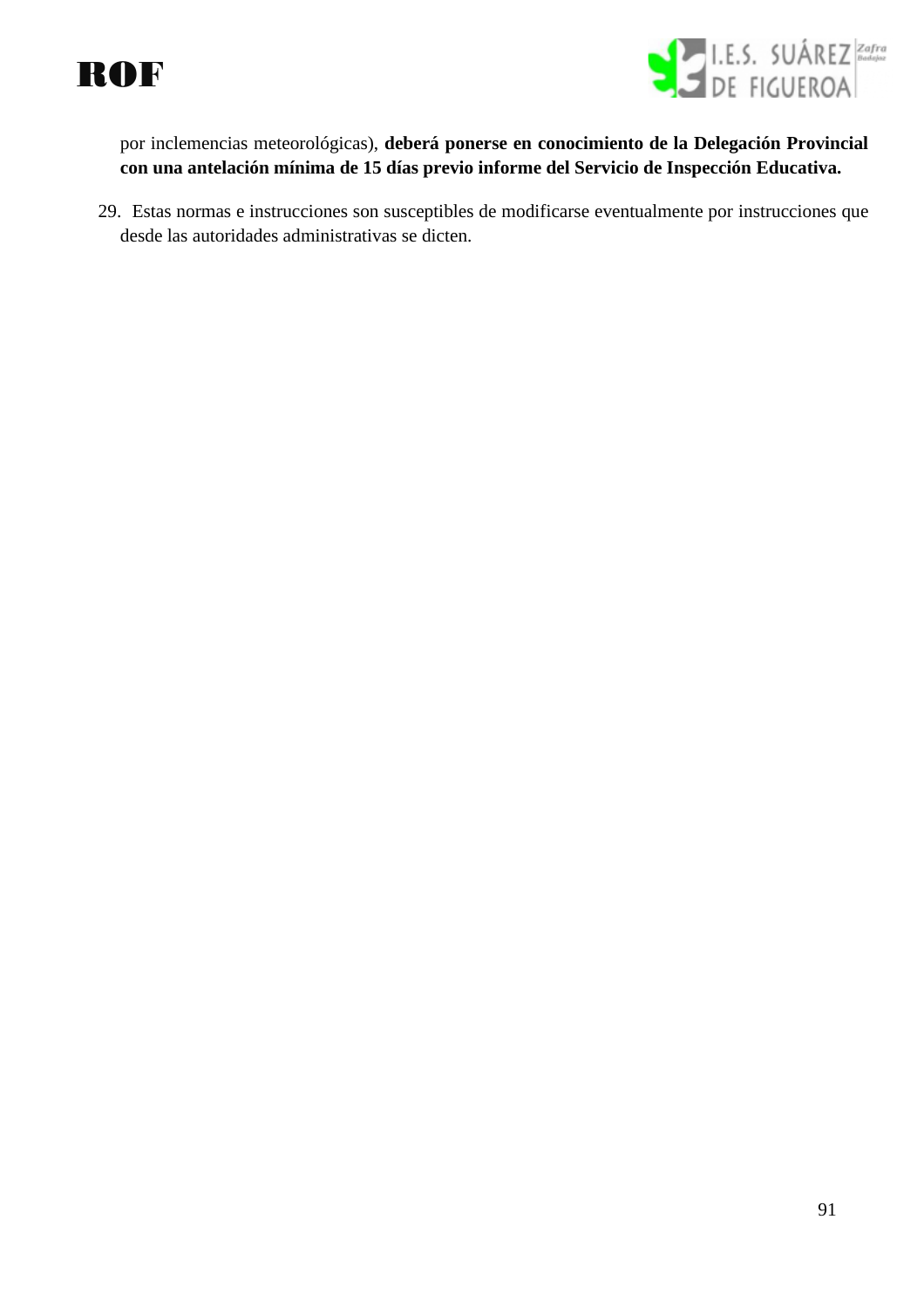por inclemencias meteorológicas), **deberá ponerse en conocimiento de la Delegación Provincial con una antelación mínima de 15 días previo informe del Servicio de Inspección Educativa.**

29. Estas normas e instrucciones son susceptibles de modificarse eventualmente por instrucciones que desde las autoridades administrativas se dicten.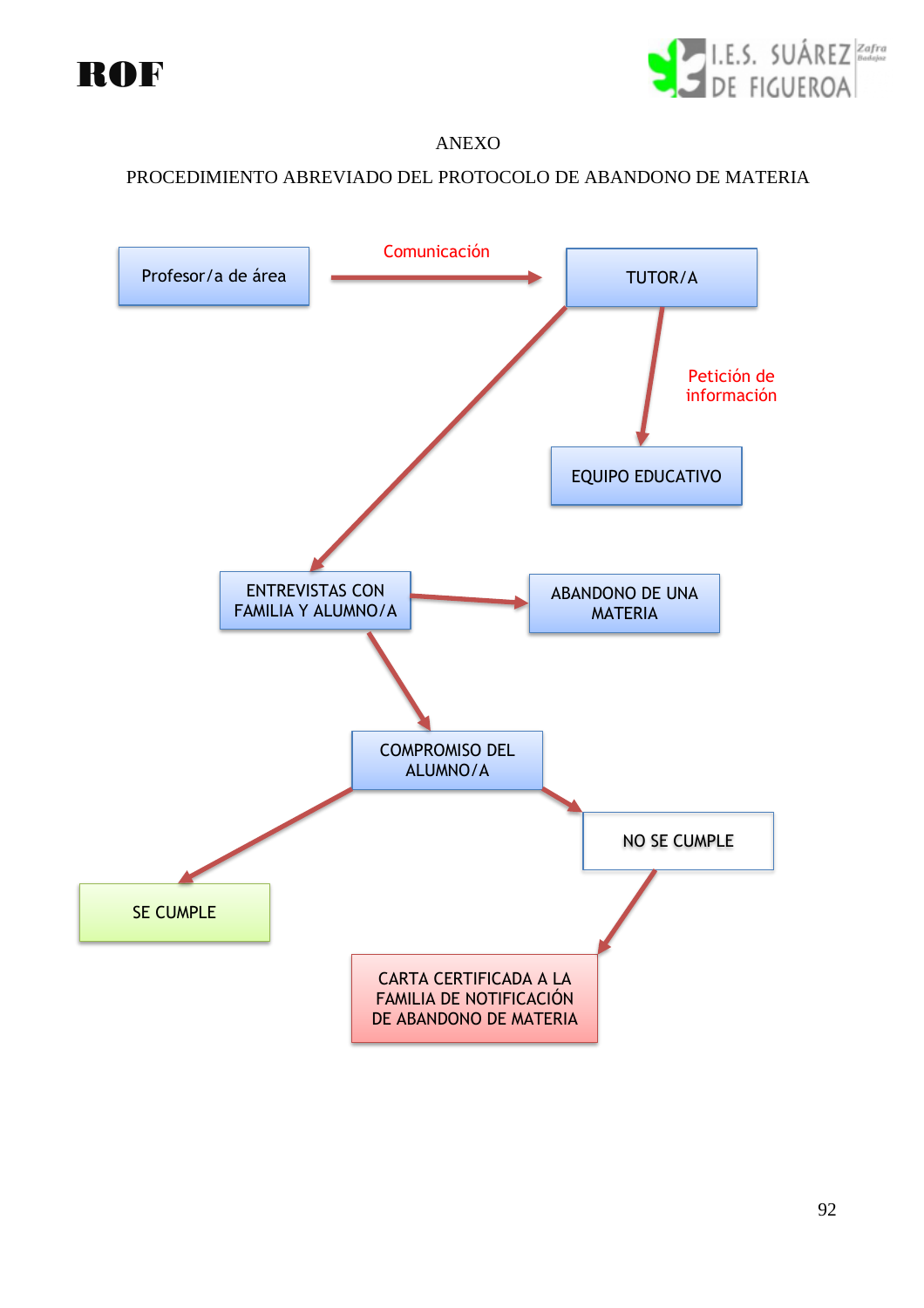ANEXO

PROCEDIMIENTO ABREVIADO DEL PROTOCOLO DE ABANDONO DE MATERIA

Profesor/a de área

Comunicación

TUTOR/A

Petición de información

EQUIPO EDUCATIVO

ENTREVISTAS CON FAMILIA Y ALUMNO/A

ABANDONO DE UNA MATERIA

COMPROMISO DEL ALUMNO/A

NO SE CUMPLE

SE CUMPLE

CARTA CERTIFICADA A LA FAMILIA DE NOTIFICACIÓN DE ABANDONO DE MATERIA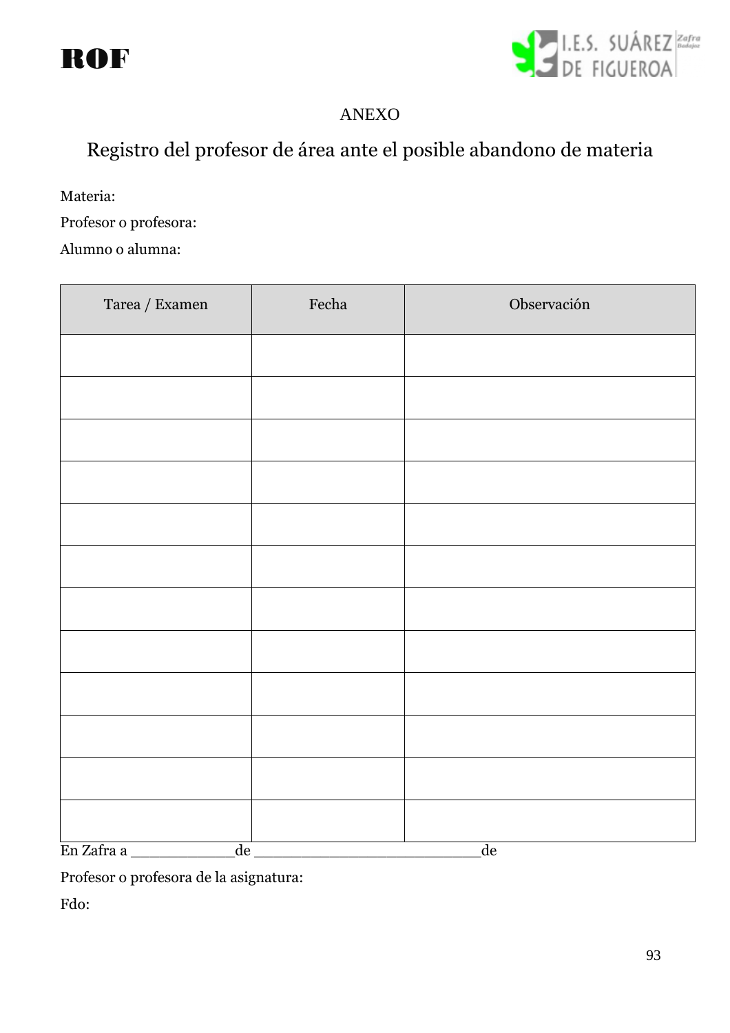ANEXO

## Registro del profesor de área ante el posible abandono de materia

Materia:

Profesor o profesora:

Alumno o alumna:

| Tarea / Examen | Fecha | Observación |
| --- | --- | --- |
| | | |
| | | |
| | | |
| | | |
| | | |
| | | |
| | | |
| | | |
| | | |
| | | |
| | | |
| | | |

En Zafra a ____________de __________________________de

Profesor o profesora de la asignatura:

Fdo: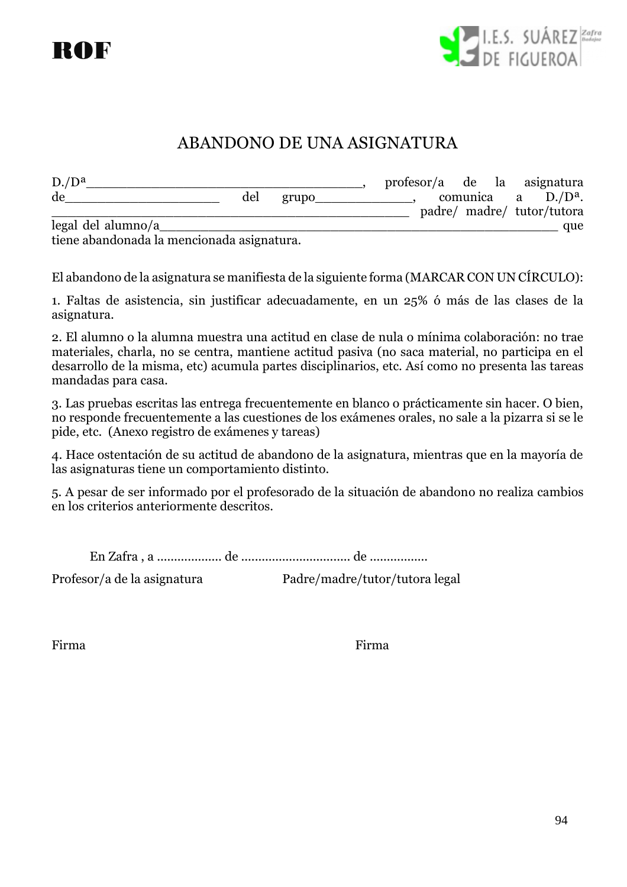# ABANDONO DE UNA ASIGNATURA

D./Dª_________________________________, profesor/a de la asignatura de__________________ del grupo___________, comunica a D./Dª. __________________________________________ padre/ madre/ tutor/tutora legal del alumno/a____________________________________________ que tiene abandonada la mencionada asignatura.

El abandono de la asignatura se manifiesta de la siguiente forma (MARCAR CON UN CÍRCULO):

1. Faltas de asistencia, sin justificar adecuadamente, en un 25% ó más de las clases de la asignatura.

2. El alumno o la alumna muestra una actitud en clase de nula o mínima colaboración: no trae materiales, charla, no se centra, mantiene actitud pasiva (no saca material, no participa en el desarrollo de la misma, etc) acumula partes disciplinarios, etc. Así como no presenta las tareas mandadas para casa.

3. Las pruebas escritas las entrega frecuentemente en blanco o prácticamente sin hacer. O bien, no responde frecuentemente a las cuestiones de los exámenes orales, no sale a la pizarra si se le pide, etc. (Anexo registro de exámenes y tareas)

4. Hace ostentación de su actitud de abandono de la asignatura, mientras que en la mayoría de las asignaturas tiene un comportamiento distinto.

5. A pesar de ser informado por el profesorado de la situación de abandono no realiza cambios en los criterios anteriormente descritos.

En Zafra , a .................. de ............................... de ................

Profesor/a de la asignatura — Padre/madre/tutor/tutora legal

Firma — Firma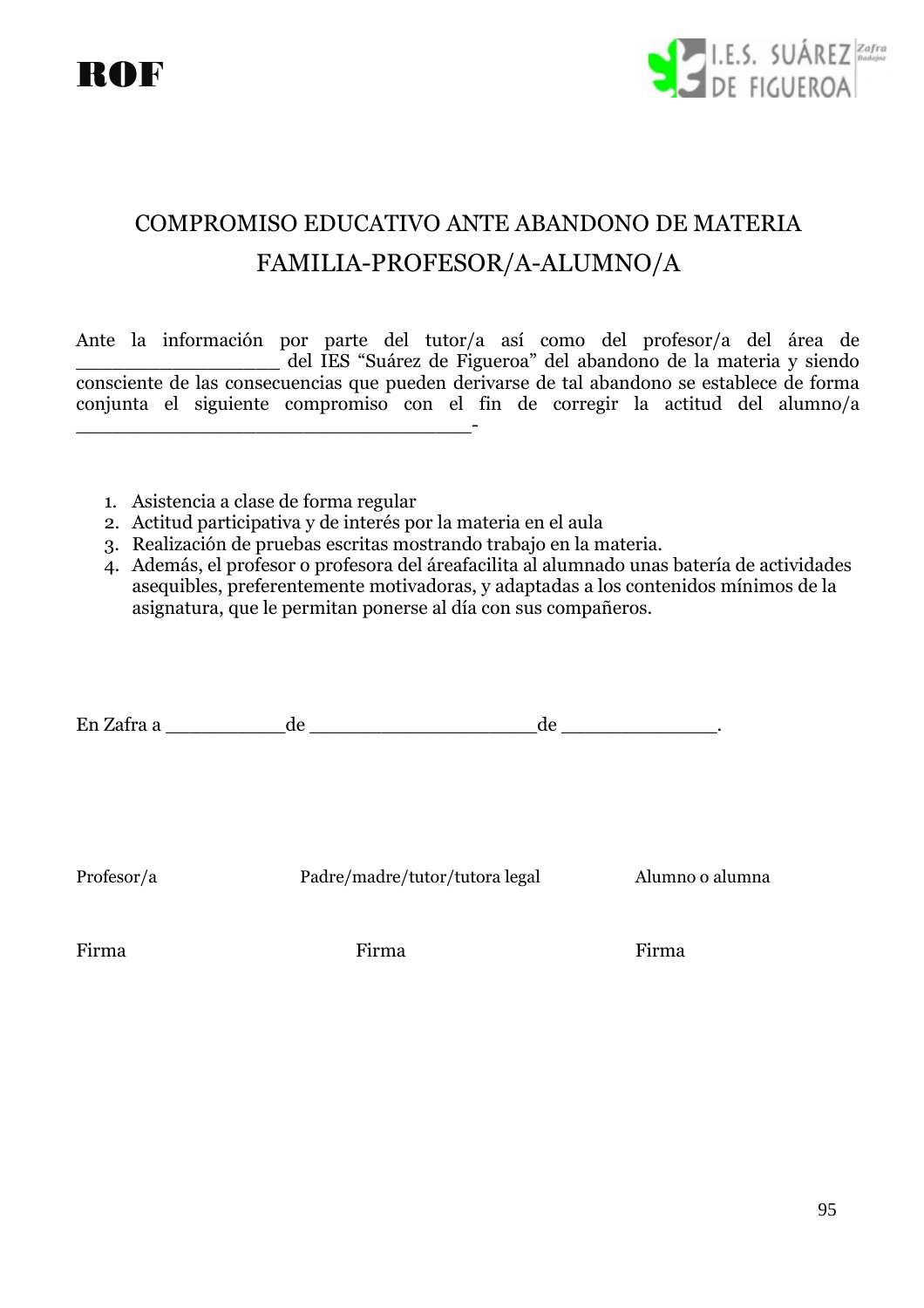## COMPROMISO EDUCATIVO ANTE ABANDONO DE MATERIA

## FAMILIA-PROFESOR/A-ALUMNO/A

Ante la información por parte del tutor/a así como del profesor/a del área de ________________ del IES "Suárez de Figueroa" del abandono de la materia y siendo consciente de las consecuencias que pueden derivarse de tal abandono se establece de forma conjunta el siguiente compromiso con el fin de corregir la actitud del alumno/a ________________________________-

1. Asistencia a clase de forma regular
2. Actitud participativa y de interés por la materia en el aula
3. Realización de pruebas escritas mostrando trabajo en la materia.
4. Además, el profesor o profesora del áreafacilita al alumnado unas batería de actividades asequibles, preferentemente motivadoras, y adaptadas a los contenidos mínimos de la asignatura, que le permitan ponerse al día con sus compañeros.

En Zafra a __________de __________________de _____________.

| Profesor/a | Padre/madre/tutor/tutora legal | Alumno o alumna |
|---|---|---|
| Firma | Firma | Firma |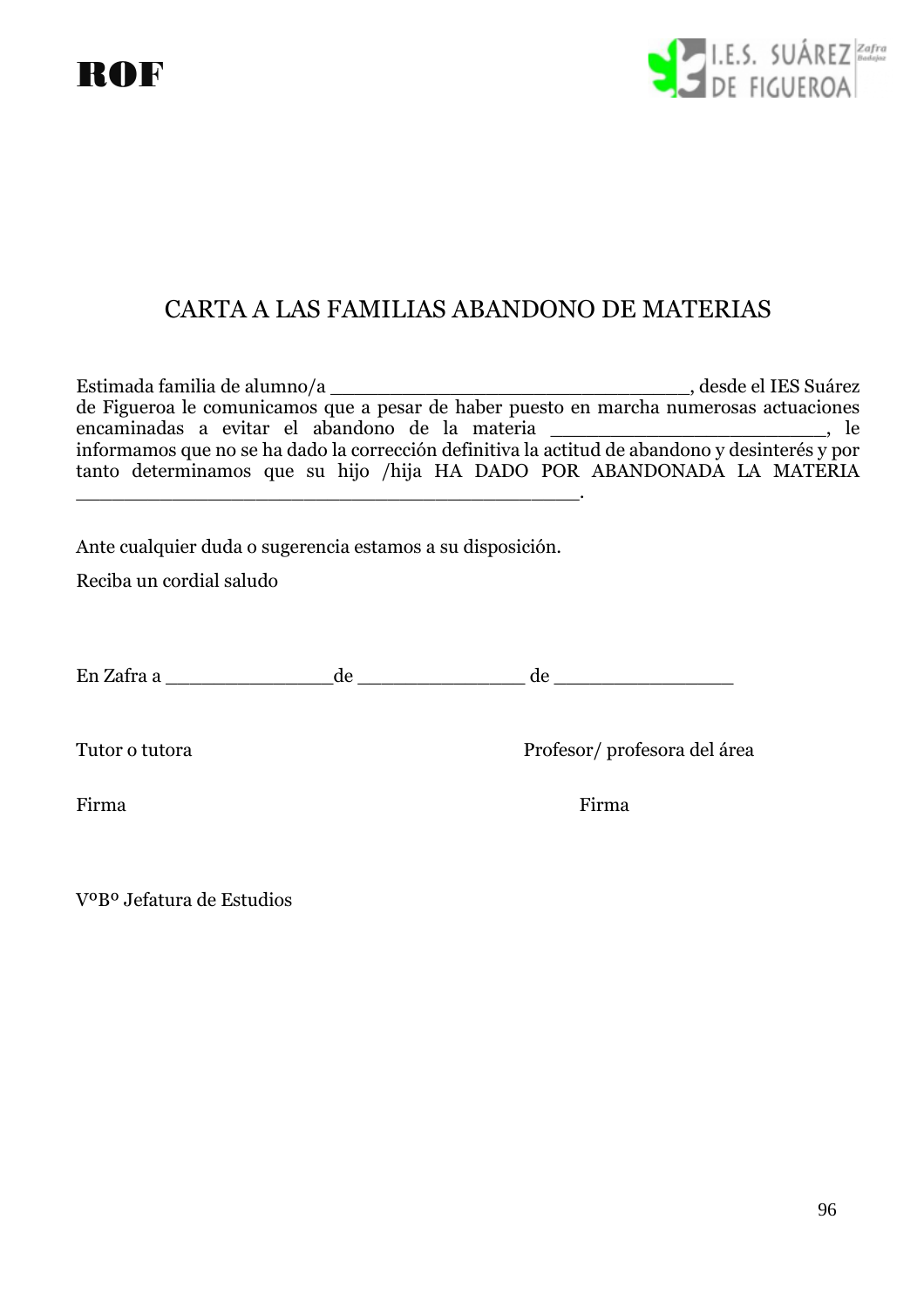# CARTA A LAS FAMILIAS ABANDONO DE MATERIAS

Estimada familia de alumno/a ______________________________, desde el IES Suárez de Figueroa le comunicamos que a pesar de haber puesto en marcha numerosas actuaciones encaminadas a evitar el abandono de la materia ________________________, le informamos que no se ha dado la corrección definitiva la actitud de abandono y desinterés y por tanto determinamos que su hijo /hija HA DADO POR ABANDONADA LA MATERIA ____________________________________________.

Ante cualquier duda o sugerencia estamos a su disposición.

Reciba un cordial saludo

En Zafra a ______________de ______________ de _______________

Tutor o tutora

Firma

Profesor/ profesora del área

Firma

VºBº Jefatura de Estudios